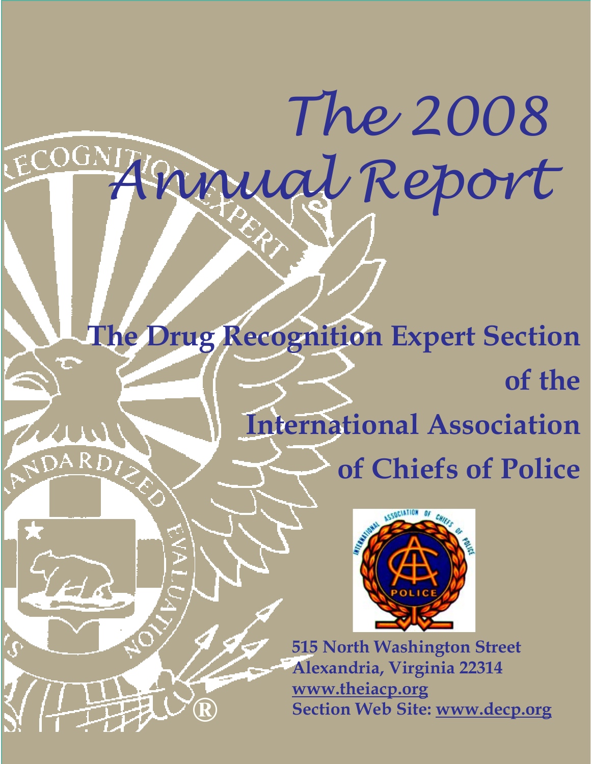# The 2008 Annual Report

## The Drug Recognition Expert Section of the International Association of Chiefs of Police

**515 North Washington Street**
**Alexandria, Virginia 22314**
**www.theiacp.org**
**Section Web Site: www.decp.org**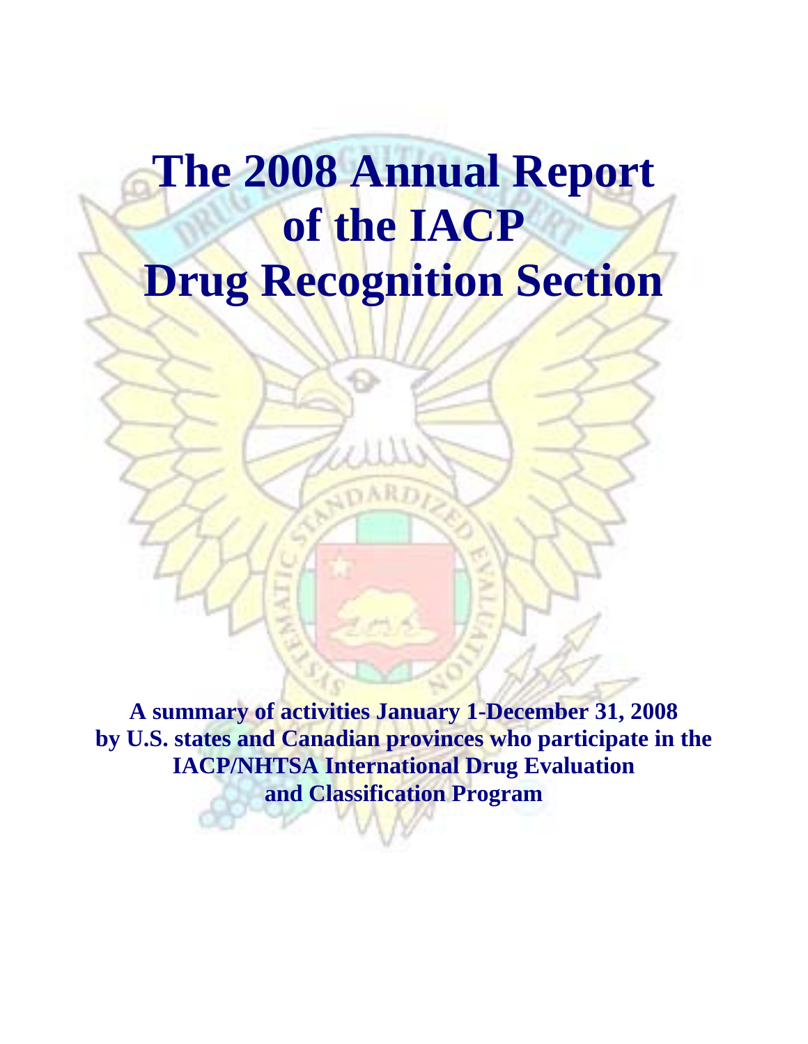# The 2008 Annual Report of the IACP Drug Recognition Section

**A summary of activities January 1-December 31, 2008 by U.S. states and Canadian provinces who participate in the IACP/NHTSA International Drug Evaluation and Classification Program**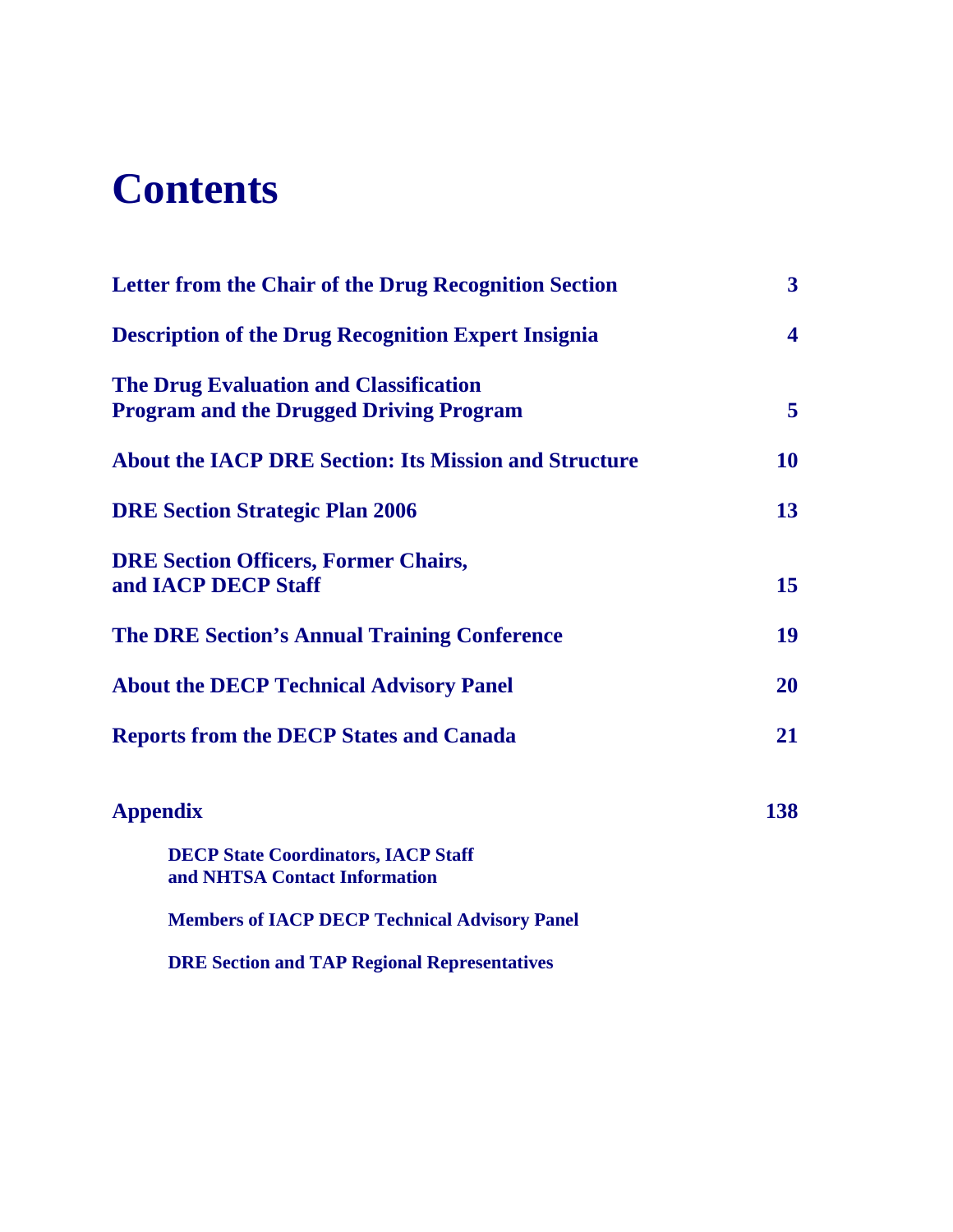# Contents

| | |
|---|---|
| **Letter from the Chair of the Drug Recognition Section** | **3** |
| **Description of the Drug Recognition Expert Insignia** | **4** |
| **The Drug Evaluation and Classification Program and the Drugged Driving Program** | **5** |
| **About the IACP DRE Section: Its Mission and Structure** | **10** |
| **DRE Section Strategic Plan 2006** | **13** |
| **DRE Section Officers, Former Chairs, and IACP DECP Staff** | **15** |
| **The DRE Section's Annual Training Conference** | **19** |
| **About the DECP Technical Advisory Panel** | **20** |
| **Reports from the DECP States and Canada** | **21** |
| **Appendix** | **138** |

- **DECP State Coordinators, IACP Staff and NHTSA Contact Information**
- **Members of IACP DECP Technical Advisory Panel**
- **DRE Section and TAP Regional Representatives**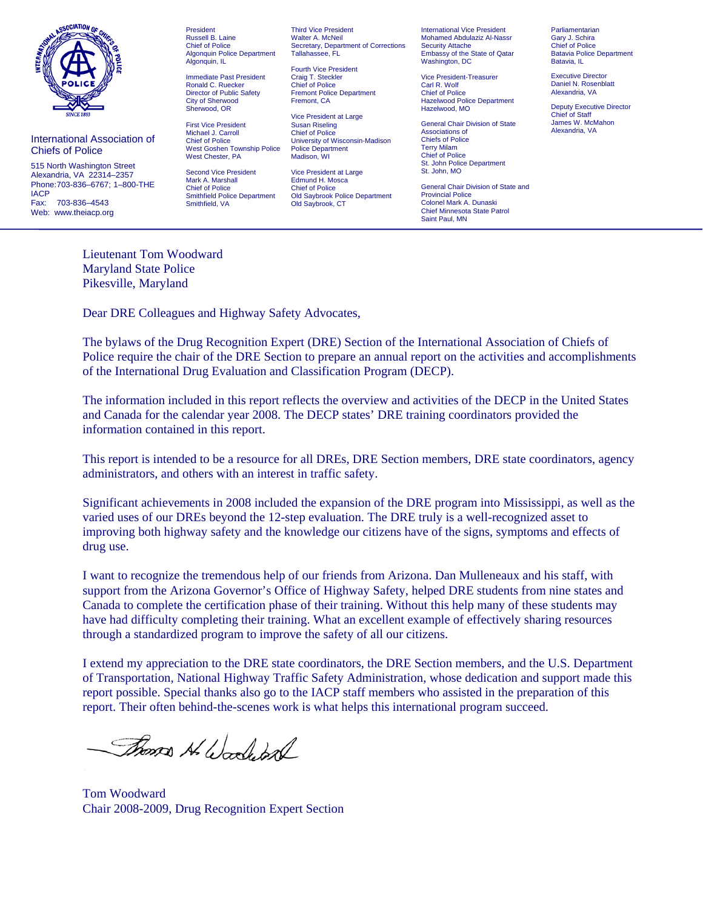International Association of Chiefs of Police

515 North Washington Street
Alexandria, VA 22314–2357
Phone:703-836–6767; 1–800-THE IACP
Fax: 703-836–4543
Web: www.theiacp.org

President
Russell B. Laine
Chief of Police
Algonquin Police Department
Algonquin, IL

Immediate Past President
Ronald C. Ruecker
Director of Public Safety
City of Sherwood
Sherwood, OR

First Vice President
Michael J. Carroll
Chief of Police
West Goshen Township Police
West Chester, PA

Second Vice President
Mark A. Marshall
Chief of Police
Smithfield Police Department
Smithfield, VA

Third Vice President
Walter A. McNeil
Secretary, Department of Corrections
Tallahassee, FL

Fourth Vice President
Craig T. Steckler
Chief of Police
Fremont Police Department
Fremont, CA

Vice President at Large
Susan Riseling
Chief of Police
University of Wisconsin-Madison Police Department
Madison, WI

Vice President at Large
Edmund H. Mosca
Chief of Police
Old Saybrook Police Department
Old Saybrook, CT

International Vice President
Mohamed Abdulaziz Al-Nassr
Security Attache
Embassy of the State of Qatar
Washington, DC

Vice President-Treasurer
Carl R. Wolf
Chief of Police
Hazelwood Police Department
Hazelwood, MO

General Chair Division of State Associations of Chiefs of Police
Terry Milam
Chief of Police
St. John Police Department
St. John, MO

General Chair Division of State and Provincial Police
Colonel Mark A. Dunaski
Chief Minnesota State Patrol
Saint Paul, MN

Parliamentarian
Gary J. Schira
Chief of Police
Batavia Police Department
Batavia, IL

Executive Director
Daniel N. Rosenblatt
Alexandria, VA

Deputy Executive Director
Chief of Staff
James W. McMahon
Alexandria, VA

---

Lieutenant Tom Woodward
Maryland State Police
Pikesville, Maryland

Dear DRE Colleagues and Highway Safety Advocates,

The bylaws of the Drug Recognition Expert (DRE) Section of the International Association of Chiefs of Police require the chair of the DRE Section to prepare an annual report on the activities and accomplishments of the International Drug Evaluation and Classification Program (DECP).

The information included in this report reflects the overview and activities of the DECP in the United States and Canada for the calendar year 2008. The DECP states' DRE training coordinators provided the information contained in this report.

This report is intended to be a resource for all DREs, DRE Section members, DRE state coordinators, agency administrators, and others with an interest in traffic safety.

Significant achievements in 2008 included the expansion of the DRE program into Mississippi, as well as the varied uses of our DREs beyond the 12-step evaluation. The DRE truly is a well-recognized asset to improving both highway safety and the knowledge our citizens have of the signs, symptoms and effects of drug use.

I want to recognize the tremendous help of our friends from Arizona. Dan Mulleneaux and his staff, with support from the Arizona Governor's Office of Highway Safety, helped DRE students from nine states and Canada to complete the certification phase of their training. Without this help many of these students may have had difficulty completing their training. What an excellent example of effectively sharing resources through a standardized program to improve the safety of all our citizens.

I extend my appreciation to the DRE state coordinators, the DRE Section members, and the U.S. Department of Transportation, National Highway Traffic Safety Administration, whose dedication and support made this report possible. Special thanks also go to the IACP staff members who assisted in the preparation of this report. Their often behind-the-scenes work is what helps this international program succeed.

Tom Woodward
Chair 2008-2009, Drug Recognition Expert Section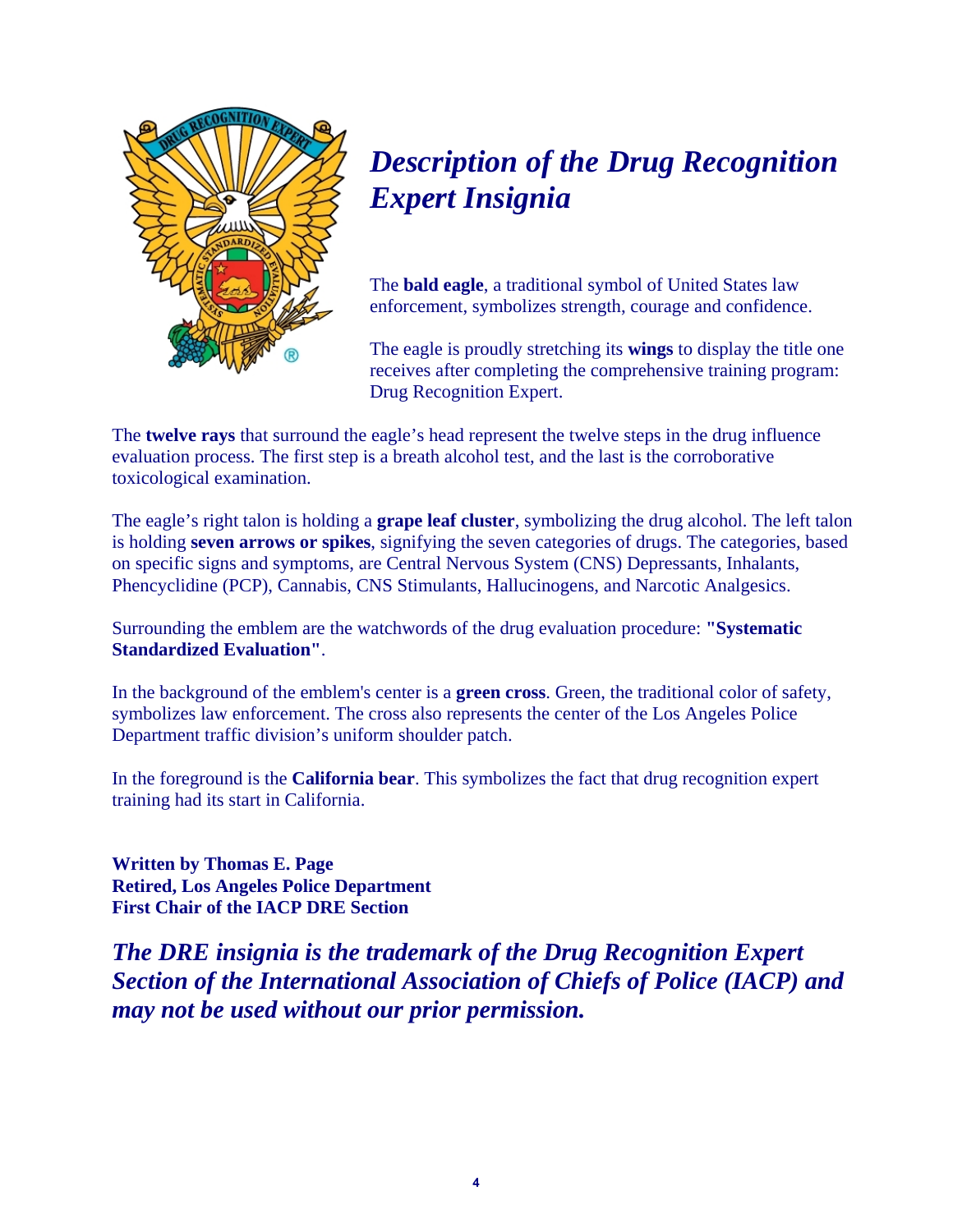# *Description of the Drug Recognition Expert Insignia*

The **bald eagle**, a traditional symbol of United States law enforcement, symbolizes strength, courage and confidence.

The eagle is proudly stretching its **wings** to display the title one receives after completing the comprehensive training program: Drug Recognition Expert.

The **twelve rays** that surround the eagle's head represent the twelve steps in the drug influence evaluation process. The first step is a breath alcohol test, and the last is the corroborative toxicological examination.

The eagle's right talon is holding a **grape leaf cluster**, symbolizing the drug alcohol. The left talon is holding **seven arrows or spikes**, signifying the seven categories of drugs. The categories, based on specific signs and symptoms, are Central Nervous System (CNS) Depressants, Inhalants, Phencyclidine (PCP), Cannabis, CNS Stimulants, Hallucinogens, and Narcotic Analgesics.

Surrounding the emblem are the watchwords of the drug evaluation procedure: **"Systematic Standardized Evaluation"**.

In the background of the emblem's center is a **green cross**. Green, the traditional color of safety, symbolizes law enforcement. The cross also represents the center of the Los Angeles Police Department traffic division's uniform shoulder patch.

In the foreground is the **California bear**. This symbolizes the fact that drug recognition expert training had its start in California.

**Written by Thomas E. Page**
**Retired, Los Angeles Police Department**
**First Chair of the IACP DRE Section**

***The DRE insignia is the trademark of the Drug Recognition Expert Section of the International Association of Chiefs of Police (IACP) and may not be used without our prior permission.***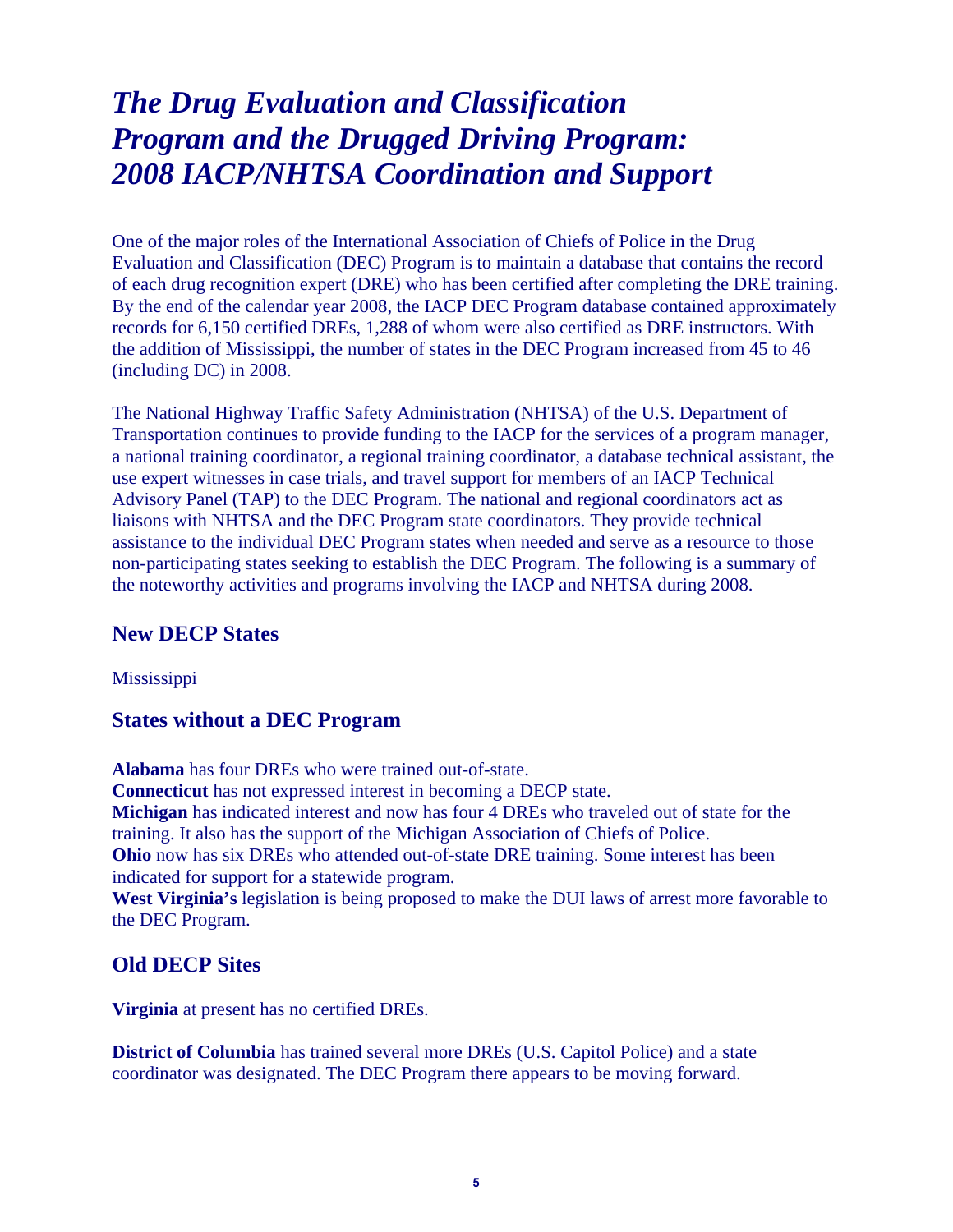# *The Drug Evaluation and Classification Program and the Drugged Driving Program: 2008 IACP/NHTSA Coordination and Support*

One of the major roles of the International Association of Chiefs of Police in the Drug Evaluation and Classification (DEC) Program is to maintain a database that contains the record of each drug recognition expert (DRE) who has been certified after completing the DRE training. By the end of the calendar year 2008, the IACP DEC Program database contained approximately records for 6,150 certified DREs, 1,288 of whom were also certified as DRE instructors. With the addition of Mississippi, the number of states in the DEC Program increased from 45 to 46 (including DC) in 2008.

The National Highway Traffic Safety Administration (NHTSA) of the U.S. Department of Transportation continues to provide funding to the IACP for the services of a program manager, a national training coordinator, a regional training coordinator, a database technical assistant, the use expert witnesses in case trials, and travel support for members of an IACP Technical Advisory Panel (TAP) to the DEC Program. The national and regional coordinators act as liaisons with NHTSA and the DEC Program state coordinators. They provide technical assistance to the individual DEC Program states when needed and serve as a resource to those non-participating states seeking to establish the DEC Program. The following is a summary of the noteworthy activities and programs involving the IACP and NHTSA during 2008.

## New DECP States

Mississippi

## States without a DEC Program

**Alabama** has four DREs who were trained out-of-state.
**Connecticut** has not expressed interest in becoming a DECP state.
**Michigan** has indicated interest and now has four 4 DREs who traveled out of state for the training. It also has the support of the Michigan Association of Chiefs of Police.
**Ohio** now has six DREs who attended out-of-state DRE training. Some interest has been indicated for support for a statewide program.
**West Virginia's** legislation is being proposed to make the DUI laws of arrest more favorable to the DEC Program.

## Old DECP Sites

**Virginia** at present has no certified DREs.

**District of Columbia** has trained several more DREs (U.S. Capitol Police) and a state coordinator was designated. The DEC Program there appears to be moving forward.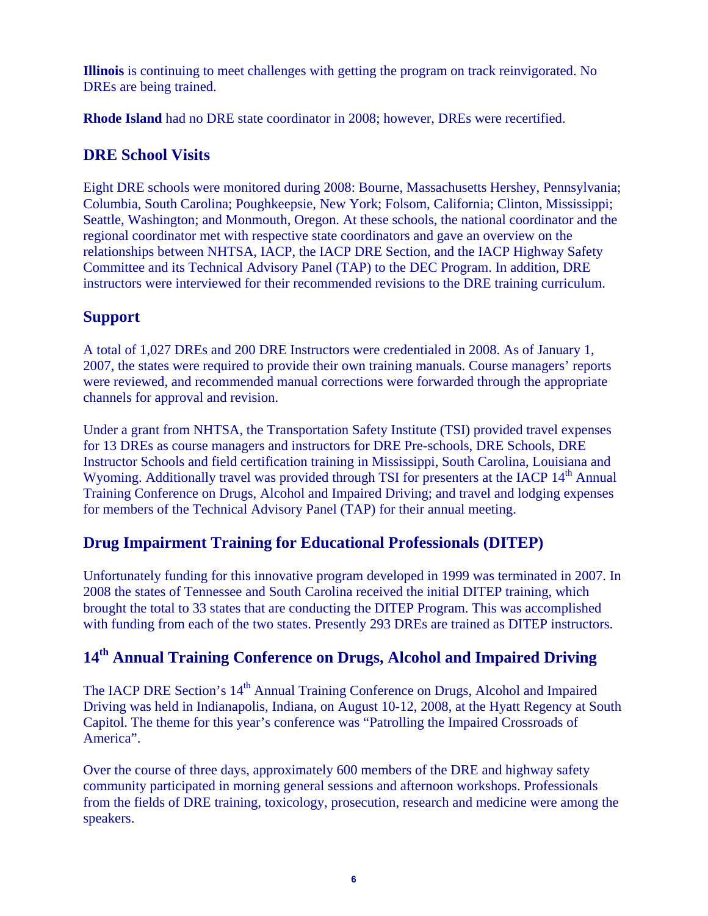**Illinois** is continuing to meet challenges with getting the program on track reinvigorated. No DREs are being trained.

**Rhode Island** had no DRE state coordinator in 2008; however, DREs were recertified.

## DRE School Visits

Eight DRE schools were monitored during 2008: Bourne, Massachusetts Hershey, Pennsylvania; Columbia, South Carolina; Poughkeepsie, New York; Folsom, California; Clinton, Mississippi; Seattle, Washington; and Monmouth, Oregon. At these schools, the national coordinator and the regional coordinator met with respective state coordinators and gave an overview on the relationships between NHTSA, IACP, the IACP DRE Section, and the IACP Highway Safety Committee and its Technical Advisory Panel (TAP) to the DEC Program. In addition, DRE instructors were interviewed for their recommended revisions to the DRE training curriculum.

## Support

A total of 1,027 DREs and 200 DRE Instructors were credentialed in 2008. As of January 1, 2007, the states were required to provide their own training manuals. Course managers' reports were reviewed, and recommended manual corrections were forwarded through the appropriate channels for approval and revision.

Under a grant from NHTSA, the Transportation Safety Institute (TSI) provided travel expenses for 13 DREs as course managers and instructors for DRE Pre-schools, DRE Schools, DRE Instructor Schools and field certification training in Mississippi, South Carolina, Louisiana and Wyoming. Additionally travel was provided through TSI for presenters at the IACP 14th Annual Training Conference on Drugs, Alcohol and Impaired Driving; and travel and lodging expenses for members of the Technical Advisory Panel (TAP) for their annual meeting.

## Drug Impairment Training for Educational Professionals (DITEP)

Unfortunately funding for this innovative program developed in 1999 was terminated in 2007. In 2008 the states of Tennessee and South Carolina received the initial DITEP training, which brought the total to 33 states that are conducting the DITEP Program. This was accomplished with funding from each of the two states. Presently 293 DREs are trained as DITEP instructors.

## 14th Annual Training Conference on Drugs, Alcohol and Impaired Driving

The IACP DRE Section's 14th Annual Training Conference on Drugs, Alcohol and Impaired Driving was held in Indianapolis, Indiana, on August 10-12, 2008, at the Hyatt Regency at South Capitol. The theme for this year's conference was "Patrolling the Impaired Crossroads of America".

Over the course of three days, approximately 600 members of the DRE and highway safety community participated in morning general sessions and afternoon workshops. Professionals from the fields of DRE training, toxicology, prosecution, research and medicine were among the speakers.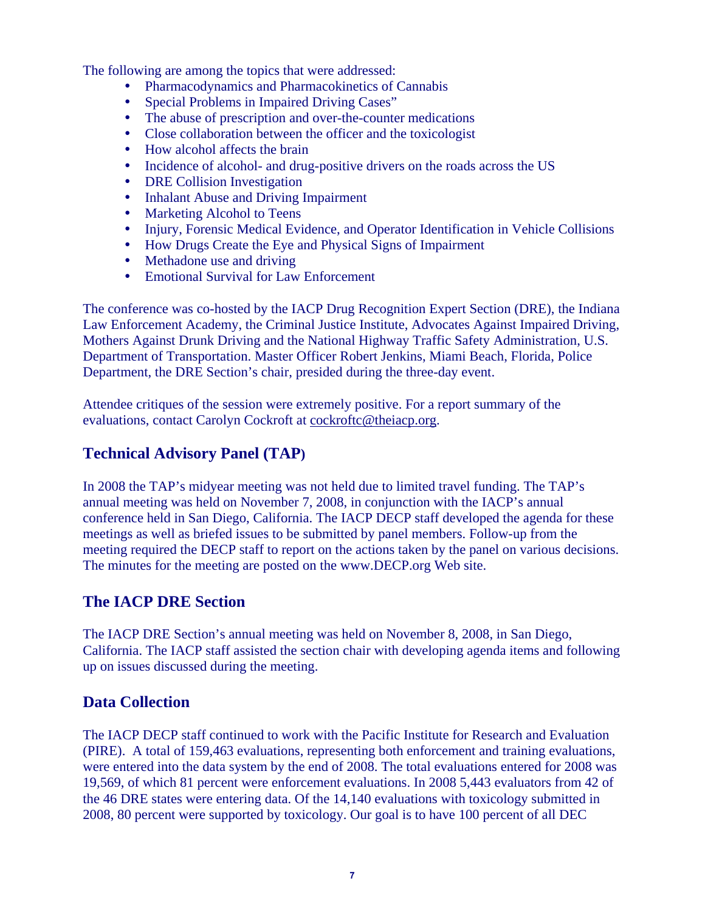The following are among the topics that were addressed:

- Pharmacodynamics and Pharmacokinetics of Cannabis
- Special Problems in Impaired Driving Cases"
- The abuse of prescription and over-the-counter medications
- Close collaboration between the officer and the toxicologist
- How alcohol affects the brain
- Incidence of alcohol- and drug-positive drivers on the roads across the US
- DRE Collision Investigation
- Inhalant Abuse and Driving Impairment
- Marketing Alcohol to Teens
- Injury, Forensic Medical Evidence, and Operator Identification in Vehicle Collisions
- How Drugs Create the Eye and Physical Signs of Impairment
- Methadone use and driving
- Emotional Survival for Law Enforcement

The conference was co-hosted by the IACP Drug Recognition Expert Section (DRE), the Indiana Law Enforcement Academy, the Criminal Justice Institute, Advocates Against Impaired Driving, Mothers Against Drunk Driving and the National Highway Traffic Safety Administration, U.S. Department of Transportation. Master Officer Robert Jenkins, Miami Beach, Florida, Police Department, the DRE Section's chair, presided during the three-day event.

Attendee critiques of the session were extremely positive. For a report summary of the evaluations, contact Carolyn Cockroft at cockroftc@theiacp.org.

## Technical Advisory Panel (TAP)

In 2008 the TAP's midyear meeting was not held due to limited travel funding. The TAP's annual meeting was held on November 7, 2008, in conjunction with the IACP's annual conference held in San Diego, California. The IACP DECP staff developed the agenda for these meetings as well as briefed issues to be submitted by panel members. Follow-up from the meeting required the DECP staff to report on the actions taken by the panel on various decisions. The minutes for the meeting are posted on the www.DECP.org Web site.

## The IACP DRE Section

The IACP DRE Section's annual meeting was held on November 8, 2008, in San Diego, California. The IACP staff assisted the section chair with developing agenda items and following up on issues discussed during the meeting.

## Data Collection

The IACP DECP staff continued to work with the Pacific Institute for Research and Evaluation (PIRE). A total of 159,463 evaluations, representing both enforcement and training evaluations, were entered into the data system by the end of 2008. The total evaluations entered for 2008 was 19,569, of which 81 percent were enforcement evaluations. In 2008 5,443 evaluators from 42 of the 46 DRE states were entering data. Of the 14,140 evaluations with toxicology submitted in 2008, 80 percent were supported by toxicology. Our goal is to have 100 percent of all DEC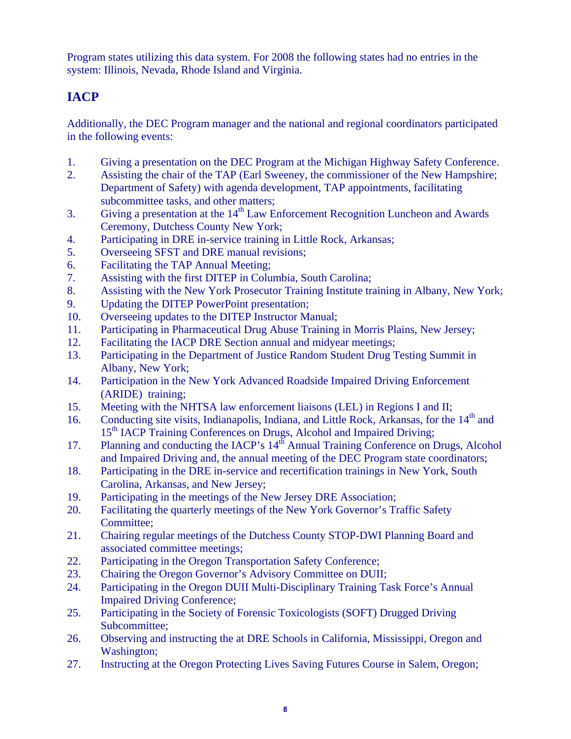Program states utilizing this data system. For 2008 the following states had no entries in the system: Illinois, Nevada, Rhode Island and Virginia.

## IACP

Additionally, the DEC Program manager and the national and regional coordinators participated in the following events:

1. Giving a presentation on the DEC Program at the Michigan Highway Safety Conference.
2. Assisting the chair of the TAP (Earl Sweeney, the commissioner of the New Hampshire; Department of Safety) with agenda development, TAP appointments, facilitating subcommittee tasks, and other matters;
3. Giving a presentation at the 14th Law Enforcement Recognition Luncheon and Awards Ceremony, Dutchess County New York;
4. Participating in DRE in-service training in Little Rock, Arkansas;
5. Overseeing SFST and DRE manual revisions;
6. Facilitating the TAP Annual Meeting;
7. Assisting with the first DITEP in Columbia, South Carolina;
8. Assisting with the New York Prosecutor Training Institute training in Albany, New York;
9. Updating the DITEP PowerPoint presentation;
10. Overseeing updates to the DITEP Instructor Manual;
11. Participating in Pharmaceutical Drug Abuse Training in Morris Plains, New Jersey;
12. Facilitating the IACP DRE Section annual and midyear meetings;
13. Participating in the Department of Justice Random Student Drug Testing Summit in Albany, New York;
14. Participation in the New York Advanced Roadside Impaired Driving Enforcement (ARIDE) training;
15. Meeting with the NHTSA law enforcement liaisons (LEL) in Regions I and II;
16. Conducting site visits, Indianapolis, Indiana, and Little Rock, Arkansas, for the 14th and 15th IACP Training Conferences on Drugs, Alcohol and Impaired Driving;
17. Planning and conducting the IACP's 14th Annual Training Conference on Drugs, Alcohol and Impaired Driving and, the annual meeting of the DEC Program state coordinators;
18. Participating in the DRE in-service and recertification trainings in New York, South Carolina, Arkansas, and New Jersey;
19. Participating in the meetings of the New Jersey DRE Association;
20. Facilitating the quarterly meetings of the New York Governor's Traffic Safety Committee;
21. Chairing regular meetings of the Dutchess County STOP-DWI Planning Board and associated committee meetings;
22. Participating in the Oregon Transportation Safety Conference;
23. Chairing the Oregon Governor's Advisory Committee on DUII;
24. Participating in the Oregon DUII Multi-Disciplinary Training Task Force's Annual Impaired Driving Conference;
25. Participating in the Society of Forensic Toxicologists (SOFT) Drugged Driving Subcommittee;
26. Observing and instructing the at DRE Schools in California, Mississippi, Oregon and Washington;
27. Instructing at the Oregon Protecting Lives Saving Futures Course in Salem, Oregon;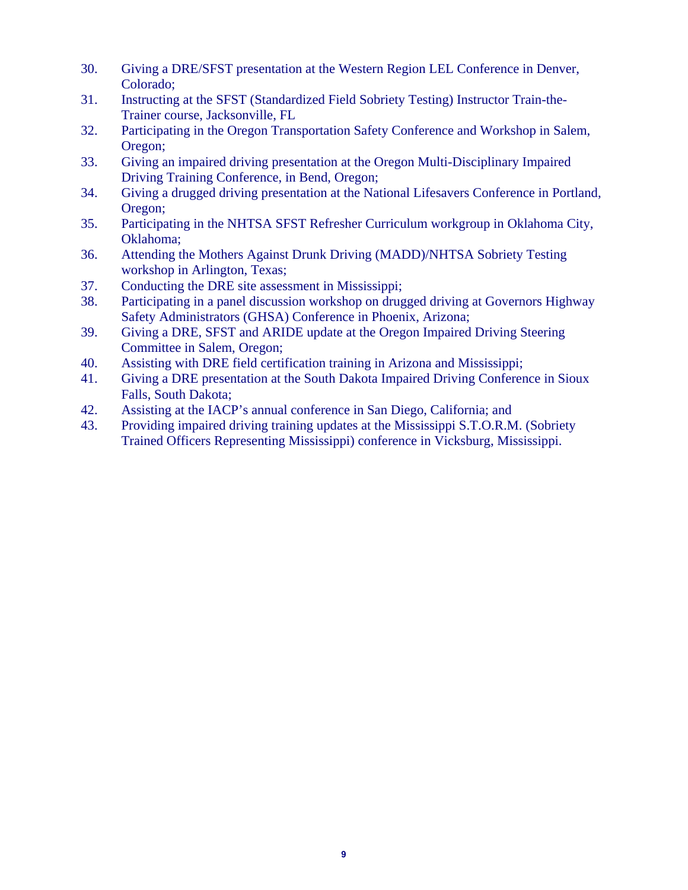30. Giving a DRE/SFST presentation at the Western Region LEL Conference in Denver, Colorado;
31. Instructing at the SFST (Standardized Field Sobriety Testing) Instructor Train-the-Trainer course, Jacksonville, FL
32. Participating in the Oregon Transportation Safety Conference and Workshop in Salem, Oregon;
33. Giving an impaired driving presentation at the Oregon Multi-Disciplinary Impaired Driving Training Conference, in Bend, Oregon;
34. Giving a drugged driving presentation at the National Lifesavers Conference in Portland, Oregon;
35. Participating in the NHTSA SFST Refresher Curriculum workgroup in Oklahoma City, Oklahoma;
36. Attending the Mothers Against Drunk Driving (MADD)/NHTSA Sobriety Testing workshop in Arlington, Texas;
37. Conducting the DRE site assessment in Mississippi;
38. Participating in a panel discussion workshop on drugged driving at Governors Highway Safety Administrators (GHSA) Conference in Phoenix, Arizona;
39. Giving a DRE, SFST and ARIDE update at the Oregon Impaired Driving Steering Committee in Salem, Oregon;
40. Assisting with DRE field certification training in Arizona and Mississippi;
41. Giving a DRE presentation at the South Dakota Impaired Driving Conference in Sioux Falls, South Dakota;
42. Assisting at the IACP's annual conference in San Diego, California; and
43. Providing impaired driving training updates at the Mississippi S.T.O.R.M. (Sobriety Trained Officers Representing Mississippi) conference in Vicksburg, Mississippi.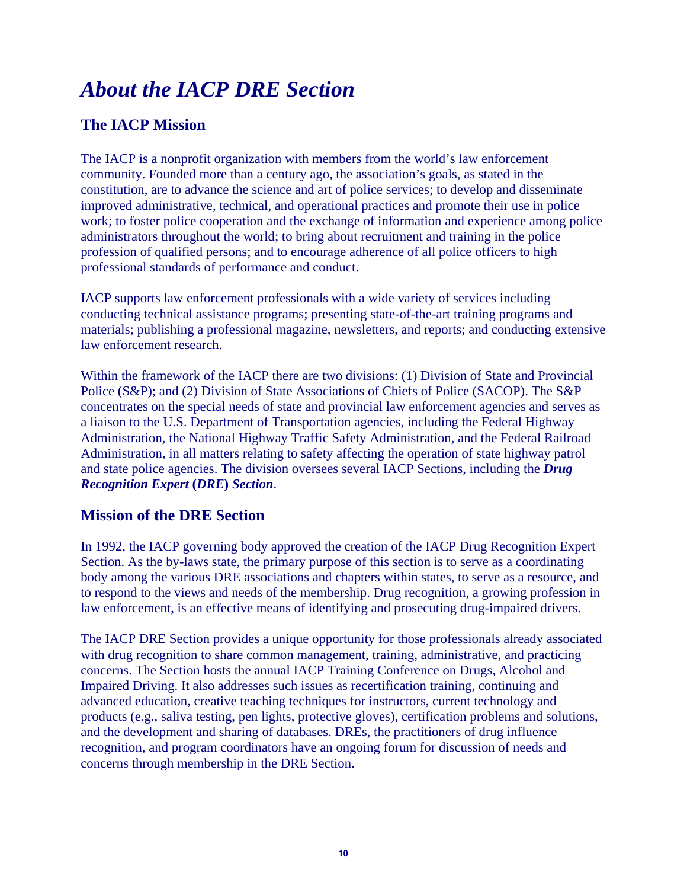# *About the IACP DRE Section*

## The IACP Mission

The IACP is a nonprofit organization with members from the world's law enforcement community. Founded more than a century ago, the association's goals, as stated in the constitution, are to advance the science and art of police services; to develop and disseminate improved administrative, technical, and operational practices and promote their use in police work; to foster police cooperation and the exchange of information and experience among police administrators throughout the world; to bring about recruitment and training in the police profession of qualified persons; and to encourage adherence of all police officers to high professional standards of performance and conduct.

IACP supports law enforcement professionals with a wide variety of services including conducting technical assistance programs; presenting state-of-the-art training programs and materials; publishing a professional magazine, newsletters, and reports; and conducting extensive law enforcement research.

Within the framework of the IACP there are two divisions: (1) Division of State and Provincial Police (S&P); and (2) Division of State Associations of Chiefs of Police (SACOP). The S&P concentrates on the special needs of state and provincial law enforcement agencies and serves as a liaison to the U.S. Department of Transportation agencies, including the Federal Highway Administration, the National Highway Traffic Safety Administration, and the Federal Railroad Administration, in all matters relating to safety affecting the operation of state highway patrol and state police agencies. The division oversees several IACP Sections, including the ***Drug Recognition Expert* (*DRE*) *Section***.

## Mission of the DRE Section

In 1992, the IACP governing body approved the creation of the IACP Drug Recognition Expert Section. As the by-laws state, the primary purpose of this section is to serve as a coordinating body among the various DRE associations and chapters within states, to serve as a resource, and to respond to the views and needs of the membership. Drug recognition, a growing profession in law enforcement, is an effective means of identifying and prosecuting drug-impaired drivers.

The IACP DRE Section provides a unique opportunity for those professionals already associated with drug recognition to share common management, training, administrative, and practicing concerns. The Section hosts the annual IACP Training Conference on Drugs, Alcohol and Impaired Driving. It also addresses such issues as recertification training, continuing and advanced education, creative teaching techniques for instructors, current technology and products (e.g., saliva testing, pen lights, protective gloves), certification problems and solutions, and the development and sharing of databases. DREs, the practitioners of drug influence recognition, and program coordinators have an ongoing forum for discussion of needs and concerns through membership in the DRE Section.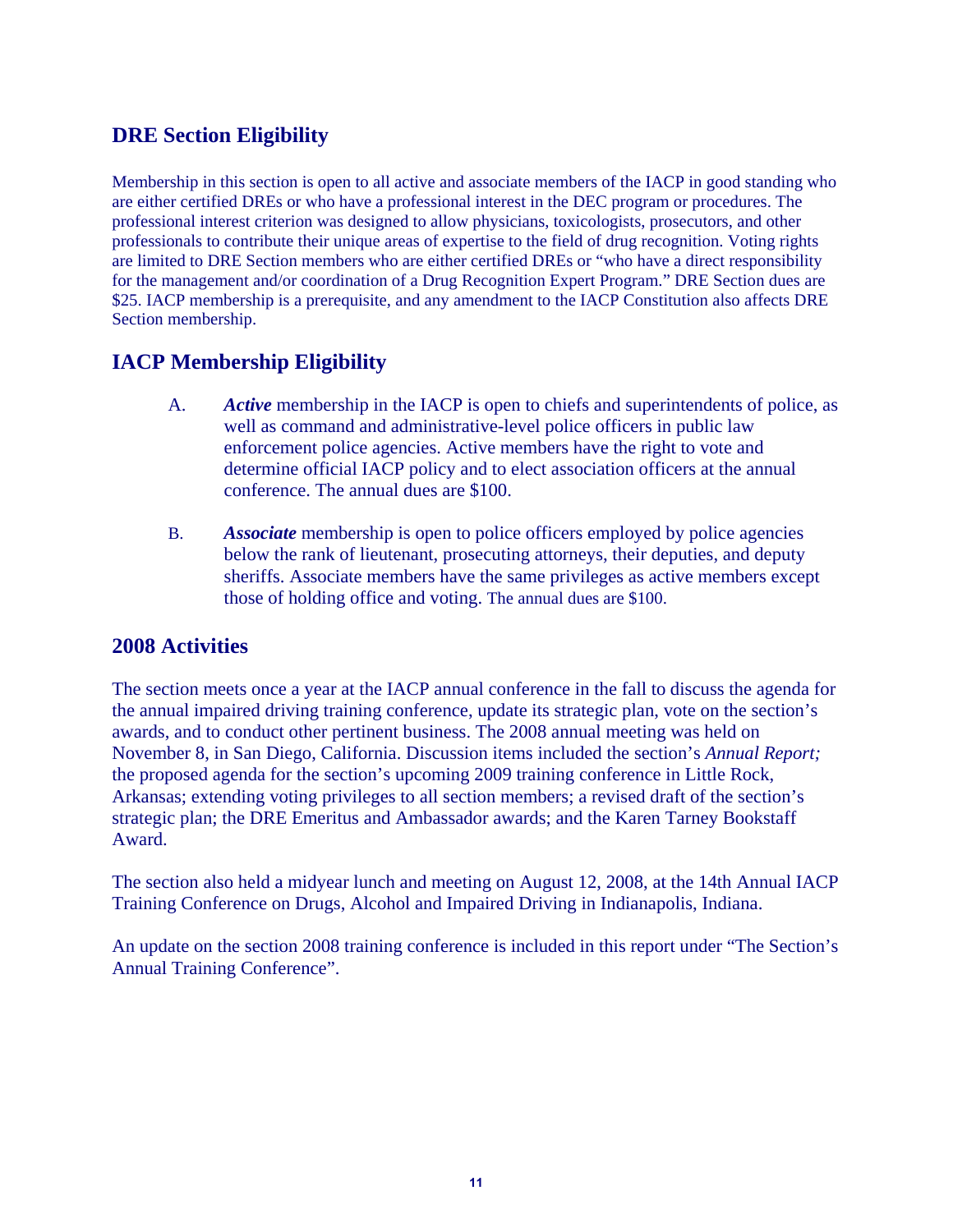## DRE Section Eligibility

Membership in this section is open to all active and associate members of the IACP in good standing who are either certified DREs or who have a professional interest in the DEC program or procedures. The professional interest criterion was designed to allow physicians, toxicologists, prosecutors, and other professionals to contribute their unique areas of expertise to the field of drug recognition. Voting rights are limited to DRE Section members who are either certified DREs or "who have a direct responsibility for the management and/or coordination of a Drug Recognition Expert Program." DRE Section dues are $25. IACP membership is a prerequisite, and any amendment to the IACP Constitution also affects DRE Section membership.

## IACP Membership Eligibility

A. ***Active*** membership in the IACP is open to chiefs and superintendents of police, as well as command and administrative-level police officers in public law enforcement police agencies. Active members have the right to vote and determine official IACP policy and to elect association officers at the annual conference. The annual dues are $100.

B. ***Associate*** membership is open to police officers employed by police agencies below the rank of lieutenant, prosecuting attorneys, their deputies, and deputy sheriffs. Associate members have the same privileges as active members except those of holding office and voting. The annual dues are $100.

## 2008 Activities

The section meets once a year at the IACP annual conference in the fall to discuss the agenda for the annual impaired driving training conference, update its strategic plan, vote on the section's awards, and to conduct other pertinent business. The 2008 annual meeting was held on November 8, in San Diego, California. Discussion items included the section's *Annual Report;* the proposed agenda for the section's upcoming 2009 training conference in Little Rock, Arkansas; extending voting privileges to all section members; a revised draft of the section's strategic plan; the DRE Emeritus and Ambassador awards; and the Karen Tarney Bookstaff Award.

The section also held a midyear lunch and meeting on August 12, 2008, at the 14th Annual IACP Training Conference on Drugs, Alcohol and Impaired Driving in Indianapolis, Indiana.

An update on the section 2008 training conference is included in this report under "The Section's Annual Training Conference".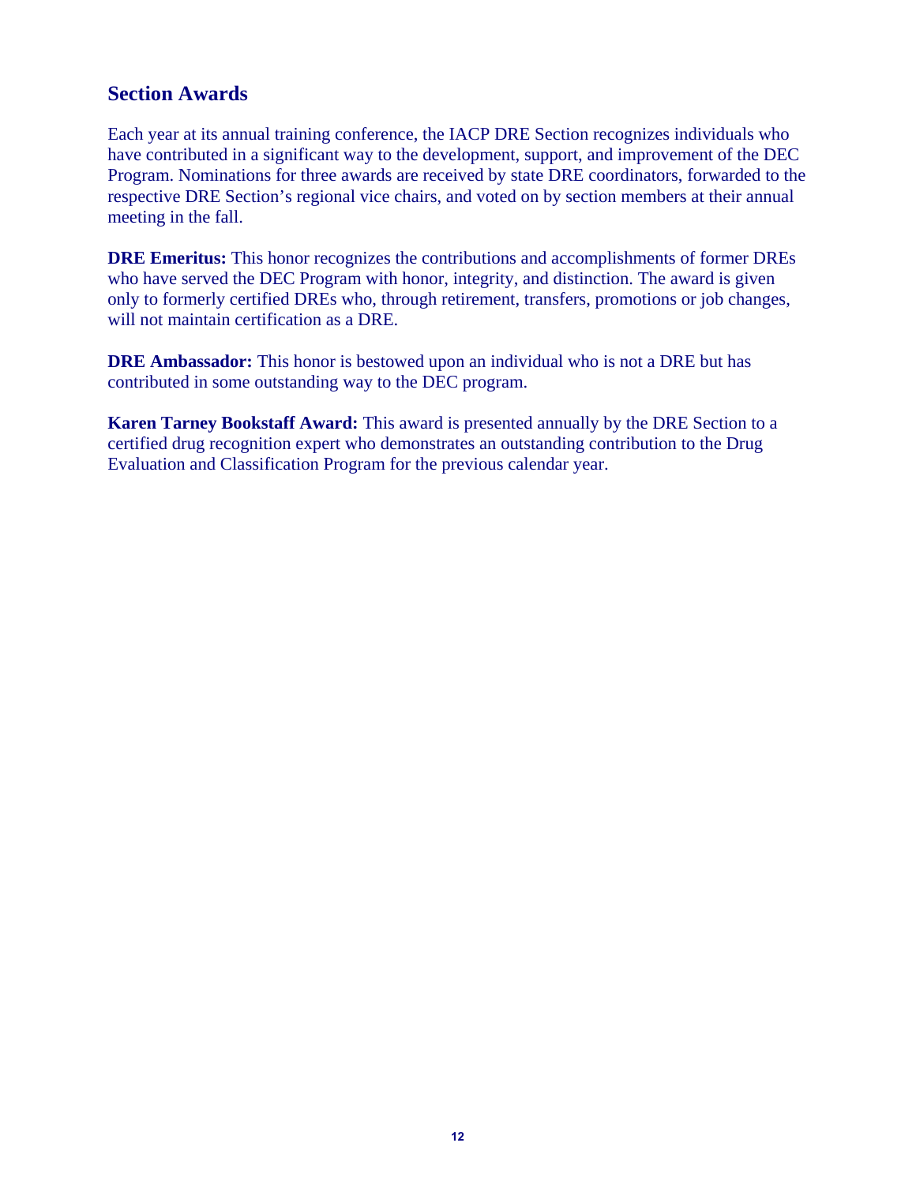## Section Awards

Each year at its annual training conference, the IACP DRE Section recognizes individuals who have contributed in a significant way to the development, support, and improvement of the DEC Program. Nominations for three awards are received by state DRE coordinators, forwarded to the respective DRE Section's regional vice chairs, and voted on by section members at their annual meeting in the fall.

**DRE Emeritus:** This honor recognizes the contributions and accomplishments of former DREs who have served the DEC Program with honor, integrity, and distinction. The award is given only to formerly certified DREs who, through retirement, transfers, promotions or job changes, will not maintain certification as a DRE.

**DRE Ambassador:** This honor is bestowed upon an individual who is not a DRE but has contributed in some outstanding way to the DEC program.

**Karen Tarney Bookstaff Award:** This award is presented annually by the DRE Section to a certified drug recognition expert who demonstrates an outstanding contribution to the Drug Evaluation and Classification Program for the previous calendar year.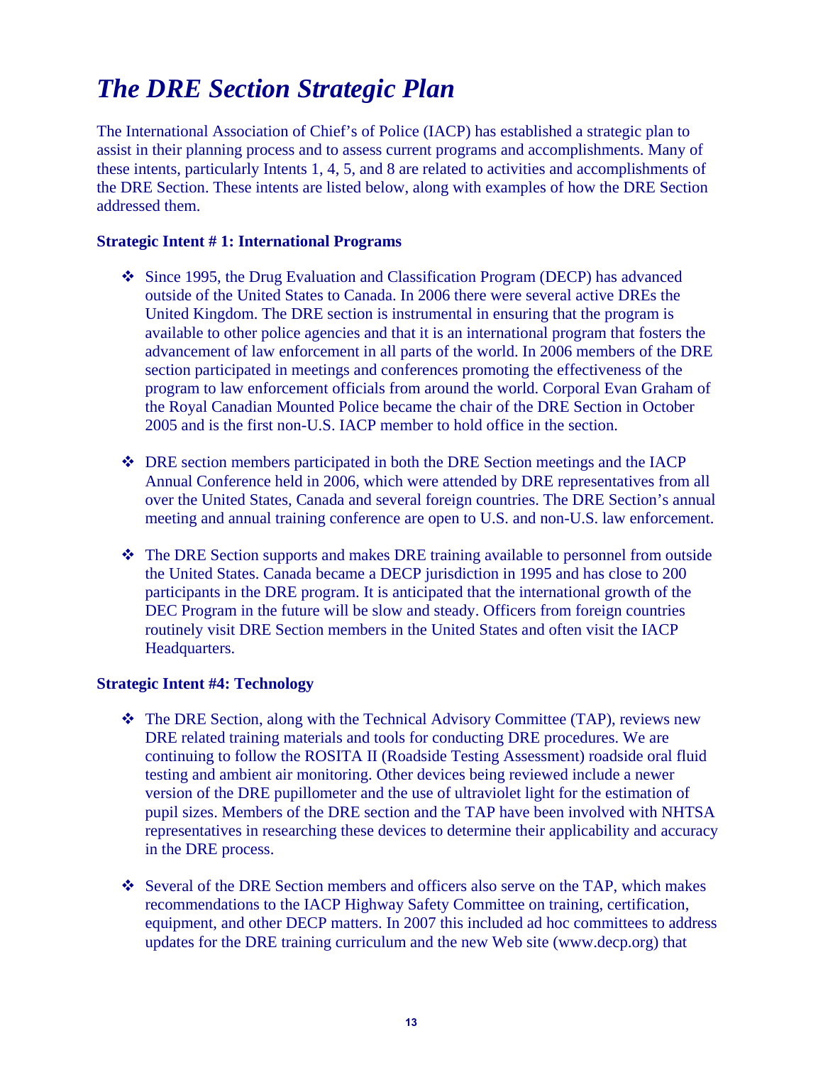# *The DRE Section Strategic Plan*

The International Association of Chief's of Police (IACP) has established a strategic plan to assist in their planning process and to assess current programs and accomplishments. Many of these intents, particularly Intents 1, 4, 5, and 8 are related to activities and accomplishments of the DRE Section. These intents are listed below, along with examples of how the DRE Section addressed them.

**Strategic Intent # 1: International Programs**

- Since 1995, the Drug Evaluation and Classification Program (DECP) has advanced outside of the United States to Canada. In 2006 there were several active DREs the United Kingdom. The DRE section is instrumental in ensuring that the program is available to other police agencies and that it is an international program that fosters the advancement of law enforcement in all parts of the world. In 2006 members of the DRE section participated in meetings and conferences promoting the effectiveness of the program to law enforcement officials from around the world. Corporal Evan Graham of the Royal Canadian Mounted Police became the chair of the DRE Section in October 2005 and is the first non-U.S. IACP member to hold office in the section.

- DRE section members participated in both the DRE Section meetings and the IACP Annual Conference held in 2006, which were attended by DRE representatives from all over the United States, Canada and several foreign countries. The DRE Section's annual meeting and annual training conference are open to U.S. and non-U.S. law enforcement.

- The DRE Section supports and makes DRE training available to personnel from outside the United States. Canada became a DECP jurisdiction in 1995 and has close to 200 participants in the DRE program. It is anticipated that the international growth of the DEC Program in the future will be slow and steady. Officers from foreign countries routinely visit DRE Section members in the United States and often visit the IACP Headquarters.

**Strategic Intent #4: Technology**

- The DRE Section, along with the Technical Advisory Committee (TAP), reviews new DRE related training materials and tools for conducting DRE procedures. We are continuing to follow the ROSITA II (Roadside Testing Assessment) roadside oral fluid testing and ambient air monitoring. Other devices being reviewed include a newer version of the DRE pupillometer and the use of ultraviolet light for the estimation of pupil sizes. Members of the DRE section and the TAP have been involved with NHTSA representatives in researching these devices to determine their applicability and accuracy in the DRE process.

- Several of the DRE Section members and officers also serve on the TAP, which makes recommendations to the IACP Highway Safety Committee on training, certification, equipment, and other DECP matters. In 2007 this included ad hoc committees to address updates for the DRE training curriculum and the new Web site (www.decp.org) that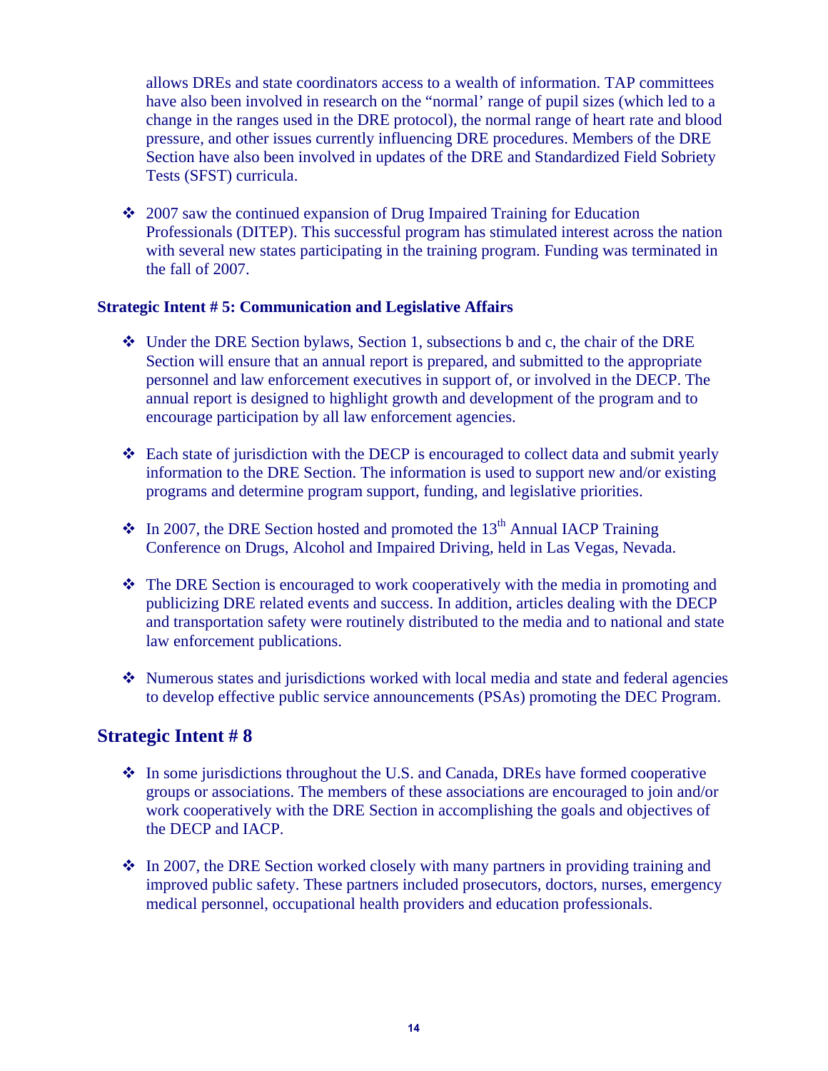allows DREs and state coordinators access to a wealth of information. TAP committees have also been involved in research on the "normal' range of pupil sizes (which led to a change in the ranges used in the DRE protocol), the normal range of heart rate and blood pressure, and other issues currently influencing DRE procedures. Members of the DRE Section have also been involved in updates of the DRE and Standardized Field Sobriety Tests (SFST) curricula.

- 2007 saw the continued expansion of Drug Impaired Training for Education Professionals (DITEP). This successful program has stimulated interest across the nation with several new states participating in the training program. Funding was terminated in the fall of 2007.

### Strategic Intent # 5: Communication and Legislative Affairs

- Under the DRE Section bylaws, Section 1, subsections b and c, the chair of the DRE Section will ensure that an annual report is prepared, and submitted to the appropriate personnel and law enforcement executives in support of, or involved in the DECP. The annual report is designed to highlight growth and development of the program and to encourage participation by all law enforcement agencies.

- Each state of jurisdiction with the DECP is encouraged to collect data and submit yearly information to the DRE Section. The information is used to support new and/or existing programs and determine program support, funding, and legislative priorities.

- In 2007, the DRE Section hosted and promoted the 13th Annual IACP Training Conference on Drugs, Alcohol and Impaired Driving, held in Las Vegas, Nevada.

- The DRE Section is encouraged to work cooperatively with the media in promoting and publicizing DRE related events and success. In addition, articles dealing with the DECP and transportation safety were routinely distributed to the media and to national and state law enforcement publications.

- Numerous states and jurisdictions worked with local media and state and federal agencies to develop effective public service announcements (PSAs) promoting the DEC Program.

## Strategic Intent # 8

- In some jurisdictions throughout the U.S. and Canada, DREs have formed cooperative groups or associations. The members of these associations are encouraged to join and/or work cooperatively with the DRE Section in accomplishing the goals and objectives of the DECP and IACP.

- In 2007, the DRE Section worked closely with many partners in providing training and improved public safety. These partners included prosecutors, doctors, nurses, emergency medical personnel, occupational health providers and education professionals.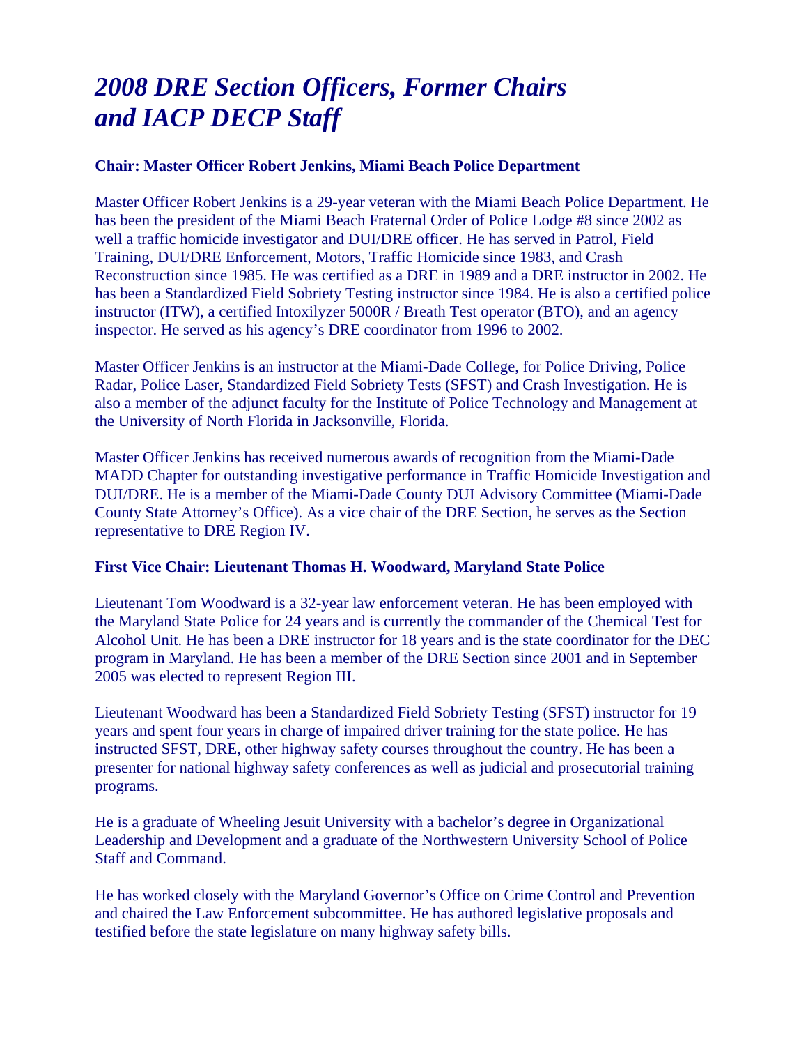# *2008 DRE Section Officers, Former Chairs and IACP DECP Staff*

**Chair: Master Officer Robert Jenkins, Miami Beach Police Department**

Master Officer Robert Jenkins is a 29-year veteran with the Miami Beach Police Department. He has been the president of the Miami Beach Fraternal Order of Police Lodge #8 since 2002 as well a traffic homicide investigator and DUI/DRE officer. He has served in Patrol, Field Training, DUI/DRE Enforcement, Motors, Traffic Homicide since 1983, and Crash Reconstruction since 1985. He was certified as a DRE in 1989 and a DRE instructor in 2002. He has been a Standardized Field Sobriety Testing instructor since 1984. He is also a certified police instructor (ITW), a certified Intoxilyzer 5000R / Breath Test operator (BTO), and an agency inspector. He served as his agency's DRE coordinator from 1996 to 2002.

Master Officer Jenkins is an instructor at the Miami-Dade College, for Police Driving, Police Radar, Police Laser, Standardized Field Sobriety Tests (SFST) and Crash Investigation. He is also a member of the adjunct faculty for the Institute of Police Technology and Management at the University of North Florida in Jacksonville, Florida.

Master Officer Jenkins has received numerous awards of recognition from the Miami-Dade MADD Chapter for outstanding investigative performance in Traffic Homicide Investigation and DUI/DRE. He is a member of the Miami-Dade County DUI Advisory Committee (Miami-Dade County State Attorney's Office). As a vice chair of the DRE Section, he serves as the Section representative to DRE Region IV.

**First Vice Chair: Lieutenant Thomas H. Woodward, Maryland State Police**

Lieutenant Tom Woodward is a 32-year law enforcement veteran. He has been employed with the Maryland State Police for 24 years and is currently the commander of the Chemical Test for Alcohol Unit. He has been a DRE instructor for 18 years and is the state coordinator for the DEC program in Maryland. He has been a member of the DRE Section since 2001 and in September 2005 was elected to represent Region III.

Lieutenant Woodward has been a Standardized Field Sobriety Testing (SFST) instructor for 19 years and spent four years in charge of impaired driver training for the state police. He has instructed SFST, DRE, other highway safety courses throughout the country. He has been a presenter for national highway safety conferences as well as judicial and prosecutorial training programs.

He is a graduate of Wheeling Jesuit University with a bachelor's degree in Organizational Leadership and Development and a graduate of the Northwestern University School of Police Staff and Command.

He has worked closely with the Maryland Governor's Office on Crime Control and Prevention and chaired the Law Enforcement subcommittee. He has authored legislative proposals and testified before the state legislature on many highway safety bills.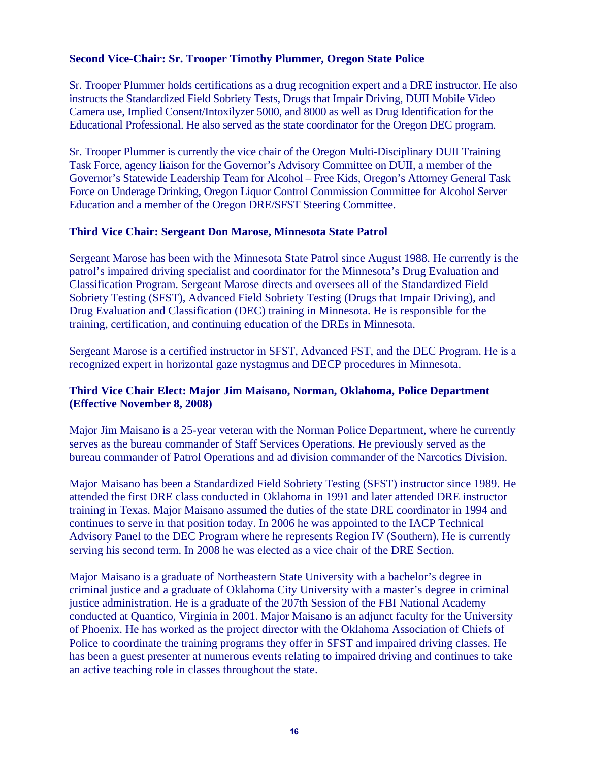### Second Vice-Chair: Sr. Trooper Timothy Plummer, Oregon State Police

Sr. Trooper Plummer holds certifications as a drug recognition expert and a DRE instructor. He also instructs the Standardized Field Sobriety Tests, Drugs that Impair Driving, DUII Mobile Video Camera use, Implied Consent/Intoxilyzer 5000, and 8000 as well as Drug Identification for the Educational Professional. He also served as the state coordinator for the Oregon DEC program.

Sr. Trooper Plummer is currently the vice chair of the Oregon Multi-Disciplinary DUII Training Task Force, agency liaison for the Governor's Advisory Committee on DUII, a member of the Governor's Statewide Leadership Team for Alcohol – Free Kids, Oregon's Attorney General Task Force on Underage Drinking, Oregon Liquor Control Commission Committee for Alcohol Server Education and a member of the Oregon DRE/SFST Steering Committee.

### Third Vice Chair: Sergeant Don Marose, Minnesota State Patrol

Sergeant Marose has been with the Minnesota State Patrol since August 1988. He currently is the patrol's impaired driving specialist and coordinator for the Minnesota's Drug Evaluation and Classification Program. Sergeant Marose directs and oversees all of the Standardized Field Sobriety Testing (SFST), Advanced Field Sobriety Testing (Drugs that Impair Driving), and Drug Evaluation and Classification (DEC) training in Minnesota. He is responsible for the training, certification, and continuing education of the DREs in Minnesota.

Sergeant Marose is a certified instructor in SFST, Advanced FST, and the DEC Program. He is a recognized expert in horizontal gaze nystagmus and DECP procedures in Minnesota.

### Third Vice Chair Elect: Major Jim Maisano, Norman, Oklahoma, Police Department (Effective November 8, 2008)

Major Jim Maisano is a 25-year veteran with the Norman Police Department, where he currently serves as the bureau commander of Staff Services Operations. He previously served as the bureau commander of Patrol Operations and ad division commander of the Narcotics Division.

Major Maisano has been a Standardized Field Sobriety Testing (SFST) instructor since 1989. He attended the first DRE class conducted in Oklahoma in 1991 and later attended DRE instructor training in Texas. Major Maisano assumed the duties of the state DRE coordinator in 1994 and continues to serve in that position today. In 2006 he was appointed to the IACP Technical Advisory Panel to the DEC Program where he represents Region IV (Southern). He is currently serving his second term. In 2008 he was elected as a vice chair of the DRE Section.

Major Maisano is a graduate of Northeastern State University with a bachelor's degree in criminal justice and a graduate of Oklahoma City University with a master's degree in criminal justice administration. He is a graduate of the 207th Session of the FBI National Academy conducted at Quantico, Virginia in 2001. Major Maisano is an adjunct faculty for the University of Phoenix. He has worked as the project director with the Oklahoma Association of Chiefs of Police to coordinate the training programs they offer in SFST and impaired driving classes. He has been a guest presenter at numerous events relating to impaired driving and continues to take an active teaching role in classes throughout the state.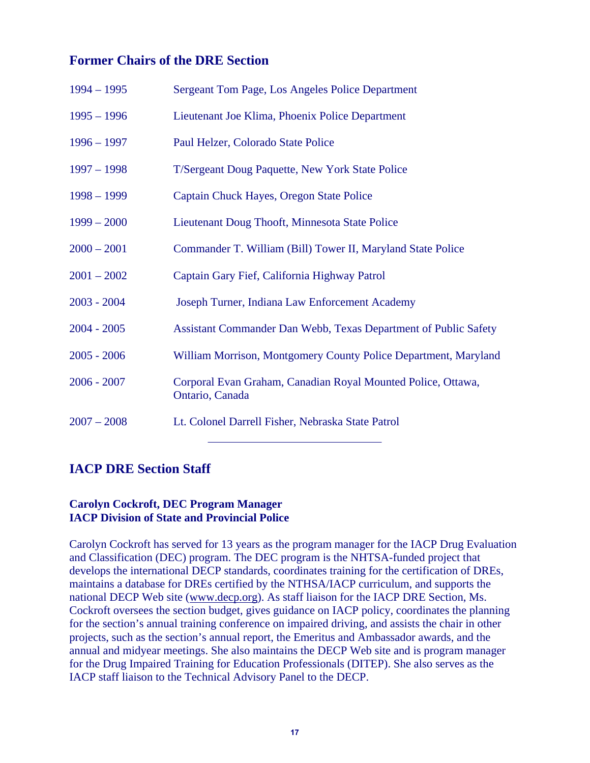## Former Chairs of the DRE Section

| | |
|---|---|
| 1994 – 1995 | Sergeant Tom Page, Los Angeles Police Department |
| 1995 – 1996 | Lieutenant Joe Klima, Phoenix Police Department |
| 1996 – 1997 | Paul Helzer, Colorado State Police |
| 1997 – 1998 | T/Sergeant Doug Paquette, New York State Police |
| 1998 – 1999 | Captain Chuck Hayes, Oregon State Police |
| 1999 – 2000 | Lieutenant Doug Thooft, Minnesota State Police |
| 2000 – 2001 | Commander T. William (Bill) Tower II, Maryland State Police |
| 2001 – 2002 | Captain Gary Fief, California Highway Patrol |
| 2003 - 2004 | Joseph Turner, Indiana Law Enforcement Academy |
| 2004 - 2005 | Assistant Commander Dan Webb, Texas Department of Public Safety |
| 2005 - 2006 | William Morrison, Montgomery County Police Department, Maryland |
| 2006 - 2007 | Corporal Evan Graham, Canadian Royal Mounted Police, Ottawa, Ontario, Canada |
| 2007 – 2008 | Lt. Colonel Darrell Fisher, Nebraska State Patrol |

---

## IACP DRE Section Staff

**Carolyn Cockroft, DEC Program Manager**
**IACP Division of State and Provincial Police**

Carolyn Cockroft has served for 13 years as the program manager for the IACP Drug Evaluation and Classification (DEC) program. The DEC program is the NHTSA-funded project that develops the international DECP standards, coordinates training for the certification of DREs, maintains a database for DREs certified by the NTHSA/IACP curriculum, and supports the national DECP Web site (www.decp.org). As staff liaison for the IACP DRE Section, Ms. Cockroft oversees the section budget, gives guidance on IACP policy, coordinates the planning for the section's annual training conference on impaired driving, and assists the chair in other projects, such as the section's annual report, the Emeritus and Ambassador awards, and the annual and midyear meetings. She also maintains the DECP Web site and is program manager for the Drug Impaired Training for Education Professionals (DITEP). She also serves as the IACP staff liaison to the Technical Advisory Panel to the DECP.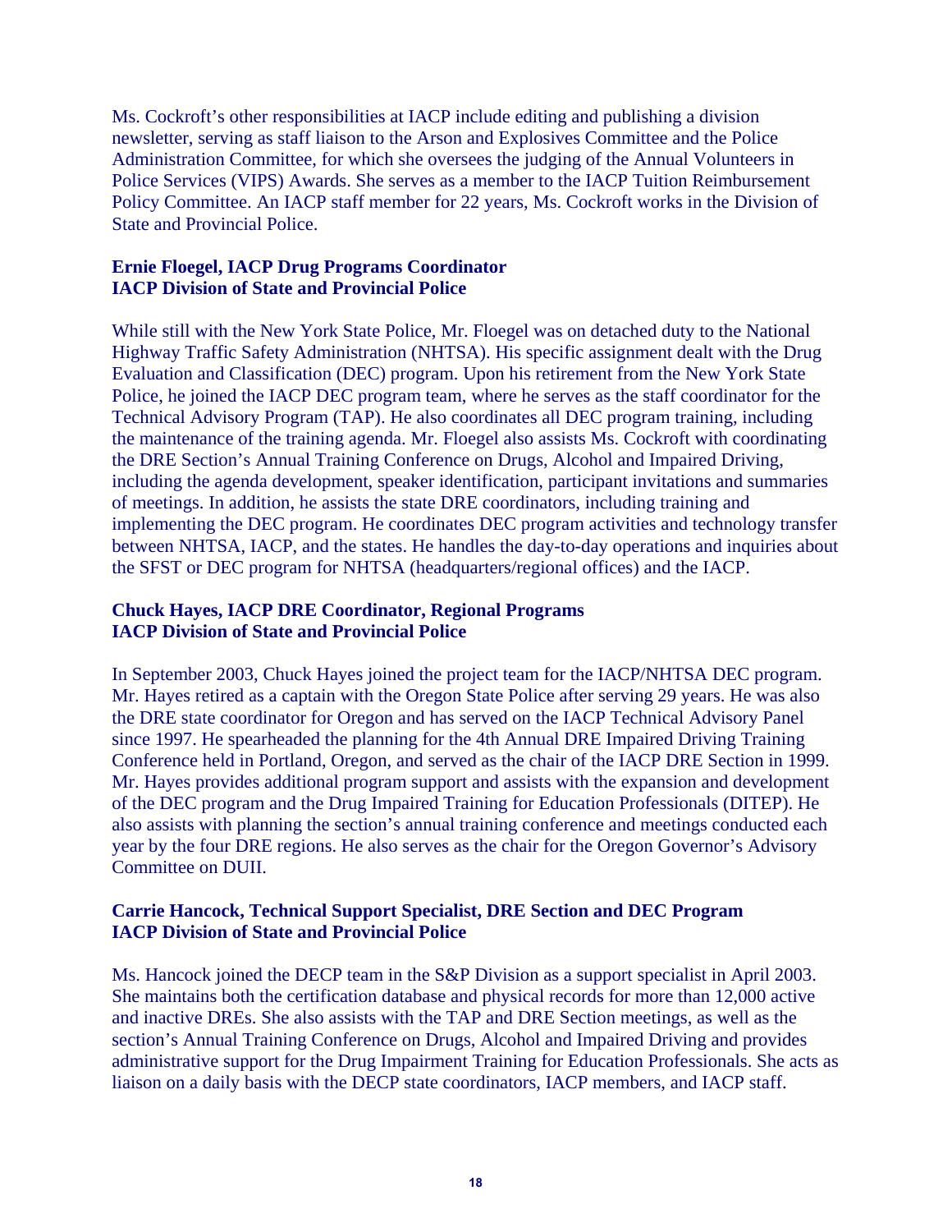Ms. Cockroft's other responsibilities at IACP include editing and publishing a division newsletter, serving as staff liaison to the Arson and Explosives Committee and the Police Administration Committee, for which she oversees the judging of the Annual Volunteers in Police Services (VIPS) Awards. She serves as a member to the IACP Tuition Reimbursement Policy Committee. An IACP staff member for 22 years, Ms. Cockroft works in the Division of State and Provincial Police.

**Ernie Floegel, IACP Drug Programs Coordinator**
**IACP Division of State and Provincial Police**

While still with the New York State Police, Mr. Floegel was on detached duty to the National Highway Traffic Safety Administration (NHTSA). His specific assignment dealt with the Drug Evaluation and Classification (DEC) program. Upon his retirement from the New York State Police, he joined the IACP DEC program team, where he serves as the staff coordinator for the Technical Advisory Program (TAP). He also coordinates all DEC program training, including the maintenance of the training agenda. Mr. Floegel also assists Ms. Cockroft with coordinating the DRE Section's Annual Training Conference on Drugs, Alcohol and Impaired Driving, including the agenda development, speaker identification, participant invitations and summaries of meetings. In addition, he assists the state DRE coordinators, including training and implementing the DEC program. He coordinates DEC program activities and technology transfer between NHTSA, IACP, and the states. He handles the day-to-day operations and inquiries about the SFST or DEC program for NHTSA (headquarters/regional offices) and the IACP.

**Chuck Hayes, IACP DRE Coordinator, Regional Programs**
**IACP Division of State and Provincial Police**

In September 2003, Chuck Hayes joined the project team for the IACP/NHTSA DEC program. Mr. Hayes retired as a captain with the Oregon State Police after serving 29 years. He was also the DRE state coordinator for Oregon and has served on the IACP Technical Advisory Panel since 1997. He spearheaded the planning for the 4th Annual DRE Impaired Driving Training Conference held in Portland, Oregon, and served as the chair of the IACP DRE Section in 1999. Mr. Hayes provides additional program support and assists with the expansion and development of the DEC program and the Drug Impaired Training for Education Professionals (DITEP). He also assists with planning the section's annual training conference and meetings conducted each year by the four DRE regions. He also serves as the chair for the Oregon Governor's Advisory Committee on DUII.

**Carrie Hancock, Technical Support Specialist, DRE Section and DEC Program**
**IACP Division of State and Provincial Police**

Ms. Hancock joined the DECP team in the S&P Division as a support specialist in April 2003. She maintains both the certification database and physical records for more than 12,000 active and inactive DREs. She also assists with the TAP and DRE Section meetings, as well as the section's Annual Training Conference on Drugs, Alcohol and Impaired Driving and provides administrative support for the Drug Impairment Training for Education Professionals. She acts as liaison on a daily basis with the DECP state coordinators, IACP members, and IACP staff.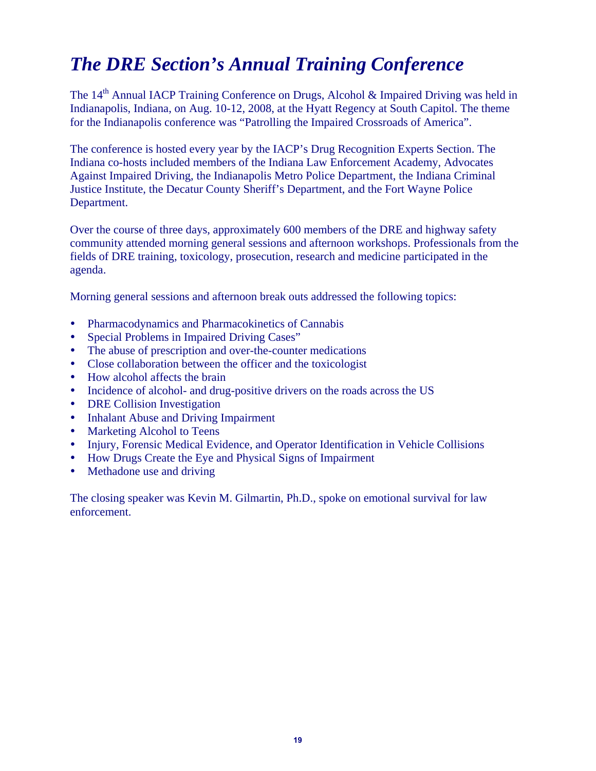# *The DRE Section's Annual Training Conference*

The 14th Annual IACP Training Conference on Drugs, Alcohol & Impaired Driving was held in Indianapolis, Indiana, on Aug. 10-12, 2008, at the Hyatt Regency at South Capitol. The theme for the Indianapolis conference was "Patrolling the Impaired Crossroads of America".

The conference is hosted every year by the IACP's Drug Recognition Experts Section. The Indiana co-hosts included members of the Indiana Law Enforcement Academy, Advocates Against Impaired Driving, the Indianapolis Metro Police Department, the Indiana Criminal Justice Institute, the Decatur County Sheriff's Department, and the Fort Wayne Police Department.

Over the course of three days, approximately 600 members of the DRE and highway safety community attended morning general sessions and afternoon workshops. Professionals from the fields of DRE training, toxicology, prosecution, research and medicine participated in the agenda.

Morning general sessions and afternoon break outs addressed the following topics:

- Pharmacodynamics and Pharmacokinetics of Cannabis
- Special Problems in Impaired Driving Cases"
- The abuse of prescription and over-the-counter medications
- Close collaboration between the officer and the toxicologist
- How alcohol affects the brain
- Incidence of alcohol- and drug-positive drivers on the roads across the US
- DRE Collision Investigation
- Inhalant Abuse and Driving Impairment
- Marketing Alcohol to Teens
- Injury, Forensic Medical Evidence, and Operator Identification in Vehicle Collisions
- How Drugs Create the Eye and Physical Signs of Impairment
- Methadone use and driving

The closing speaker was Kevin M. Gilmartin, Ph.D., spoke on emotional survival for law enforcement.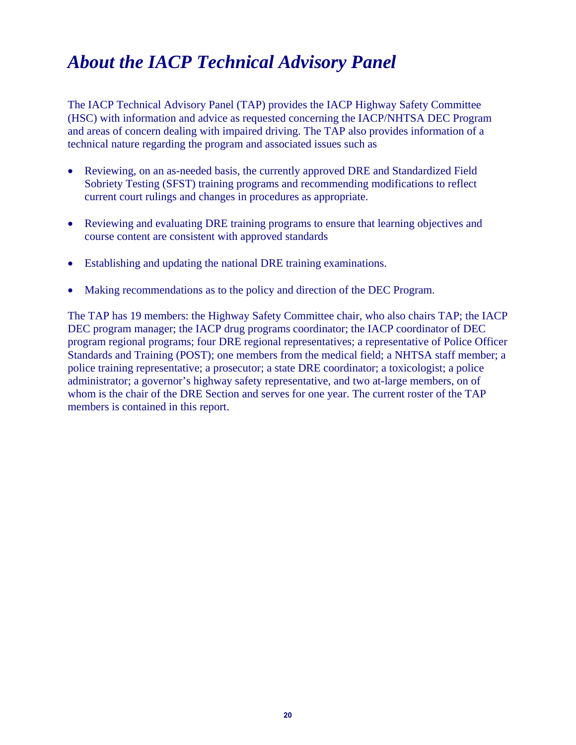# *About the IACP Technical Advisory Panel*

The IACP Technical Advisory Panel (TAP) provides the IACP Highway Safety Committee (HSC) with information and advice as requested concerning the IACP/NHTSA DEC Program and areas of concern dealing with impaired driving. The TAP also provides information of a technical nature regarding the program and associated issues such as

- Reviewing, on an as-needed basis, the currently approved DRE and Standardized Field Sobriety Testing (SFST) training programs and recommending modifications to reflect current court rulings and changes in procedures as appropriate.
- Reviewing and evaluating DRE training programs to ensure that learning objectives and course content are consistent with approved standards
- Establishing and updating the national DRE training examinations.
- Making recommendations as to the policy and direction of the DEC Program.

The TAP has 19 members: the Highway Safety Committee chair, who also chairs TAP; the IACP DEC program manager; the IACP drug programs coordinator; the IACP coordinator of DEC program regional programs; four DRE regional representatives; a representative of Police Officer Standards and Training (POST); one members from the medical field; a NHTSA staff member; a police training representative; a prosecutor; a state DRE coordinator; a toxicologist; a police administrator; a governor's highway safety representative, and two at-large members, on of whom is the chair of the DRE Section and serves for one year. The current roster of the TAP members is contained in this report.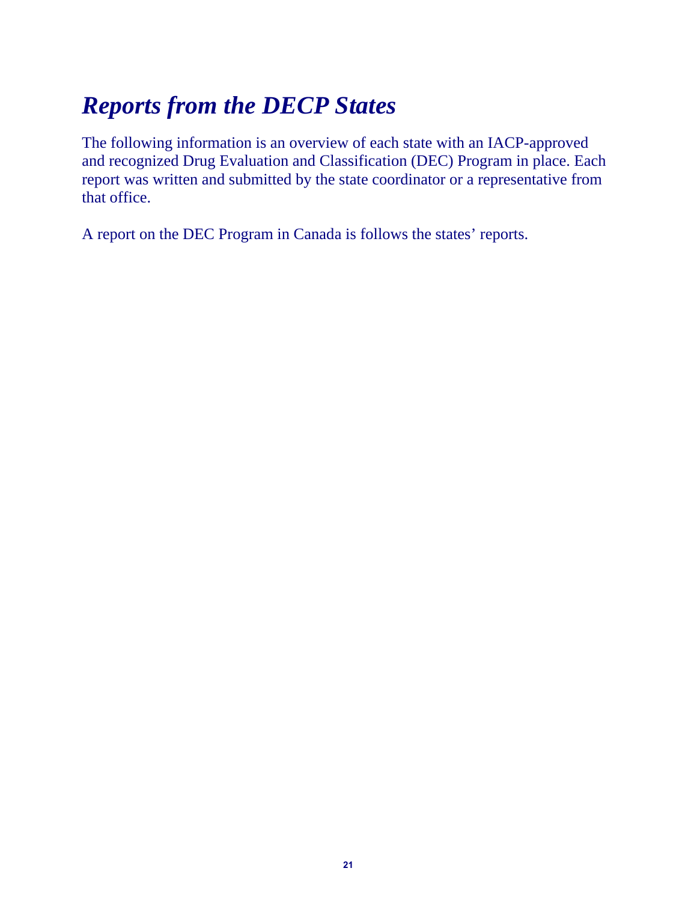# *Reports from the DECP States*

The following information is an overview of each state with an IACP-approved and recognized Drug Evaluation and Classification (DEC) Program in place. Each report was written and submitted by the state coordinator or a representative from that office.

A report on the DEC Program in Canada is follows the states' reports.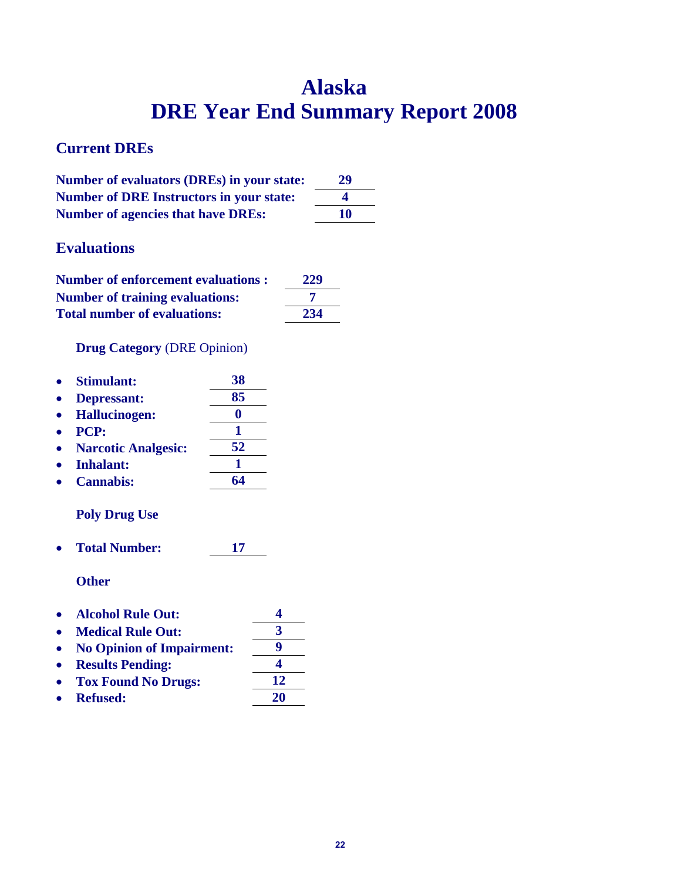# Alaska
# DRE Year End Summary Report 2008

## Current DREs

**Number of evaluators (DREs) in your state:** **29**
**Number of DRE Instructors in your state:** **4**
**Number of agencies that have DREs:** **10**

## Evaluations

**Number of enforcement evaluations :** **229**
**Number of training evaluations:** **7**
**Total number of evaluations:** **234**

**Drug Category** (DRE Opinion)

- **Stimulant:** **38**
- **Depressant:** **85**
- **Hallucinogen:** **0**
- **PCP:** **1**
- **Narcotic Analgesic:** **52**
- **Inhalant:** **1**
- **Cannabis:** **64**

**Poly Drug Use**

- **Total Number:** **17**

**Other**

- **Alcohol Rule Out:** **4**
- **Medical Rule Out:** **3**
- **No Opinion of Impairment:** **9**
- **Results Pending:** **4**
- **Tox Found No Drugs:** **12**
- **Refused:** **20**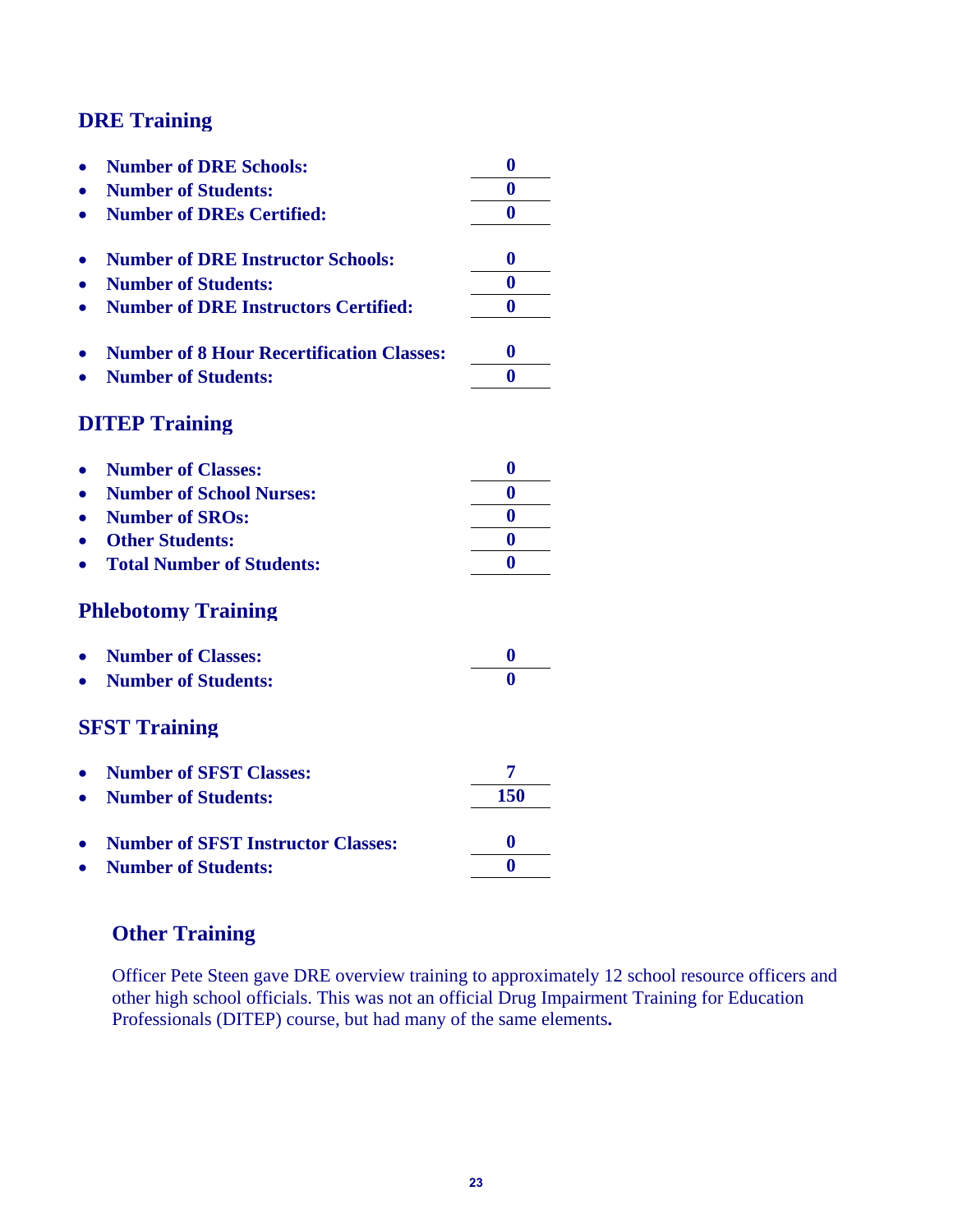## DRE Training

- **Number of DRE Schools:** **0**
- **Number of Students:** **0**
- **Number of DREs Certified:** **0**

- **Number of DRE Instructor Schools:** **0**
- **Number of Students:** **0**
- **Number of DRE Instructors Certified:** **0**

- **Number of 8 Hour Recertification Classes:** **0**
- **Number of Students:** **0**

## DITEP Training

- **Number of Classes:** **0**
- **Number of School Nurses:** **0**
- **Number of SROs:** **0**
- **Other Students:** **0**
- **Total Number of Students:** **0**

## Phlebotomy Training

- **Number of Classes:** **0**
- **Number of Students:** **0**

## SFST Training

- **Number of SFST Classes:** **7**
- **Number of Students:** **150**

- **Number of SFST Instructor Classes:** **0**
- **Number of Students:** **0**

## Other Training

Officer Pete Steen gave DRE overview training to approximately 12 school resource officers and other high school officials. This was not an official Drug Impairment Training for Education Professionals (DITEP) course, but had many of the same elements**.**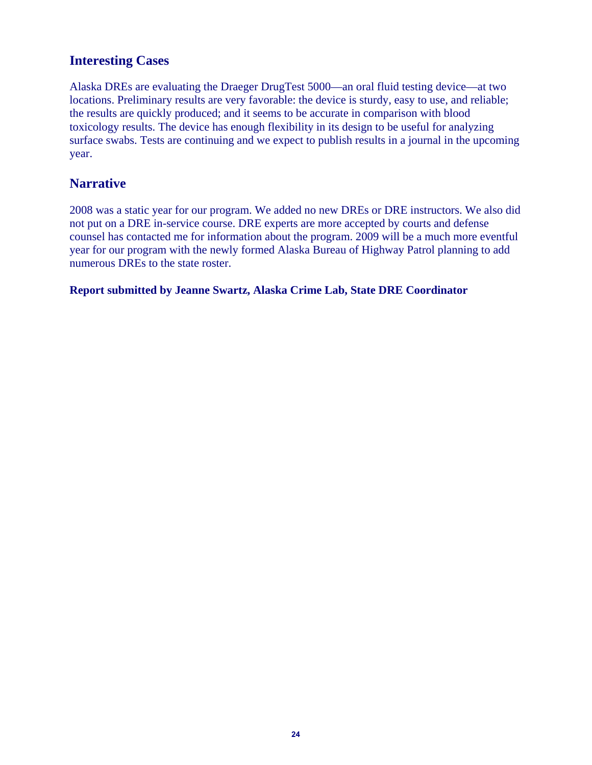## Interesting Cases

Alaska DREs are evaluating the Draeger DrugTest 5000—an oral fluid testing device—at two locations. Preliminary results are very favorable: the device is sturdy, easy to use, and reliable; the results are quickly produced; and it seems to be accurate in comparison with blood toxicology results. The device has enough flexibility in its design to be useful for analyzing surface swabs. Tests are continuing and we expect to publish results in a journal in the upcoming year.

## Narrative

2008 was a static year for our program. We added no new DREs or DRE instructors. We also did not put on a DRE in-service course. DRE experts are more accepted by courts and defense counsel has contacted me for information about the program. 2009 will be a much more eventful year for our program with the newly formed Alaska Bureau of Highway Patrol planning to add numerous DREs to the state roster.

**Report submitted by Jeanne Swartz, Alaska Crime Lab, State DRE Coordinator**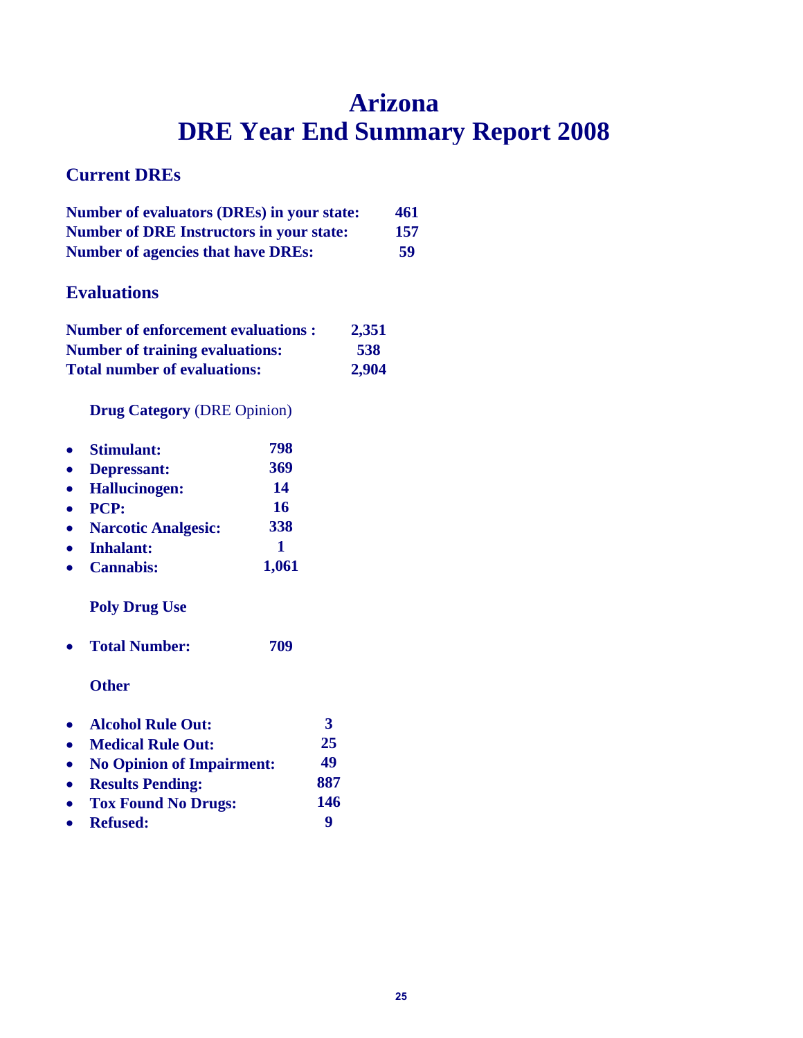# Arizona
# DRE Year End Summary Report 2008

## Current DREs

| | |
|---|---|
| **Number of evaluators (DREs) in your state:** | **461** |
| **Number of DRE Instructors in your state:** | **157** |
| **Number of agencies that have DREs:** | **59** |

## Evaluations

| | |
|---|---|
| **Number of enforcement evaluations :** | **2,351** |
| **Number of training evaluations:** | **538** |
| **Total number of evaluations:** | **2,904** |

**Drug Category** (DRE Opinion)

- **Stimulant:** **798**
- **Depressant:** **369**
- **Hallucinogen:** **14**
- **PCP:** **16**
- **Narcotic Analgesic:** **338**
- **Inhalant:** **1**
- **Cannabis:** **1,061**

**Poly Drug Use**

- **Total Number:** **709**

**Other**

- **Alcohol Rule Out:** **3**
- **Medical Rule Out:** **25**
- **No Opinion of Impairment:** **49**
- **Results Pending:** **887**
- **Tox Found No Drugs:** **146**
- **Refused:** **9**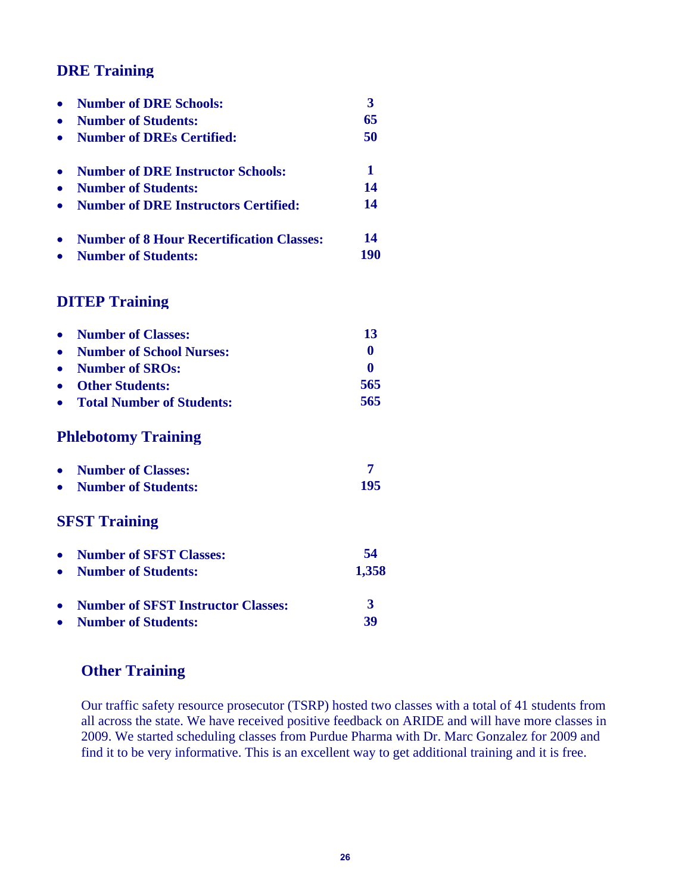## DRE Training

- **Number of DRE Schools:** **3**
- **Number of Students:** **65**
- **Number of DREs Certified:** **50**

- **Number of DRE Instructor Schools:** **1**
- **Number of Students:** **14**
- **Number of DRE Instructors Certified:** **14**

- **Number of 8 Hour Recertification Classes:** **14**
- **Number of Students:** **190**

## DITEP Training

- **Number of Classes:** **13**
- **Number of School Nurses:** **0**
- **Number of SROs:** **0**
- **Other Students:** **565**
- **Total Number of Students:** **565**

## Phlebotomy Training

- **Number of Classes:** **7**
- **Number of Students:** **195**

## SFST Training

- **Number of SFST Classes:** **54**
- **Number of Students:** **1,358**

- **Number of SFST Instructor Classes:** **3**
- **Number of Students:** **39**

## Other Training

Our traffic safety resource prosecutor (TSRP) hosted two classes with a total of 41 students from all across the state. We have received positive feedback on ARIDE and will have more classes in 2009. We started scheduling classes from Purdue Pharma with Dr. Marc Gonzalez for 2009 and find it to be very informative. This is an excellent way to get additional training and it is free.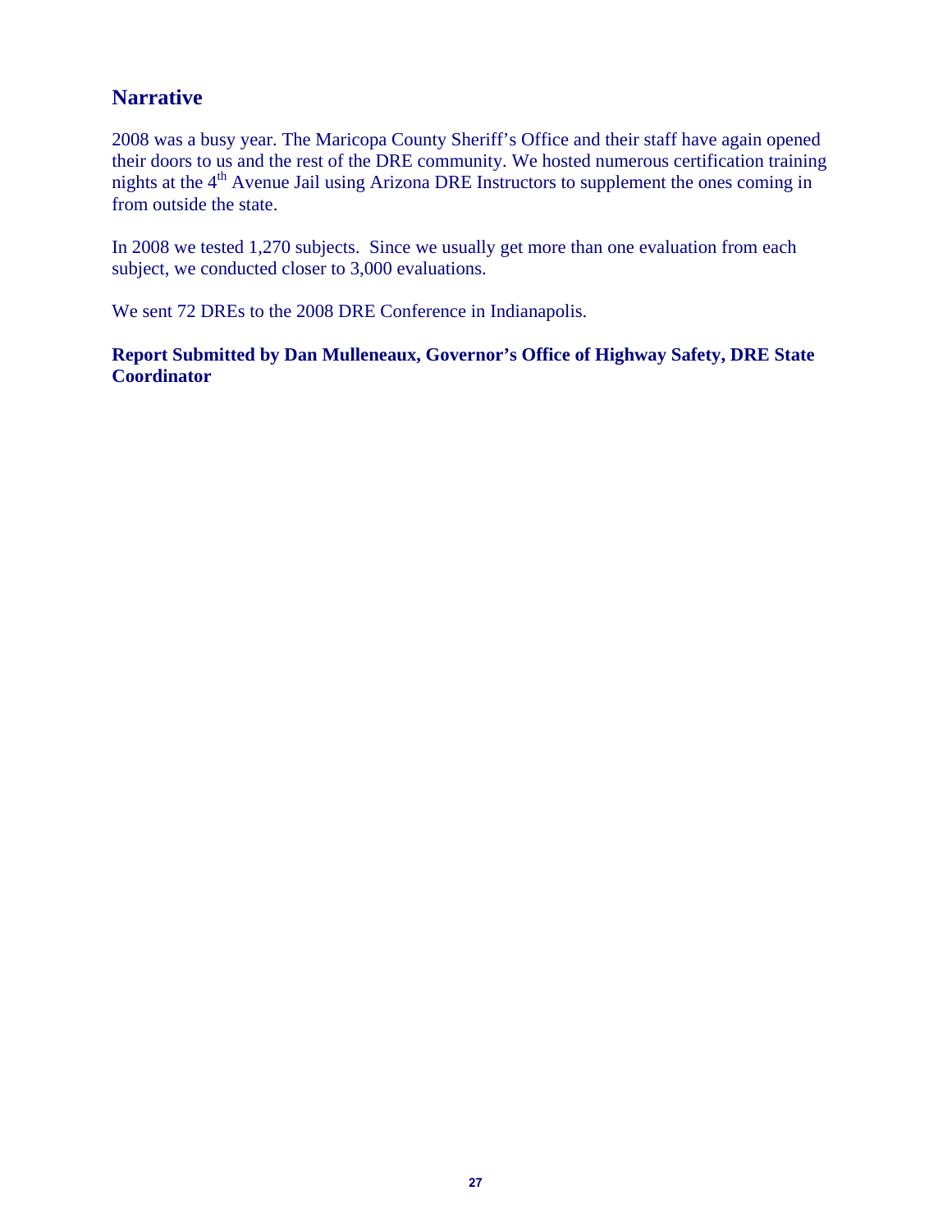## Narrative

2008 was a busy year. The Maricopa County Sheriff's Office and their staff have again opened their doors to us and the rest of the DRE community. We hosted numerous certification training nights at the 4th Avenue Jail using Arizona DRE Instructors to supplement the ones coming in from outside the state.

In 2008 we tested 1,270 subjects. Since we usually get more than one evaluation from each subject, we conducted closer to 3,000 evaluations.

We sent 72 DREs to the 2008 DRE Conference in Indianapolis.

**Report Submitted by Dan Mulleneaux, Governor's Office of Highway Safety, DRE State Coordinator**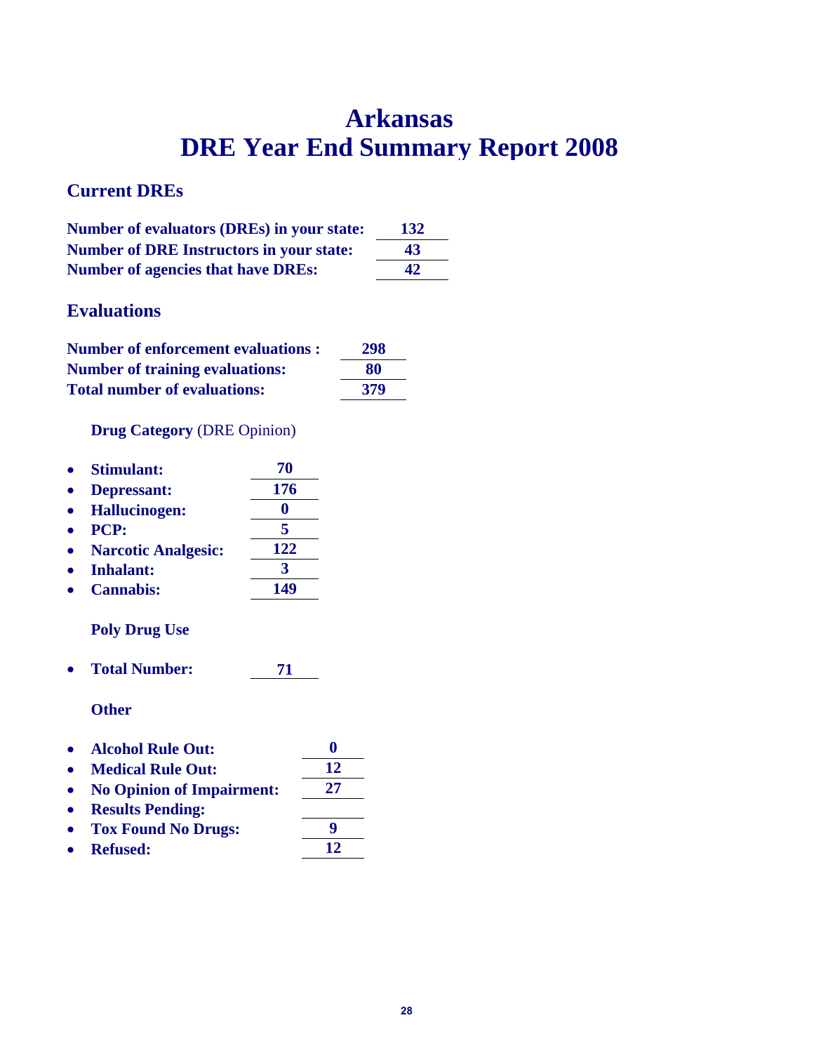# Arkansas
# DRE Year End Summary Report 2008

## Current DREs

| | |
|---|---|
| **Number of evaluators (DREs) in your state:** | **132** |
| **Number of DRE Instructors in your state:** | **43** |
| **Number of agencies that have DREs:** | **42** |

## Evaluations

| | |
|---|---|
| **Number of enforcement evaluations :** | **298** |
| **Number of training evaluations:** | **80** |
| **Total number of evaluations:** | **379** |

### Drug Category (DRE Opinion)

- **Stimulant:** **70**
- **Depressant:** **176**
- **Hallucinogen:** **0**
- **PCP:** **5**
- **Narcotic Analgesic:** **122**
- **Inhalant:** **3**
- **Cannabis:** **149**

### Poly Drug Use

- **Total Number:** **71**

### Other

- **Alcohol Rule Out:** **0**
- **Medical Rule Out:** **12**
- **No Opinion of Impairment:** **27**
- **Results Pending:**
- **Tox Found No Drugs:** **9**
- **Refused:** **12**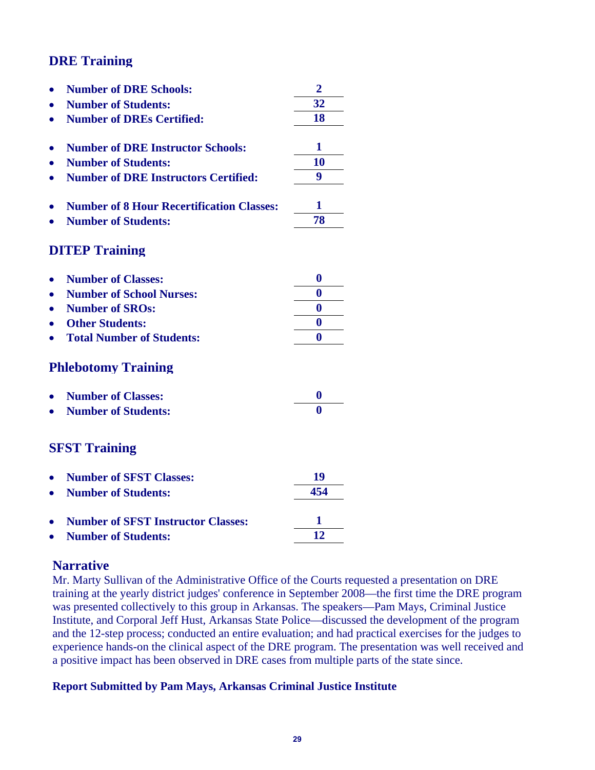## DRE Training

- **Number of DRE Schools:** **2**
- **Number of Students:** **32**
- **Number of DREs Certified:** **18**

- **Number of DRE Instructor Schools:** **1**
- **Number of Students:** **10**
- **Number of DRE Instructors Certified:** **9**

- **Number of 8 Hour Recertification Classes:** **1**
- **Number of Students:** **78**

## DITEP Training

- **Number of Classes:** **0**
- **Number of School Nurses:** **0**
- **Number of SROs:** **0**
- **Other Students:** **0**
- **Total Number of Students:** **0**

## Phlebotomy Training

- **Number of Classes:** **0**
- **Number of Students:** **0**

## SFST Training

- **Number of SFST Classes:** **19**
- **Number of Students:** **454**

- **Number of SFST Instructor Classes:** **1**
- **Number of Students:** **12**

## Narrative

Mr. Marty Sullivan of the Administrative Office of the Courts requested a presentation on DRE training at the yearly district judges' conference in September 2008—the first time the DRE program was presented collectively to this group in Arkansas. The speakers—Pam Mays, Criminal Justice Institute, and Corporal Jeff Hust, Arkansas State Police—discussed the development of the program and the 12-step process; conducted an entire evaluation; and had practical exercises for the judges to experience hands-on the clinical aspect of the DRE program. The presentation was well received and a positive impact has been observed in DRE cases from multiple parts of the state since.

**Report Submitted by Pam Mays, Arkansas Criminal Justice Institute**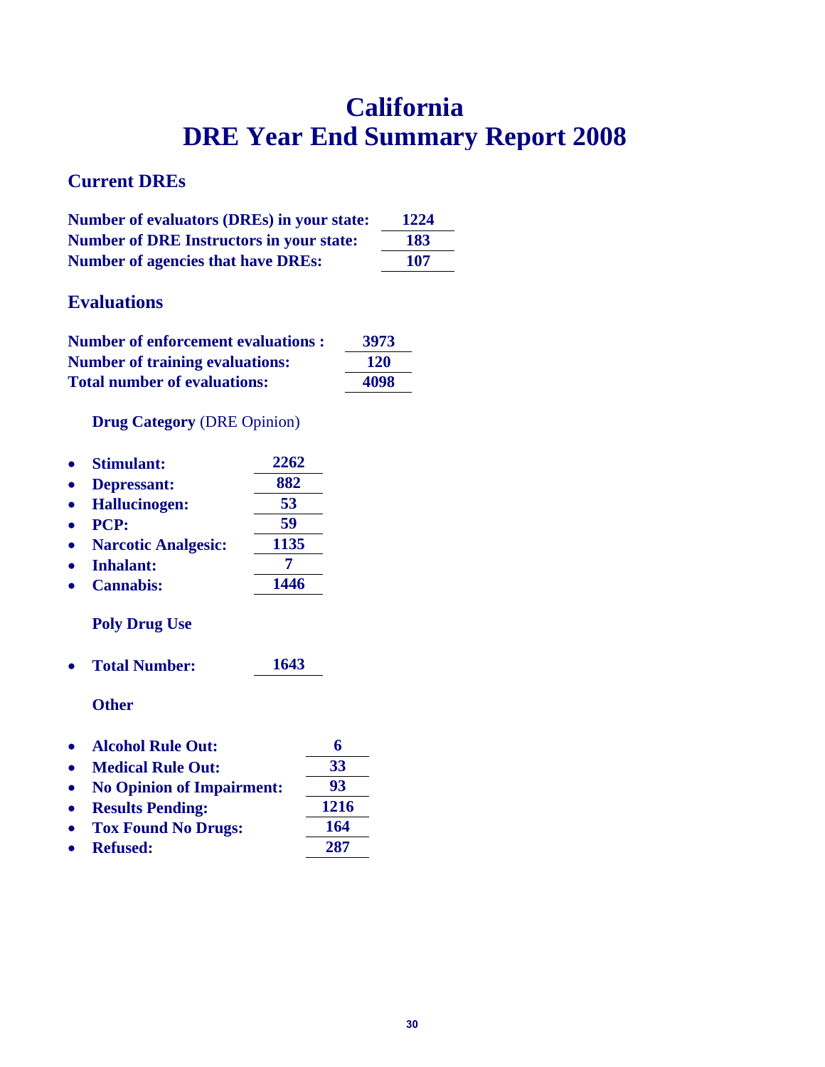# California
# DRE Year End Summary Report 2008

## Current DREs

**Number of evaluators (DREs) in your state:** **1224**
**Number of DRE Instructors in your state:** **183**
**Number of agencies that have DREs:** **107**

## Evaluations

**Number of enforcement evaluations :** **3973**
**Number of training evaluations:** **120**
**Total number of evaluations:** **4098**

**Drug Category** (DRE Opinion)

- **Stimulant:** **2262**
- **Depressant:** **882**
- **Hallucinogen:** **53**
- **PCP:** **59**
- **Narcotic Analgesic:** **1135**
- **Inhalant:** **7**
- **Cannabis:** **1446**

**Poly Drug Use**

- **Total Number:** **1643**

**Other**

- **Alcohol Rule Out:** **6**
- **Medical Rule Out:** **33**
- **No Opinion of Impairment:** **93**
- **Results Pending:** **1216**
- **Tox Found No Drugs:** **164**
- **Refused:** **287**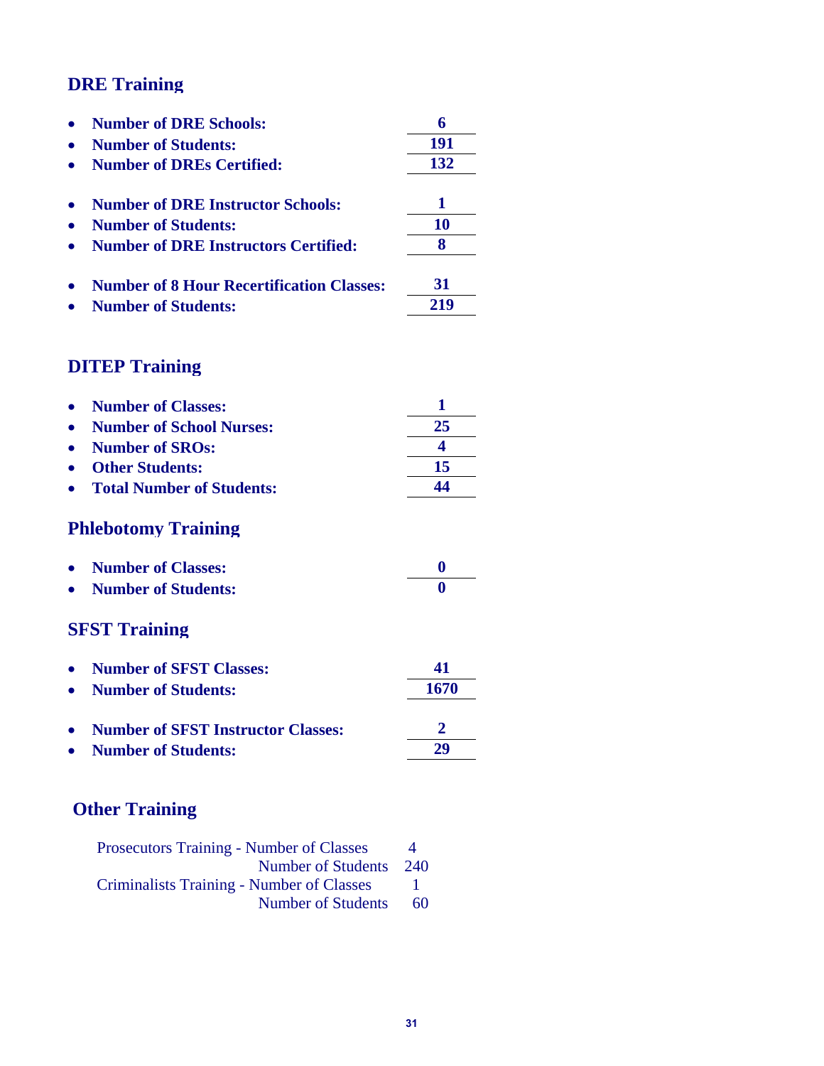## DRE Training

- **Number of DRE Schools:** **6**
- **Number of Students:** **191**
- **Number of DREs Certified:** **132**

- **Number of DRE Instructor Schools:** **1**
- **Number of Students:** **10**
- **Number of DRE Instructors Certified:** **8**

- **Number of 8 Hour Recertification Classes:** **31**
- **Number of Students:** **219**

## DITEP Training

- **Number of Classes:** **1**
- **Number of School Nurses:** **25**
- **Number of SROs:** **4**
- **Other Students:** **15**
- **Total Number of Students:** **44**

## Phlebotomy Training

- **Number of Classes:** **0**
- **Number of Students:** **0**

## SFST Training

- **Number of SFST Classes:** **41**
- **Number of Students:** **1670**

- **Number of SFST Instructor Classes:** **2**
- **Number of Students:** **29**

## Other Training

| | | |
|---|---|---|
| Prosecutors Training - | Number of Classes | 4 |
| | Number of Students | 240 |
| Criminalists Training - | Number of Classes | 1 |
| | Number of Students | 60 |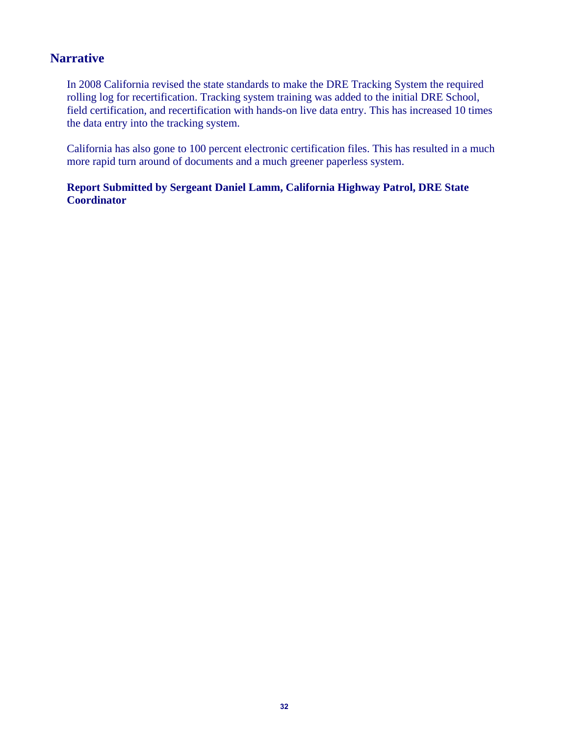## Narrative

In 2008 California revised the state standards to make the DRE Tracking System the required rolling log for recertification. Tracking system training was added to the initial DRE School, field certification, and recertification with hands-on live data entry. This has increased 10 times the data entry into the tracking system.

California has also gone to 100 percent electronic certification files. This has resulted in a much more rapid turn around of documents and a much greener paperless system.

**Report Submitted by Sergeant Daniel Lamm, California Highway Patrol, DRE State Coordinator**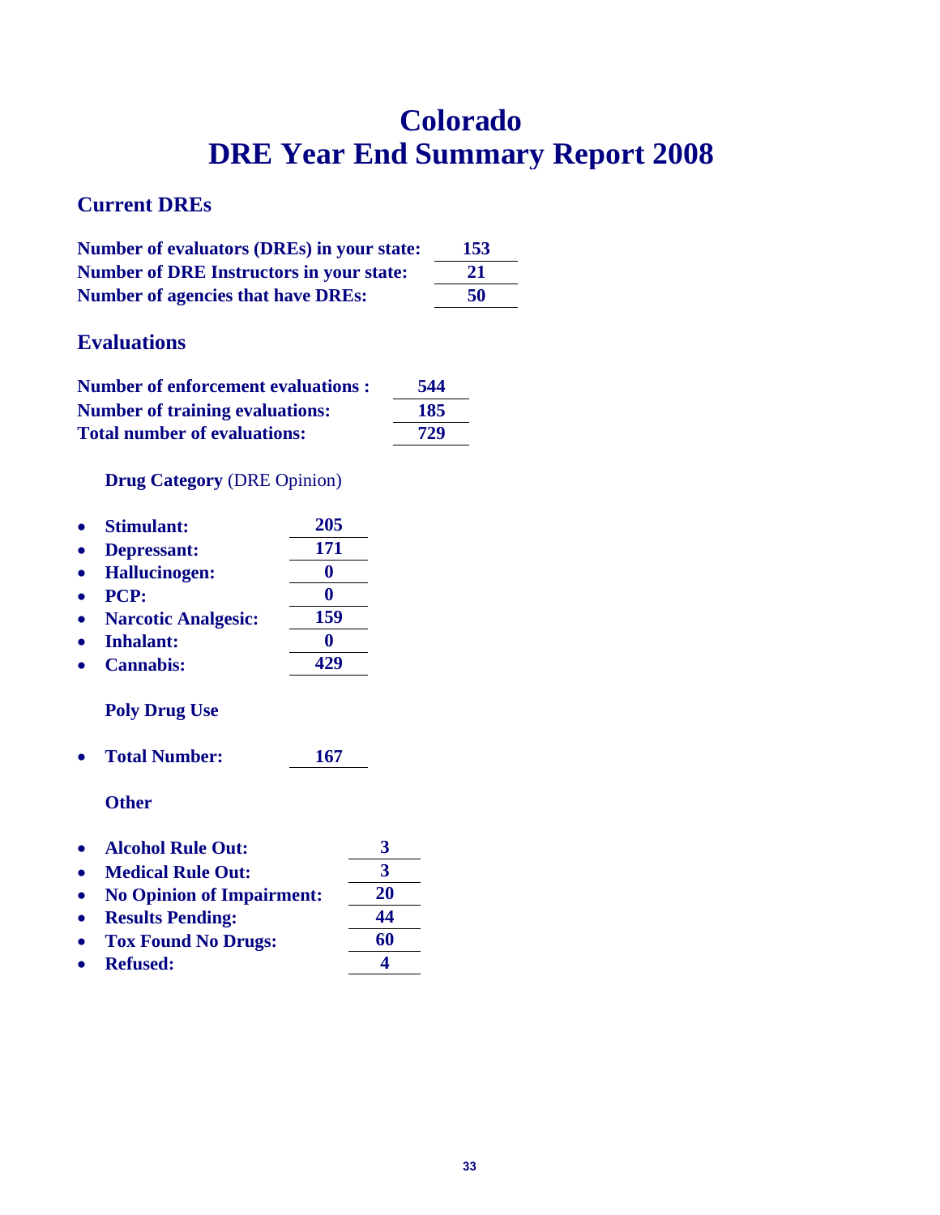# Colorado
# DRE Year End Summary Report 2008

## Current DREs

| | |
|---|---|
| **Number of evaluators (DREs) in your state:** | **153** |
| **Number of DRE Instructors in your state:** | **21** |
| **Number of agencies that have DREs:** | **50** |

## Evaluations

| | |
|---|---|
| **Number of enforcement evaluations :** | **544** |
| **Number of training evaluations:** | **185** |
| **Total number of evaluations:** | **729** |

### **Drug Category** (DRE Opinion)

- **Stimulant:** **205**
- **Depressant:** **171**
- **Hallucinogen:** **0**
- **PCP:** **0**
- **Narcotic Analgesic:** **159**
- **Inhalant:** **0**
- **Cannabis:** **429**

### Poly Drug Use

- **Total Number:** **167**

### Other

- **Alcohol Rule Out:** **3**
- **Medical Rule Out:** **3**
- **No Opinion of Impairment:** **20**
- **Results Pending:** **44**
- **Tox Found No Drugs:** **60**
- **Refused:** **4**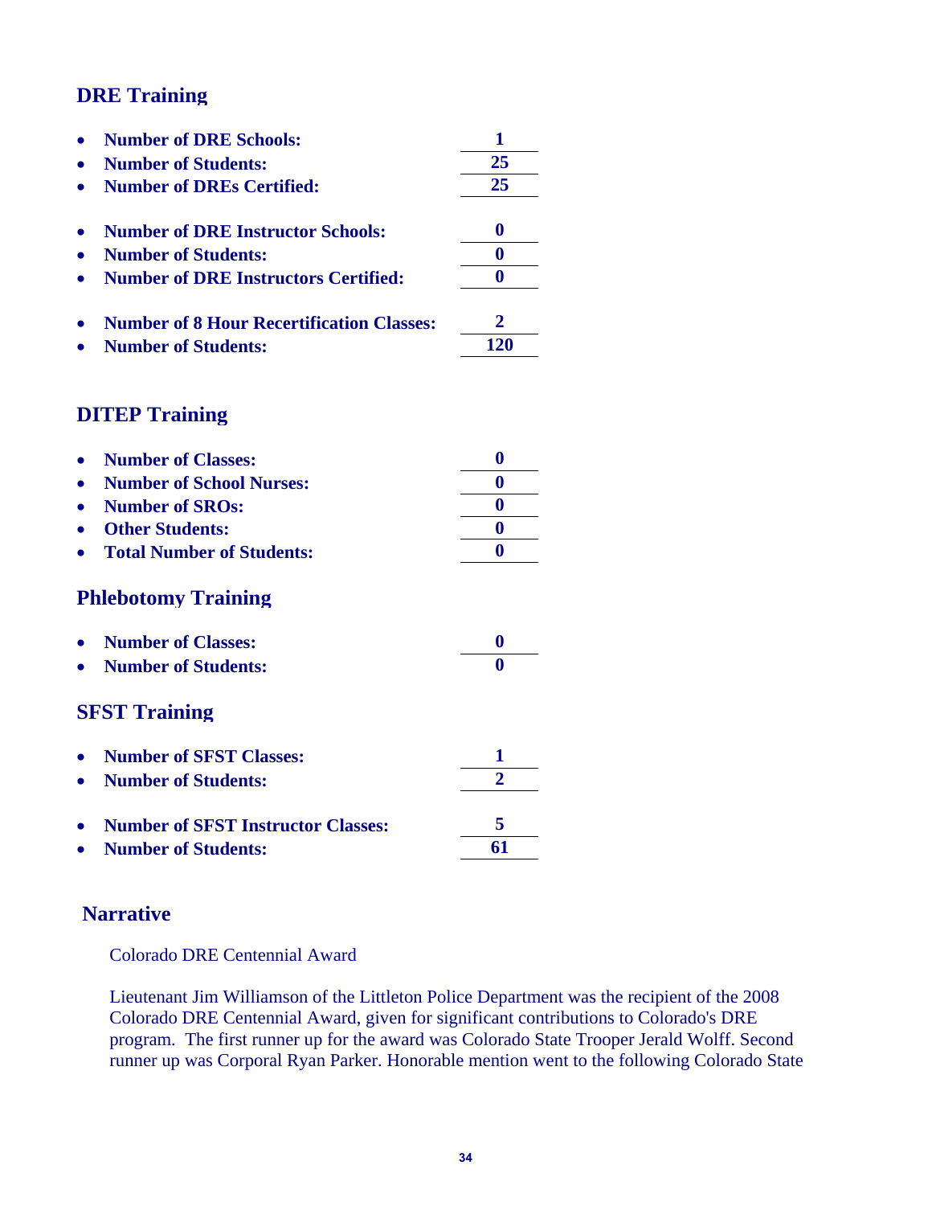## DRE Training

- **Number of DRE Schools:** **1**
- **Number of Students:** **25**
- **Number of DREs Certified:** **25**

- **Number of DRE Instructor Schools:** **0**
- **Number of Students:** **0**
- **Number of DRE Instructors Certified:** **0**

- **Number of 8 Hour Recertification Classes:** **2**
- **Number of Students:** **120**

## DITEP Training

- **Number of Classes:** **0**
- **Number of School Nurses:** **0**
- **Number of SROs:** **0**
- **Other Students:** **0**
- **Total Number of Students:** **0**

## Phlebotomy Training

- **Number of Classes:** **0**
- **Number of Students:** **0**

## SFST Training

- **Number of SFST Classes:** **1**
- **Number of Students:** **2**

- **Number of SFST Instructor Classes:** **5**
- **Number of Students:** **61**

## Narrative

Colorado DRE Centennial Award

Lieutenant Jim Williamson of the Littleton Police Department was the recipient of the 2008 Colorado DRE Centennial Award, given for significant contributions to Colorado's DRE program. The first runner up for the award was Colorado State Trooper Jerald Wolff. Second runner up was Corporal Ryan Parker. Honorable mention went to the following Colorado State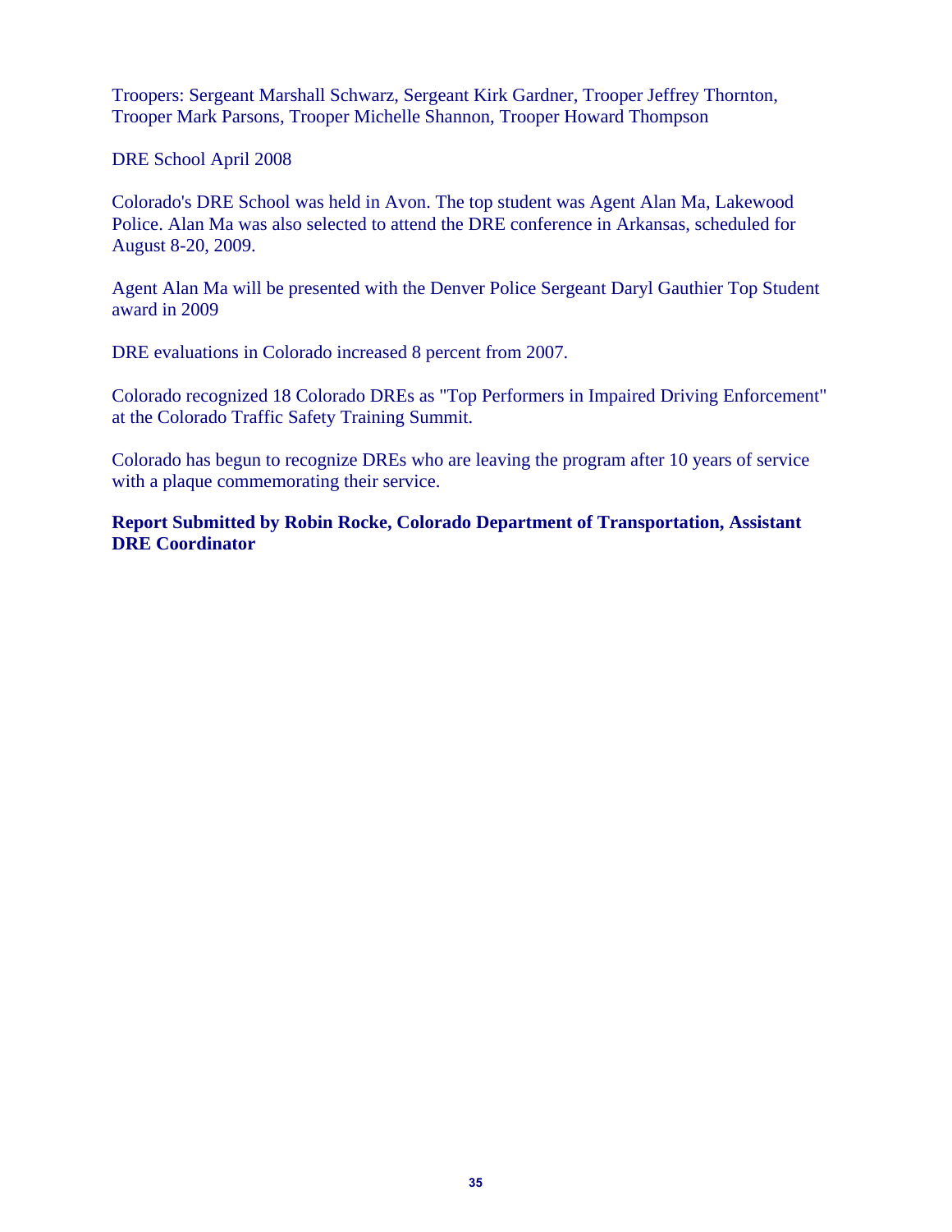Troopers: Sergeant Marshall Schwarz, Sergeant Kirk Gardner, Trooper Jeffrey Thornton, Trooper Mark Parsons, Trooper Michelle Shannon, Trooper Howard Thompson

DRE School April 2008

Colorado's DRE School was held in Avon. The top student was Agent Alan Ma, Lakewood Police. Alan Ma was also selected to attend the DRE conference in Arkansas, scheduled for August 8-20, 2009.

Agent Alan Ma will be presented with the Denver Police Sergeant Daryl Gauthier Top Student award in 2009

DRE evaluations in Colorado increased 8 percent from 2007.

Colorado recognized 18 Colorado DREs as "Top Performers in Impaired Driving Enforcement" at the Colorado Traffic Safety Training Summit.

Colorado has begun to recognize DREs who are leaving the program after 10 years of service with a plaque commemorating their service.

**Report Submitted by Robin Rocke, Colorado Department of Transportation, Assistant DRE Coordinator**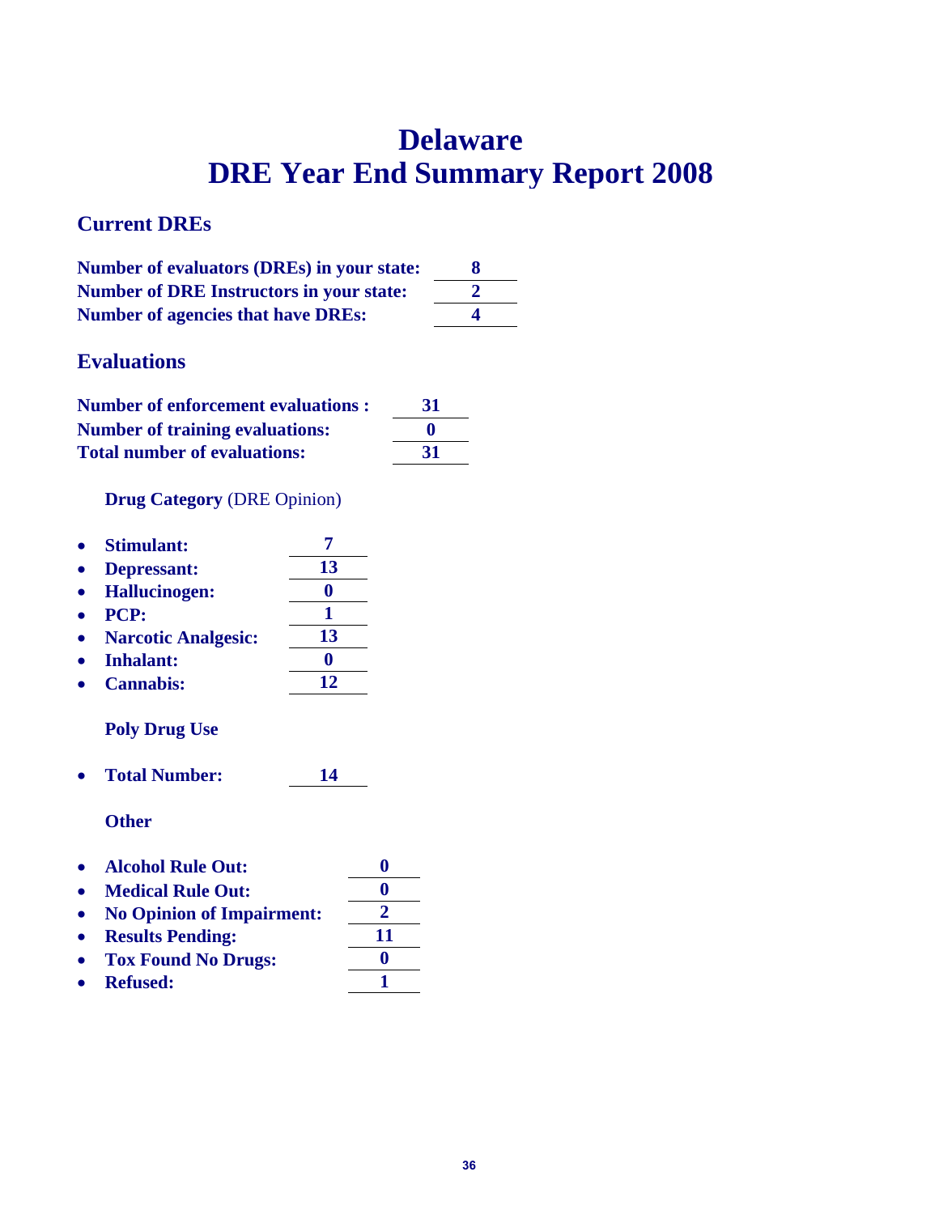# Delaware
# DRE Year End Summary Report 2008

## Current DREs

**Number of evaluators (DREs) in your state:** **8**
**Number of DRE Instructors in your state:** **2**
**Number of agencies that have DREs:** **4**

## Evaluations

**Number of enforcement evaluations :** **31**
**Number of training evaluations:** **0**
**Total number of evaluations:** **31**

**Drug Category** (DRE Opinion)

- **Stimulant:** **7**
- **Depressant:** **13**
- **Hallucinogen:** **0**
- **PCP:** **1**
- **Narcotic Analgesic:** **13**
- **Inhalant:** **0**
- **Cannabis:** **12**

**Poly Drug Use**

- **Total Number:** **14**

**Other**

- **Alcohol Rule Out:** **0**
- **Medical Rule Out:** **0**
- **No Opinion of Impairment:** **2**
- **Results Pending:** **11**
- **Tox Found No Drugs:** **0**
- **Refused:** **1**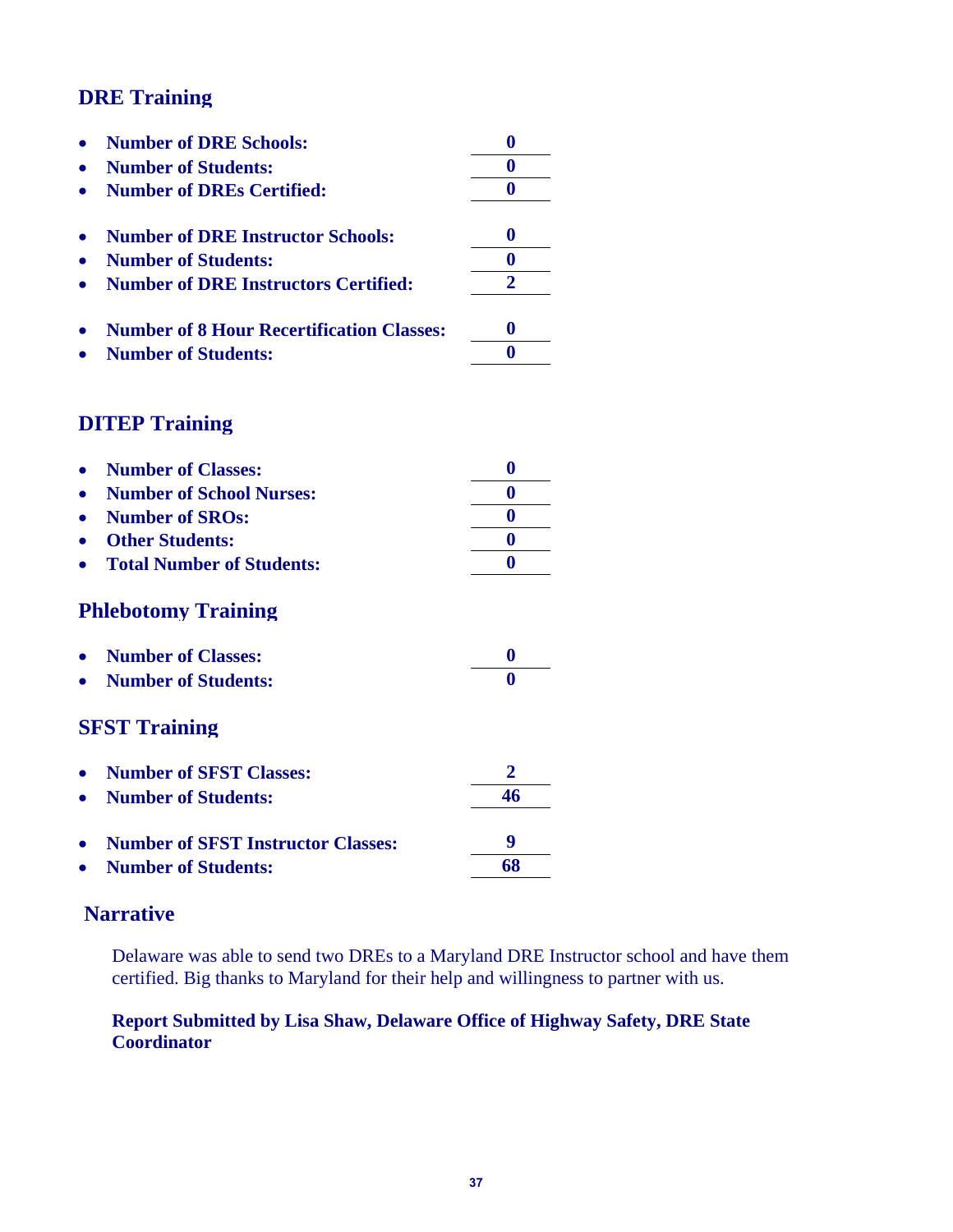## DRE Training

- **Number of DRE Schools:** **0**
- **Number of Students:** **0**
- **Number of DREs Certified:** **0**

- **Number of DRE Instructor Schools:** **0**
- **Number of Students:** **0**
- **Number of DRE Instructors Certified:** **2**

- **Number of 8 Hour Recertification Classes:** **0**
- **Number of Students:** **0**

## DITEP Training

- **Number of Classes:** **0**
- **Number of School Nurses:** **0**
- **Number of SROs:** **0**
- **Other Students:** **0**
- **Total Number of Students:** **0**

## Phlebotomy Training

- **Number of Classes:** **0**
- **Number of Students:** **0**

## SFST Training

- **Number of SFST Classes:** **2**
- **Number of Students:** **46**

- **Number of SFST Instructor Classes:** **9**
- **Number of Students:** **68**

## Narrative

Delaware was able to send two DREs to a Maryland DRE Instructor school and have them certified. Big thanks to Maryland for their help and willingness to partner with us.

**Report Submitted by Lisa Shaw, Delaware Office of Highway Safety, DRE State Coordinator**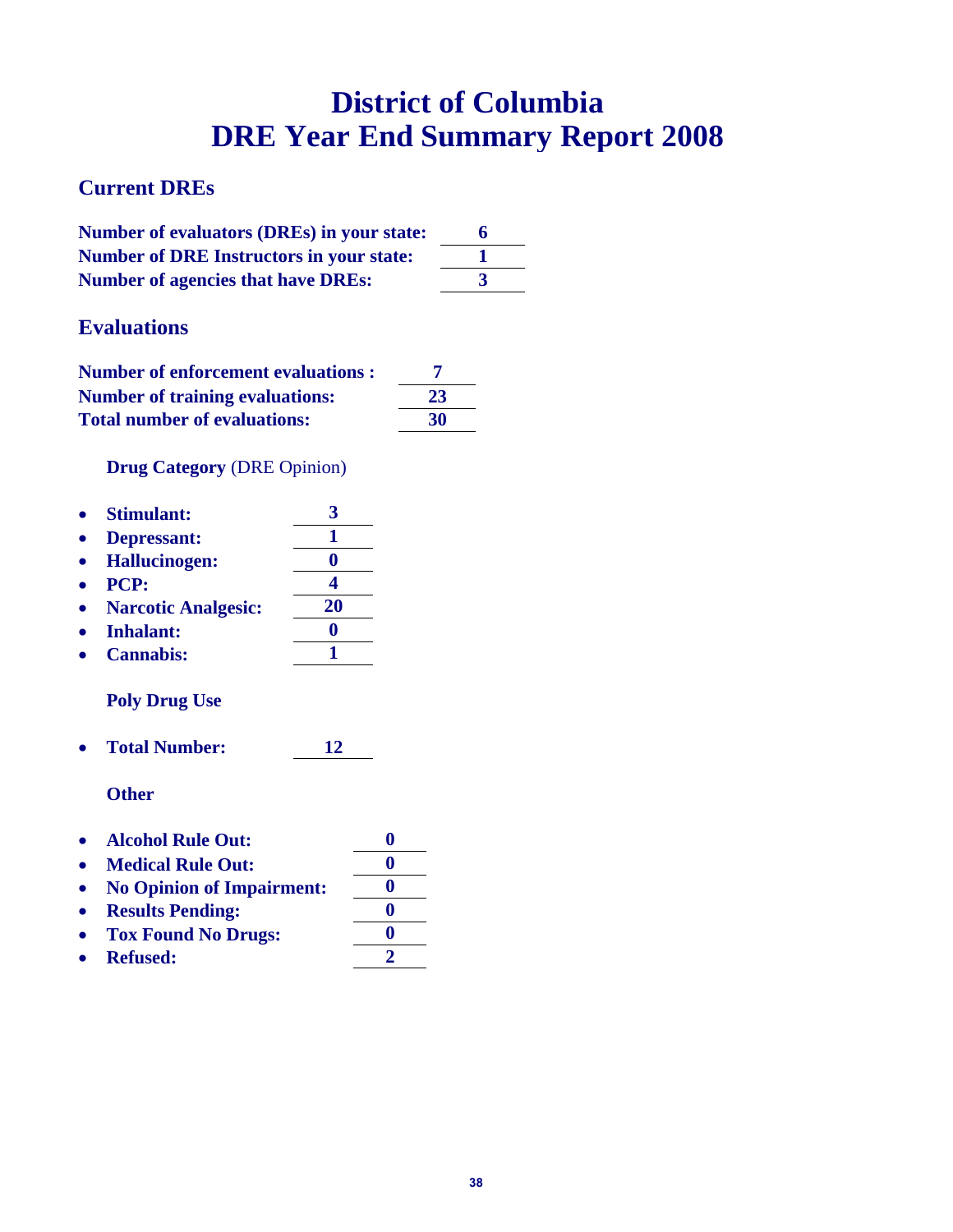# District of Columbia
# DRE Year End Summary Report 2008

## Current DREs

**Number of evaluators (DREs) in your state:** **6**
**Number of DRE Instructors in your state:** **1**
**Number of agencies that have DREs:** **3**

## Evaluations

**Number of enforcement evaluations :** **7**
**Number of training evaluations:** **23**
**Total number of evaluations:** **30**

**Drug Category** (DRE Opinion)

- **Stimulant:** **3**
- **Depressant:** **1**
- **Hallucinogen:** **0**
- **PCP:** **4**
- **Narcotic Analgesic:** **20**
- **Inhalant:** **0**
- **Cannabis:** **1**

**Poly Drug Use**

- **Total Number:** **12**

**Other**

- **Alcohol Rule Out:** **0**
- **Medical Rule Out:** **0**
- **No Opinion of Impairment:** **0**
- **Results Pending:** **0**
- **Tox Found No Drugs:** **0**
- **Refused:** **2**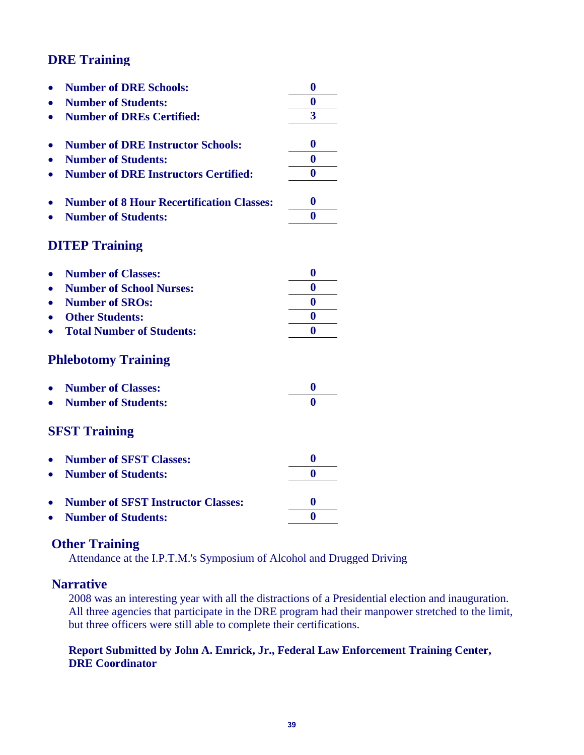## DRE Training

- **Number of DRE Schools:** **0**
- **Number of Students:** **0**
- **Number of DREs Certified:** **3**

- **Number of DRE Instructor Schools:** **0**
- **Number of Students:** **0**
- **Number of DRE Instructors Certified:** **0**

- **Number of 8 Hour Recertification Classes:** **0**
- **Number of Students:** **0**

## DITEP Training

- **Number of Classes:** **0**
- **Number of School Nurses:** **0**
- **Number of SROs:** **0**
- **Other Students:** **0**
- **Total Number of Students:** **0**

## Phlebotomy Training

- **Number of Classes:** **0**
- **Number of Students:** **0**

## SFST Training

- **Number of SFST Classes:** **0**
- **Number of Students:** **0**

- **Number of SFST Instructor Classes:** **0**
- **Number of Students:** **0**

## Other Training

Attendance at the I.P.T.M.'s Symposium of Alcohol and Drugged Driving

## Narrative

2008 was an interesting year with all the distractions of a Presidential election and inauguration. All three agencies that participate in the DRE program had their manpower stretched to the limit, but three officers were still able to complete their certifications.

**Report Submitted by John A. Emrick, Jr., Federal Law Enforcement Training Center, DRE Coordinator**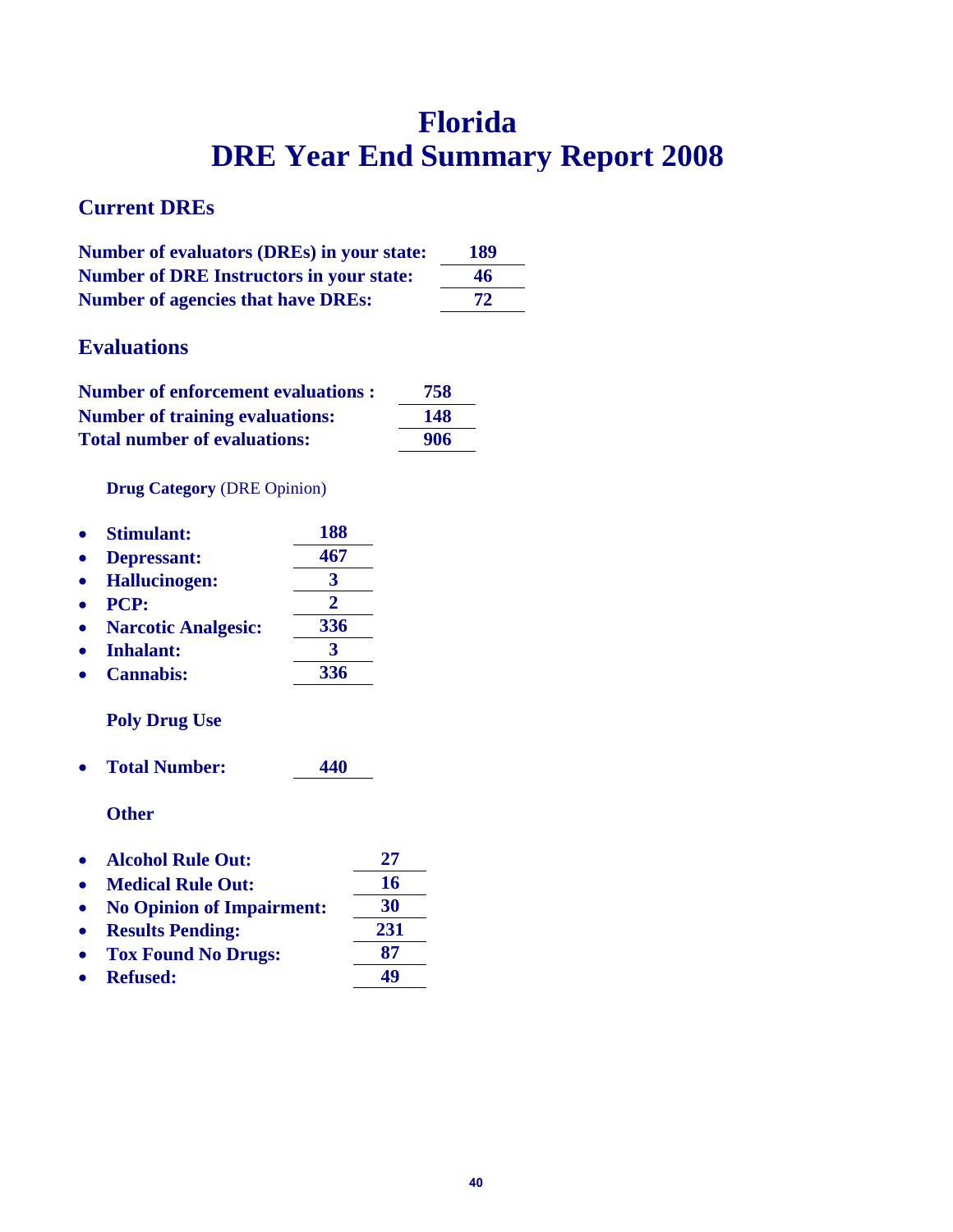# Florida
# DRE Year End Summary Report 2008

## Current DREs

**Number of evaluators (DREs) in your state:** **189**
**Number of DRE Instructors in your state:** **46**
**Number of agencies that have DREs:** **72**

## Evaluations

**Number of enforcement evaluations :** **758**
**Number of training evaluations:** **148**
**Total number of evaluations:** **906**

**Drug Category** (DRE Opinion)

- **Stimulant:** **188**
- **Depressant:** **467**
- **Hallucinogen:** **3**
- **PCP:** **2**
- **Narcotic Analgesic:** **336**
- **Inhalant:** **3**
- **Cannabis:** **336**

**Poly Drug Use**

- **Total Number:** **440**

**Other**

- **Alcohol Rule Out:** **27**
- **Medical Rule Out:** **16**
- **No Opinion of Impairment:** **30**
- **Results Pending:** **231**
- **Tox Found No Drugs:** **87**
- **Refused:** **49**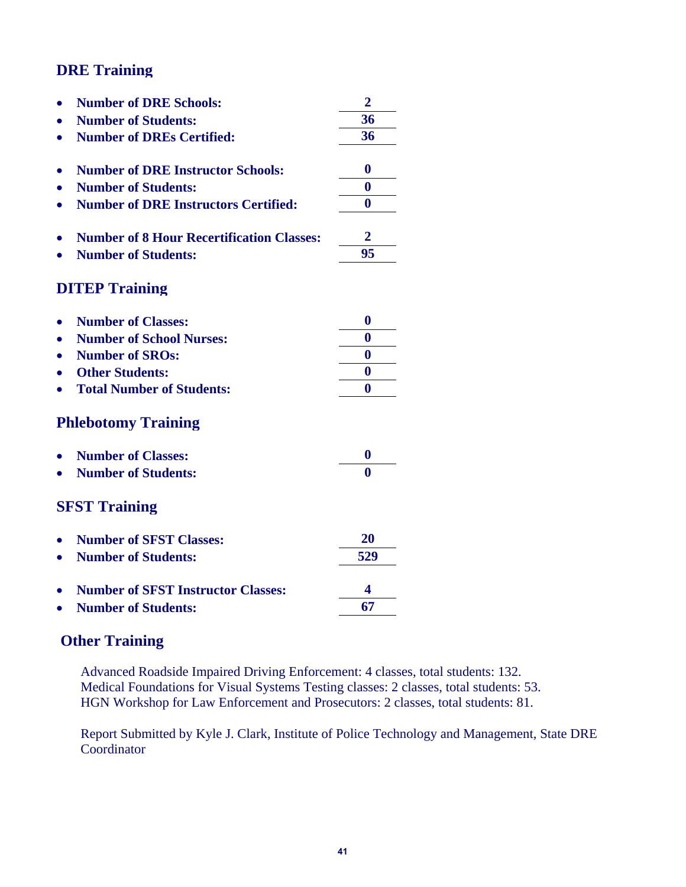## DRE Training

- **Number of DRE Schools:** **2**
- **Number of Students:** **36**
- **Number of DREs Certified:** **36**

- **Number of DRE Instructor Schools:** **0**
- **Number of Students:** **0**
- **Number of DRE Instructors Certified:** **0**

- **Number of 8 Hour Recertification Classes:** **2**
- **Number of Students:** **95**

## DITEP Training

- **Number of Classes:** **0**
- **Number of School Nurses:** **0**
- **Number of SROs:** **0**
- **Other Students:** **0**
- **Total Number of Students:** **0**

## Phlebotomy Training

- **Number of Classes:** **0**
- **Number of Students:** **0**

## SFST Training

- **Number of SFST Classes:** **20**
- **Number of Students:** **529**

- **Number of SFST Instructor Classes:** **4**
- **Number of Students:** **67**

## Other Training

Advanced Roadside Impaired Driving Enforcement: 4 classes, total students: 132.
Medical Foundations for Visual Systems Testing classes: 2 classes, total students: 53.
HGN Workshop for Law Enforcement and Prosecutors: 2 classes, total students: 81.

Report Submitted by Kyle J. Clark, Institute of Police Technology and Management, State DRE Coordinator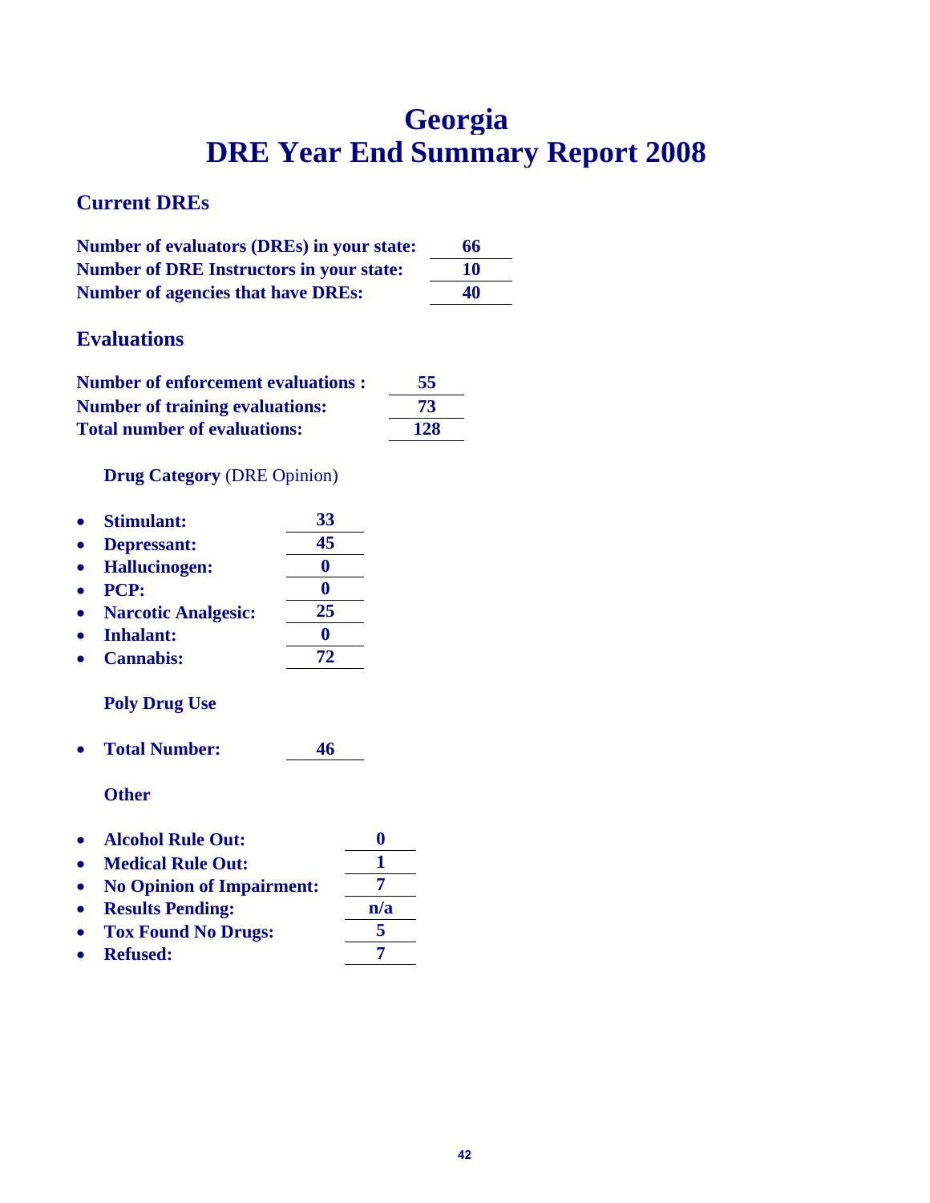# Georgia
# DRE Year End Summary Report 2008

## Current DREs

**Number of evaluators (DREs) in your state:** **66**
**Number of DRE Instructors in your state:** **10**
**Number of agencies that have DREs:** **40**

## Evaluations

**Number of enforcement evaluations :** **55**
**Number of training evaluations:** **73**
**Total number of evaluations:** **128**

**Drug Category** (DRE Opinion)

- **Stimulant:** **33**
- **Depressant:** **45**
- **Hallucinogen:** **0**
- **PCP:** **0**
- **Narcotic Analgesic:** **25**
- **Inhalant:** **0**
- **Cannabis:** **72**

**Poly Drug Use**

- **Total Number:** **46**

**Other**

- **Alcohol Rule Out:** **0**
- **Medical Rule Out:** **1**
- **No Opinion of Impairment:** **7**
- **Results Pending:** **n/a**
- **Tox Found No Drugs:** **5**
- **Refused:** **7**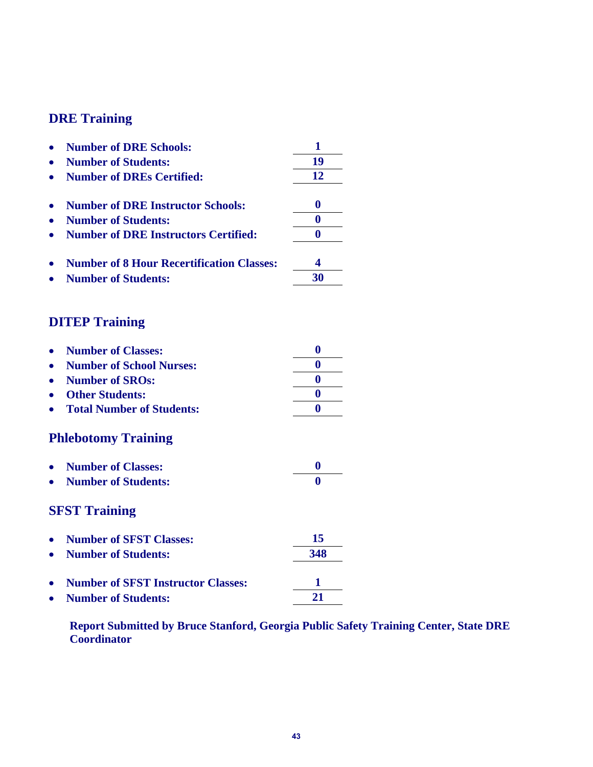## DRE Training

- **Number of DRE Schools:** **1**
- **Number of Students:** **19**
- **Number of DREs Certified:** **12**

- **Number of DRE Instructor Schools:** **0**
- **Number of Students:** **0**
- **Number of DRE Instructors Certified:** **0**

- **Number of 8 Hour Recertification Classes:** **4**
- **Number of Students:** **30**

## DITEP Training

- **Number of Classes:** **0**
- **Number of School Nurses:** **0**
- **Number of SROs:** **0**
- **Other Students:** **0**
- **Total Number of Students:** **0**

## Phlebotomy Training

- **Number of Classes:** **0**
- **Number of Students:** **0**

## SFST Training

- **Number of SFST Classes:** **15**
- **Number of Students:** **348**

- **Number of SFST Instructor Classes:** **1**
- **Number of Students:** **21**

**Report Submitted by Bruce Stanford, Georgia Public Safety Training Center, State DRE Coordinator**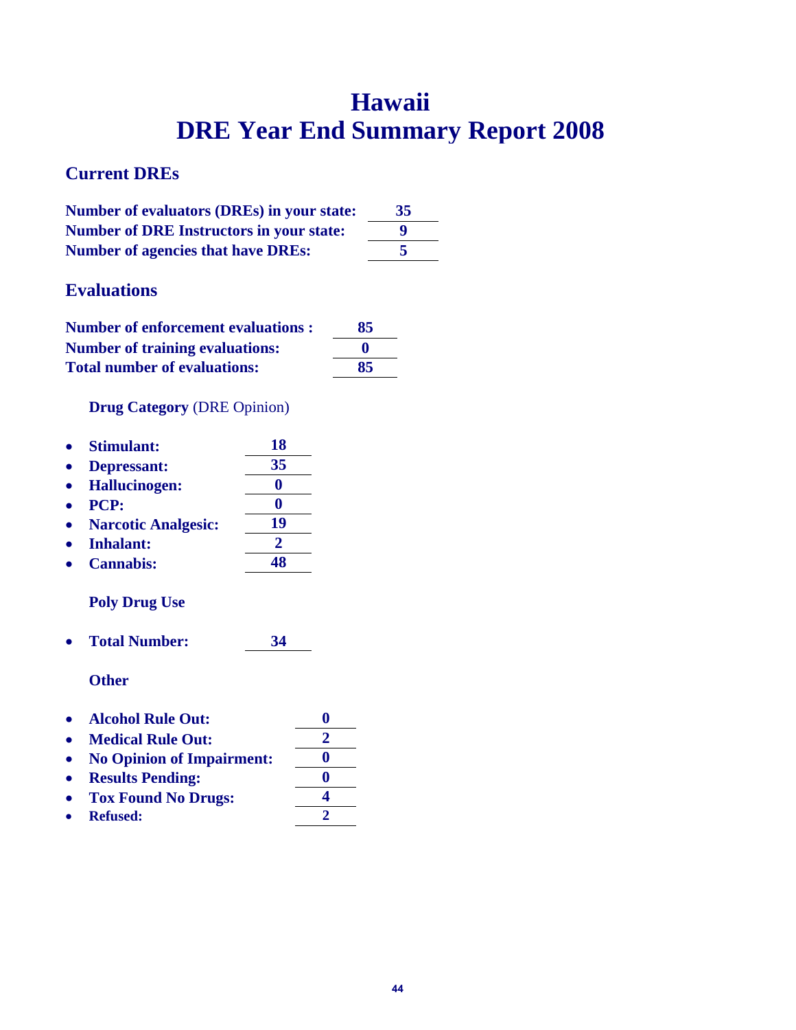# Hawaii
# DRE Year End Summary Report 2008

## Current DREs

**Number of evaluators (DREs) in your state:** **35**
**Number of DRE Instructors in your state:** **9**
**Number of agencies that have DREs:** **5**

## Evaluations

**Number of enforcement evaluations :** **85**
**Number of training evaluations:** **0**
**Total number of evaluations:** **85**

**Drug Category** (DRE Opinion)

- **Stimulant:** **18**
- **Depressant:** **35**
- **Hallucinogen:** **0**
- **PCP:** **0**
- **Narcotic Analgesic:** **19**
- **Inhalant:** **2**
- **Cannabis:** **48**

**Poly Drug Use**

- **Total Number:** **34**

**Other**

- **Alcohol Rule Out:** **0**
- **Medical Rule Out:** **2**
- **No Opinion of Impairment:** **0**
- **Results Pending:** **0**
- **Tox Found No Drugs:** **4**
- **Refused:** **2**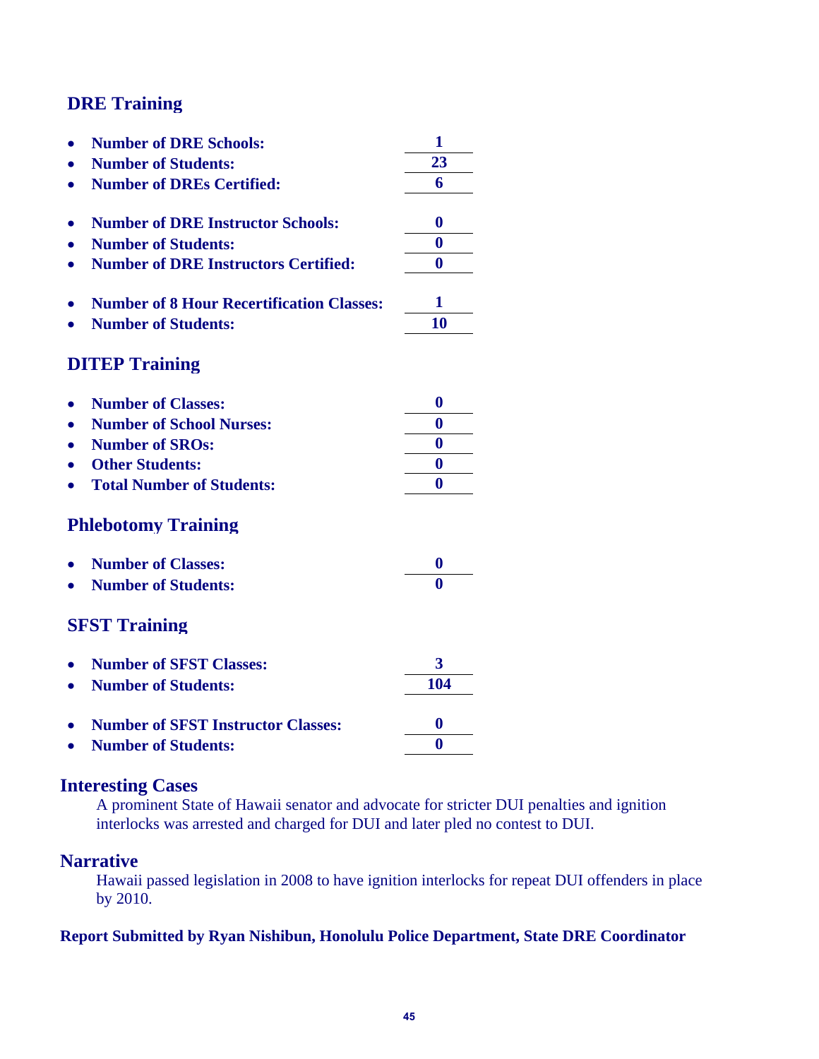## DRE Training

- **Number of DRE Schools:** **1**
- **Number of Students:** **23**
- **Number of DREs Certified:** **6**

- **Number of DRE Instructor Schools:** **0**
- **Number of Students:** **0**
- **Number of DRE Instructors Certified:** **0**

- **Number of 8 Hour Recertification Classes:** **1**
- **Number of Students:** **10**

## DITEP Training

- **Number of Classes:** **0**
- **Number of School Nurses:** **0**
- **Number of SROs:** **0**
- **Other Students:** **0**
- **Total Number of Students:** **0**

## Phlebotomy Training

- **Number of Classes:** **0**
- **Number of Students:** **0**

## SFST Training

- **Number of SFST Classes:** **3**
- **Number of Students:** **104**

- **Number of SFST Instructor Classes:** **0**
- **Number of Students:** **0**

## Interesting Cases

A prominent State of Hawaii senator and advocate for stricter DUI penalties and ignition interlocks was arrested and charged for DUI and later pled no contest to DUI.

## Narrative

Hawaii passed legislation in 2008 to have ignition interlocks for repeat DUI offenders in place by 2010.

**Report Submitted by Ryan Nishibun, Honolulu Police Department, State DRE Coordinator**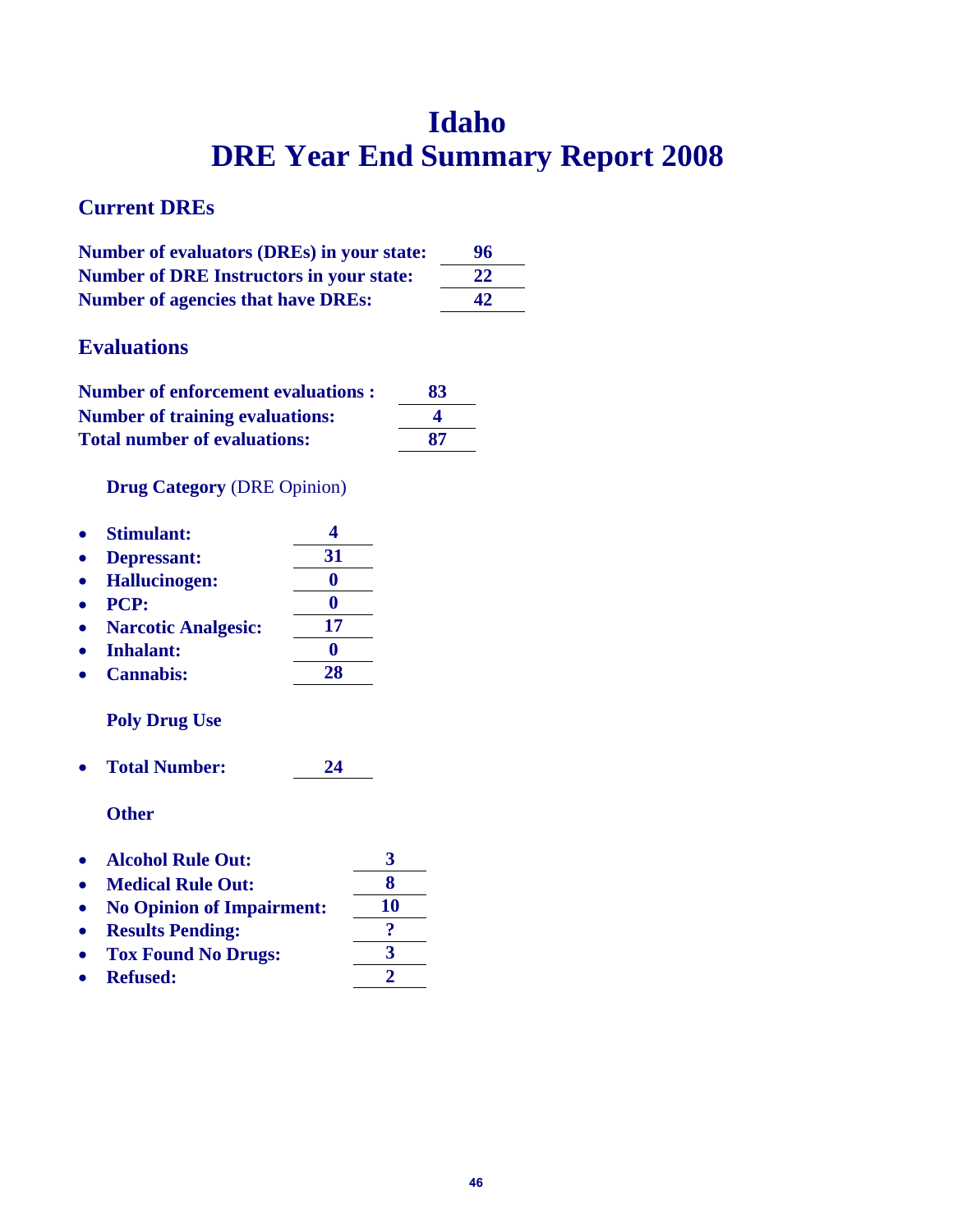# Idaho
# DRE Year End Summary Report 2008

## Current DREs

**Number of evaluators (DREs) in your state:** **96**
**Number of DRE Instructors in your state:** **22**
**Number of agencies that have DREs:** **42**

## Evaluations

**Number of enforcement evaluations :** **83**
**Number of training evaluations:** **4**
**Total number of evaluations:** **87**

**Drug Category** (DRE Opinion)

- **Stimulant:** **4**
- **Depressant:** **31**
- **Hallucinogen:** **0**
- **PCP:** **0**
- **Narcotic Analgesic:** **17**
- **Inhalant:** **0**
- **Cannabis:** **28**

**Poly Drug Use**

- **Total Number:** **24**

**Other**

- **Alcohol Rule Out:** **3**
- **Medical Rule Out:** **8**
- **No Opinion of Impairment:** **10**
- **Results Pending:** **?**
- **Tox Found No Drugs:** **3**
- **Refused:** **2**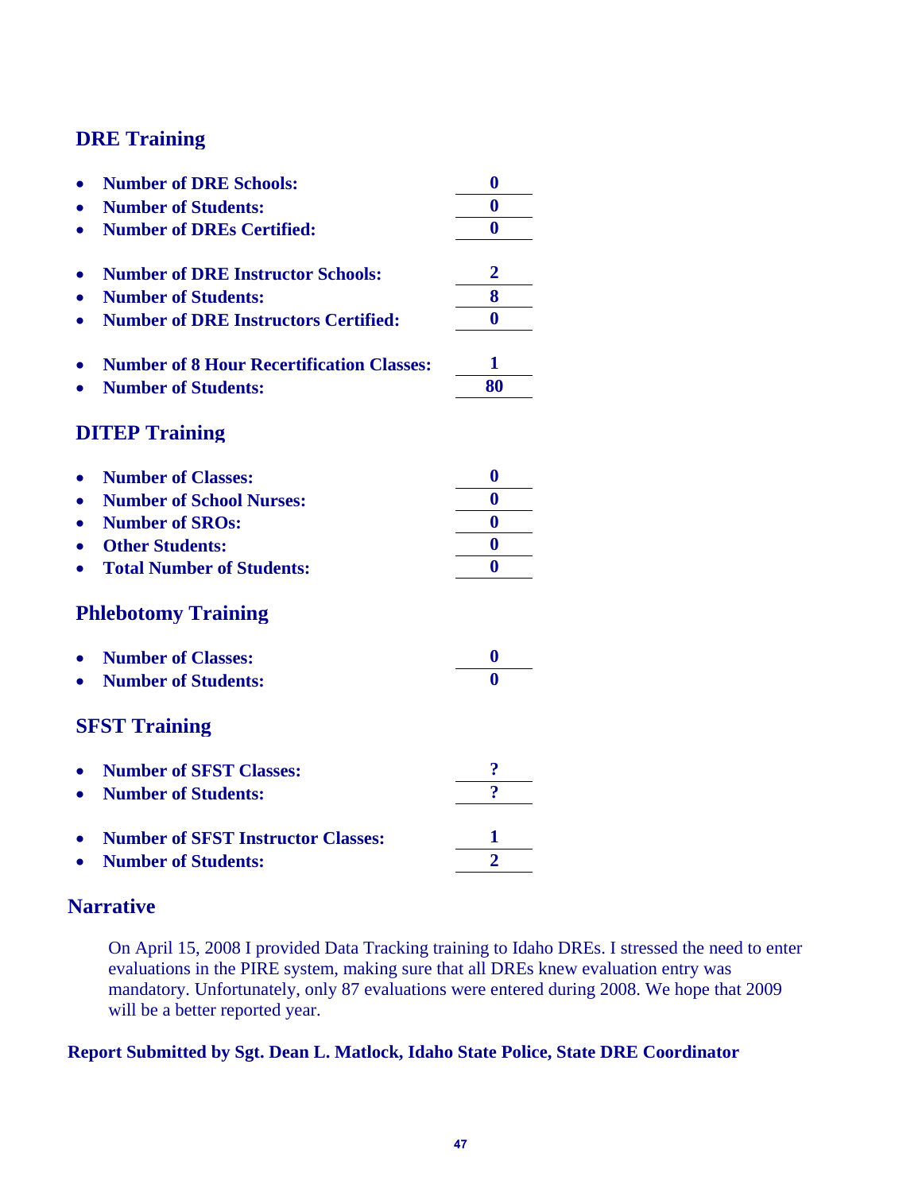## DRE Training

- **Number of DRE Schools:** **0**
- **Number of Students:** **0**
- **Number of DREs Certified:** **0**

- **Number of DRE Instructor Schools:** **2**
- **Number of Students:** **8**
- **Number of DRE Instructors Certified:** **0**

- **Number of 8 Hour Recertification Classes:** **1**
- **Number of Students:** **80**

## DITEP Training

- **Number of Classes:** **0**
- **Number of School Nurses:** **0**
- **Number of SROs:** **0**
- **Other Students:** **0**
- **Total Number of Students:** **0**

## Phlebotomy Training

- **Number of Classes:** **0**
- **Number of Students:** **0**

## SFST Training

- **Number of SFST Classes:** **?**
- **Number of Students:** **?**

- **Number of SFST Instructor Classes:** **1**
- **Number of Students:** **2**

## Narrative

On April 15, 2008 I provided Data Tracking training to Idaho DREs. I stressed the need to enter evaluations in the PIRE system, making sure that all DREs knew evaluation entry was mandatory. Unfortunately, only 87 evaluations were entered during 2008. We hope that 2009 will be a better reported year.

**Report Submitted by Sgt. Dean L. Matlock, Idaho State Police, State DRE Coordinator**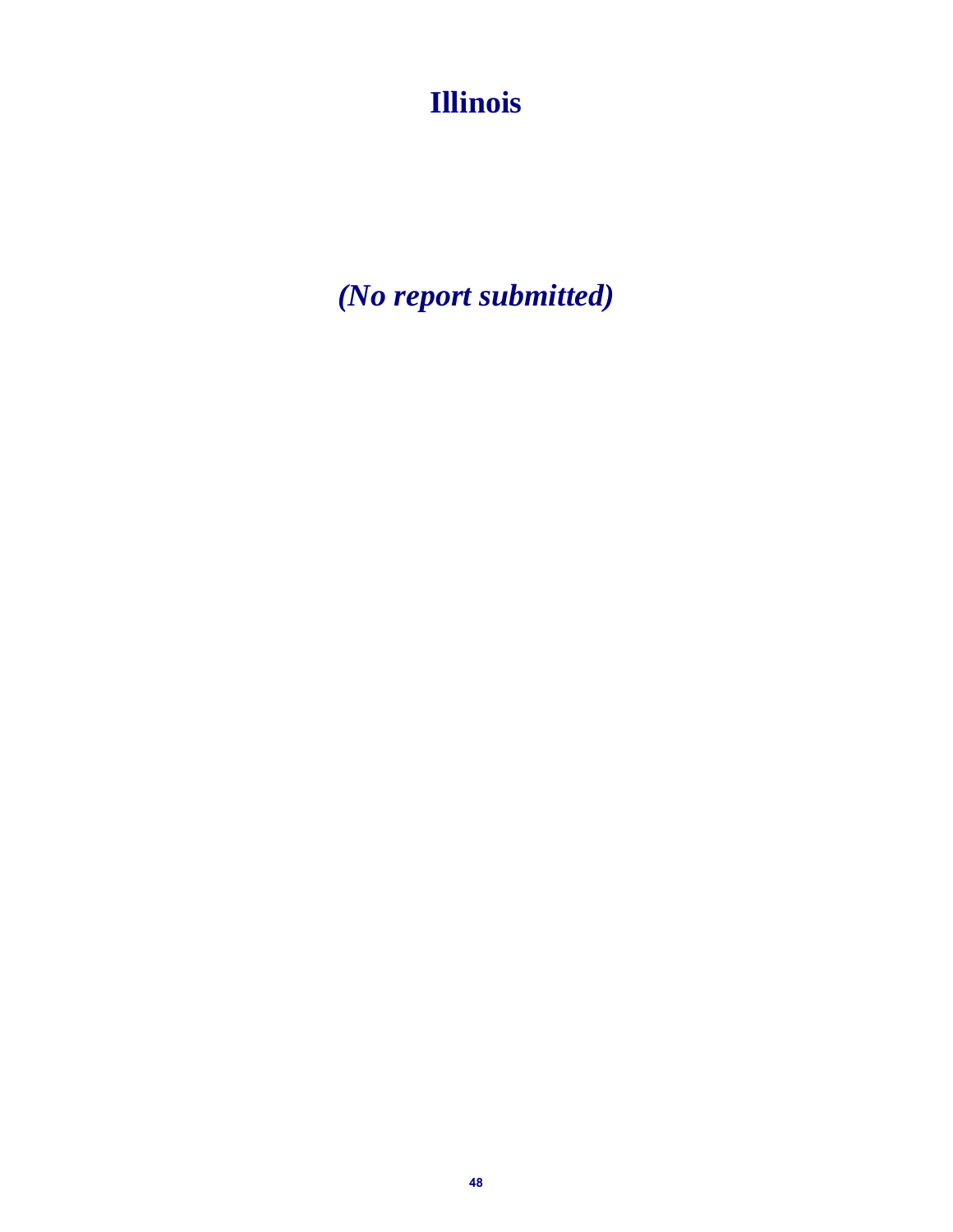# Illinois

***(No report submitted)***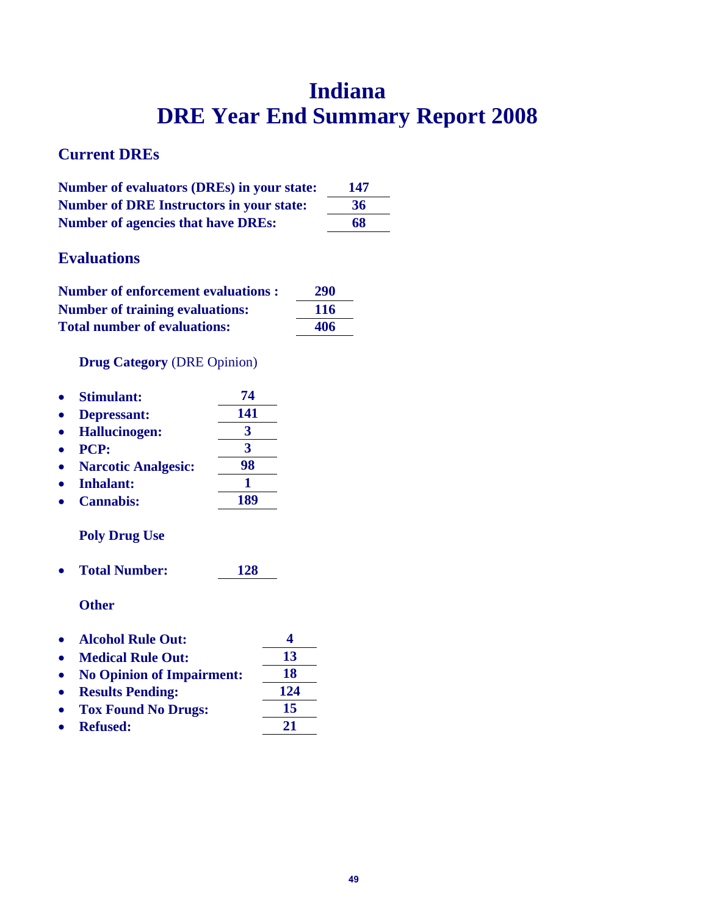# Indiana
# DRE Year End Summary Report 2008

## Current DREs

| | |
|---|---|
| **Number of evaluators (DREs) in your state:** | **147** |
| **Number of DRE Instructors in your state:** | **36** |
| **Number of agencies that have DREs:** | **68** |

## Evaluations

| | |
|---|---|
| **Number of enforcement evaluations :** | **290** |
| **Number of training evaluations:** | **116** |
| **Total number of evaluations:** | **406** |

### **Drug Category** (DRE Opinion)

- **Stimulant:** **74**
- **Depressant:** **141**
- **Hallucinogen:** **3**
- **PCP:** **3**
- **Narcotic Analgesic:** **98**
- **Inhalant:** **1**
- **Cannabis:** **189**

### Poly Drug Use

- **Total Number:** **128**

### Other

- **Alcohol Rule Out:** **4**
- **Medical Rule Out:** **13**
- **No Opinion of Impairment:** **18**
- **Results Pending:** **124**
- **Tox Found No Drugs:** **15**
- **Refused:** **21**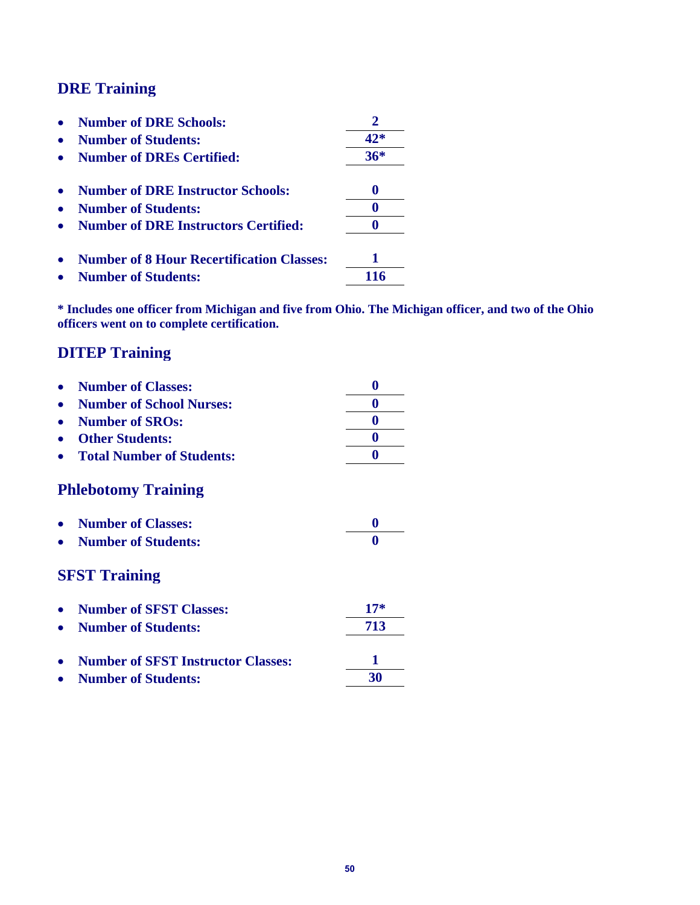## DRE Training

- **Number of DRE Schools:** **2**
- **Number of Students:** **42***
- **Number of DREs Certified:** **36***

- **Number of DRE Instructor Schools:** **0**
- **Number of Students:** **0**
- **Number of DRE Instructors Certified:** **0**

- **Number of 8 Hour Recertification Classes:** **1**
- **Number of Students:** **116**

**\* Includes one officer from Michigan and five from Ohio. The Michigan officer, and two of the Ohio officers went on to complete certification.**

## DITEP Training

- **Number of Classes:** **0**
- **Number of School Nurses:** **0**
- **Number of SROs:** **0**
- **Other Students:** **0**
- **Total Number of Students:** **0**

## Phlebotomy Training

- **Number of Classes:** **0**
- **Number of Students:** **0**

## SFST Training

- **Number of SFST Classes:** **17***
- **Number of Students:** **713**

- **Number of SFST Instructor Classes:** **1**
- **Number of Students:** **30**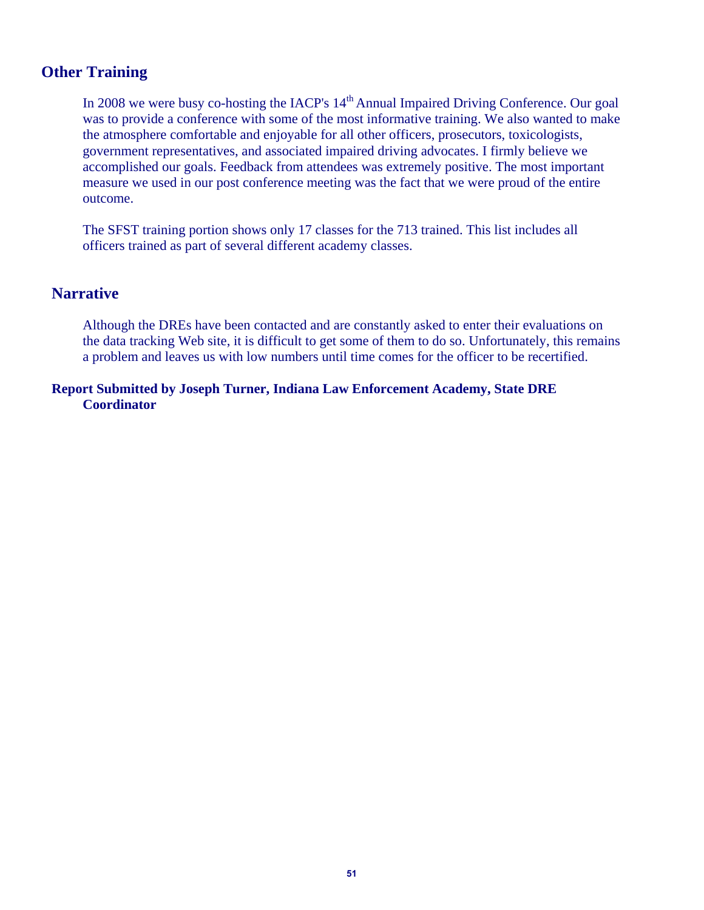## Other Training

In 2008 we were busy co-hosting the IACP's 14th Annual Impaired Driving Conference. Our goal was to provide a conference with some of the most informative training. We also wanted to make the atmosphere comfortable and enjoyable for all other officers, prosecutors, toxicologists, government representatives, and associated impaired driving advocates. I firmly believe we accomplished our goals. Feedback from attendees was extremely positive. The most important measure we used in our post conference meeting was the fact that we were proud of the entire outcome.

The SFST training portion shows only 17 classes for the 713 trained. This list includes all officers trained as part of several different academy classes.

## Narrative

Although the DREs have been contacted and are constantly asked to enter their evaluations on the data tracking Web site, it is difficult to get some of them to do so. Unfortunately, this remains a problem and leaves us with low numbers until time comes for the officer to be recertified.

**Report Submitted by Joseph Turner, Indiana Law Enforcement Academy, State DRE Coordinator**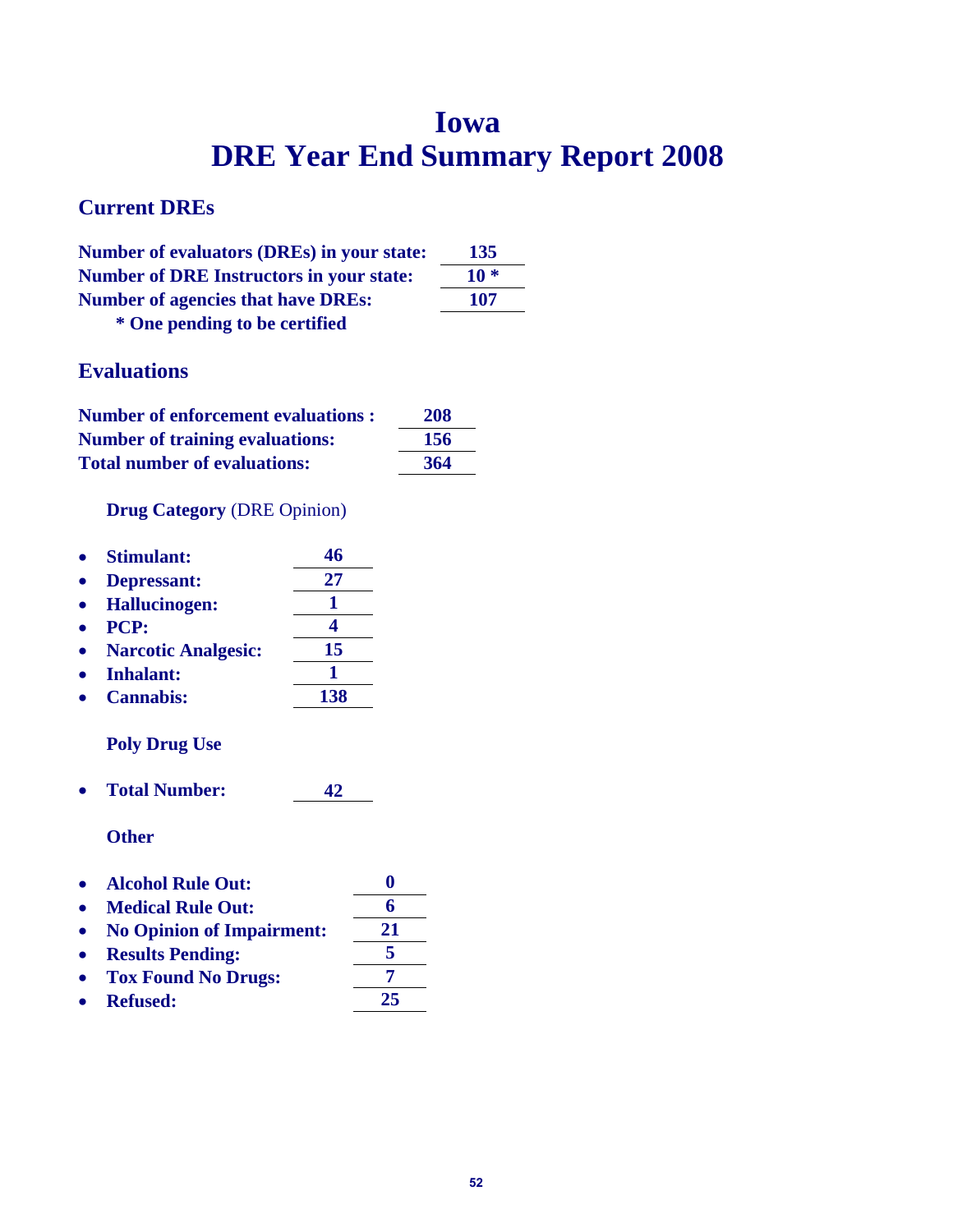# Iowa
# DRE Year End Summary Report 2008

## Current DREs

| | |
|---|---|
| **Number of evaluators (DREs) in your state:** | **135** |
| **Number of DRE Instructors in your state:** | **10 *** |
| **Number of agencies that have DREs:** | **107** |

**\* One pending to be certified**

## Evaluations

| | |
|---|---|
| **Number of enforcement evaluations :** | **208** |
| **Number of training evaluations:** | **156** |
| **Total number of evaluations:** | **364** |

**Drug Category** (DRE Opinion)

- **Stimulant:** **46**
- **Depressant:** **27**
- **Hallucinogen:** **1**
- **PCP:** **4**
- **Narcotic Analgesic:** **15**
- **Inhalant:** **1**
- **Cannabis:** **138**

**Poly Drug Use**

- **Total Number:** **42**

**Other**

- **Alcohol Rule Out:** **0**
- **Medical Rule Out:** **6**
- **No Opinion of Impairment:** **21**
- **Results Pending:** **5**
- **Tox Found No Drugs:** **7**
- **Refused:** **25**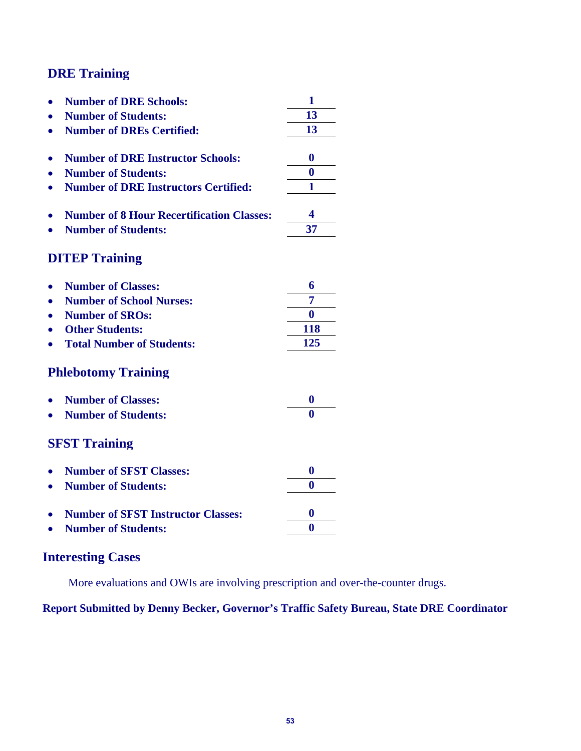## DRE Training

- **Number of DRE Schools:** **1**
- **Number of Students:** **13**
- **Number of DREs Certified:** **13**

- **Number of DRE Instructor Schools:** **0**
- **Number of Students:** **0**
- **Number of DRE Instructors Certified:** **1**

- **Number of 8 Hour Recertification Classes:** **4**
- **Number of Students:** **37**

## DITEP Training

- **Number of Classes:** **6**
- **Number of School Nurses:** **7**
- **Number of SROs:** **0**
- **Other Students:** **118**
- **Total Number of Students:** **125**

## Phlebotomy Training

- **Number of Classes:** **0**
- **Number of Students:** **0**

## SFST Training

- **Number of SFST Classes:** **0**
- **Number of Students:** **0**

- **Number of SFST Instructor Classes:** **0**
- **Number of Students:** **0**

## Interesting Cases

More evaluations and OWIs are involving prescription and over-the-counter drugs.

**Report Submitted by Denny Becker, Governor's Traffic Safety Bureau, State DRE Coordinator**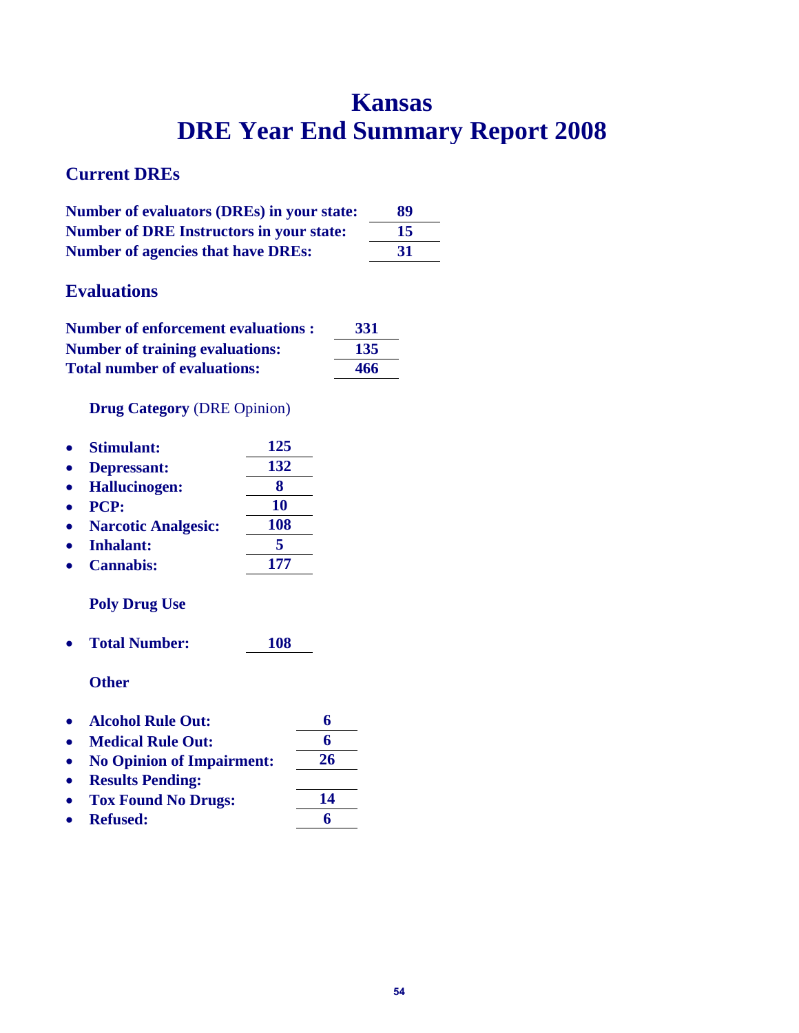# Kansas
# DRE Year End Summary Report 2008

## Current DREs

| | |
|---|---|
| **Number of evaluators (DREs) in your state:** | **89** |
| **Number of DRE Instructors in your state:** | **15** |
| **Number of agencies that have DREs:** | **31** |

## Evaluations

| | |
|---|---|
| **Number of enforcement evaluations :** | **331** |
| **Number of training evaluations:** | **135** |
| **Total number of evaluations:** | **466** |

**Drug Category** (DRE Opinion)

- **Stimulant:** **125**
- **Depressant:** **132**
- **Hallucinogen:** **8**
- **PCP:** **10**
- **Narcotic Analgesic:** **108**
- **Inhalant:** **5**
- **Cannabis:** **177**

**Poly Drug Use**

- **Total Number:** **108**

**Other**

- **Alcohol Rule Out:** **6**
- **Medical Rule Out:** **6**
- **No Opinion of Impairment:** **26**
- **Results Pending:**
- **Tox Found No Drugs:** **14**
- **Refused:** **6**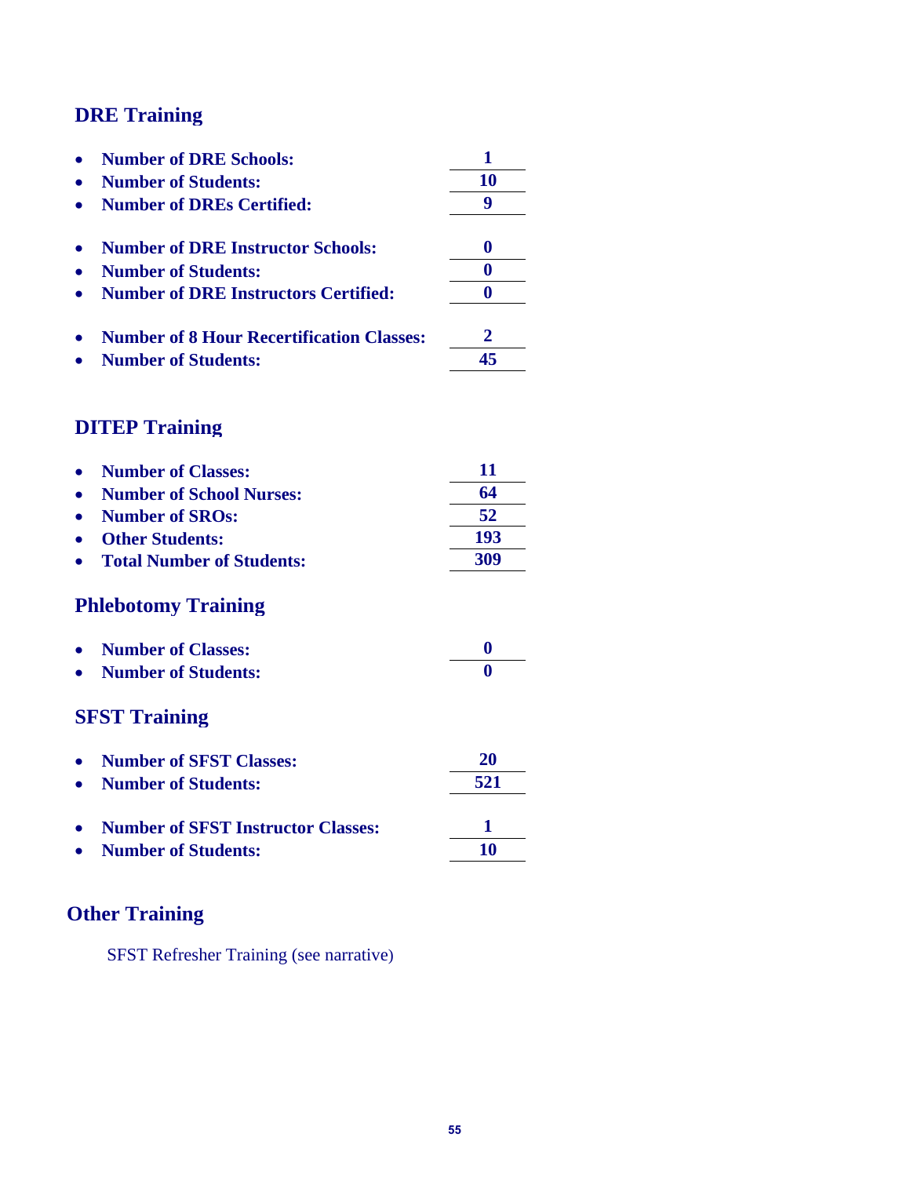## DRE Training

- **Number of DRE Schools:** **1**
- **Number of Students:** **10**
- **Number of DREs Certified:** **9**

- **Number of DRE Instructor Schools:** **0**
- **Number of Students:** **0**
- **Number of DRE Instructors Certified:** **0**

- **Number of 8 Hour Recertification Classes:** **2**
- **Number of Students:** **45**

## DITEP Training

- **Number of Classes:** **11**
- **Number of School Nurses:** **64**
- **Number of SROs:** **52**
- **Other Students:** **193**
- **Total Number of Students:** **309**

## Phlebotomy Training

- **Number of Classes:** **0**
- **Number of Students:** **0**

## SFST Training

- **Number of SFST Classes:** **20**
- **Number of Students:** **521**

- **Number of SFST Instructor Classes:** **1**
- **Number of Students:** **10**

## Other Training

SFST Refresher Training (see narrative)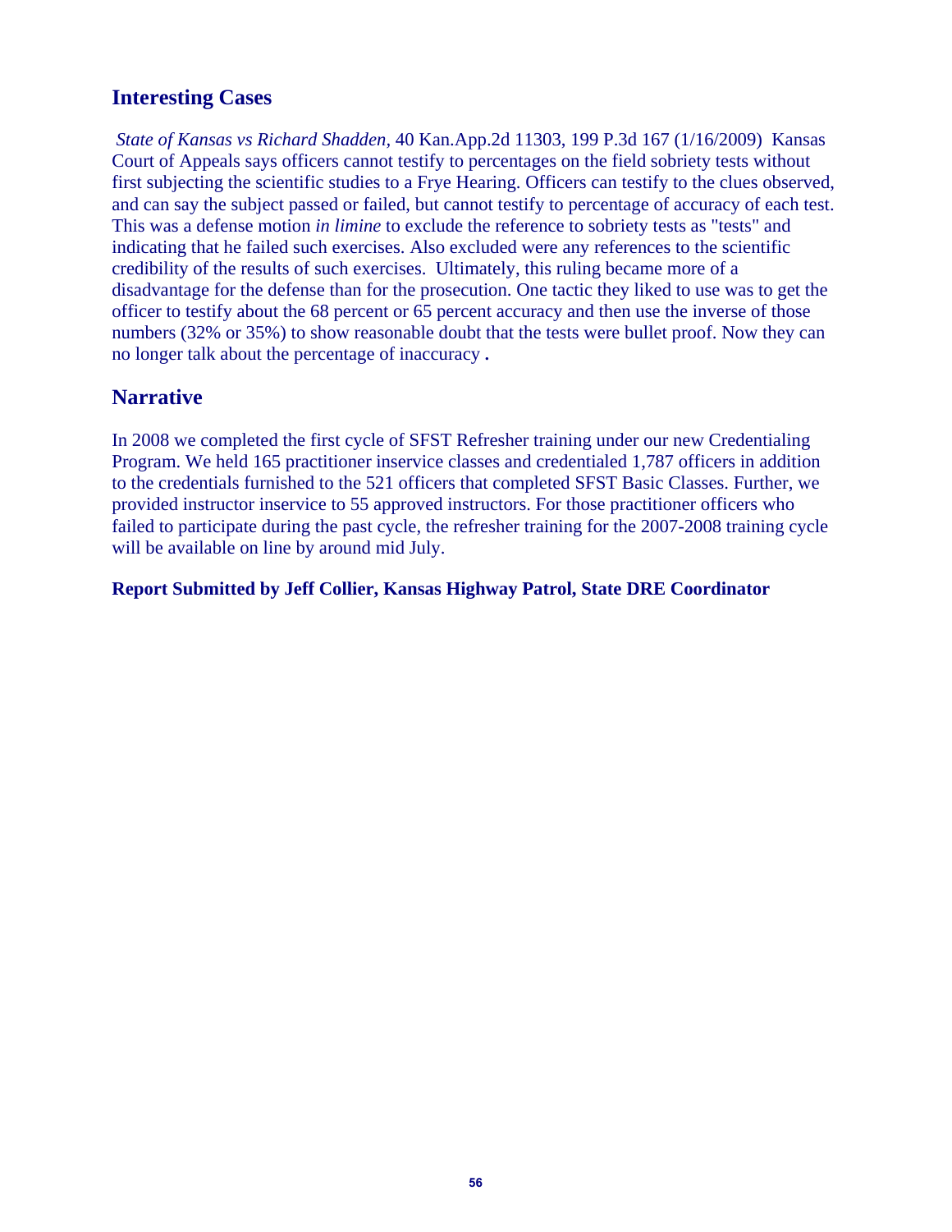## Interesting Cases

*State of Kansas vs Richard Shadden*, 40 Kan.App.2d 11303, 199 P.3d 167 (1/16/2009) Kansas Court of Appeals says officers cannot testify to percentages on the field sobriety tests without first subjecting the scientific studies to a Frye Hearing. Officers can testify to the clues observed, and can say the subject passed or failed, but cannot testify to percentage of accuracy of each test. This was a defense motion *in limine* to exclude the reference to sobriety tests as "tests" and indicating that he failed such exercises. Also excluded were any references to the scientific credibility of the results of such exercises. Ultimately, this ruling became more of a disadvantage for the defense than for the prosecution. One tactic they liked to use was to get the officer to testify about the 68 percent or 65 percent accuracy and then use the inverse of those numbers (32% or 35%) to show reasonable doubt that the tests were bullet proof. Now they can no longer talk about the percentage of inaccuracy **.**

## Narrative

In 2008 we completed the first cycle of SFST Refresher training under our new Credentialing Program. We held 165 practitioner inservice classes and credentialed 1,787 officers in addition to the credentials furnished to the 521 officers that completed SFST Basic Classes. Further, we provided instructor inservice to 55 approved instructors. For those practitioner officers who failed to participate during the past cycle, the refresher training for the 2007-2008 training cycle will be available on line by around mid July.

**Report Submitted by Jeff Collier, Kansas Highway Patrol, State DRE Coordinator**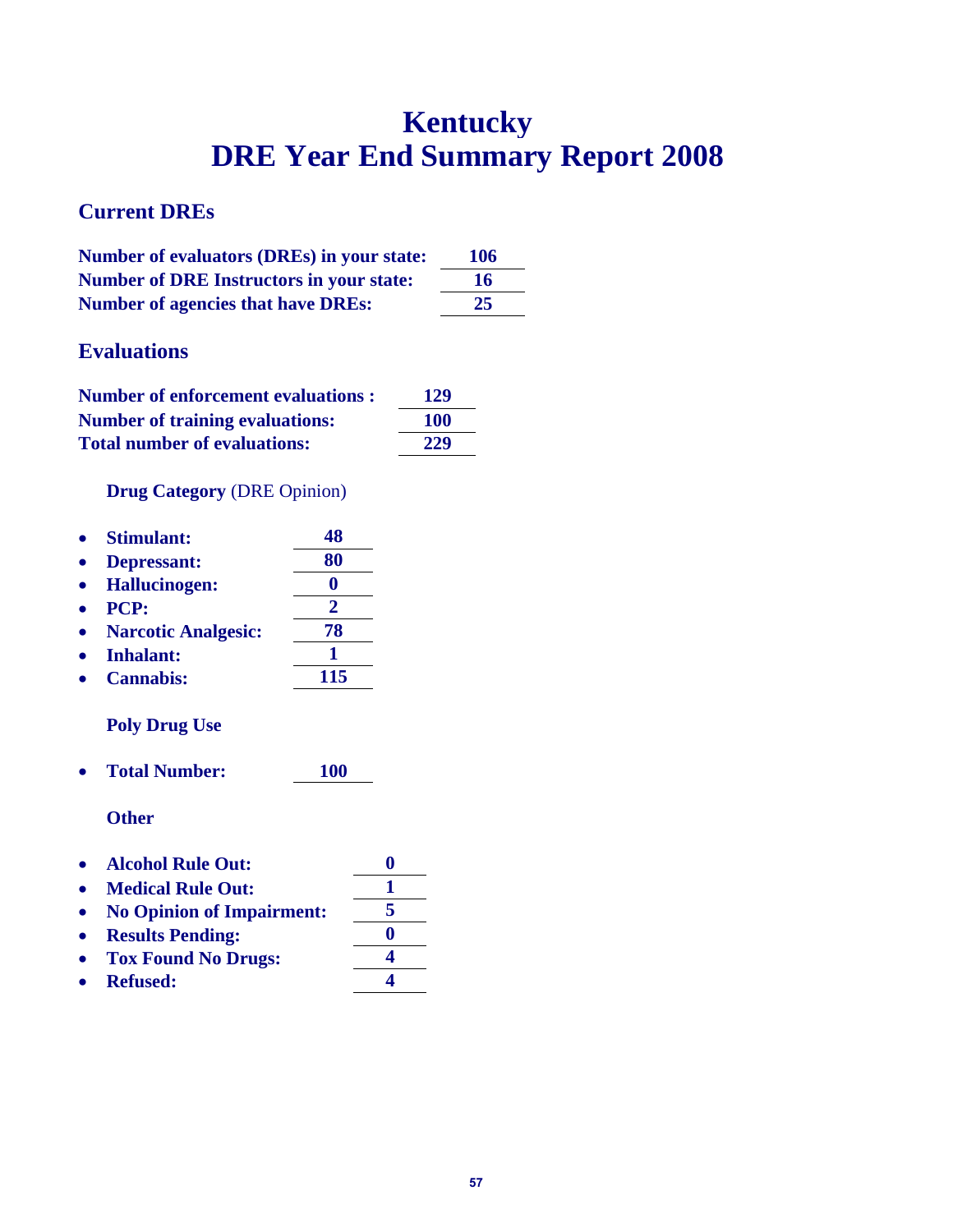# Kentucky
# DRE Year End Summary Report 2008

## Current DREs

| | |
|---|---|
| **Number of evaluators (DREs) in your state:** | **106** |
| **Number of DRE Instructors in your state:** | **16** |
| **Number of agencies that have DREs:** | **25** |

## Evaluations

| | |
|---|---|
| **Number of enforcement evaluations :** | **129** |
| **Number of training evaluations:** | **100** |
| **Total number of evaluations:** | **229** |

**Drug Category** (DRE Opinion)

- **Stimulant:** **48**
- **Depressant:** **80**
- **Hallucinogen:** **0**
- **PCP:** **2**
- **Narcotic Analgesic:** **78**
- **Inhalant:** **1**
- **Cannabis:** **115**

**Poly Drug Use**

- **Total Number:** **100**

**Other**

- **Alcohol Rule Out:** **0**
- **Medical Rule Out:** **1**
- **No Opinion of Impairment:** **5**
- **Results Pending:** **0**
- **Tox Found No Drugs:** **4**
- **Refused:** **4**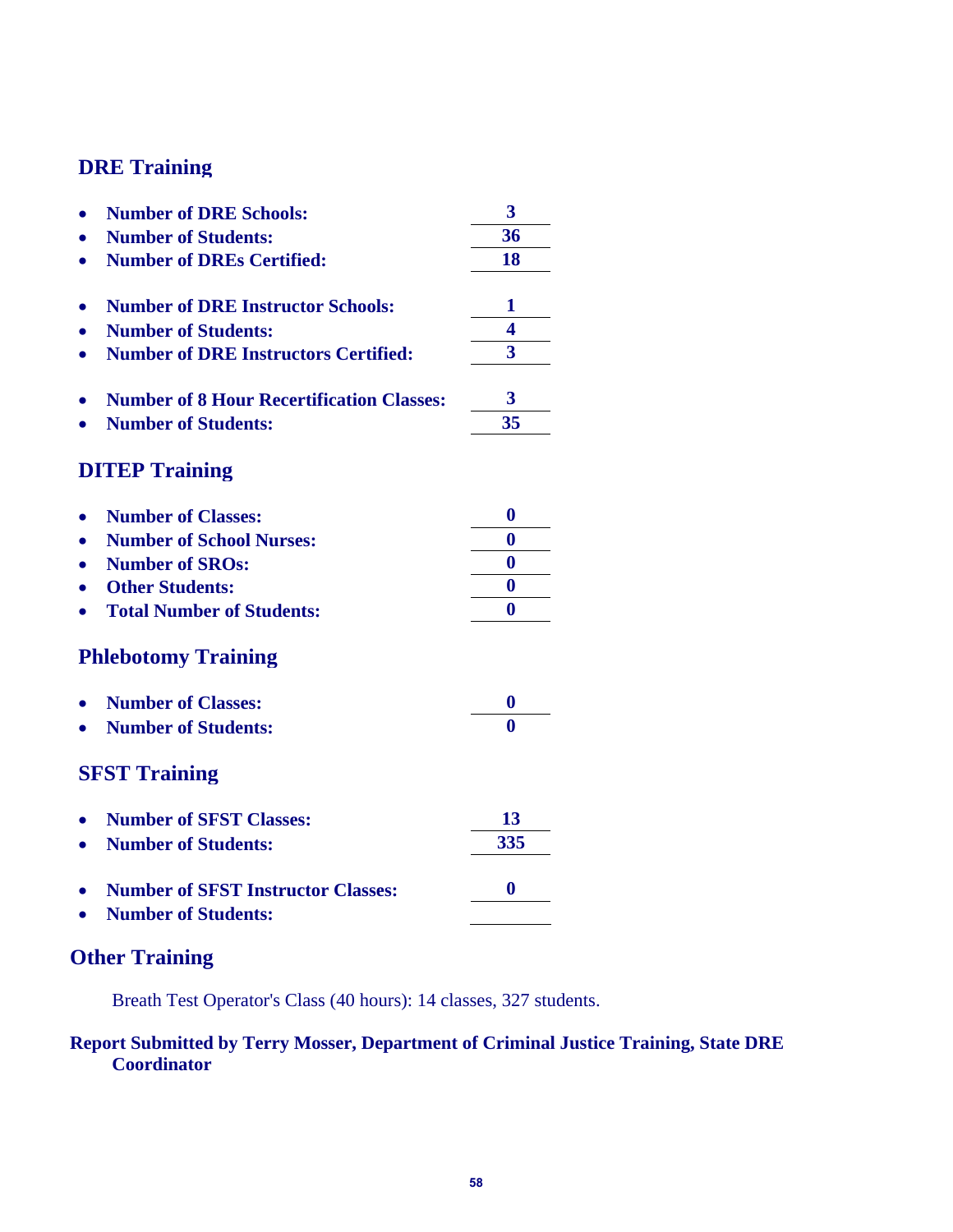## DRE Training

- **Number of DRE Schools:** **3**
- **Number of Students:** **36**
- **Number of DREs Certified:** **18**

- **Number of DRE Instructor Schools:** **1**
- **Number of Students:** **4**
- **Number of DRE Instructors Certified:** **3**

- **Number of 8 Hour Recertification Classes:** **3**
- **Number of Students:** **35**

## DITEP Training

- **Number of Classes:** **0**
- **Number of School Nurses:** **0**
- **Number of SROs:** **0**
- **Other Students:** **0**
- **Total Number of Students:** **0**

## Phlebotomy Training

- **Number of Classes:** **0**
- **Number of Students:** **0**

## SFST Training

- **Number of SFST Classes:** **13**
- **Number of Students:** **335**

- **Number of SFST Instructor Classes:** **0**
- **Number of Students:**

## Other Training

Breath Test Operator's Class (40 hours): 14 classes, 327 students.

**Report Submitted by Terry Mosser, Department of Criminal Justice Training, State DRE Coordinator**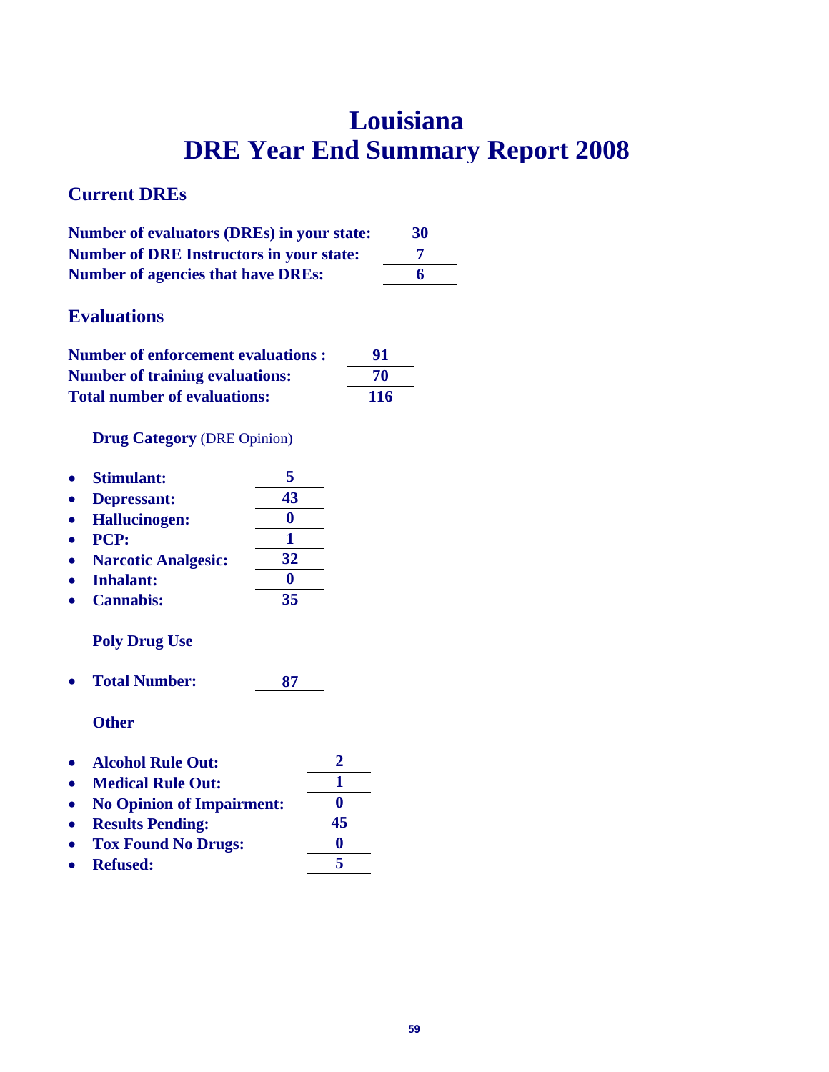# Louisiana
# DRE Year End Summary Report 2008

## Current DREs

**Number of evaluators (DREs) in your state:** 30
**Number of DRE Instructors in your state:** 7
**Number of agencies that have DREs:** 6

## Evaluations

**Number of enforcement evaluations :** 91
**Number of training evaluations:** 70
**Total number of evaluations:** 116

**Drug Category** (DRE Opinion)

- **Stimulant:** 5
- **Depressant:** 43
- **Hallucinogen:** 0
- **PCP:** 1
- **Narcotic Analgesic:** 32
- **Inhalant:** 0
- **Cannabis:** 35

**Poly Drug Use**

- **Total Number:** 87

**Other**

- **Alcohol Rule Out:** 2
- **Medical Rule Out:** 1
- **No Opinion of Impairment:** 0
- **Results Pending:** 45
- **Tox Found No Drugs:** 0
- **Refused:** 5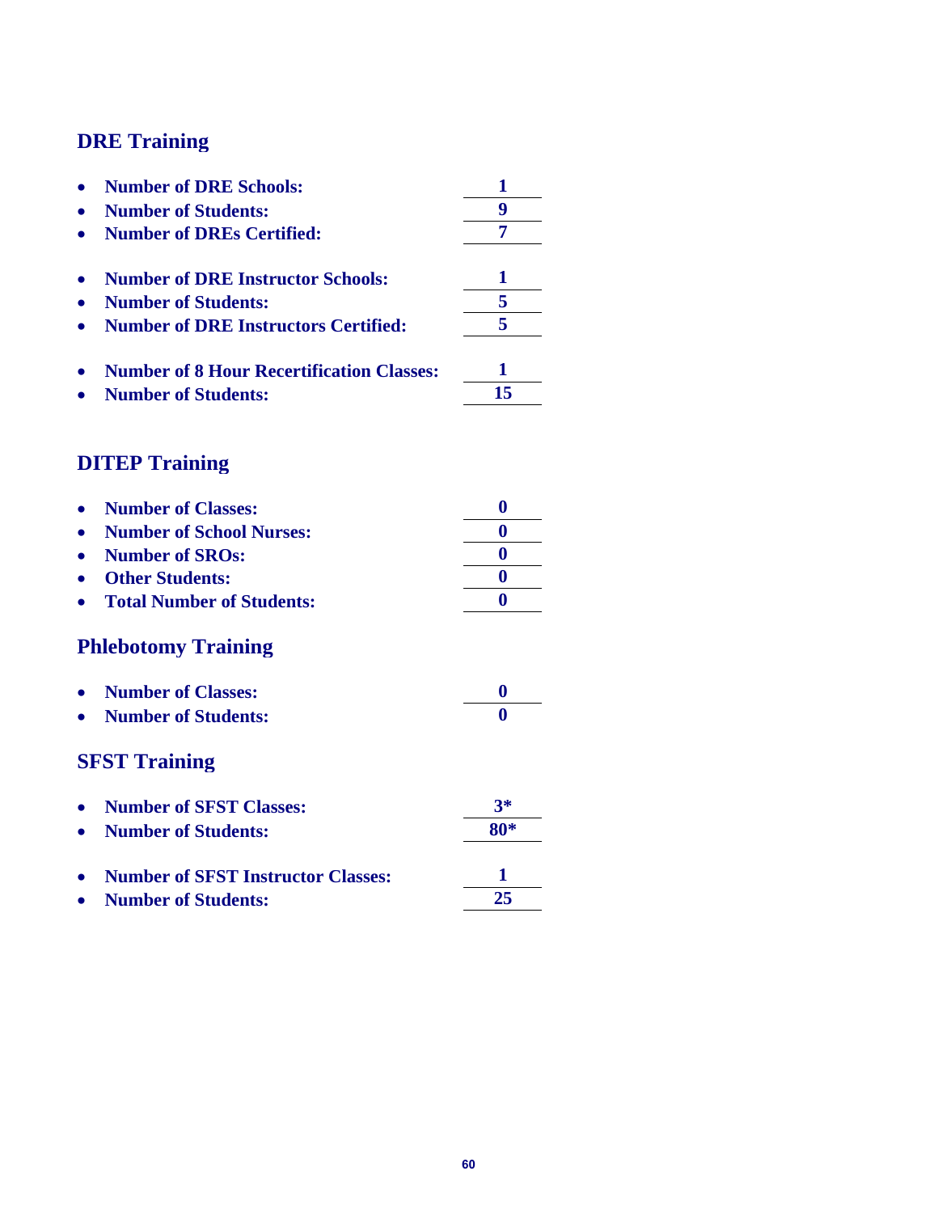## DRE Training

- **Number of DRE Schools:** **1**
- **Number of Students:** **9**
- **Number of DREs Certified:** **7**

- **Number of DRE Instructor Schools:** **1**
- **Number of Students:** **5**
- **Number of DRE Instructors Certified:** **5**

- **Number of 8 Hour Recertification Classes:** **1**
- **Number of Students:** **15**

## DITEP Training

- **Number of Classes:** **0**
- **Number of School Nurses:** **0**
- **Number of SROs:** **0**
- **Other Students:** **0**
- **Total Number of Students:** **0**

## Phlebotomy Training

- **Number of Classes:** **0**
- **Number of Students:** **0**

## SFST Training

- **Number of SFST Classes:** **3***
- **Number of Students:** **80***

- **Number of SFST Instructor Classes:** **1**
- **Number of Students:** **25**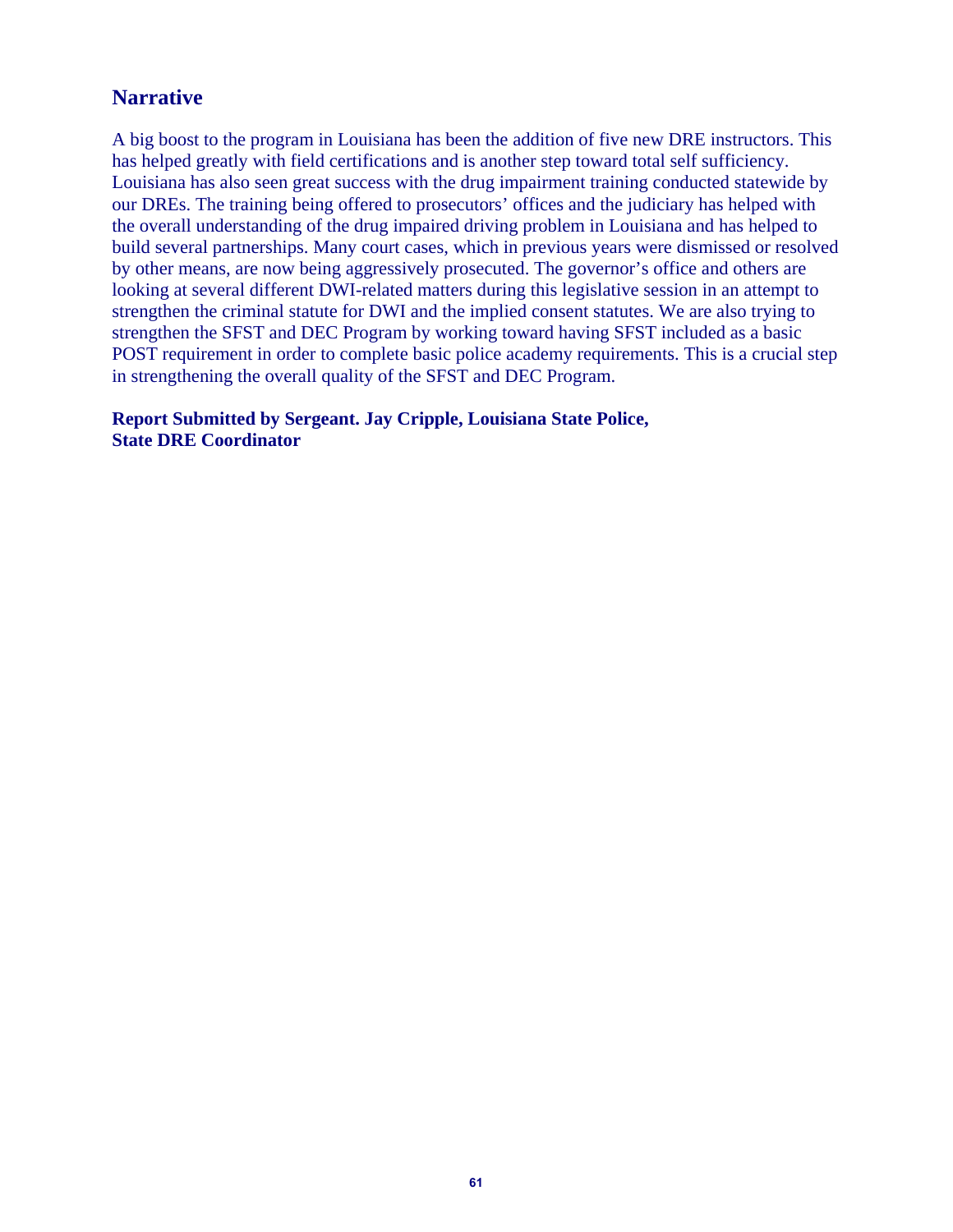## Narrative

A big boost to the program in Louisiana has been the addition of five new DRE instructors. This has helped greatly with field certifications and is another step toward total self sufficiency. Louisiana has also seen great success with the drug impairment training conducted statewide by our DREs. The training being offered to prosecutors' offices and the judiciary has helped with the overall understanding of the drug impaired driving problem in Louisiana and has helped to build several partnerships. Many court cases, which in previous years were dismissed or resolved by other means, are now being aggressively prosecuted. The governor's office and others are looking at several different DWI-related matters during this legislative session in an attempt to strengthen the criminal statute for DWI and the implied consent statutes. We are also trying to strengthen the SFST and DEC Program by working toward having SFST included as a basic POST requirement in order to complete basic police academy requirements. This is a crucial step in strengthening the overall quality of the SFST and DEC Program.

**Report Submitted by Sergeant. Jay Cripple, Louisiana State Police, State DRE Coordinator**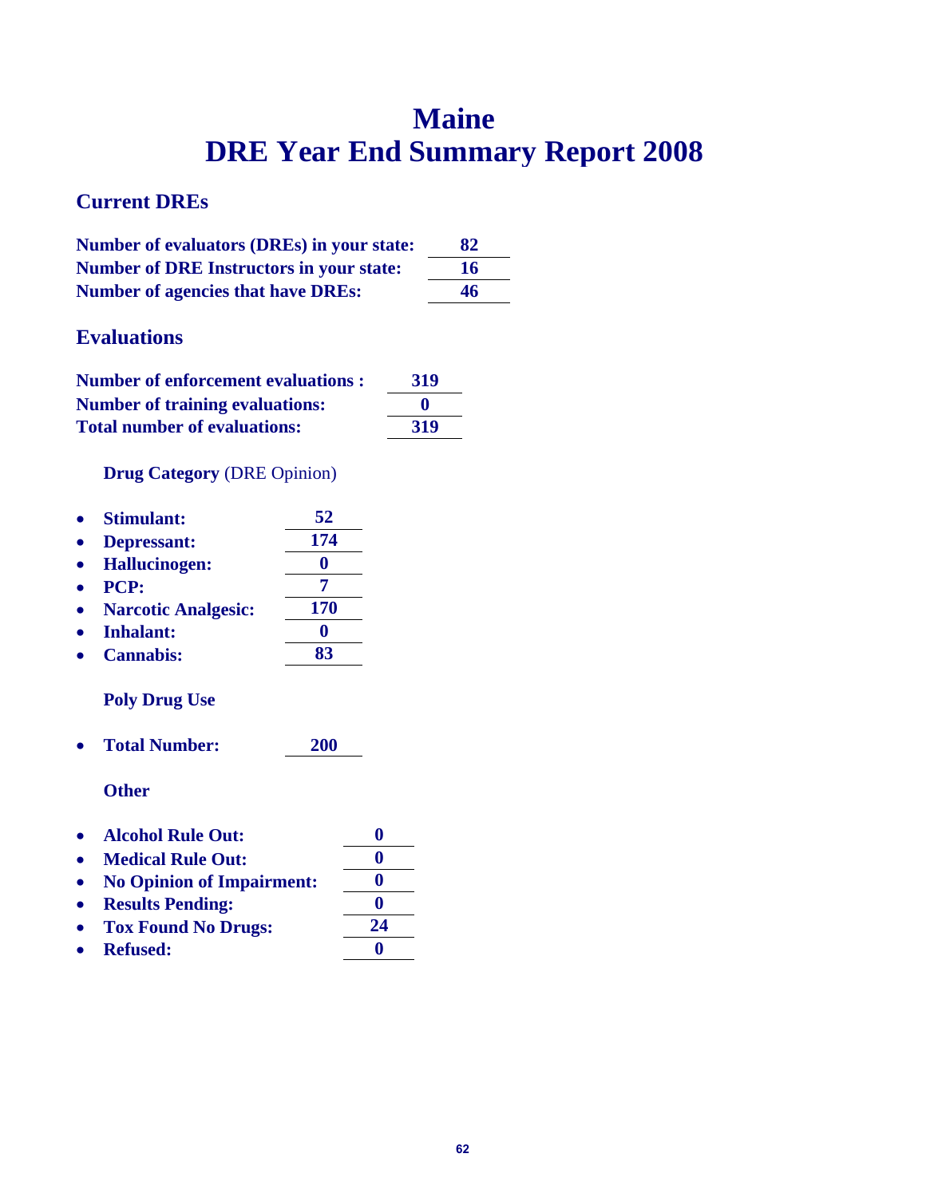# Maine
# DRE Year End Summary Report 2008

## Current DREs

**Number of evaluators (DREs) in your state:** **82**
**Number of DRE Instructors in your state:** **16**
**Number of agencies that have DREs:** **46**

## Evaluations

**Number of enforcement evaluations :** **319**
**Number of training evaluations:** **0**
**Total number of evaluations:** **319**

**Drug Category** (DRE Opinion)

- **Stimulant:** **52**
- **Depressant:** **174**
- **Hallucinogen:** **0**
- **PCP:** **7**
- **Narcotic Analgesic:** **170**
- **Inhalant:** **0**
- **Cannabis:** **83**

**Poly Drug Use**

- **Total Number:** **200**

**Other**

- **Alcohol Rule Out:** **0**
- **Medical Rule Out:** **0**
- **No Opinion of Impairment:** **0**
- **Results Pending:** **0**
- **Tox Found No Drugs:** **24**
- **Refused:** **0**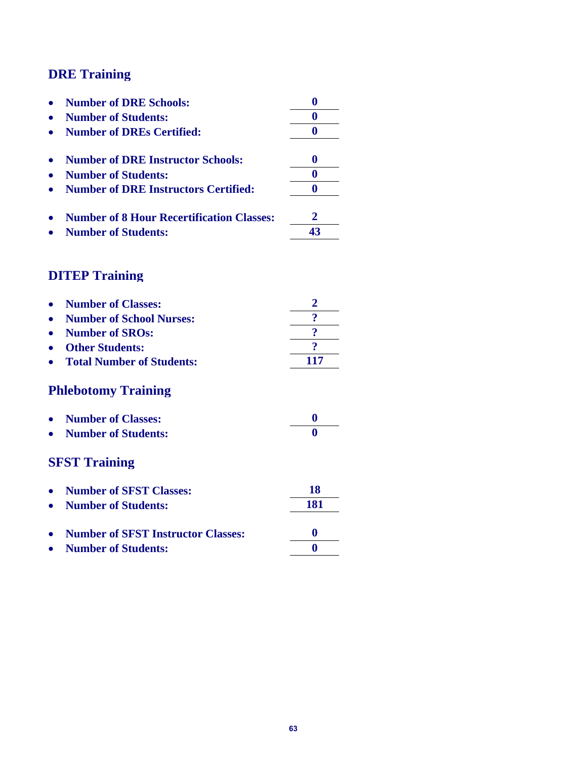## DRE Training

- **Number of DRE Schools:** **0**
- **Number of Students:** **0**
- **Number of DREs Certified:** **0**

- **Number of DRE Instructor Schools:** **0**
- **Number of Students:** **0**
- **Number of DRE Instructors Certified:** **0**

- **Number of 8 Hour Recertification Classes:** **2**
- **Number of Students:** **43**

## DITEP Training

- **Number of Classes:** **2**
- **Number of School Nurses:** **?**
- **Number of SROs:** **?**
- **Other Students:** **?**
- **Total Number of Students:** **117**

## Phlebotomy Training

- **Number of Classes:** **0**
- **Number of Students:** **0**

## SFST Training

- **Number of SFST Classes:** **18**
- **Number of Students:** **181**

- **Number of SFST Instructor Classes:** **0**
- **Number of Students:** **0**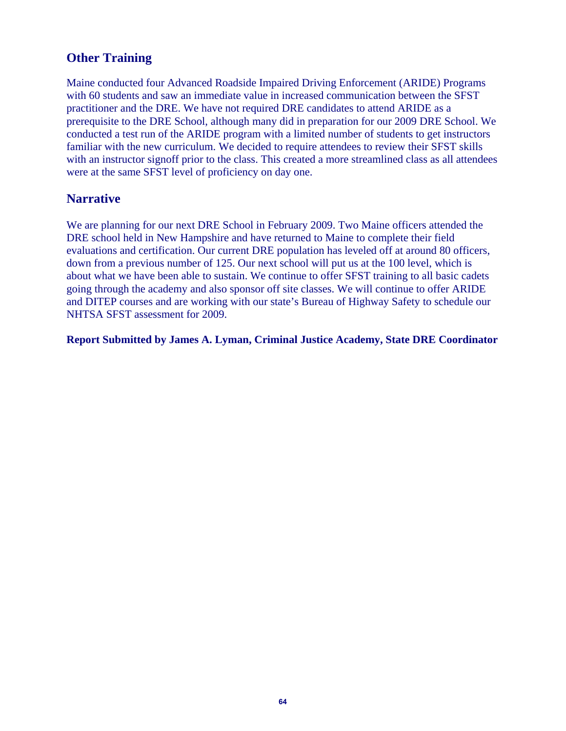## Other Training

Maine conducted four Advanced Roadside Impaired Driving Enforcement (ARIDE) Programs with 60 students and saw an immediate value in increased communication between the SFST practitioner and the DRE. We have not required DRE candidates to attend ARIDE as a prerequisite to the DRE School, although many did in preparation for our 2009 DRE School. We conducted a test run of the ARIDE program with a limited number of students to get instructors familiar with the new curriculum. We decided to require attendees to review their SFST skills with an instructor signoff prior to the class. This created a more streamlined class as all attendees were at the same SFST level of proficiency on day one.

## Narrative

We are planning for our next DRE School in February 2009. Two Maine officers attended the DRE school held in New Hampshire and have returned to Maine to complete their field evaluations and certification. Our current DRE population has leveled off at around 80 officers, down from a previous number of 125. Our next school will put us at the 100 level, which is about what we have been able to sustain. We continue to offer SFST training to all basic cadets going through the academy and also sponsor off site classes. We will continue to offer ARIDE and DITEP courses and are working with our state's Bureau of Highway Safety to schedule our NHTSA SFST assessment for 2009.

**Report Submitted by James A. Lyman, Criminal Justice Academy, State DRE Coordinator**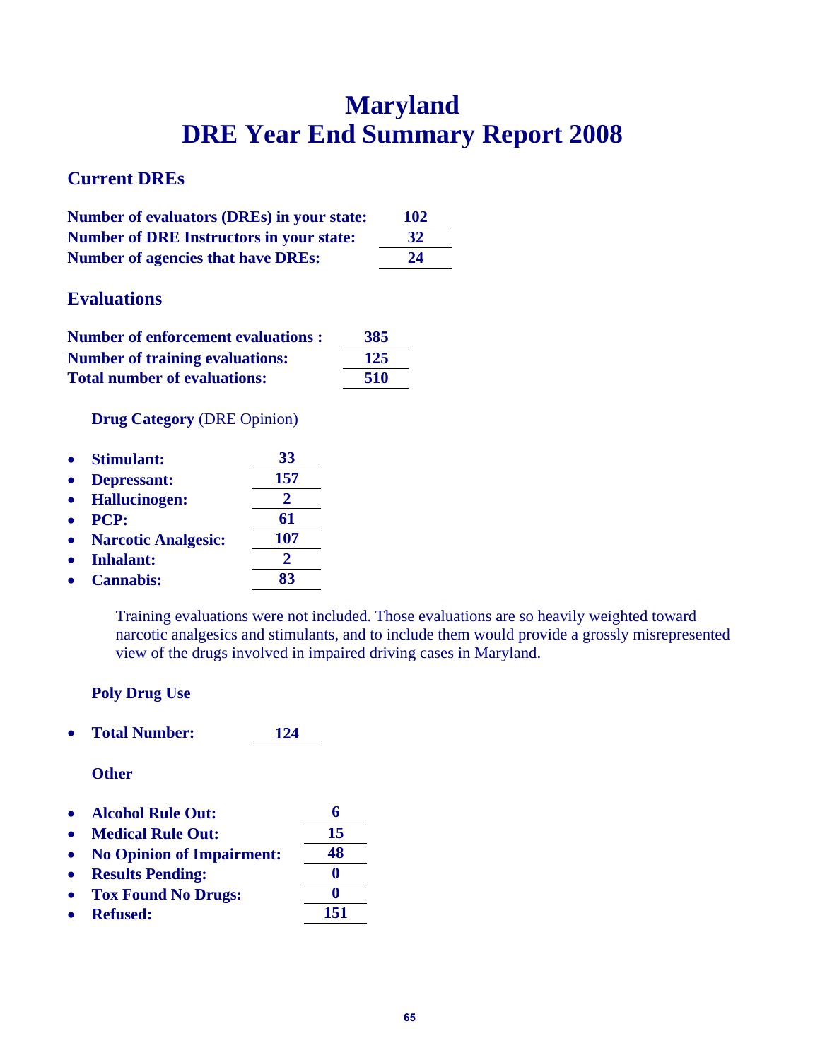# Maryland
# DRE Year End Summary Report 2008

## Current DREs

| | |
|---|---|
| **Number of evaluators (DREs) in your state:** | **102** |
| **Number of DRE Instructors in your state:** | **32** |
| **Number of agencies that have DREs:** | **24** |

## Evaluations

| | |
|---|---|
| **Number of enforcement evaluations :** | **385** |
| **Number of training evaluations:** | **125** |
| **Total number of evaluations:** | **510** |

### Drug Category (DRE Opinion)

- **Stimulant:** **33**
- **Depressant:** **157**
- **Hallucinogen:** **2**
- **PCP:** **61**
- **Narcotic Analgesic:** **107**
- **Inhalant:** **2**
- **Cannabis:** **83**

Training evaluations were not included. Those evaluations are so heavily weighted toward narcotic analgesics and stimulants, and to include them would provide a grossly misrepresented view of the drugs involved in impaired driving cases in Maryland.

### Poly Drug Use

- **Total Number:** **124**

### Other

- **Alcohol Rule Out:** **6**
- **Medical Rule Out:** **15**
- **No Opinion of Impairment:** **48**
- **Results Pending:** **0**
- **Tox Found No Drugs:** **0**
- **Refused:** **151**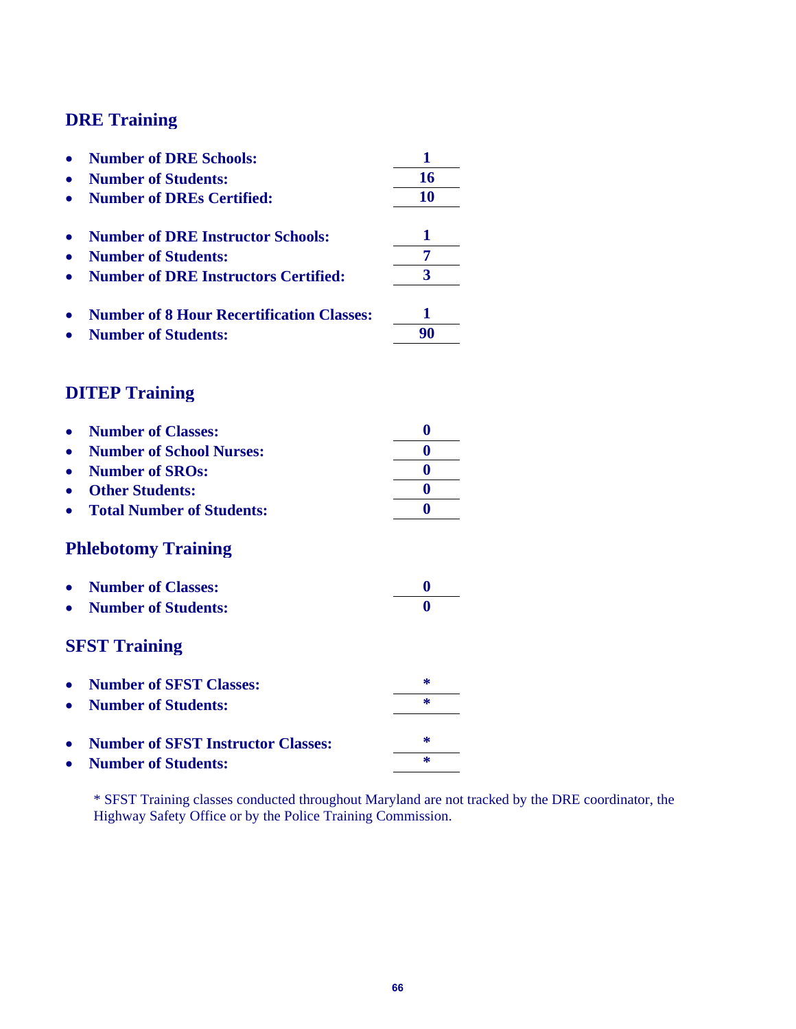## DRE Training

- **Number of DRE Schools:** **1**
- **Number of Students:** **16**
- **Number of DREs Certified:** **10**

- **Number of DRE Instructor Schools:** **1**
- **Number of Students:** **7**
- **Number of DRE Instructors Certified:** **3**

- **Number of 8 Hour Recertification Classes:** **1**
- **Number of Students:** **90**

## DITEP Training

- **Number of Classes:** **0**
- **Number of School Nurses:** **0**
- **Number of SROs:** **0**
- **Other Students:** **0**
- **Total Number of Students:** **0**

## Phlebotomy Training

- **Number of Classes:** **0**
- **Number of Students:** **0**

## SFST Training

- **Number of SFST Classes:** **\***
- **Number of Students:** **\***

- **Number of SFST Instructor Classes:** **\***
- **Number of Students:** **\***

* SFST Training classes conducted throughout Maryland are not tracked by the DRE coordinator, the Highway Safety Office or by the Police Training Commission.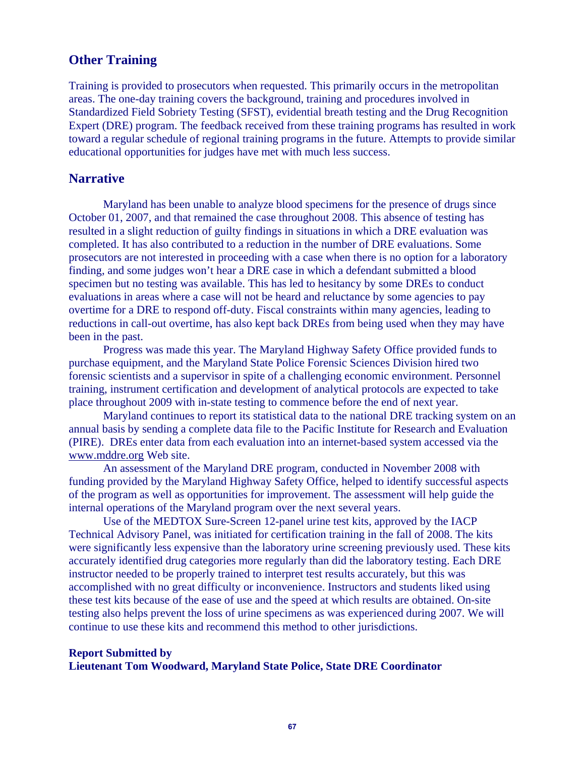## Other Training

Training is provided to prosecutors when requested. This primarily occurs in the metropolitan areas. The one-day training covers the background, training and procedures involved in Standardized Field Sobriety Testing (SFST), evidential breath testing and the Drug Recognition Expert (DRE) program. The feedback received from these training programs has resulted in work toward a regular schedule of regional training programs in the future. Attempts to provide similar educational opportunities for judges have met with much less success.

## Narrative

Maryland has been unable to analyze blood specimens for the presence of drugs since October 01, 2007, and that remained the case throughout 2008. This absence of testing has resulted in a slight reduction of guilty findings in situations in which a DRE evaluation was completed. It has also contributed to a reduction in the number of DRE evaluations. Some prosecutors are not interested in proceeding with a case when there is no option for a laboratory finding, and some judges won't hear a DRE case in which a defendant submitted a blood specimen but no testing was available. This has led to hesitancy by some DREs to conduct evaluations in areas where a case will not be heard and reluctance by some agencies to pay overtime for a DRE to respond off-duty. Fiscal constraints within many agencies, leading to reductions in call-out overtime, has also kept back DREs from being used when they may have been in the past.

Progress was made this year. The Maryland Highway Safety Office provided funds to purchase equipment, and the Maryland State Police Forensic Sciences Division hired two forensic scientists and a supervisor in spite of a challenging economic environment. Personnel training, instrument certification and development of analytical protocols are expected to take place throughout 2009 with in-state testing to commence before the end of next year.

Maryland continues to report its statistical data to the national DRE tracking system on an annual basis by sending a complete data file to the Pacific Institute for Research and Evaluation (PIRE). DREs enter data from each evaluation into an internet-based system accessed via the www.mddre.org Web site.

An assessment of the Maryland DRE program, conducted in November 2008 with funding provided by the Maryland Highway Safety Office, helped to identify successful aspects of the program as well as opportunities for improvement. The assessment will help guide the internal operations of the Maryland program over the next several years.

Use of the MEDTOX Sure-Screen 12-panel urine test kits, approved by the IACP Technical Advisory Panel, was initiated for certification training in the fall of 2008. The kits were significantly less expensive than the laboratory urine screening previously used. These kits accurately identified drug categories more regularly than did the laboratory testing. Each DRE instructor needed to be properly trained to interpret test results accurately, but this was accomplished with no great difficulty or inconvenience. Instructors and students liked using these test kits because of the ease of use and the speed at which results are obtained. On-site testing also helps prevent the loss of urine specimens as was experienced during 2007. We will continue to use these kits and recommend this method to other jurisdictions.

**Report Submitted by**
**Lieutenant Tom Woodward, Maryland State Police, State DRE Coordinator**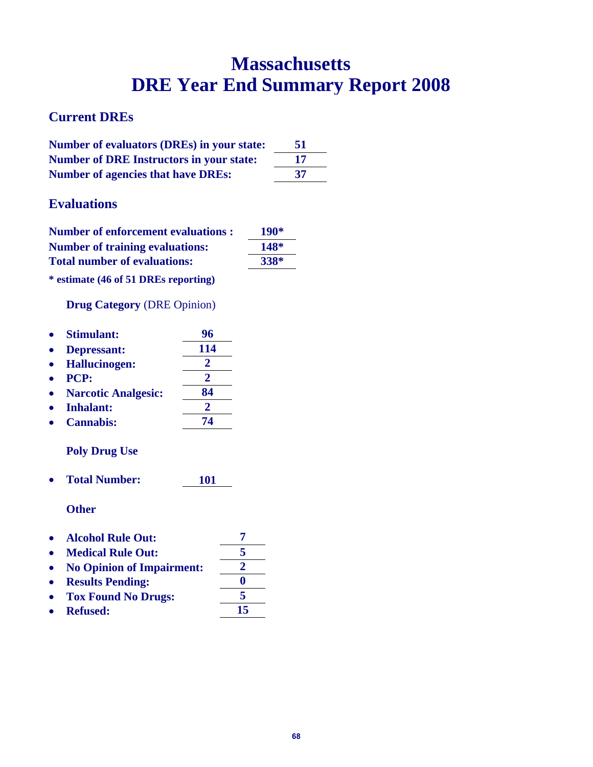# Massachusetts
# DRE Year End Summary Report 2008

## Current DREs

| | |
|---|---|
| **Number of evaluators (DREs) in your state:** | **51** |
| **Number of DRE Instructors in your state:** | **17** |
| **Number of agencies that have DREs:** | **37** |

## Evaluations

| | |
|---|---|
| **Number of enforcement evaluations :** | **190*** |
| **Number of training evaluations:** | **148*** |
| **Total number of evaluations:** | **338*** |

**\* estimate (46 of 51 DREs reporting)**

**Drug Category** (DRE Opinion)

- **Stimulant:** **96**
- **Depressant:** **114**
- **Hallucinogen:** **2**
- **PCP:** **2**
- **Narcotic Analgesic:** **84**
- **Inhalant:** **2**
- **Cannabis:** **74**

**Poly Drug Use**

- **Total Number:** **101**

**Other**

- **Alcohol Rule Out:** **7**
- **Medical Rule Out:** **5**
- **No Opinion of Impairment:** **2**
- **Results Pending:** **0**
- **Tox Found No Drugs:** **5**
- **Refused:** **15**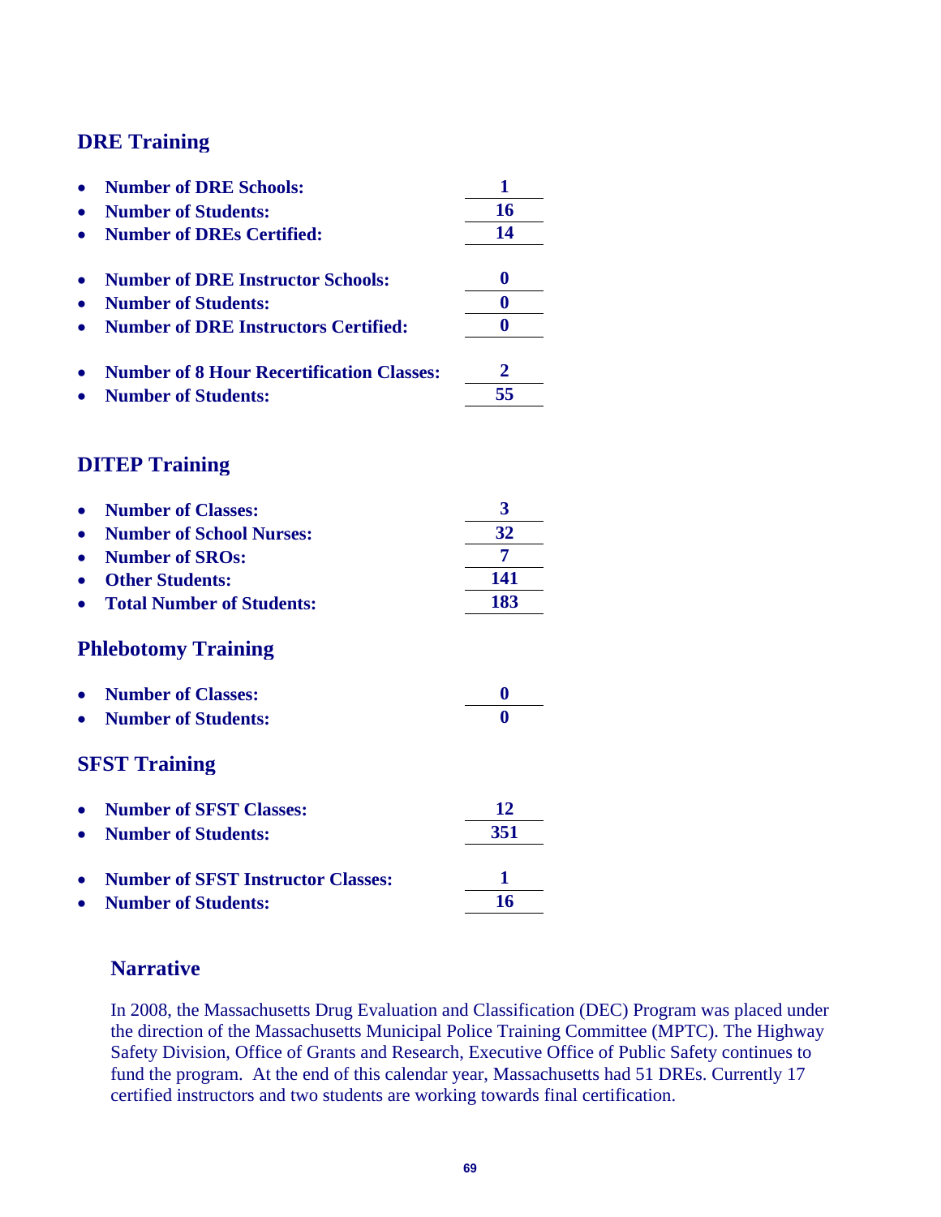## DRE Training

- **Number of DRE Schools:** **1**
- **Number of Students:** **16**
- **Number of DREs Certified:** **14**

- **Number of DRE Instructor Schools:** **0**
- **Number of Students:** **0**
- **Number of DRE Instructors Certified:** **0**

- **Number of 8 Hour Recertification Classes:** **2**
- **Number of Students:** **55**

## DITEP Training

- **Number of Classes:** **3**
- **Number of School Nurses:** **32**
- **Number of SROs:** **7**
- **Other Students:** **141**
- **Total Number of Students:** **183**

## Phlebotomy Training

- **Number of Classes:** **0**
- **Number of Students:** **0**

## SFST Training

- **Number of SFST Classes:** **12**
- **Number of Students:** **351**

- **Number of SFST Instructor Classes:** **1**
- **Number of Students:** **16**

### Narrative

In 2008, the Massachusetts Drug Evaluation and Classification (DEC) Program was placed under the direction of the Massachusetts Municipal Police Training Committee (MPTC). The Highway Safety Division, Office of Grants and Research, Executive Office of Public Safety continues to fund the program. At the end of this calendar year, Massachusetts had 51 DREs. Currently 17 certified instructors and two students are working towards final certification.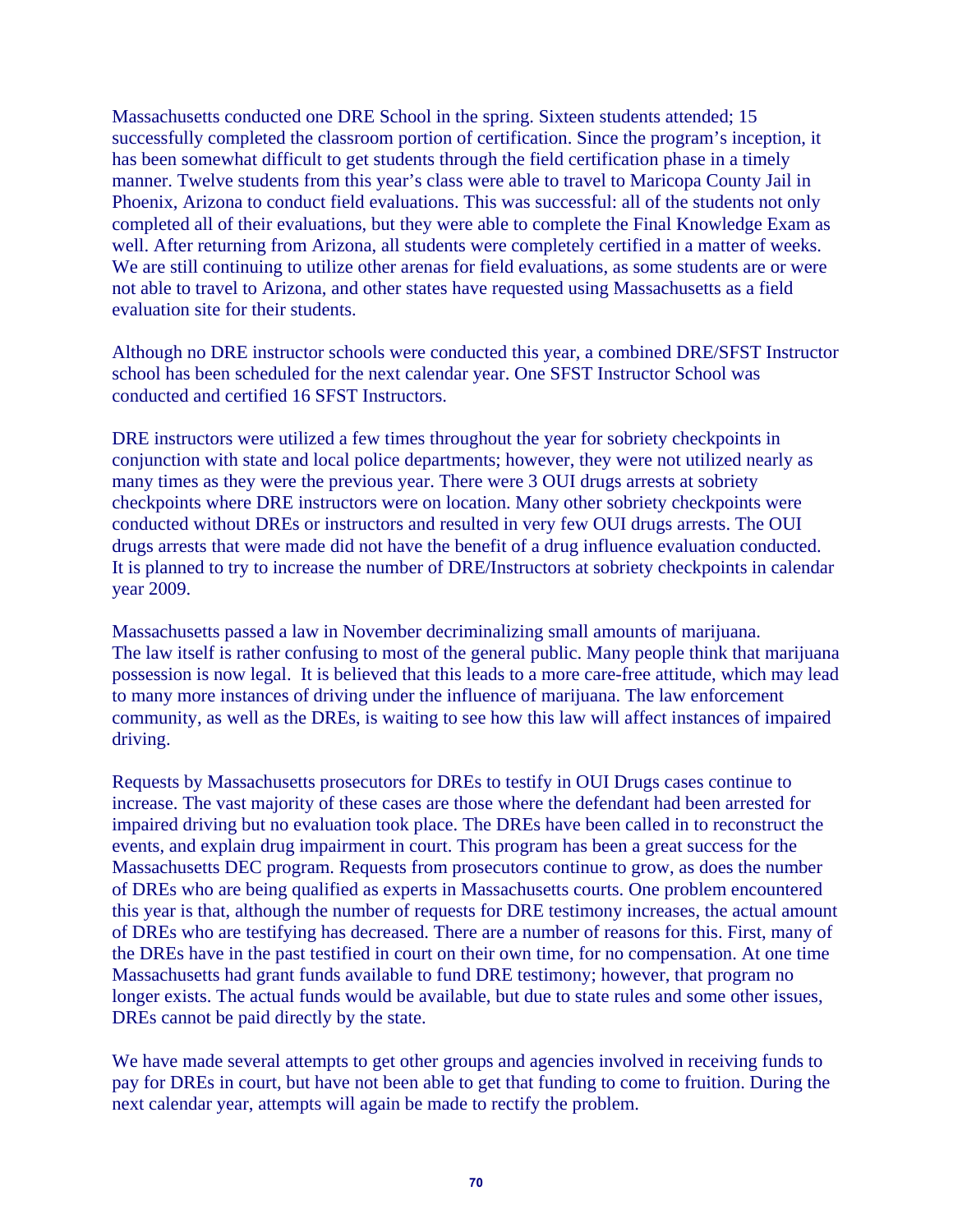Massachusetts conducted one DRE School in the spring. Sixteen students attended; 15 successfully completed the classroom portion of certification. Since the program's inception, it has been somewhat difficult to get students through the field certification phase in a timely manner. Twelve students from this year's class were able to travel to Maricopa County Jail in Phoenix, Arizona to conduct field evaluations. This was successful: all of the students not only completed all of their evaluations, but they were able to complete the Final Knowledge Exam as well. After returning from Arizona, all students were completely certified in a matter of weeks. We are still continuing to utilize other arenas for field evaluations, as some students are or were not able to travel to Arizona, and other states have requested using Massachusetts as a field evaluation site for their students.

Although no DRE instructor schools were conducted this year, a combined DRE/SFST Instructor school has been scheduled for the next calendar year. One SFST Instructor School was conducted and certified 16 SFST Instructors.

DRE instructors were utilized a few times throughout the year for sobriety checkpoints in conjunction with state and local police departments; however, they were not utilized nearly as many times as they were the previous year. There were 3 OUI drugs arrests at sobriety checkpoints where DRE instructors were on location. Many other sobriety checkpoints were conducted without DREs or instructors and resulted in very few OUI drugs arrests. The OUI drugs arrests that were made did not have the benefit of a drug influence evaluation conducted. It is planned to try to increase the number of DRE/Instructors at sobriety checkpoints in calendar year 2009.

Massachusetts passed a law in November decriminalizing small amounts of marijuana. The law itself is rather confusing to most of the general public. Many people think that marijuana possession is now legal. It is believed that this leads to a more care-free attitude, which may lead to many more instances of driving under the influence of marijuana. The law enforcement community, as well as the DREs, is waiting to see how this law will affect instances of impaired driving.

Requests by Massachusetts prosecutors for DREs to testify in OUI Drugs cases continue to increase. The vast majority of these cases are those where the defendant had been arrested for impaired driving but no evaluation took place. The DREs have been called in to reconstruct the events, and explain drug impairment in court. This program has been a great success for the Massachusetts DEC program. Requests from prosecutors continue to grow, as does the number of DREs who are being qualified as experts in Massachusetts courts. One problem encountered this year is that, although the number of requests for DRE testimony increases, the actual amount of DREs who are testifying has decreased. There are a number of reasons for this. First, many of the DREs have in the past testified in court on their own time, for no compensation. At one time Massachusetts had grant funds available to fund DRE testimony; however, that program no longer exists. The actual funds would be available, but due to state rules and some other issues, DREs cannot be paid directly by the state.

We have made several attempts to get other groups and agencies involved in receiving funds to pay for DREs in court, but have not been able to get that funding to come to fruition. During the next calendar year, attempts will again be made to rectify the problem.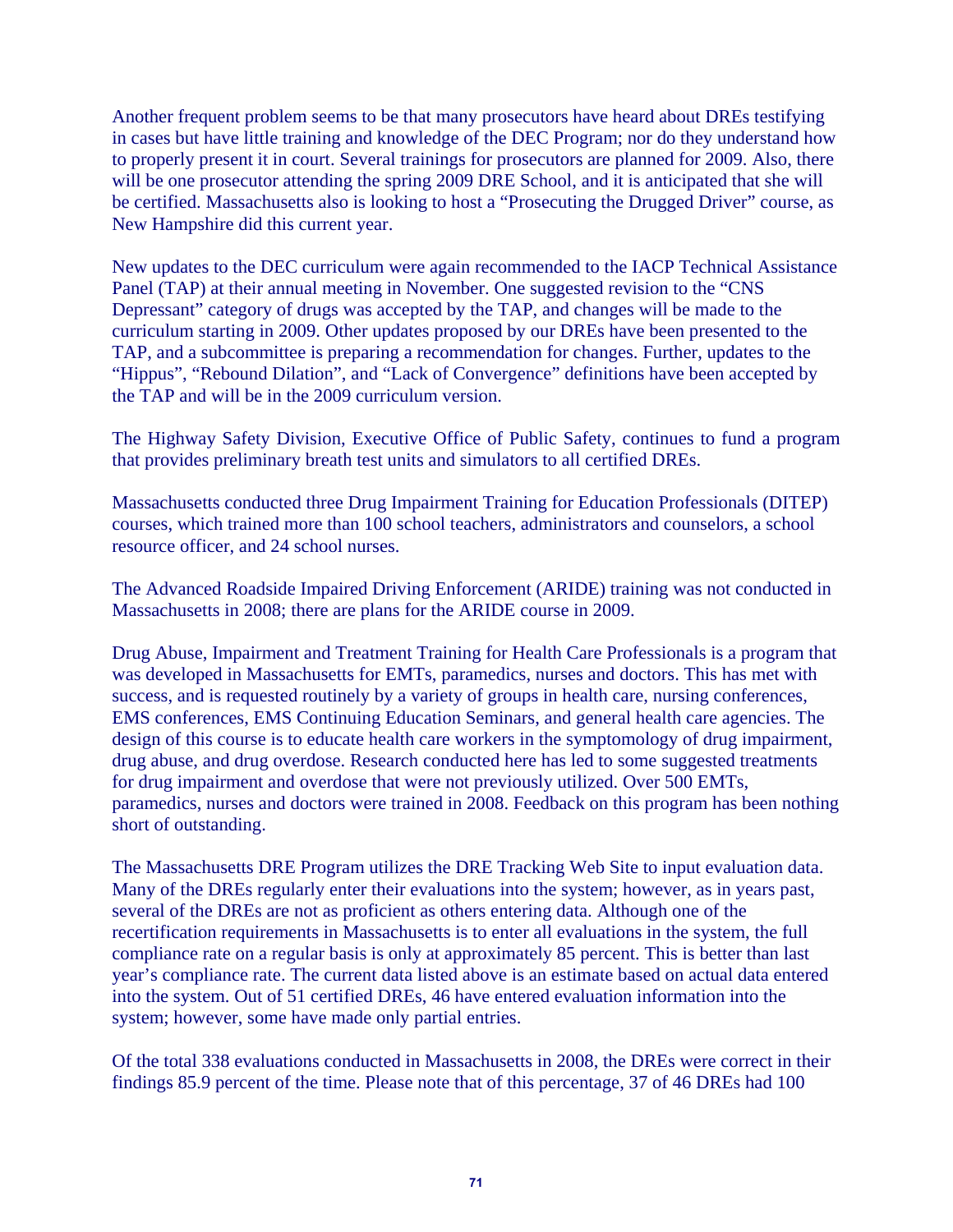Another frequent problem seems to be that many prosecutors have heard about DREs testifying in cases but have little training and knowledge of the DEC Program; nor do they understand how to properly present it in court. Several trainings for prosecutors are planned for 2009. Also, there will be one prosecutor attending the spring 2009 DRE School, and it is anticipated that she will be certified. Massachusetts also is looking to host a "Prosecuting the Drugged Driver" course, as New Hampshire did this current year.

New updates to the DEC curriculum were again recommended to the IACP Technical Assistance Panel (TAP) at their annual meeting in November. One suggested revision to the "CNS Depressant" category of drugs was accepted by the TAP, and changes will be made to the curriculum starting in 2009. Other updates proposed by our DREs have been presented to the TAP, and a subcommittee is preparing a recommendation for changes. Further, updates to the "Hippus", "Rebound Dilation", and "Lack of Convergence" definitions have been accepted by the TAP and will be in the 2009 curriculum version.

The Highway Safety Division, Executive Office of Public Safety, continues to fund a program that provides preliminary breath test units and simulators to all certified DREs.

Massachusetts conducted three Drug Impairment Training for Education Professionals (DITEP) courses, which trained more than 100 school teachers, administrators and counselors, a school resource officer, and 24 school nurses.

The Advanced Roadside Impaired Driving Enforcement (ARIDE) training was not conducted in Massachusetts in 2008; there are plans for the ARIDE course in 2009.

Drug Abuse, Impairment and Treatment Training for Health Care Professionals is a program that was developed in Massachusetts for EMTs, paramedics, nurses and doctors. This has met with success, and is requested routinely by a variety of groups in health care, nursing conferences, EMS conferences, EMS Continuing Education Seminars, and general health care agencies. The design of this course is to educate health care workers in the symptomology of drug impairment, drug abuse, and drug overdose. Research conducted here has led to some suggested treatments for drug impairment and overdose that were not previously utilized. Over 500 EMTs, paramedics, nurses and doctors were trained in 2008. Feedback on this program has been nothing short of outstanding.

The Massachusetts DRE Program utilizes the DRE Tracking Web Site to input evaluation data. Many of the DREs regularly enter their evaluations into the system; however, as in years past, several of the DREs are not as proficient as others entering data. Although one of the recertification requirements in Massachusetts is to enter all evaluations in the system, the full compliance rate on a regular basis is only at approximately 85 percent. This is better than last year's compliance rate. The current data listed above is an estimate based on actual data entered into the system. Out of 51 certified DREs, 46 have entered evaluation information into the system; however, some have made only partial entries.

Of the total 338 evaluations conducted in Massachusetts in 2008, the DREs were correct in their findings 85.9 percent of the time. Please note that of this percentage, 37 of 46 DREs had 100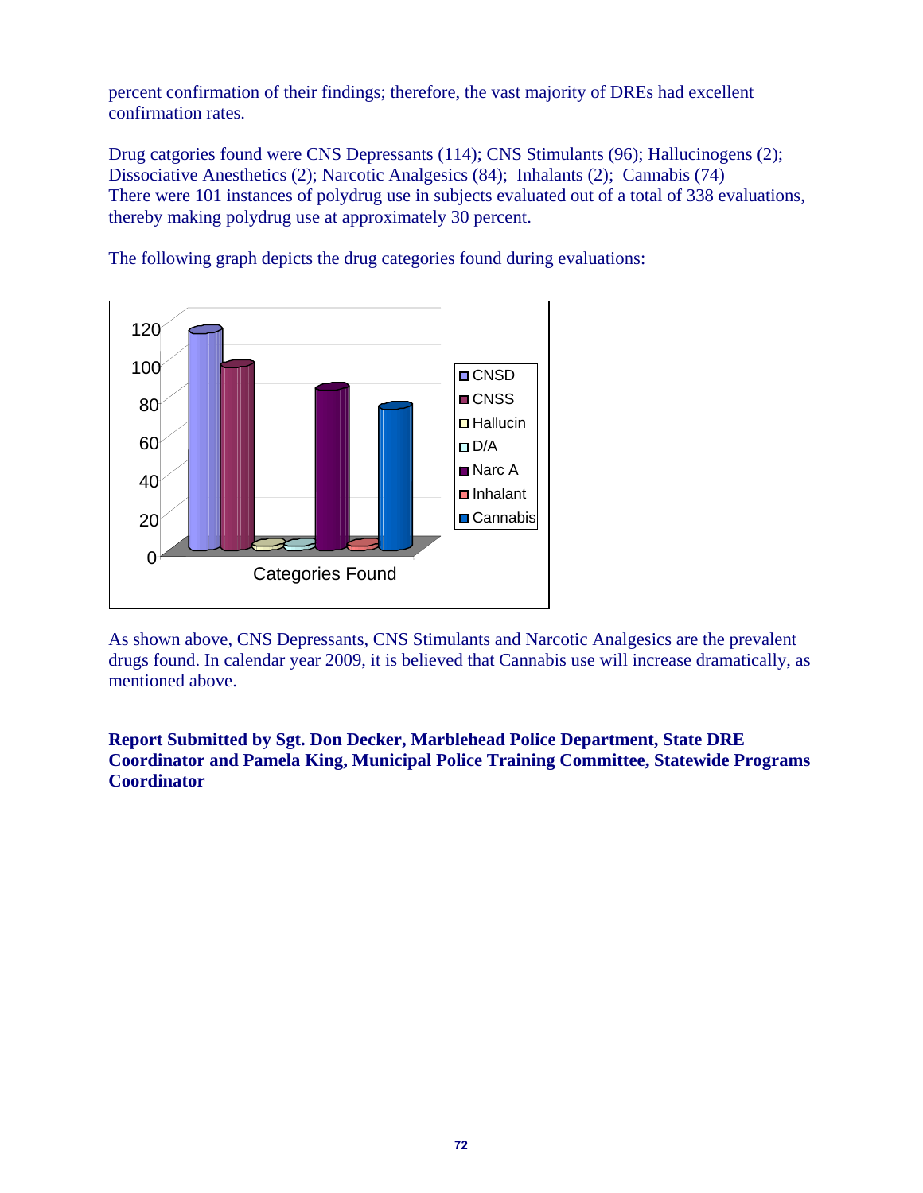percent confirmation of their findings; therefore, the vast majority of DREs had excellent confirmation rates.

Drug catgories found were CNS Depressants (114); CNS Stimulants (96); Hallucinogens (2); Dissociative Anesthetics (2); Narcotic Analgesics (84); Inhalants (2); Cannabis (74)
There were 101 instances of polydrug use in subjects evaluated out of a total of 338 evaluations, thereby making polydrug use at approximately 30 percent.

The following graph depicts the drug categories found during evaluations:

As shown above, CNS Depressants, CNS Stimulants and Narcotic Analgesics are the prevalent drugs found. In calendar year 2009, it is believed that Cannabis use will increase dramatically, as mentioned above.

**Report Submitted by Sgt. Don Decker, Marblehead Police Department, State DRE Coordinator and Pamela King, Municipal Police Training Committee, Statewide Programs Coordinator**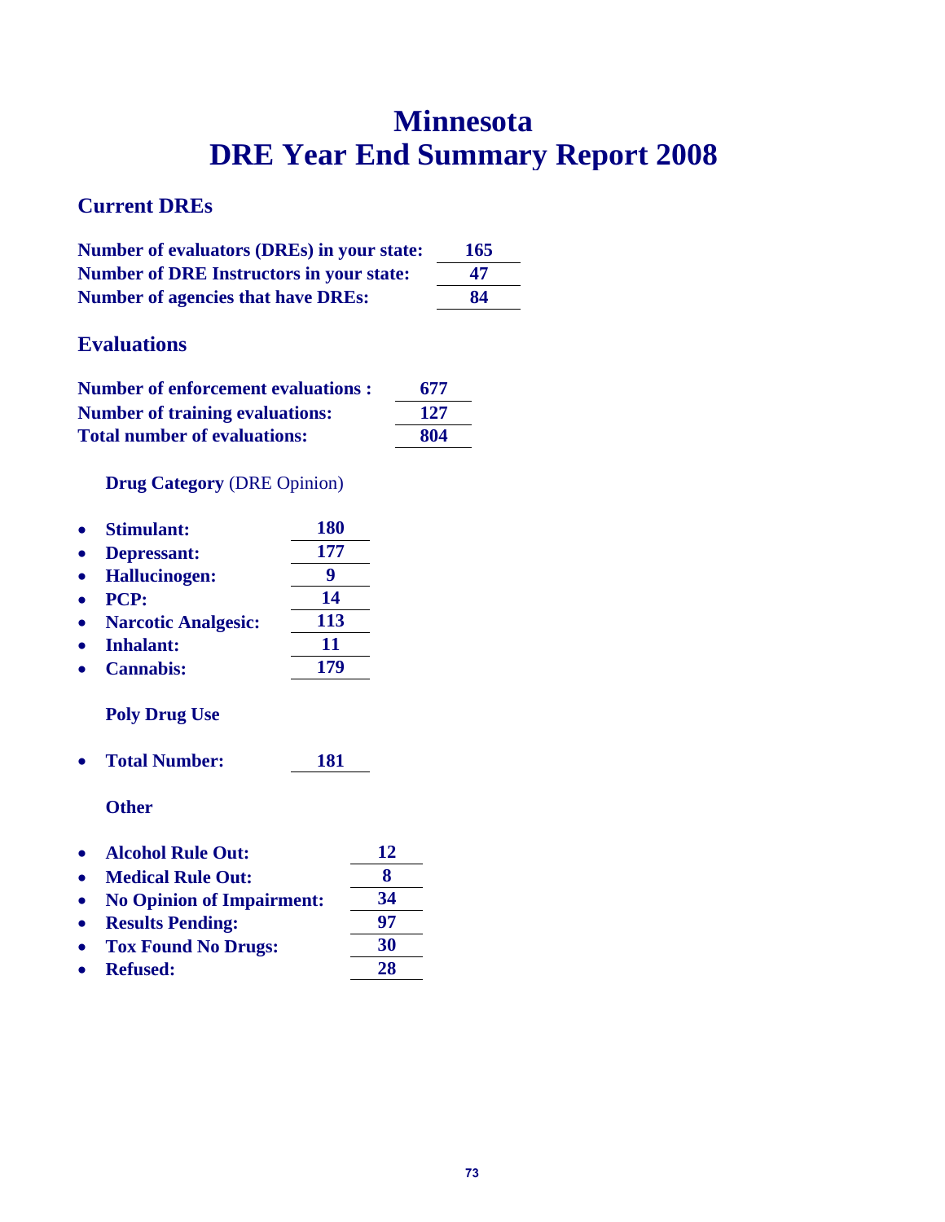# Minnesota
# DRE Year End Summary Report 2008

## Current DREs

**Number of evaluators (DREs) in your state:** **165**
**Number of DRE Instructors in your state:** **47**
**Number of agencies that have DREs:** **84**

## Evaluations

**Number of enforcement evaluations :** **677**
**Number of training evaluations:** **127**
**Total number of evaluations:** **804**

**Drug Category** (DRE Opinion)

- **Stimulant:** **180**
- **Depressant:** **177**
- **Hallucinogen:** **9**
- **PCP:** **14**
- **Narcotic Analgesic:** **113**
- **Inhalant:** **11**
- **Cannabis:** **179**

**Poly Drug Use**

- **Total Number:** **181**

**Other**

- **Alcohol Rule Out:** **12**
- **Medical Rule Out:** **8**
- **No Opinion of Impairment:** **34**
- **Results Pending:** **97**
- **Tox Found No Drugs:** **30**
- **Refused:** **28**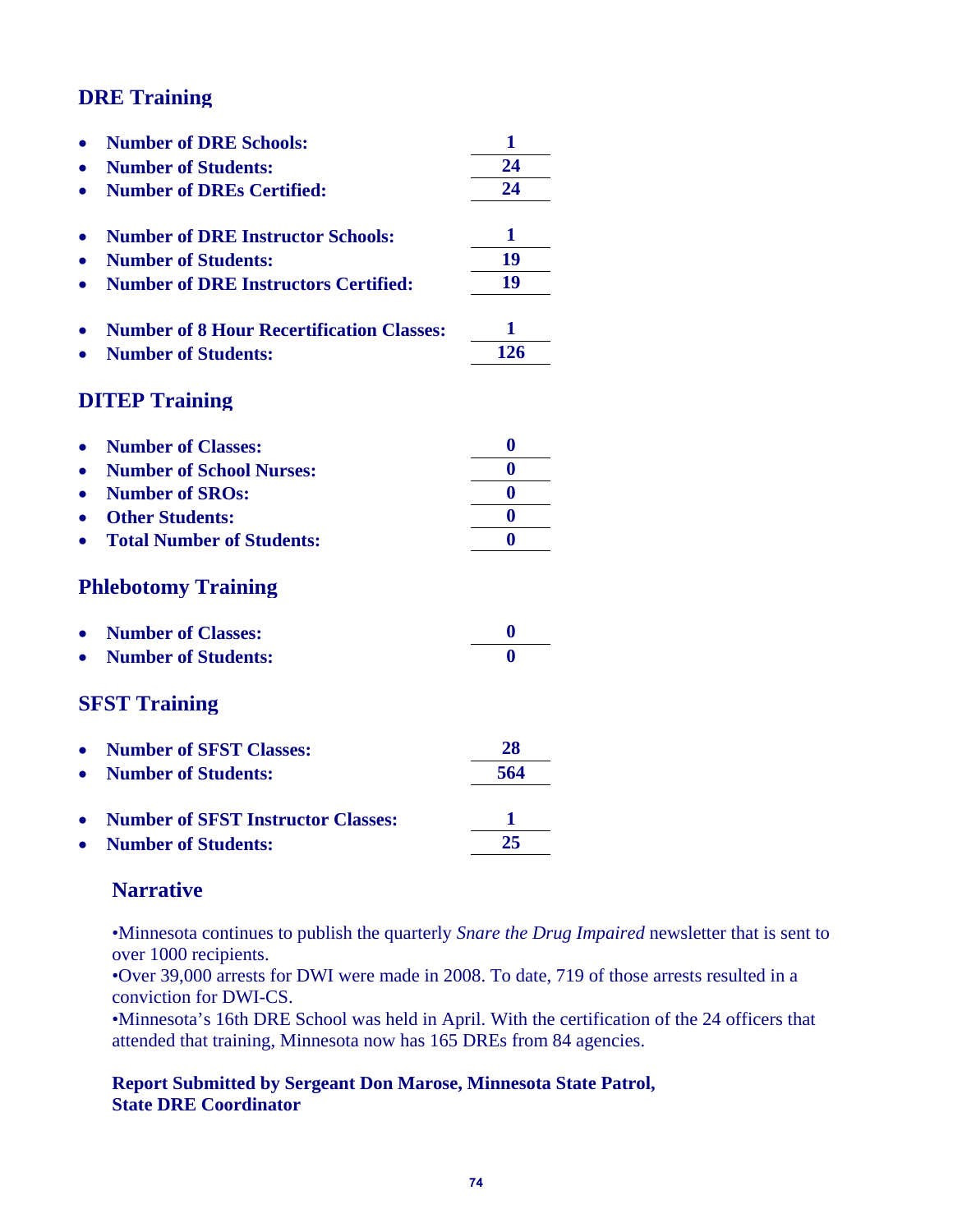## DRE Training

- **Number of DRE Schools:** **1**
- **Number of Students:** **24**
- **Number of DREs Certified:** **24**

- **Number of DRE Instructor Schools:** **1**
- **Number of Students:** **19**
- **Number of DRE Instructors Certified:** **19**

- **Number of 8 Hour Recertification Classes:** **1**
- **Number of Students:** **126**

## DITEP Training

- **Number of Classes:** **0**
- **Number of School Nurses:** **0**
- **Number of SROs:** **0**
- **Other Students:** **0**
- **Total Number of Students:** **0**

## Phlebotomy Training

- **Number of Classes:** **0**
- **Number of Students:** **0**

## SFST Training

- **Number of SFST Classes:** **28**
- **Number of Students:** **564**

- **Number of SFST Instructor Classes:** **1**
- **Number of Students:** **25**

### Narrative

•Minnesota continues to publish the quarterly *Snare the Drug Impaired* newsletter that is sent to over 1000 recipients.
•Over 39,000 arrests for DWI were made in 2008. To date, 719 of those arrests resulted in a conviction for DWI-CS.
•Minnesota's 16th DRE School was held in April. With the certification of the 24 officers that attended that training, Minnesota now has 165 DREs from 84 agencies.

**Report Submitted by Sergeant Don Marose, Minnesota State Patrol, State DRE Coordinator**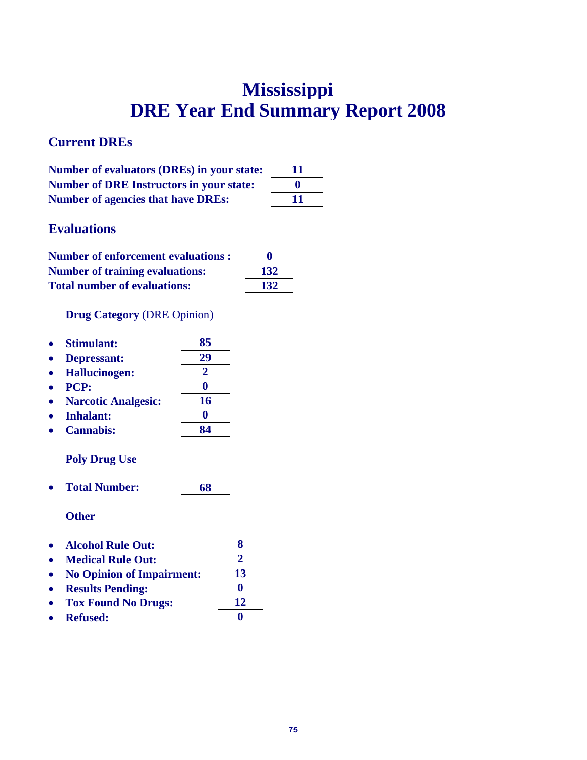# Mississippi
# DRE Year End Summary Report 2008

## Current DREs

**Number of evaluators (DREs) in your state:** **11**
**Number of DRE Instructors in your state:** **0**
**Number of agencies that have DREs:** **11**

## Evaluations

**Number of enforcement evaluations :** **0**
**Number of training evaluations:** **132**
**Total number of evaluations:** **132**

### **Drug Category** (DRE Opinion)

- **Stimulant:** **85**
- **Depressant:** **29**
- **Hallucinogen:** **2**
- **PCP:** **0**
- **Narcotic Analgesic:** **16**
- **Inhalant:** **0**
- **Cannabis:** **84**

### Poly Drug Use

- **Total Number:** **68**

### Other

- **Alcohol Rule Out:** **8**
- **Medical Rule Out:** **2**
- **No Opinion of Impairment:** **13**
- **Results Pending:** **0**
- **Tox Found No Drugs:** **12**
- **Refused:** **0**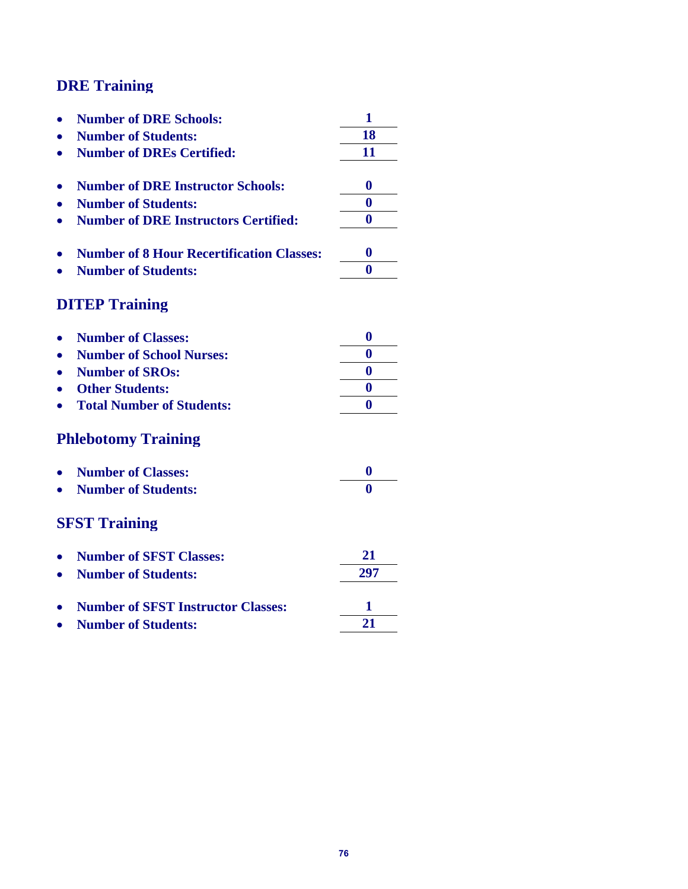## DRE Training

- **Number of DRE Schools:** **1**
- **Number of Students:** **18**
- **Number of DREs Certified:** **11**

- **Number of DRE Instructor Schools:** **0**
- **Number of Students:** **0**
- **Number of DRE Instructors Certified:** **0**

- **Number of 8 Hour Recertification Classes:** **0**
- **Number of Students:** **0**

## DITEP Training

- **Number of Classes:** **0**
- **Number of School Nurses:** **0**
- **Number of SROs:** **0**
- **Other Students:** **0**
- **Total Number of Students:** **0**

## Phlebotomy Training

- **Number of Classes:** **0**
- **Number of Students:** **0**

## SFST Training

- **Number of SFST Classes:** **21**
- **Number of Students:** **297**

- **Number of SFST Instructor Classes:** **1**
- **Number of Students:** **21**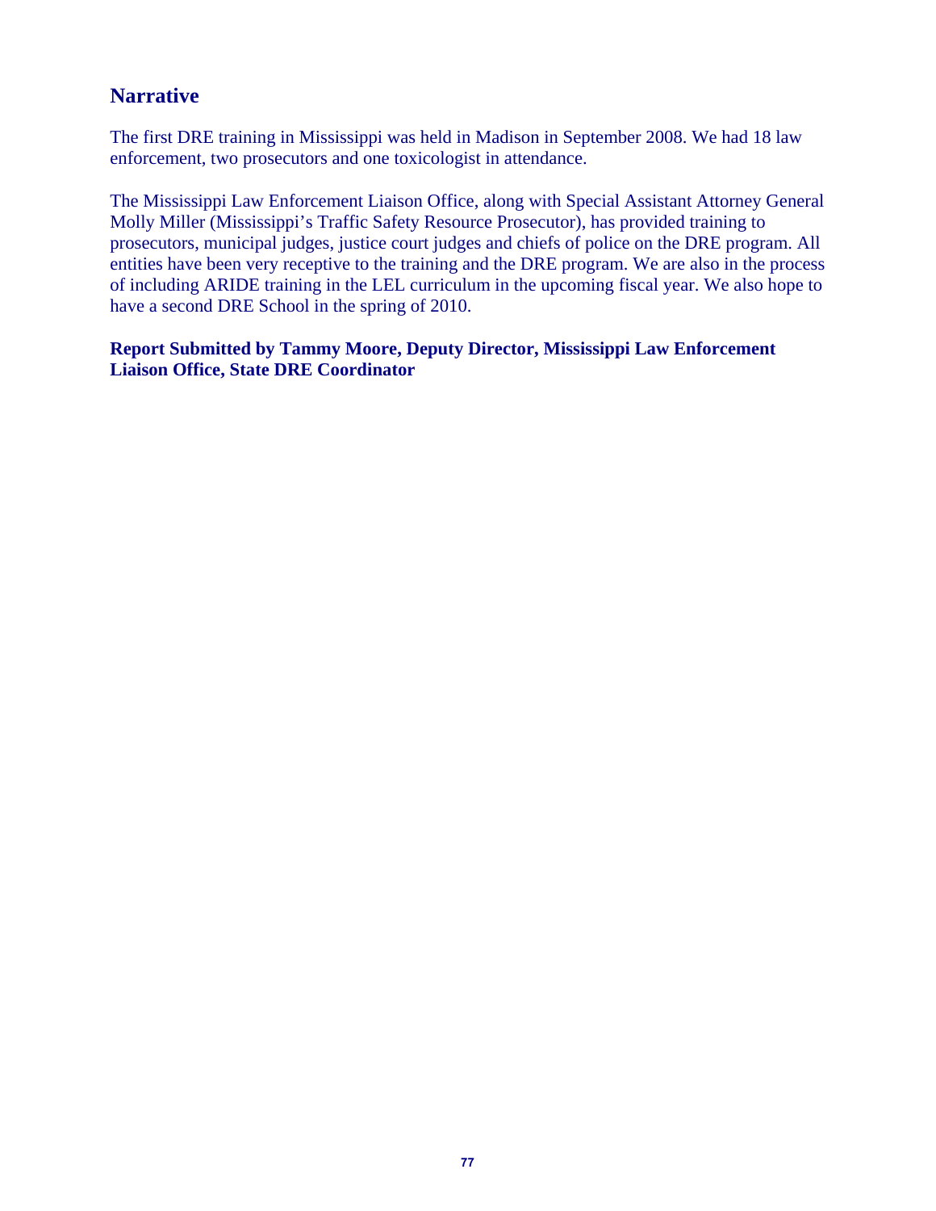## Narrative

The first DRE training in Mississippi was held in Madison in September 2008. We had 18 law enforcement, two prosecutors and one toxicologist in attendance.

The Mississippi Law Enforcement Liaison Office, along with Special Assistant Attorney General Molly Miller (Mississippi's Traffic Safety Resource Prosecutor), has provided training to prosecutors, municipal judges, justice court judges and chiefs of police on the DRE program. All entities have been very receptive to the training and the DRE program. We are also in the process of including ARIDE training in the LEL curriculum in the upcoming fiscal year. We also hope to have a second DRE School in the spring of 2010.

**Report Submitted by Tammy Moore, Deputy Director, Mississippi Law Enforcement Liaison Office, State DRE Coordinator**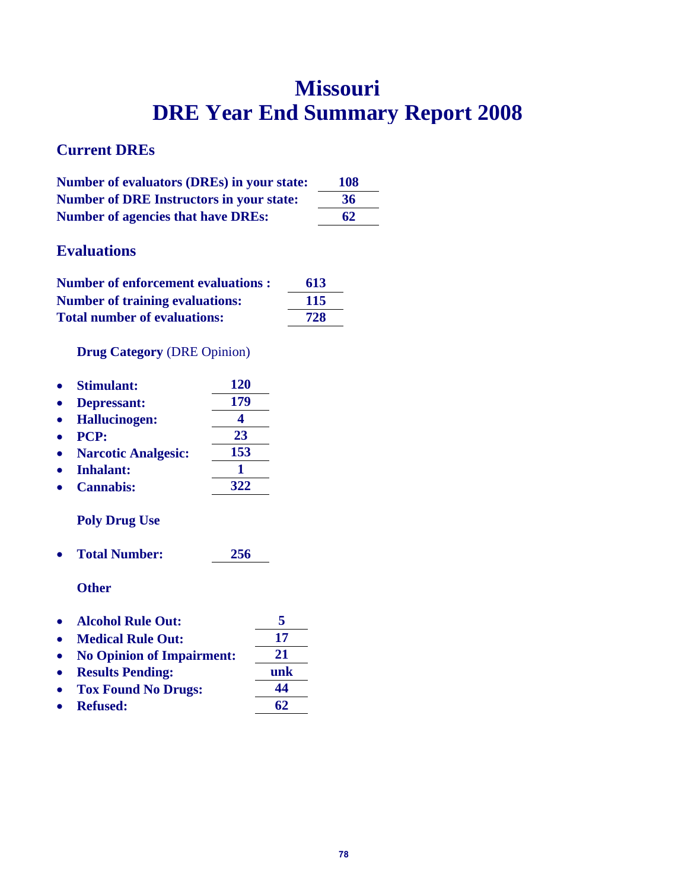# Missouri
# DRE Year End Summary Report 2008

## Current DREs

| | |
|---|---|
| **Number of evaluators (DREs) in your state:** | **108** |
| **Number of DRE Instructors in your state:** | **36** |
| **Number of agencies that have DREs:** | **62** |

## Evaluations

| | |
|---|---|
| **Number of enforcement evaluations :** | **613** |
| **Number of training evaluations:** | **115** |
| **Total number of evaluations:** | **728** |

### **Drug Category** (DRE Opinion)

- **Stimulant:** **120**
- **Depressant:** **179**
- **Hallucinogen:** **4**
- **PCP:** **23**
- **Narcotic Analgesic:** **153**
- **Inhalant:** **1**
- **Cannabis:** **322**

### Poly Drug Use

- **Total Number:** **256**

### Other

- **Alcohol Rule Out:** **5**
- **Medical Rule Out:** **17**
- **No Opinion of Impairment:** **21**
- **Results Pending:** **unk**
- **Tox Found No Drugs:** **44**
- **Refused:** **62**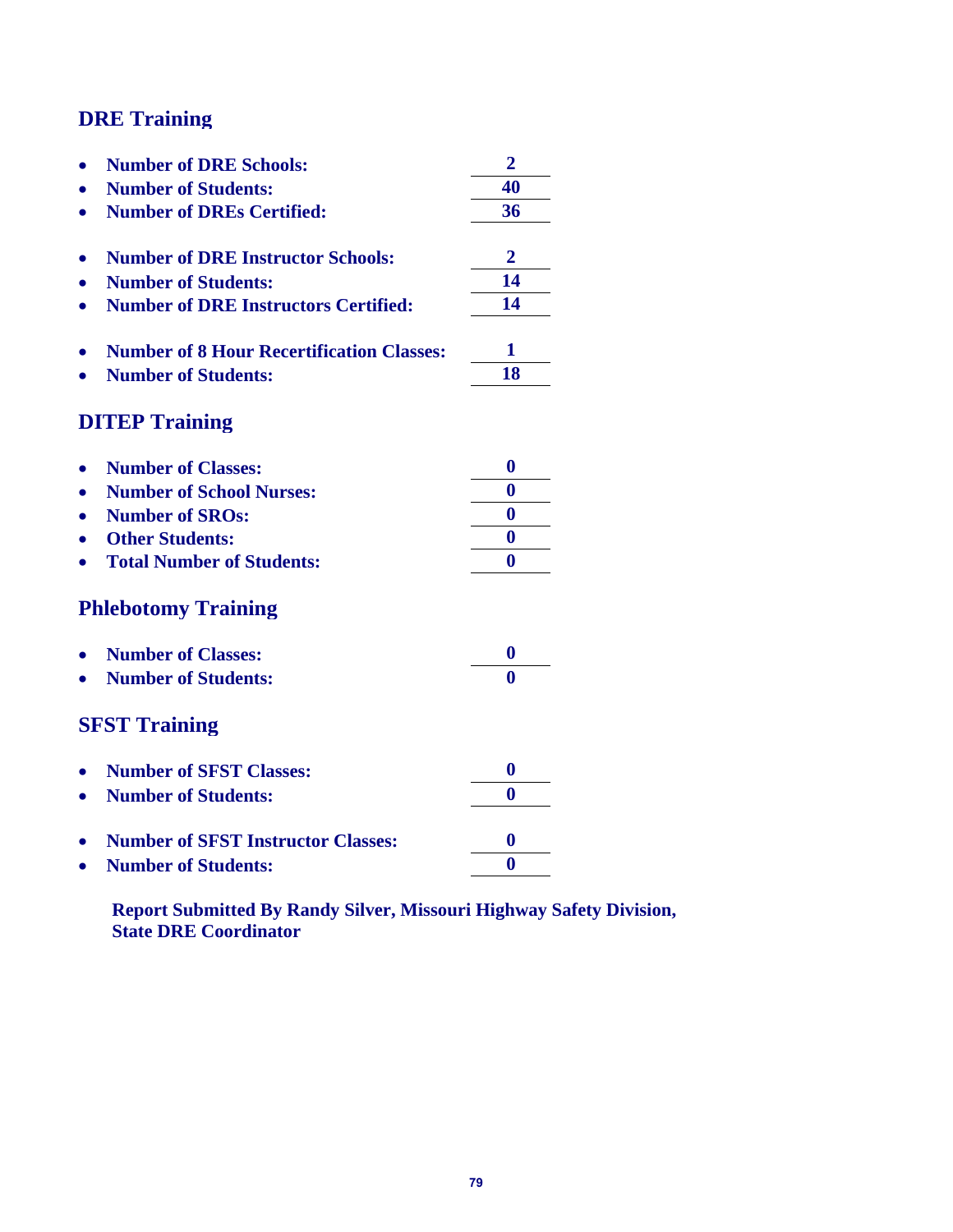## DRE Training

- **Number of DRE Schools:** **2**
- **Number of Students:** **40**
- **Number of DREs Certified:** **36**

- **Number of DRE Instructor Schools:** **2**
- **Number of Students:** **14**
- **Number of DRE Instructors Certified:** **14**

- **Number of 8 Hour Recertification Classes:** **1**
- **Number of Students:** **18**

## DITEP Training

- **Number of Classes:** **0**
- **Number of School Nurses:** **0**
- **Number of SROs:** **0**
- **Other Students:** **0**
- **Total Number of Students:** **0**

## Phlebotomy Training

- **Number of Classes:** **0**
- **Number of Students:** **0**

## SFST Training

- **Number of SFST Classes:** **0**
- **Number of Students:** **0**

- **Number of SFST Instructor Classes:** **0**
- **Number of Students:** **0**

**Report Submitted By Randy Silver, Missouri Highway Safety Division, State DRE Coordinator**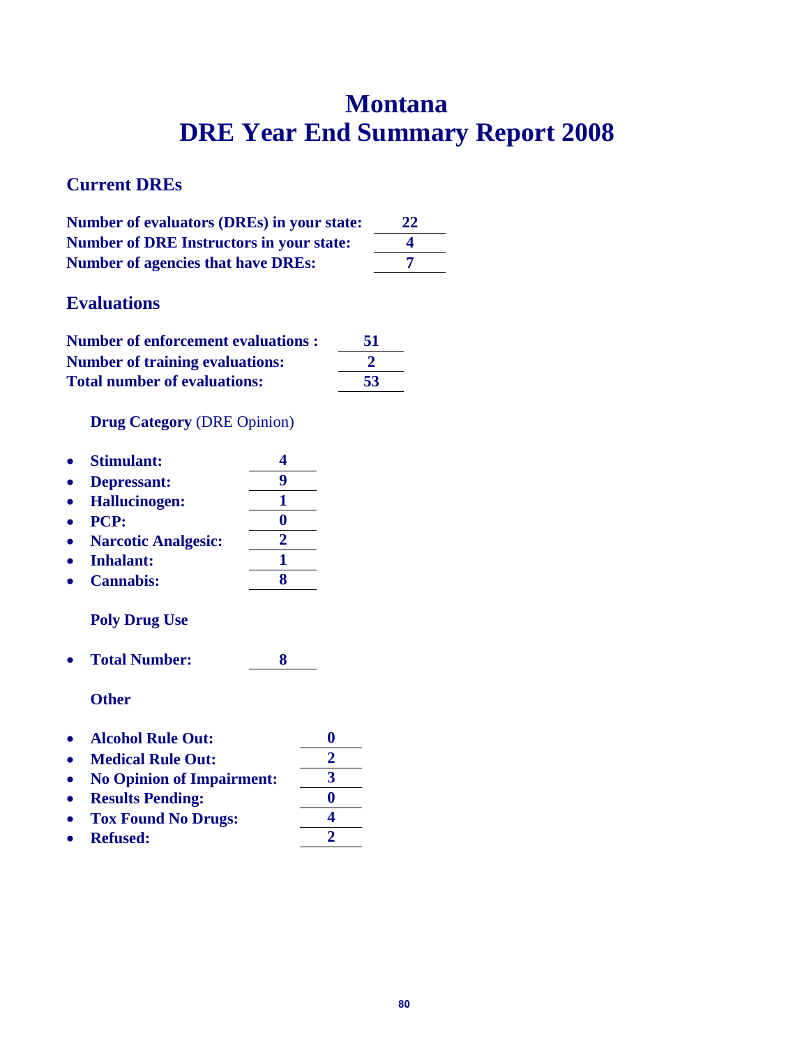# Montana
# DRE Year End Summary Report 2008

## Current DREs

**Number of evaluators (DREs) in your state:** **22**
**Number of DRE Instructors in your state:** **4**
**Number of agencies that have DREs:** **7**

## Evaluations

**Number of enforcement evaluations :** **51**
**Number of training evaluations:** **2**
**Total number of evaluations:** **53**

**Drug Category** (DRE Opinion)

- **Stimulant:** **4**
- **Depressant:** **9**
- **Hallucinogen:** **1**
- **PCP:** **0**
- **Narcotic Analgesic:** **2**
- **Inhalant:** **1**
- **Cannabis:** **8**

**Poly Drug Use**

- **Total Number:** **8**

**Other**

- **Alcohol Rule Out:** **0**
- **Medical Rule Out:** **2**
- **No Opinion of Impairment:** **3**
- **Results Pending:** **0**
- **Tox Found No Drugs:** **4**
- **Refused:** **2**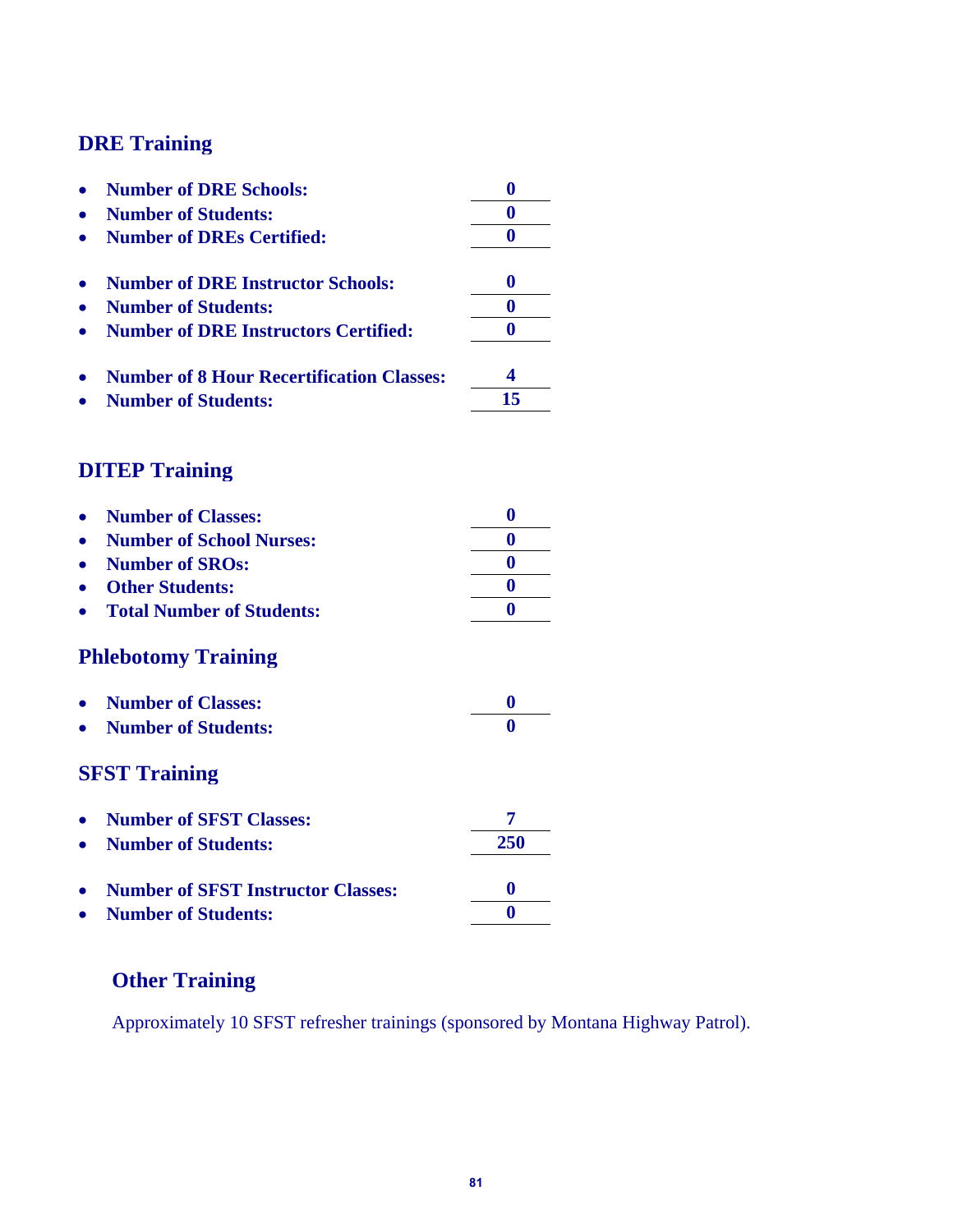## DRE Training

- **Number of DRE Schools:** **0**
- **Number of Students:** **0**
- **Number of DREs Certified:** **0**

- **Number of DRE Instructor Schools:** **0**
- **Number of Students:** **0**
- **Number of DRE Instructors Certified:** **0**

- **Number of 8 Hour Recertification Classes:** **4**
- **Number of Students:** **15**

## DITEP Training

- **Number of Classes:** **0**
- **Number of School Nurses:** **0**
- **Number of SROs:** **0**
- **Other Students:** **0**
- **Total Number of Students:** **0**

## Phlebotomy Training

- **Number of Classes:** **0**
- **Number of Students:** **0**

## SFST Training

- **Number of SFST Classes:** **7**
- **Number of Students:** **250**

- **Number of SFST Instructor Classes:** **0**
- **Number of Students:** **0**

## Other Training

Approximately 10 SFST refresher trainings (sponsored by Montana Highway Patrol).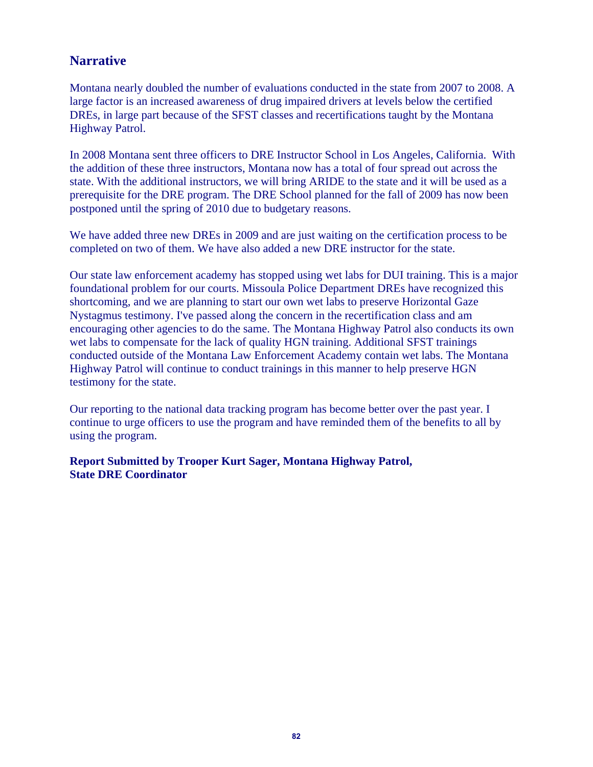## Narrative

Montana nearly doubled the number of evaluations conducted in the state from 2007 to 2008. A large factor is an increased awareness of drug impaired drivers at levels below the certified DREs, in large part because of the SFST classes and recertifications taught by the Montana Highway Patrol.

In 2008 Montana sent three officers to DRE Instructor School in Los Angeles, California. With the addition of these three instructors, Montana now has a total of four spread out across the state. With the additional instructors, we will bring ARIDE to the state and it will be used as a prerequisite for the DRE program. The DRE School planned for the fall of 2009 has now been postponed until the spring of 2010 due to budgetary reasons.

We have added three new DREs in 2009 and are just waiting on the certification process to be completed on two of them. We have also added a new DRE instructor for the state.

Our state law enforcement academy has stopped using wet labs for DUI training. This is a major foundational problem for our courts. Missoula Police Department DREs have recognized this shortcoming, and we are planning to start our own wet labs to preserve Horizontal Gaze Nystagmus testimony. I've passed along the concern in the recertification class and am encouraging other agencies to do the same. The Montana Highway Patrol also conducts its own wet labs to compensate for the lack of quality HGN training. Additional SFST trainings conducted outside of the Montana Law Enforcement Academy contain wet labs. The Montana Highway Patrol will continue to conduct trainings in this manner to help preserve HGN testimony for the state.

Our reporting to the national data tracking program has become better over the past year. I continue to urge officers to use the program and have reminded them of the benefits to all by using the program.

**Report Submitted by Trooper Kurt Sager, Montana Highway Patrol, State DRE Coordinator**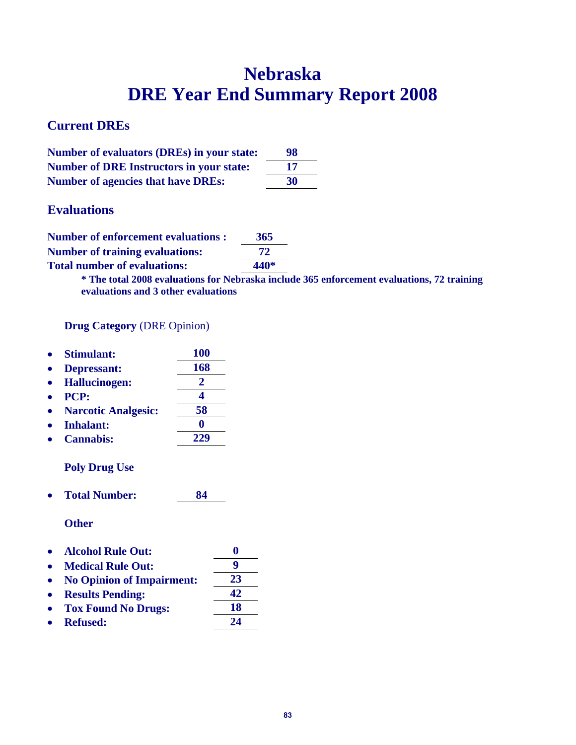# Nebraska
# DRE Year End Summary Report 2008

## Current DREs

| | |
|---|---|
| **Number of evaluators (DREs) in your state:** | **98** |
| **Number of DRE Instructors in your state:** | **17** |
| **Number of agencies that have DREs:** | **30** |

## Evaluations

| | |
|---|---|
| **Number of enforcement evaluations :** | **365** |
| **Number of training evaluations:** | **72** |
| **Total number of evaluations:** | **440*** |

**\* The total 2008 evaluations for Nebraska include 365 enforcement evaluations, 72 training evaluations and 3 other evaluations**

**Drug Category** (DRE Opinion)

- **Stimulant:** **100**
- **Depressant:** **168**
- **Hallucinogen:** **2**
- **PCP:** **4**
- **Narcotic Analgesic:** **58**
- **Inhalant:** **0**
- **Cannabis:** **229**

**Poly Drug Use**

- **Total Number:** **84**

**Other**

- **Alcohol Rule Out:** **0**
- **Medical Rule Out:** **9**
- **No Opinion of Impairment:** **23**
- **Results Pending:** **42**
- **Tox Found No Drugs:** **18**
- **Refused:** **24**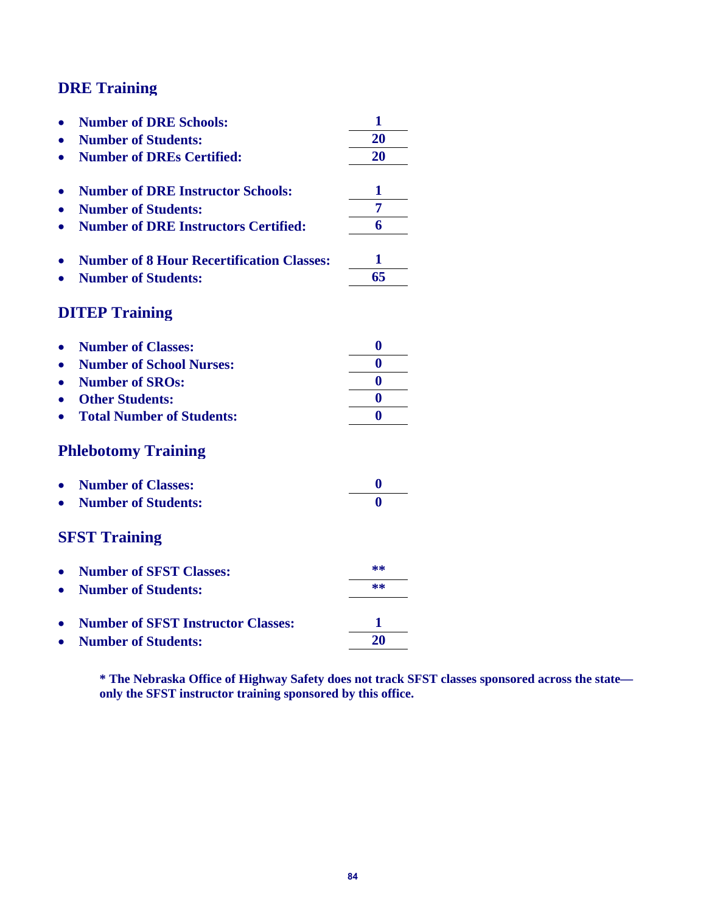## DRE Training

- **Number of DRE Schools:** **1**
- **Number of Students:** **20**
- **Number of DREs Certified:** **20**

- **Number of DRE Instructor Schools:** **1**
- **Number of Students:** **7**
- **Number of DRE Instructors Certified:** **6**

- **Number of 8 Hour Recertification Classes:** **1**
- **Number of Students:** **65**

## DITEP Training

- **Number of Classes:** **0**
- **Number of School Nurses:** **0**
- **Number of SROs:** **0**
- **Other Students:** **0**
- **Total Number of Students:** **0**

## Phlebotomy Training

- **Number of Classes:** **0**
- **Number of Students:** **0**

## SFST Training

- **Number of SFST Classes:** **\*\***
- **Number of Students:** **\*\***

- **Number of SFST Instructor Classes:** **1**
- **Number of Students:** **20**

**\* The Nebraska Office of Highway Safety does not track SFST classes sponsored across the state—only the SFST instructor training sponsored by this office.**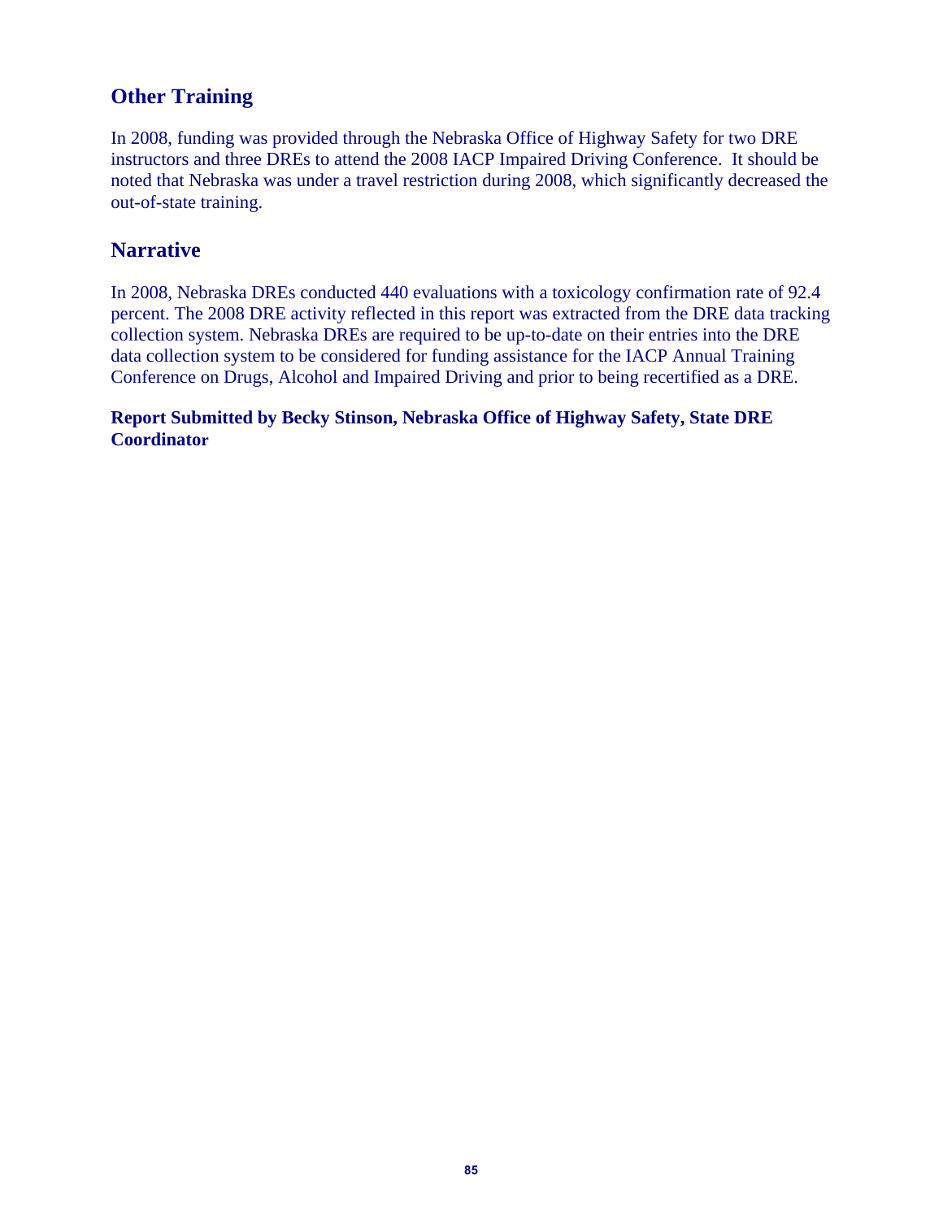## Other Training

In 2008, funding was provided through the Nebraska Office of Highway Safety for two DRE instructors and three DREs to attend the 2008 IACP Impaired Driving Conference. It should be noted that Nebraska was under a travel restriction during 2008, which significantly decreased the out-of-state training.

## Narrative

In 2008, Nebraska DREs conducted 440 evaluations with a toxicology confirmation rate of 92.4 percent. The 2008 DRE activity reflected in this report was extracted from the DRE data tracking collection system. Nebraska DREs are required to be up-to-date on their entries into the DRE data collection system to be considered for funding assistance for the IACP Annual Training Conference on Drugs, Alcohol and Impaired Driving and prior to being recertified as a DRE.

**Report Submitted by Becky Stinson, Nebraska Office of Highway Safety, State DRE Coordinator**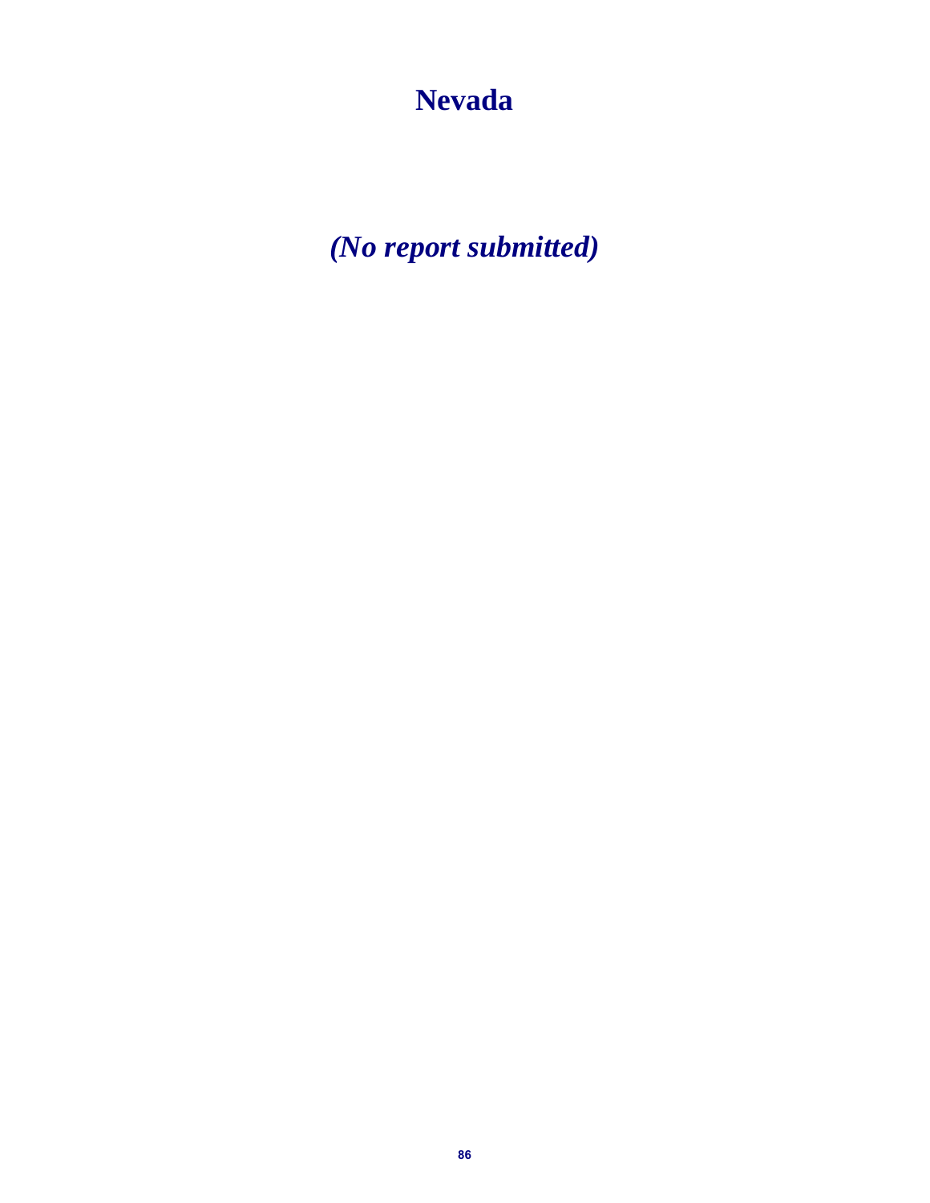# Nevada

*(No report submitted)*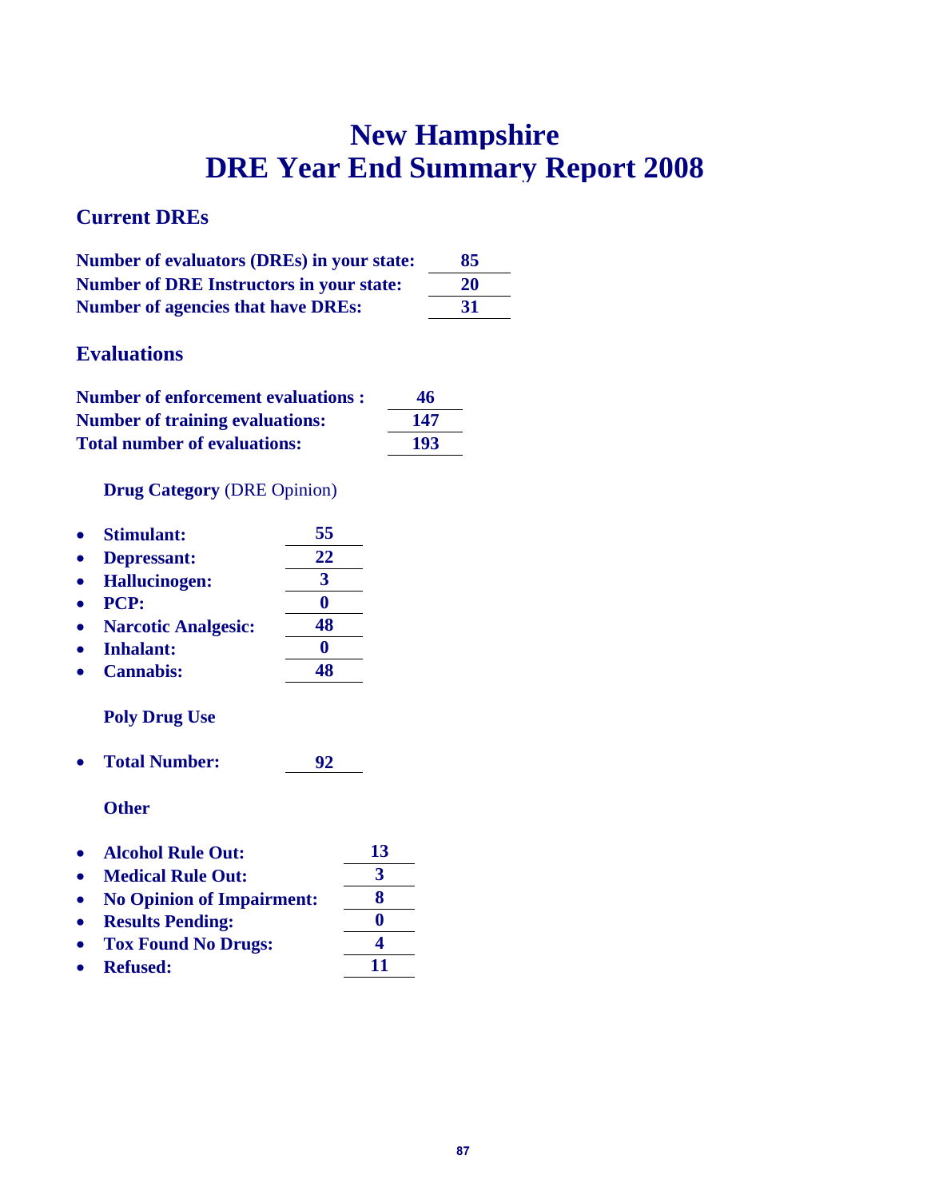# New Hampshire
# DRE Year End Summary Report 2008

## Current DREs

**Number of evaluators (DREs) in your state:** **85**
**Number of DRE Instructors in your state:** **20**
**Number of agencies that have DREs:** **31**

## Evaluations

**Number of enforcement evaluations :** **46**
**Number of training evaluations:** **147**
**Total number of evaluations:** **193**

**Drug Category** (DRE Opinion)

- **Stimulant:** **55**
- **Depressant:** **22**
- **Hallucinogen:** **3**
- **PCP:** **0**
- **Narcotic Analgesic:** **48**
- **Inhalant:** **0**
- **Cannabis:** **48**

**Poly Drug Use**

- **Total Number:** **92**

**Other**

- **Alcohol Rule Out:** **13**
- **Medical Rule Out:** **3**
- **No Opinion of Impairment:** **8**
- **Results Pending:** **0**
- **Tox Found No Drugs:** **4**
- **Refused:** **11**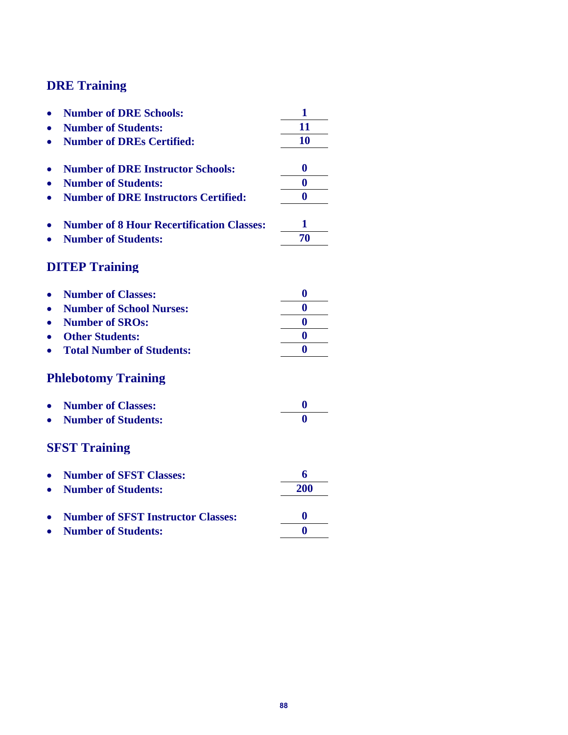## DRE Training

- **Number of DRE Schools:** **1**
- **Number of Students:** **11**
- **Number of DREs Certified:** **10**

- **Number of DRE Instructor Schools:** **0**
- **Number of Students:** **0**
- **Number of DRE Instructors Certified:** **0**

- **Number of 8 Hour Recertification Classes:** **1**
- **Number of Students:** **70**

## DITEP Training

- **Number of Classes:** **0**
- **Number of School Nurses:** **0**
- **Number of SROs:** **0**
- **Other Students:** **0**
- **Total Number of Students:** **0**

## Phlebotomy Training

- **Number of Classes:** **0**
- **Number of Students:** **0**

## SFST Training

- **Number of SFST Classes:** **6**
- **Number of Students:** **200**

- **Number of SFST Instructor Classes:** **0**
- **Number of Students:** **0**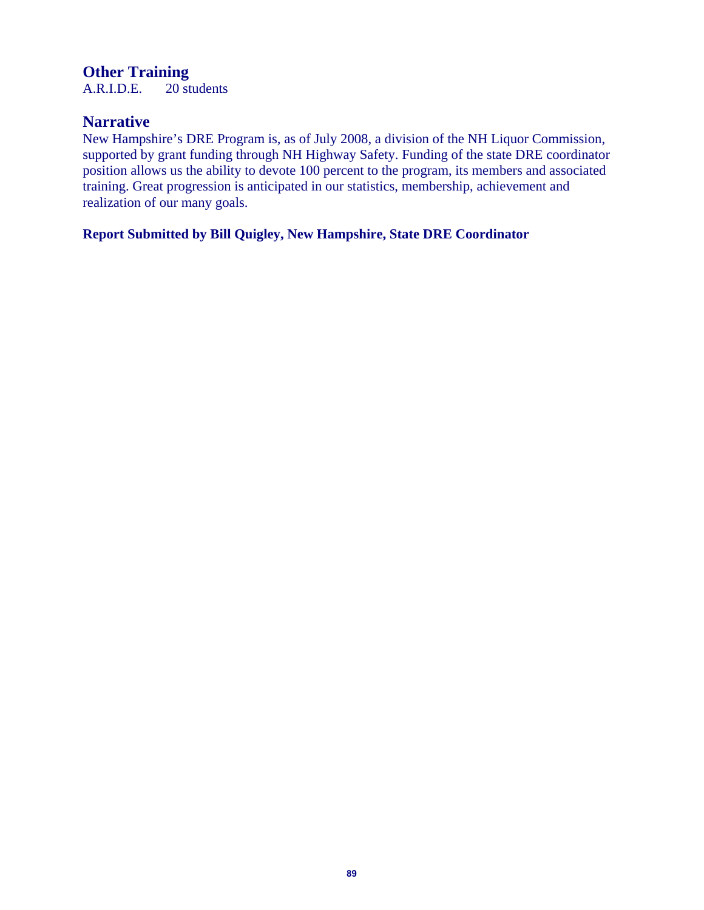## Other Training

A.R.I.D.E. 20 students

## Narrative

New Hampshire's DRE Program is, as of July 2008, a division of the NH Liquor Commission, supported by grant funding through NH Highway Safety. Funding of the state DRE coordinator position allows us the ability to devote 100 percent to the program, its members and associated training. Great progression is anticipated in our statistics, membership, achievement and realization of our many goals.

**Report Submitted by Bill Quigley, New Hampshire, State DRE Coordinator**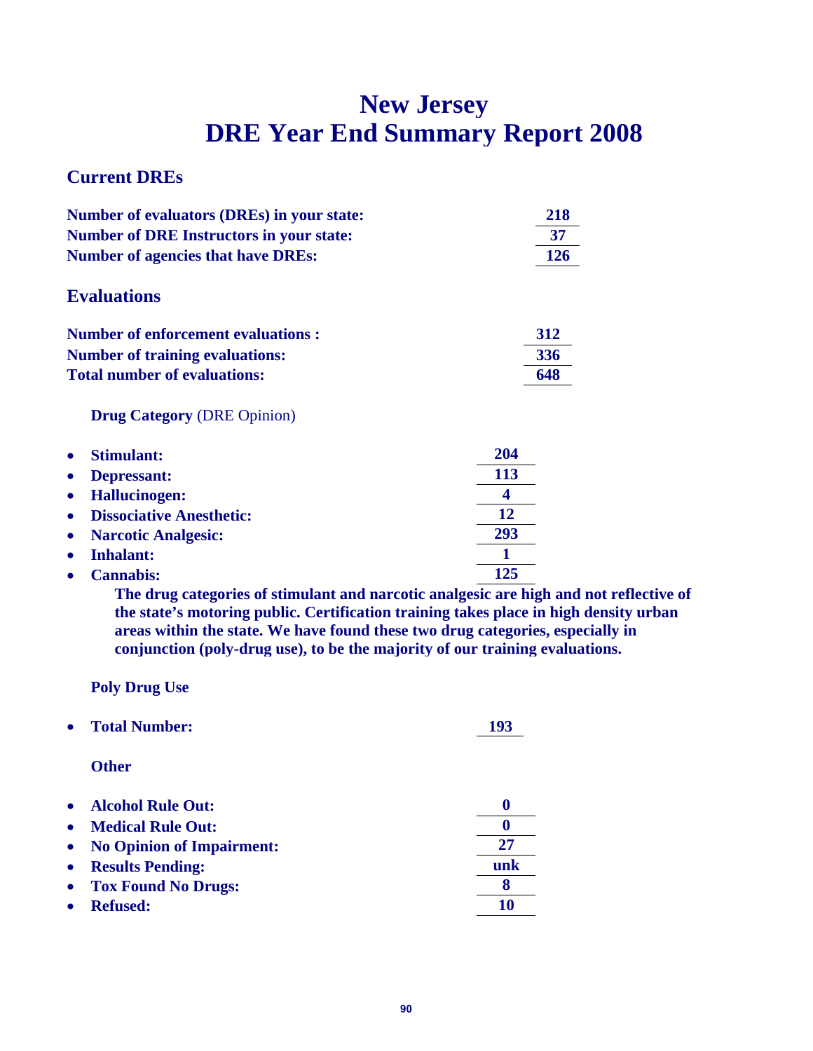# New Jersey
# DRE Year End Summary Report 2008

## Current DREs

| | |
|---|---|
| **Number of evaluators (DREs) in your state:** | **218** |
| **Number of DRE Instructors in your state:** | **37** |
| **Number of agencies that have DREs:** | **126** |

## Evaluations

| | |
|---|---|
| **Number of enforcement evaluations :** | **312** |
| **Number of training evaluations:** | **336** |
| **Total number of evaluations:** | **648** |

### Drug Category (DRE Opinion)

| | |
|---|---|
| • **Stimulant:** | **204** |
| • **Depressant:** | **113** |
| • **Hallucinogen:** | **4** |
| • **Dissociative Anesthetic:** | **12** |
| • **Narcotic Analgesic:** | **293** |
| • **Inhalant:** | **1** |
| • **Cannabis:** | **125** |

**The drug categories of stimulant and narcotic analgesic are high and not reflective of the state's motoring public. Certification training takes place in high density urban areas within the state. We have found these two drug categories, especially in conjunction (poly-drug use), to be the majority of our training evaluations.**

### Poly Drug Use

| | |
|---|---|
| • **Total Number:** | **193** |

### Other

| | |
|---|---|
| • **Alcohol Rule Out:** | **0** |
| • **Medical Rule Out:** | **0** |
| • **No Opinion of Impairment:** | **27** |
| • **Results Pending:** | **unk** |
| • **Tox Found No Drugs:** | **8** |
| • **Refused:** | **10** |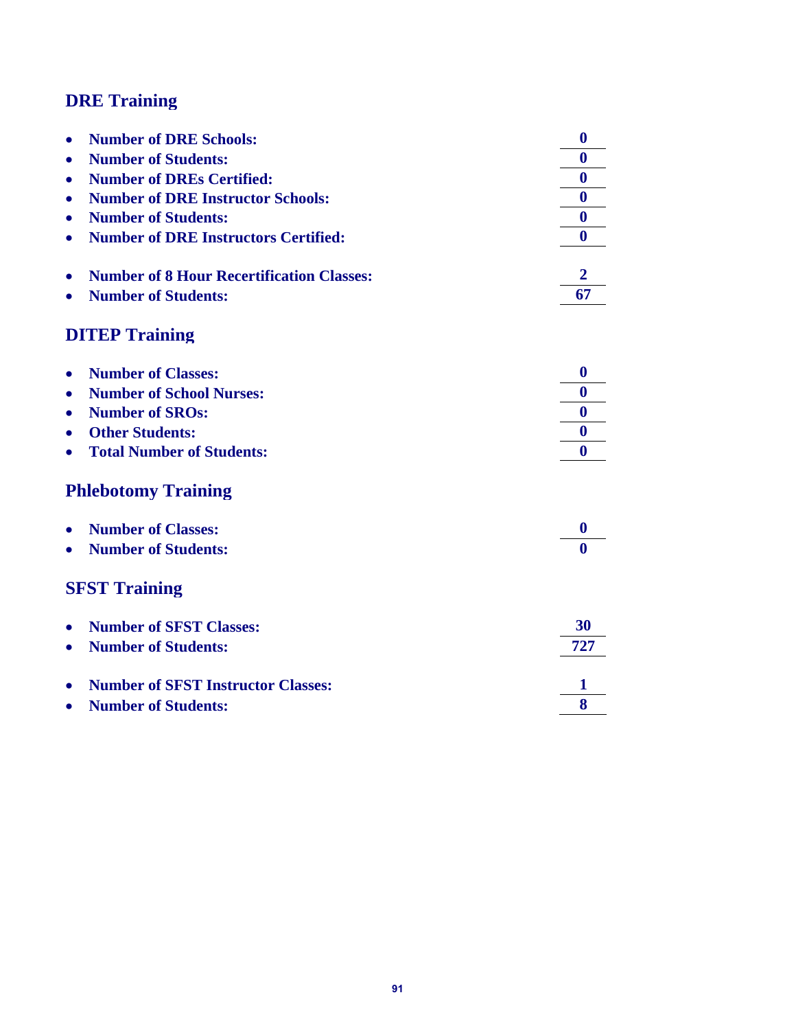## DRE Training

- **Number of DRE Schools:** **0**
- **Number of Students:** **0**
- **Number of DREs Certified:** **0**
- **Number of DRE Instructor Schools:** **0**
- **Number of Students:** **0**
- **Number of DRE Instructors Certified:** **0**

- **Number of 8 Hour Recertification Classes:** **2**
- **Number of Students:** **67**

## DITEP Training

- **Number of Classes:** **0**
- **Number of School Nurses:** **0**
- **Number of SROs:** **0**
- **Other Students:** **0**
- **Total Number of Students:** **0**

## Phlebotomy Training

- **Number of Classes:** **0**
- **Number of Students:** **0**

## SFST Training

- **Number of SFST Classes:** **30**
- **Number of Students:** **727**

- **Number of SFST Instructor Classes:** **1**
- **Number of Students:** **8**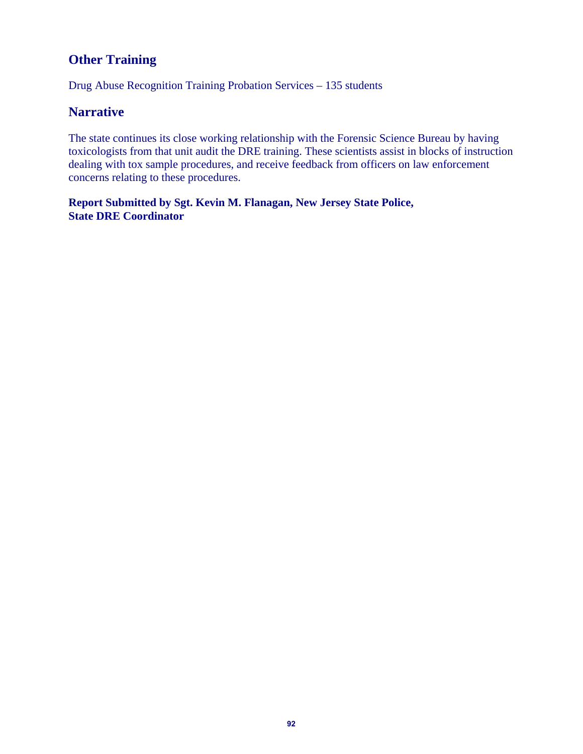## Other Training

Drug Abuse Recognition Training Probation Services – 135 students

## Narrative

The state continues its close working relationship with the Forensic Science Bureau by having toxicologists from that unit audit the DRE training. These scientists assist in blocks of instruction dealing with tox sample procedures, and receive feedback from officers on law enforcement concerns relating to these procedures.

**Report Submitted by Sgt. Kevin M. Flanagan, New Jersey State Police, State DRE Coordinator**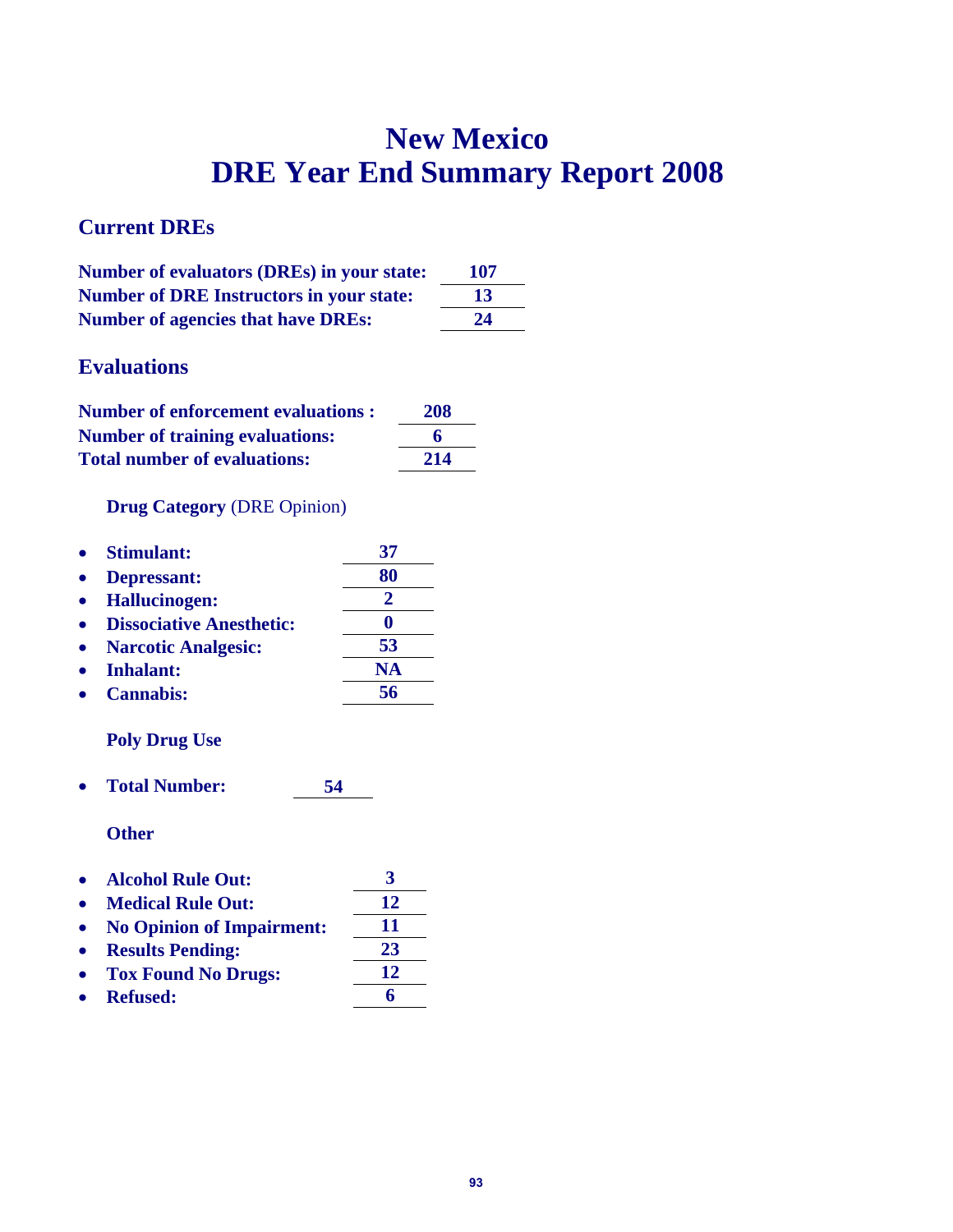# New Mexico
# DRE Year End Summary Report 2008

## Current DREs

| | |
|---|---|
| **Number of evaluators (DREs) in your state:** | **107** |
| **Number of DRE Instructors in your state:** | **13** |
| **Number of agencies that have DREs:** | **24** |

## Evaluations

| | |
|---|---|
| **Number of enforcement evaluations :** | **208** |
| **Number of training evaluations:** | **6** |
| **Total number of evaluations:** | **214** |

### **Drug Category** (DRE Opinion)

- **Stimulant:** **37**
- **Depressant:** **80**
- **Hallucinogen:** **2**
- **Dissociative Anesthetic:** **0**
- **Narcotic Analgesic:** **53**
- **Inhalant:** **NA**
- **Cannabis:** **56**

### Poly Drug Use

- **Total Number:** **54**

### Other

- **Alcohol Rule Out:** **3**
- **Medical Rule Out:** **12**
- **No Opinion of Impairment:** **11**
- **Results Pending:** **23**
- **Tox Found No Drugs:** **12**
- **Refused:** **6**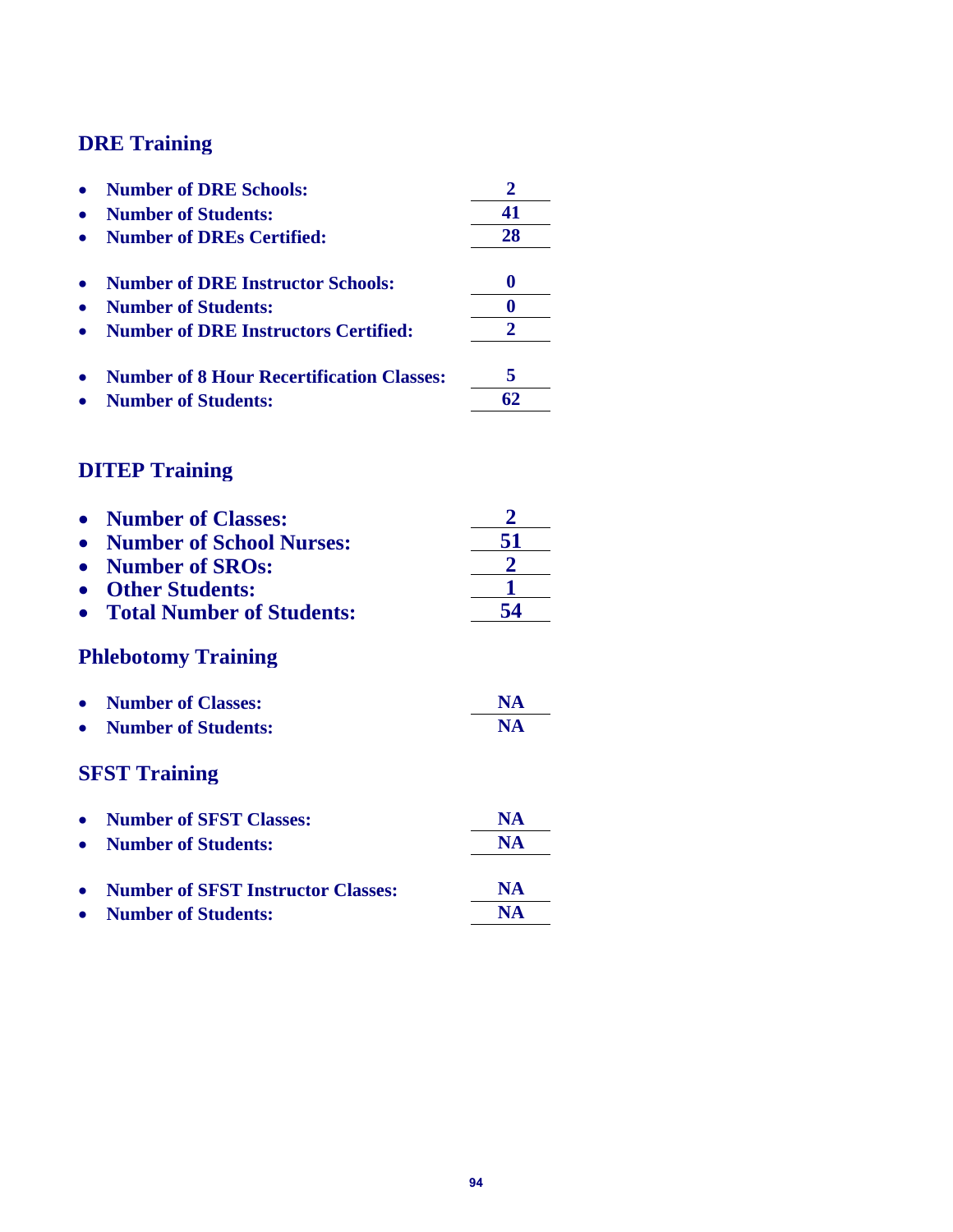## DRE Training

- **Number of DRE Schools:** **2**
- **Number of Students:** **41**
- **Number of DREs Certified:** **28**

- **Number of DRE Instructor Schools:** **0**
- **Number of Students:** **0**
- **Number of DRE Instructors Certified:** **2**

- **Number of 8 Hour Recertification Classes:** **5**
- **Number of Students:** **62**

## DITEP Training

- **Number of Classes:** **2**
- **Number of School Nurses:** **51**
- **Number of SROs:** **2**
- **Other Students:** **1**
- **Total Number of Students:** **54**

## Phlebotomy Training

- **Number of Classes:** **NA**
- **Number of Students:** **NA**

## SFST Training

- **Number of SFST Classes:** **NA**
- **Number of Students:** **NA**

- **Number of SFST Instructor Classes:** **NA**
- **Number of Students:** **NA**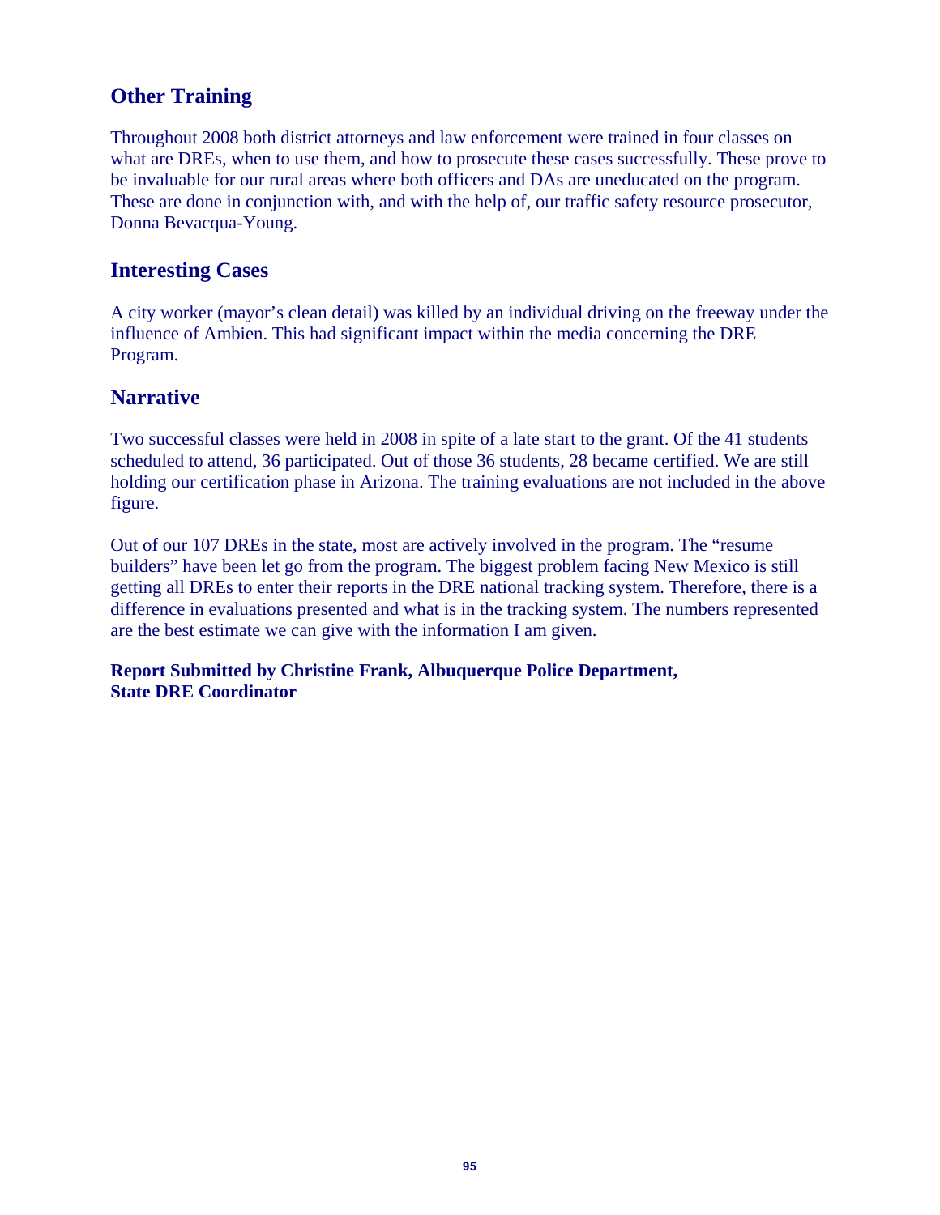## Other Training

Throughout 2008 both district attorneys and law enforcement were trained in four classes on what are DREs, when to use them, and how to prosecute these cases successfully. These prove to be invaluable for our rural areas where both officers and DAs are uneducated on the program. These are done in conjunction with, and with the help of, our traffic safety resource prosecutor, Donna Bevacqua-Young.

## Interesting Cases

A city worker (mayor's clean detail) was killed by an individual driving on the freeway under the influence of Ambien. This had significant impact within the media concerning the DRE Program.

## Narrative

Two successful classes were held in 2008 in spite of a late start to the grant. Of the 41 students scheduled to attend, 36 participated. Out of those 36 students, 28 became certified. We are still holding our certification phase in Arizona. The training evaluations are not included in the above figure.

Out of our 107 DREs in the state, most are actively involved in the program. The "resume builders" have been let go from the program. The biggest problem facing New Mexico is still getting all DREs to enter their reports in the DRE national tracking system. Therefore, there is a difference in evaluations presented and what is in the tracking system. The numbers represented are the best estimate we can give with the information I am given.

**Report Submitted by Christine Frank, Albuquerque Police Department, State DRE Coordinator**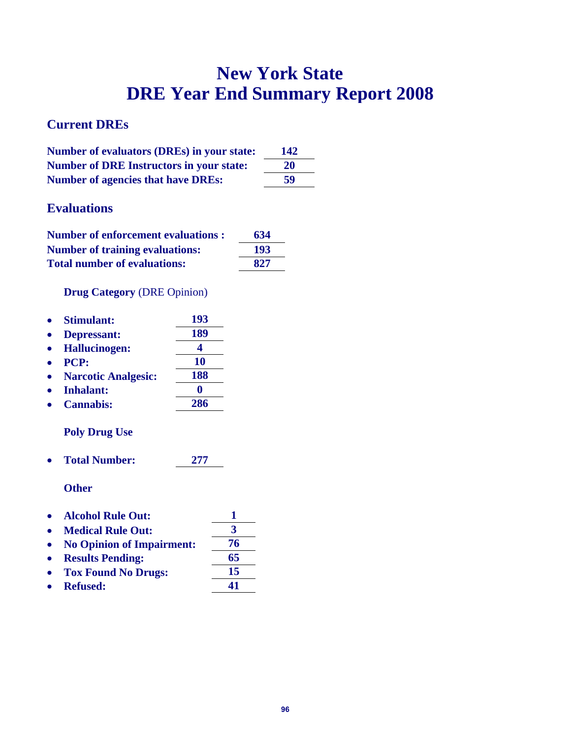# New York State
# DRE Year End Summary Report 2008

## Current DREs

| | |
|---|---|
| **Number of evaluators (DREs) in your state:** | **142** |
| **Number of DRE Instructors in your state:** | **20** |
| **Number of agencies that have DREs:** | **59** |

## Evaluations

| | |
|---|---|
| **Number of enforcement evaluations :** | **634** |
| **Number of training evaluations:** | **193** |
| **Total number of evaluations:** | **827** |

**Drug Category** (DRE Opinion)

- **Stimulant:** **193**
- **Depressant:** **189**
- **Hallucinogen:** **4**
- **PCP:** **10**
- **Narcotic Analgesic:** **188**
- **Inhalant:** **0**
- **Cannabis:** **286**

**Poly Drug Use**

- **Total Number:** **277**

**Other**

- **Alcohol Rule Out:** **1**
- **Medical Rule Out:** **3**
- **No Opinion of Impairment:** **76**
- **Results Pending:** **65**
- **Tox Found No Drugs:** **15**
- **Refused:** **41**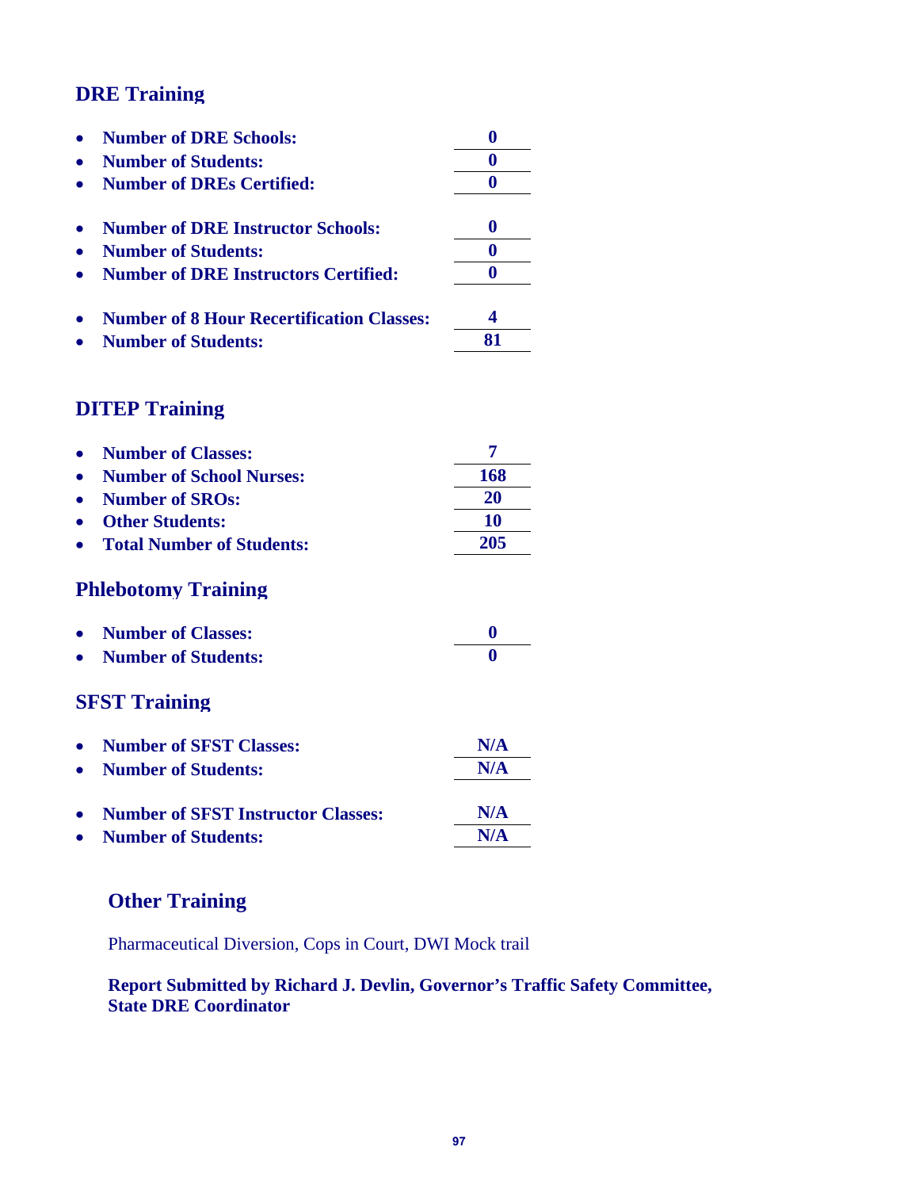## DRE Training

- **Number of DRE Schools:** **0**
- **Number of Students:** **0**
- **Number of DREs Certified:** **0**

- **Number of DRE Instructor Schools:** **0**
- **Number of Students:** **0**
- **Number of DRE Instructors Certified:** **0**

- **Number of 8 Hour Recertification Classes:** **4**
- **Number of Students:** **81**

## DITEP Training

- **Number of Classes:** **7**
- **Number of School Nurses:** **168**
- **Number of SROs:** **20**
- **Other Students:** **10**
- **Total Number of Students:** **205**

## Phlebotomy Training

- **Number of Classes:** **0**
- **Number of Students:** **0**

## SFST Training

- **Number of SFST Classes:** **N/A**
- **Number of Students:** **N/A**

- **Number of SFST Instructor Classes:** **N/A**
- **Number of Students:** **N/A**

## Other Training

Pharmaceutical Diversion, Cops in Court, DWI Mock trail

**Report Submitted by Richard J. Devlin, Governor's Traffic Safety Committee, State DRE Coordinator**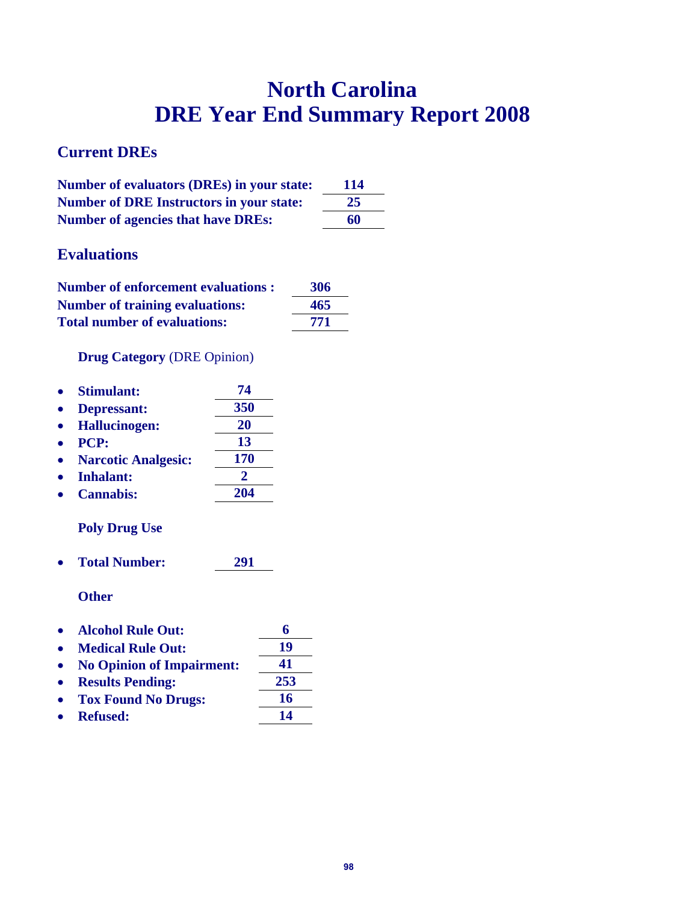# North Carolina
# DRE Year End Summary Report 2008

## Current DREs

**Number of evaluators (DREs) in your state:** **114**
**Number of DRE Instructors in your state:** **25**
**Number of agencies that have DREs:** **60**

## Evaluations

**Number of enforcement evaluations :** **306**
**Number of training evaluations:** **465**
**Total number of evaluations:** **771**

**Drug Category** (DRE Opinion)

- **Stimulant:** **74**
- **Depressant:** **350**
- **Hallucinogen:** **20**
- **PCP:** **13**
- **Narcotic Analgesic:** **170**
- **Inhalant:** **2**
- **Cannabis:** **204**

**Poly Drug Use**

- **Total Number:** **291**

**Other**

- **Alcohol Rule Out:** **6**
- **Medical Rule Out:** **19**
- **No Opinion of Impairment:** **41**
- **Results Pending:** **253**
- **Tox Found No Drugs:** **16**
- **Refused:** **14**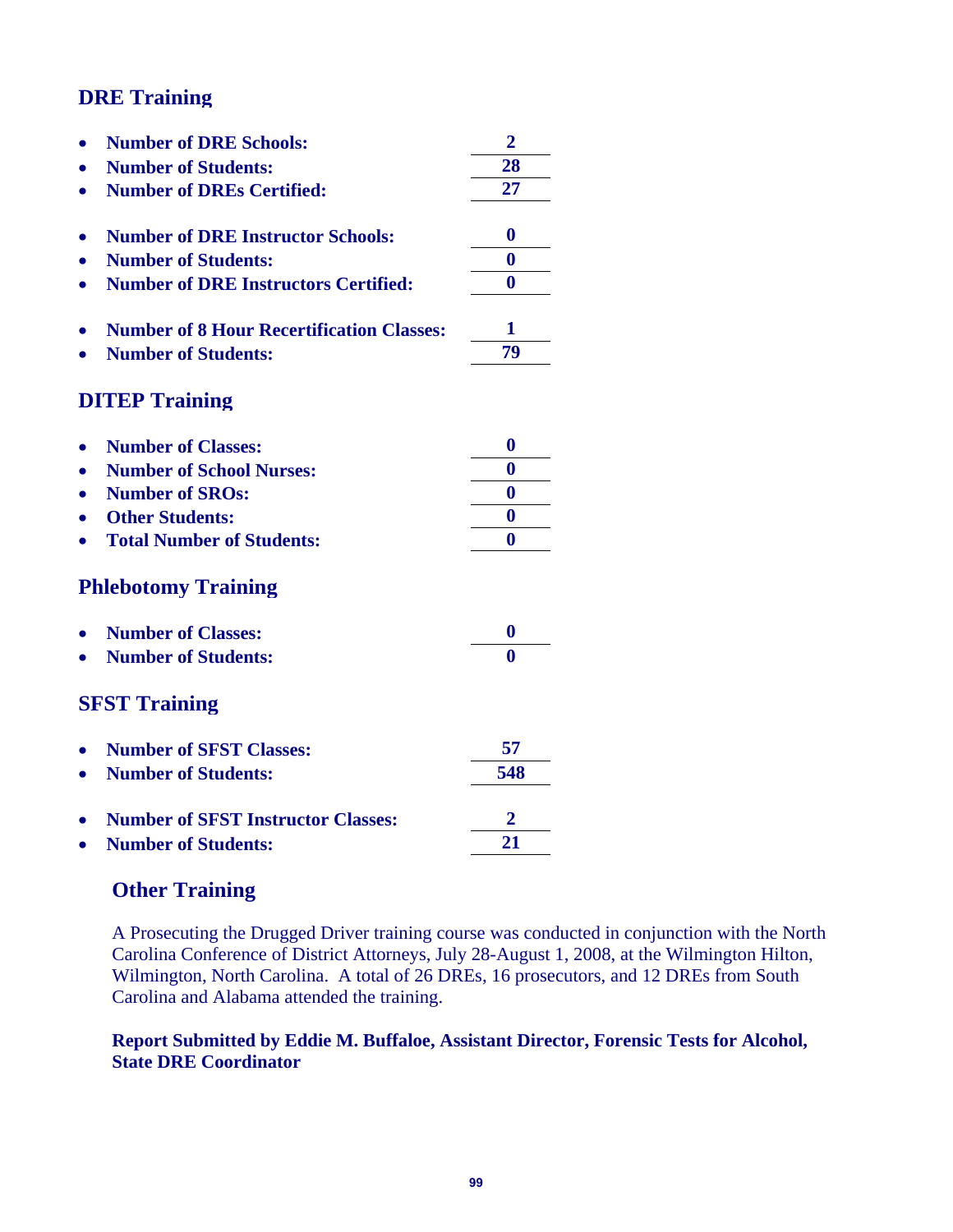## DRE Training

- **Number of DRE Schools:** **2**
- **Number of Students:** **28**
- **Number of DREs Certified:** **27**

- **Number of DRE Instructor Schools:** **0**
- **Number of Students:** **0**
- **Number of DRE Instructors Certified:** **0**

- **Number of 8 Hour Recertification Classes:** **1**
- **Number of Students:** **79**

## DITEP Training

- **Number of Classes:** **0**
- **Number of School Nurses:** **0**
- **Number of SROs:** **0**
- **Other Students:** **0**
- **Total Number of Students:** **0**

## Phlebotomy Training

- **Number of Classes:** **0**
- **Number of Students:** **0**

## SFST Training

- **Number of SFST Classes:** **57**
- **Number of Students:** **548**

- **Number of SFST Instructor Classes:** **2**
- **Number of Students:** **21**

## Other Training

A Prosecuting the Drugged Driver training course was conducted in conjunction with the North Carolina Conference of District Attorneys, July 28-August 1, 2008, at the Wilmington Hilton, Wilmington, North Carolina. A total of 26 DREs, 16 prosecutors, and 12 DREs from South Carolina and Alabama attended the training.

**Report Submitted by Eddie M. Buffaloe, Assistant Director, Forensic Tests for Alcohol, State DRE Coordinator**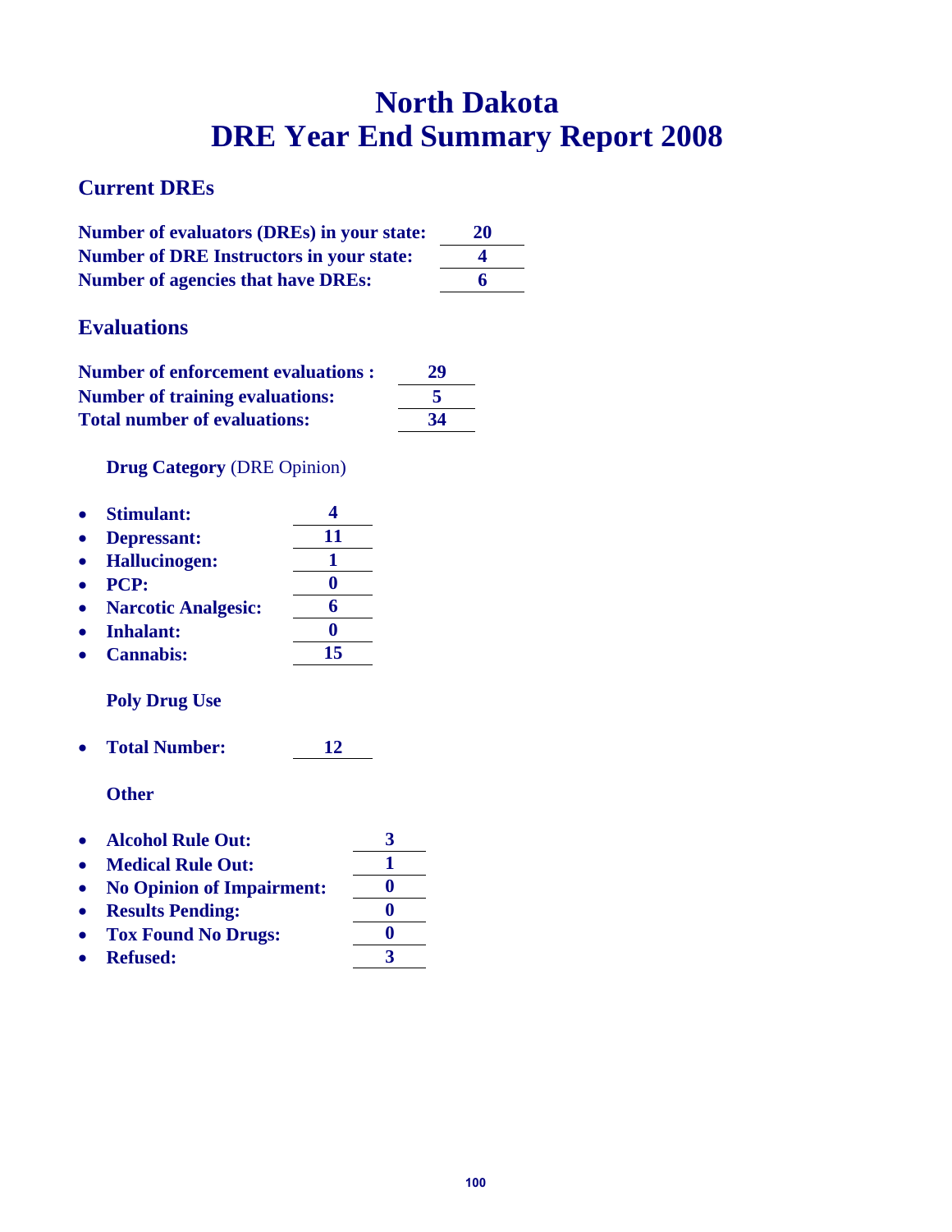# North Dakota
# DRE Year End Summary Report 2008

## Current DREs

| | |
|---|---|
| **Number of evaluators (DREs) in your state:** | **20** |
| **Number of DRE Instructors in your state:** | **4** |
| **Number of agencies that have DREs:** | **6** |

## Evaluations

| | |
|---|---|
| **Number of enforcement evaluations :** | **29** |
| **Number of training evaluations:** | **5** |
| **Total number of evaluations:** | **34** |

**Drug Category** (DRE Opinion)

- **Stimulant:** **4**
- **Depressant:** **11**
- **Hallucinogen:** **1**
- **PCP:** **0**
- **Narcotic Analgesic:** **6**
- **Inhalant:** **0**
- **Cannabis:** **15**

**Poly Drug Use**

- **Total Number:** **12**

**Other**

- **Alcohol Rule Out:** **3**
- **Medical Rule Out:** **1**
- **No Opinion of Impairment:** **0**
- **Results Pending:** **0**
- **Tox Found No Drugs:** **0**
- **Refused:** **3**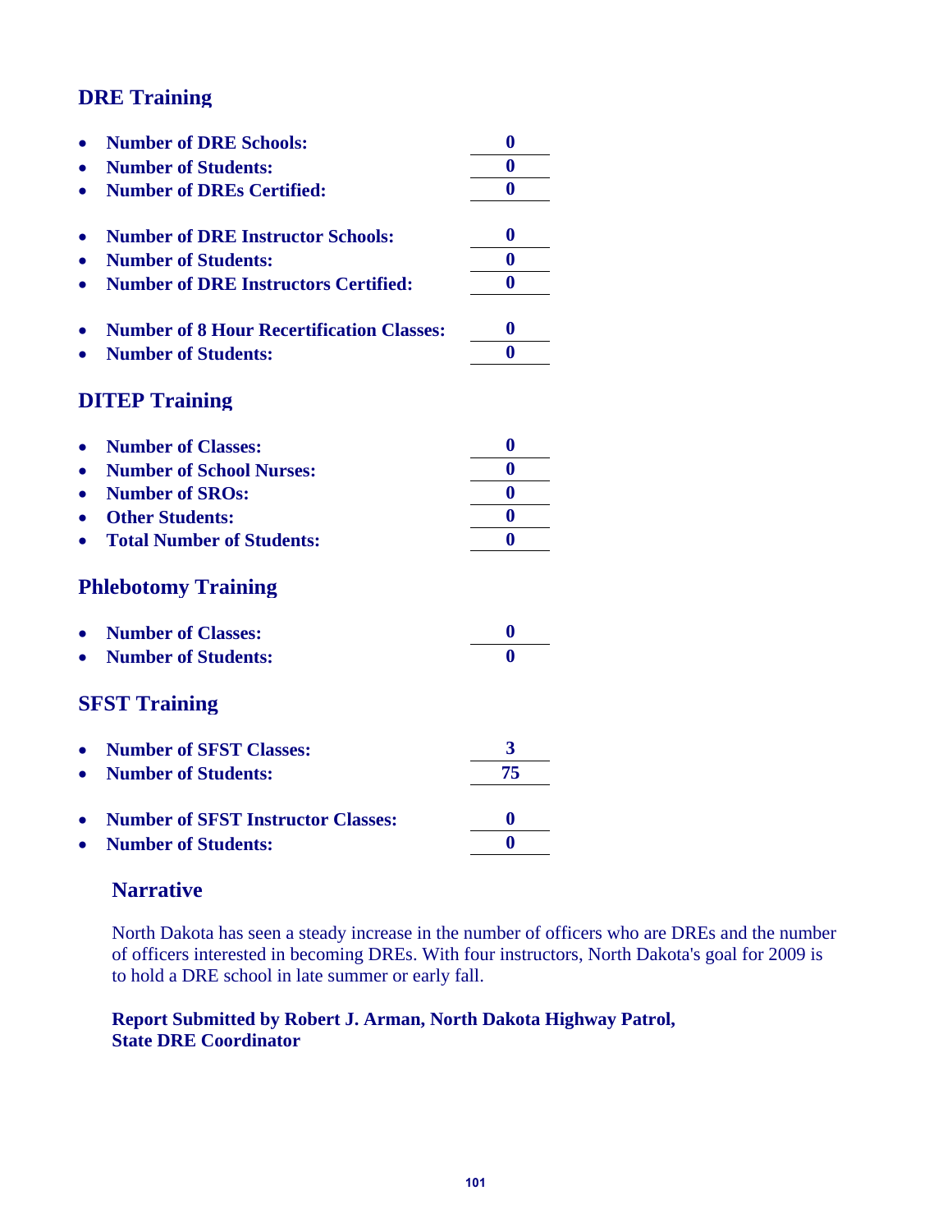## DRE Training

- **Number of DRE Schools:** **0**
- **Number of Students:** **0**
- **Number of DREs Certified:** **0**

- **Number of DRE Instructor Schools:** **0**
- **Number of Students:** **0**
- **Number of DRE Instructors Certified:** **0**

- **Number of 8 Hour Recertification Classes:** **0**
- **Number of Students:** **0**

## DITEP Training

- **Number of Classes:** **0**
- **Number of School Nurses:** **0**
- **Number of SROs:** **0**
- **Other Students:** **0**
- **Total Number of Students:** **0**

## Phlebotomy Training

- **Number of Classes:** **0**
- **Number of Students:** **0**

## SFST Training

- **Number of SFST Classes:** **3**
- **Number of Students:** **75**

- **Number of SFST Instructor Classes:** **0**
- **Number of Students:** **0**

### Narrative

North Dakota has seen a steady increase in the number of officers who are DREs and the number of officers interested in becoming DREs. With four instructors, North Dakota's goal for 2009 is to hold a DRE school in late summer or early fall.

**Report Submitted by Robert J. Arman, North Dakota Highway Patrol, State DRE Coordinator**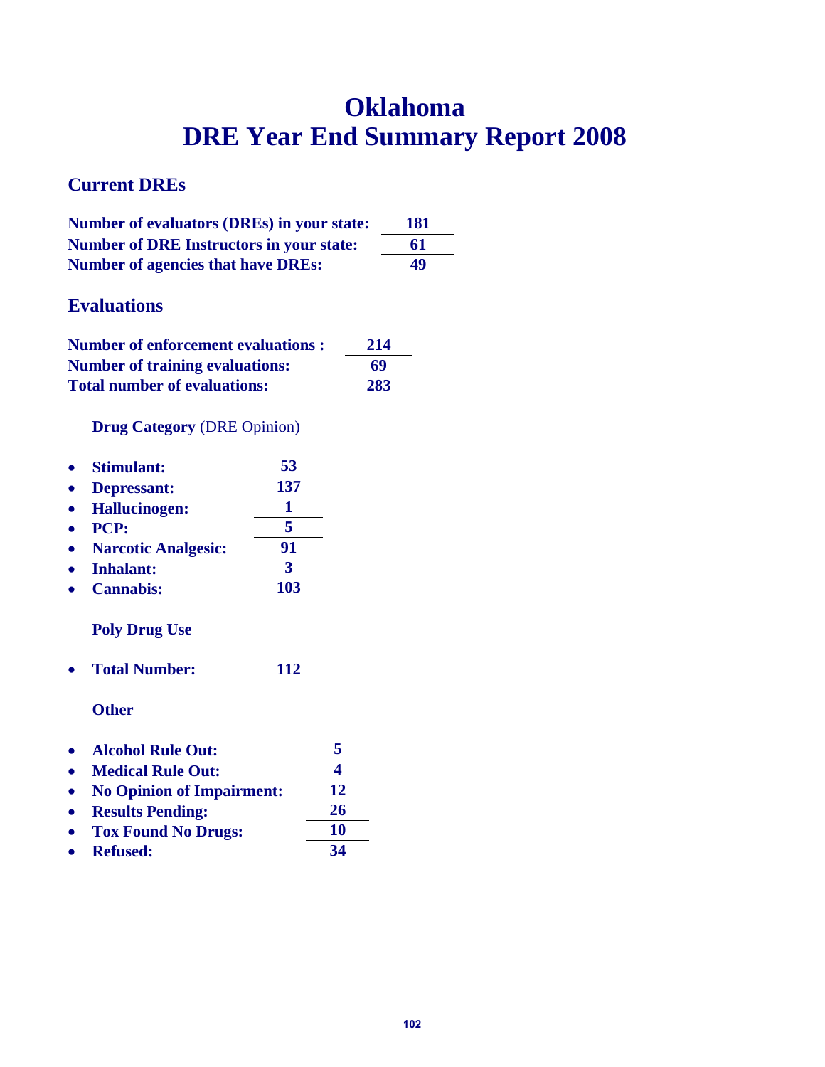# Oklahoma
# DRE Year End Summary Report 2008

## Current DREs

| | |
|---|---|
| **Number of evaluators (DREs) in your state:** | **181** |
| **Number of DRE Instructors in your state:** | **61** |
| **Number of agencies that have DREs:** | **49** |

## Evaluations

| | |
|---|---|
| **Number of enforcement evaluations :** | **214** |
| **Number of training evaluations:** | **69** |
| **Total number of evaluations:** | **283** |

**Drug Category** (DRE Opinion)

- **Stimulant:** **53**
- **Depressant:** **137**
- **Hallucinogen:** **1**
- **PCP:** **5**
- **Narcotic Analgesic:** **91**
- **Inhalant:** **3**
- **Cannabis:** **103**

**Poly Drug Use**

- **Total Number:** **112**

**Other**

- **Alcohol Rule Out:** **5**
- **Medical Rule Out:** **4**
- **No Opinion of Impairment:** **12**
- **Results Pending:** **26**
- **Tox Found No Drugs:** **10**
- **Refused:** **34**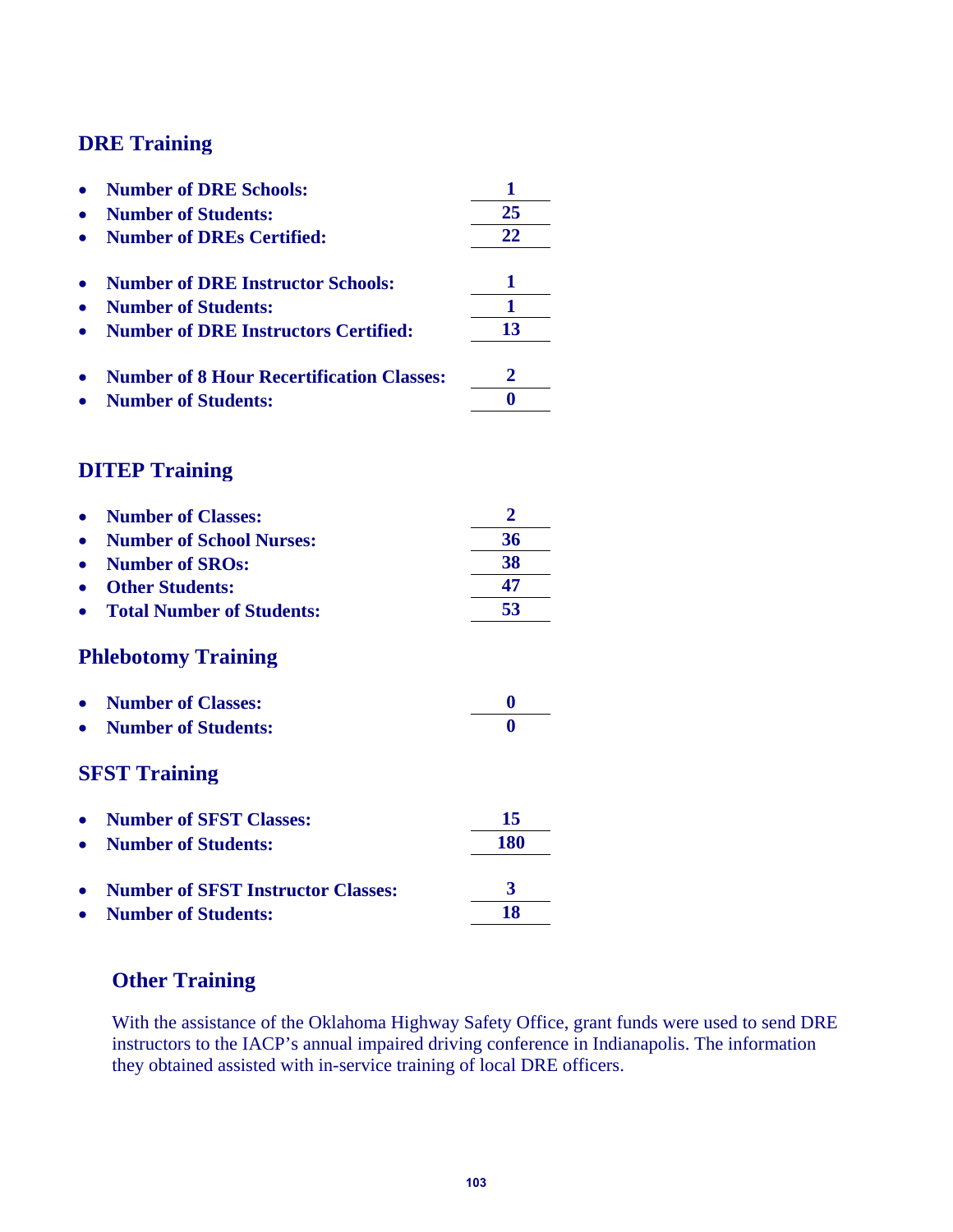## DRE Training

- **Number of DRE Schools:** **1**
- **Number of Students:** **25**
- **Number of DREs Certified:** **22**

- **Number of DRE Instructor Schools:** **1**
- **Number of Students:** **1**
- **Number of DRE Instructors Certified:** **13**

- **Number of 8 Hour Recertification Classes:** **2**
- **Number of Students:** **0**

## DITEP Training

- **Number of Classes:** **2**
- **Number of School Nurses:** **36**
- **Number of SROs:** **38**
- **Other Students:** **47**
- **Total Number of Students:** **53**

## Phlebotomy Training

- **Number of Classes:** **0**
- **Number of Students:** **0**

## SFST Training

- **Number of SFST Classes:** **15**
- **Number of Students:** **180**

- **Number of SFST Instructor Classes:** **3**
- **Number of Students:** **18**

## Other Training

With the assistance of the Oklahoma Highway Safety Office, grant funds were used to send DRE instructors to the IACP's annual impaired driving conference in Indianapolis. The information they obtained assisted with in-service training of local DRE officers.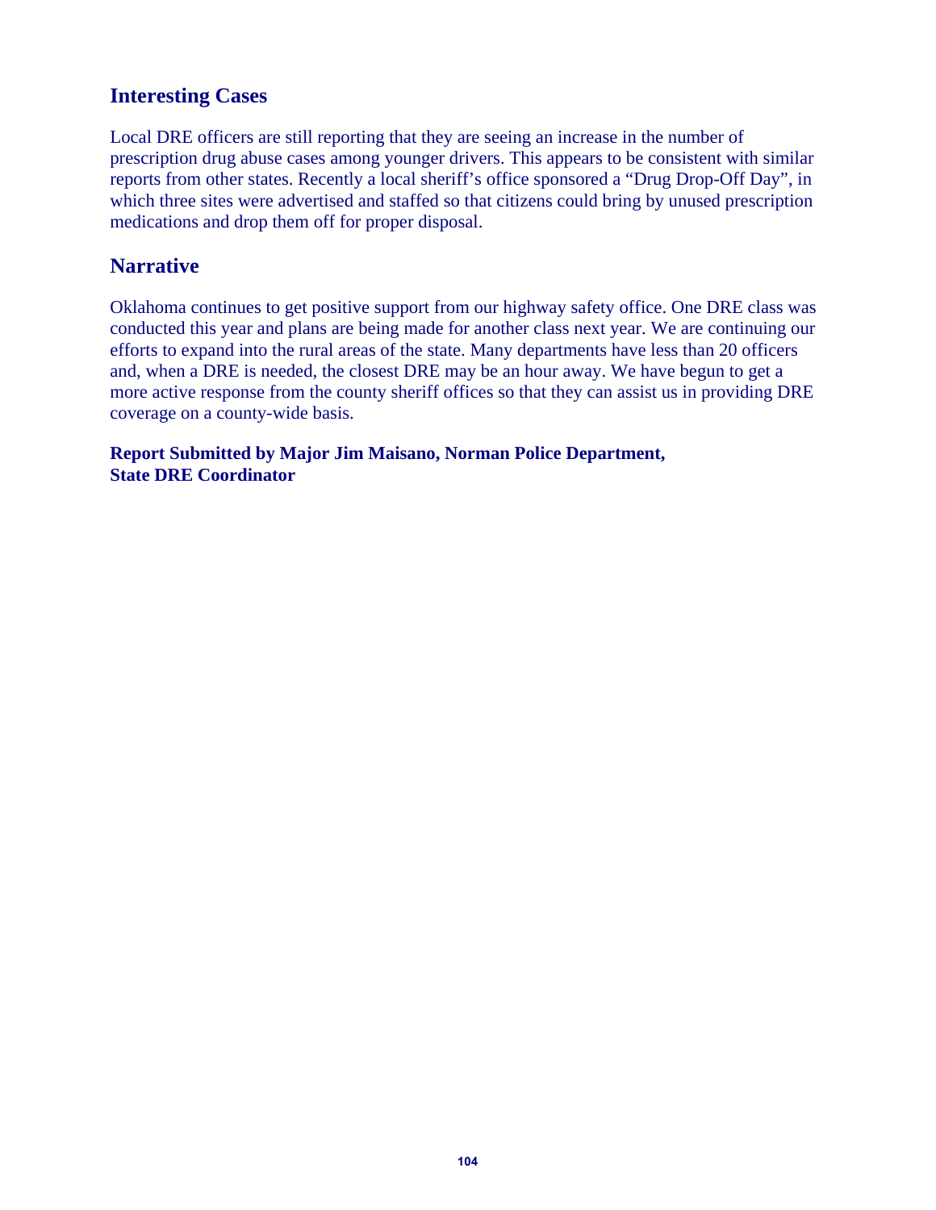## Interesting Cases

Local DRE officers are still reporting that they are seeing an increase in the number of prescription drug abuse cases among younger drivers. This appears to be consistent with similar reports from other states. Recently a local sheriff's office sponsored a "Drug Drop-Off Day", in which three sites were advertised and staffed so that citizens could bring by unused prescription medications and drop them off for proper disposal.

## Narrative

Oklahoma continues to get positive support from our highway safety office. One DRE class was conducted this year and plans are being made for another class next year. We are continuing our efforts to expand into the rural areas of the state. Many departments have less than 20 officers and, when a DRE is needed, the closest DRE may be an hour away. We have begun to get a more active response from the county sheriff offices so that they can assist us in providing DRE coverage on a county-wide basis.

**Report Submitted by Major Jim Maisano, Norman Police Department,
State DRE Coordinator**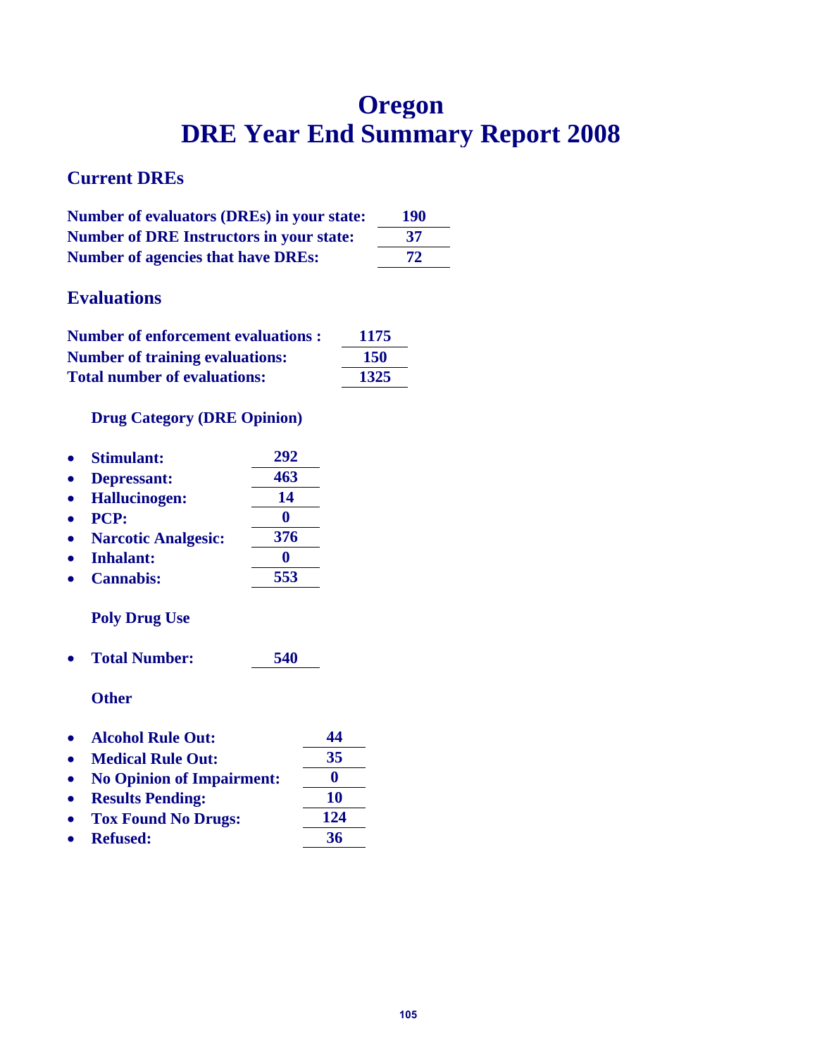# Oregon
# DRE Year End Summary Report 2008

## Current DREs

| | |
|---|---|
| **Number of evaluators (DREs) in your state:** | **190** |
| **Number of DRE Instructors in your state:** | **37** |
| **Number of agencies that have DREs:** | **72** |

## Evaluations

| | |
|---|---|
| **Number of enforcement evaluations :** | **1175** |
| **Number of training evaluations:** | **150** |
| **Total number of evaluations:** | **1325** |

### Drug Category (DRE Opinion)

- **Stimulant:** **292**
- **Depressant:** **463**
- **Hallucinogen:** **14**
- **PCP:** **0**
- **Narcotic Analgesic:** **376**
- **Inhalant:** **0**
- **Cannabis:** **553**

### Poly Drug Use

- **Total Number:** **540**

### Other

- **Alcohol Rule Out:** **44**
- **Medical Rule Out:** **35**
- **No Opinion of Impairment:** **0**
- **Results Pending:** **10**
- **Tox Found No Drugs:** **124**
- **Refused:** **36**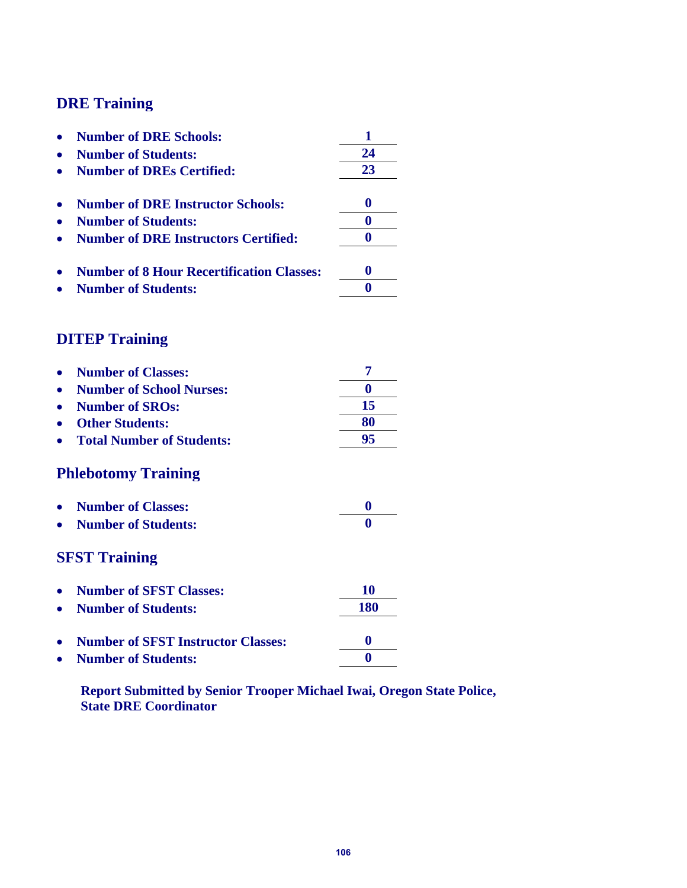## DRE Training

- **Number of DRE Schools:** **1**
- **Number of Students:** **24**
- **Number of DREs Certified:** **23**

- **Number of DRE Instructor Schools:** **0**
- **Number of Students:** **0**
- **Number of DRE Instructors Certified:** **0**

- **Number of 8 Hour Recertification Classes:** **0**
- **Number of Students:** **0**

## DITEP Training

- **Number of Classes:** **7**
- **Number of School Nurses:** **0**
- **Number of SROs:** **15**
- **Other Students:** **80**
- **Total Number of Students:** **95**

## Phlebotomy Training

- **Number of Classes:** **0**
- **Number of Students:** **0**

## SFST Training

- **Number of SFST Classes:** **10**
- **Number of Students:** **180**

- **Number of SFST Instructor Classes:** **0**
- **Number of Students:** **0**

**Report Submitted by Senior Trooper Michael Iwai, Oregon State Police, State DRE Coordinator**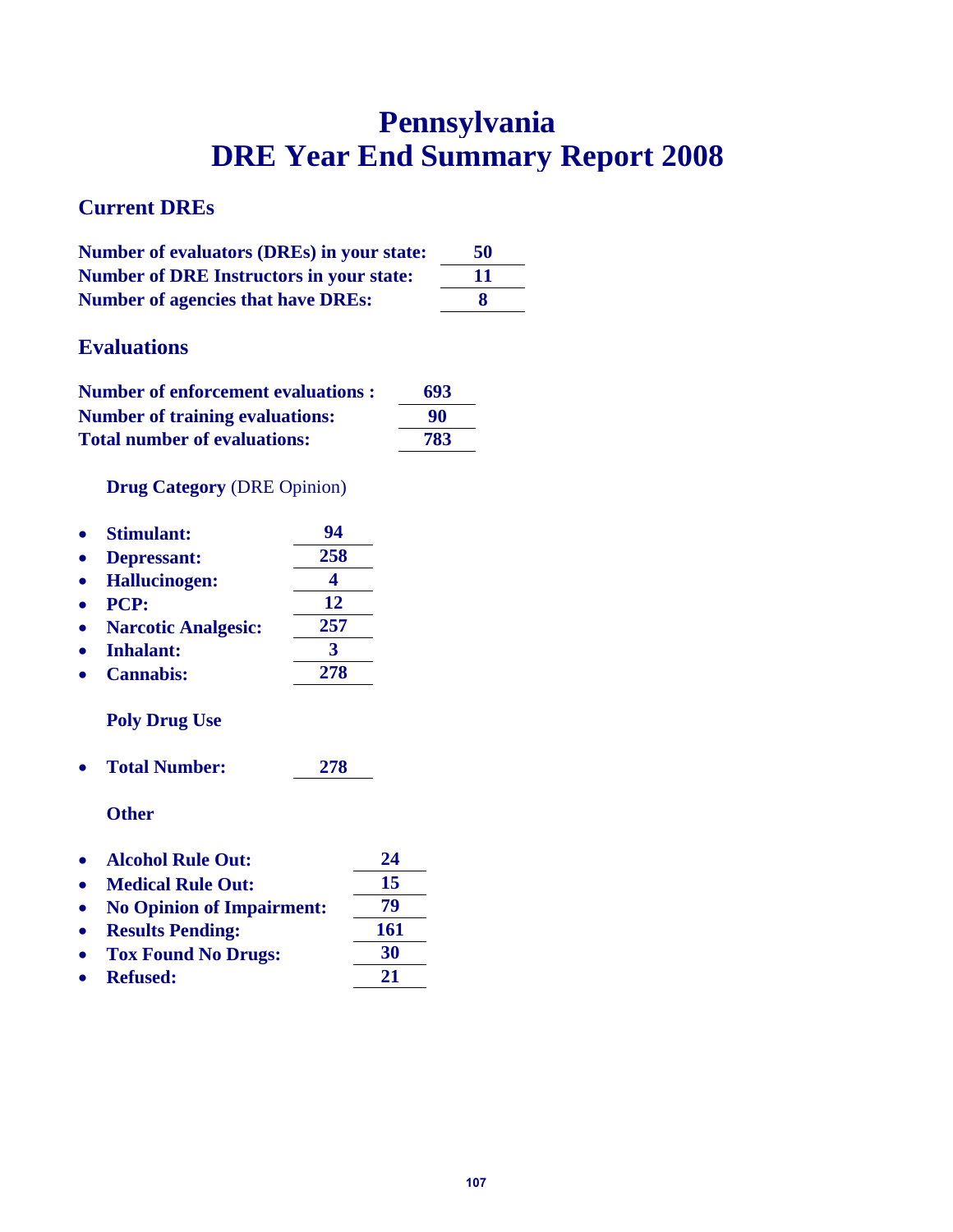# Pennsylvania
# DRE Year End Summary Report 2008

## Current DREs

| | |
|---|---|
| **Number of evaluators (DREs) in your state:** | **50** |
| **Number of DRE Instructors in your state:** | **11** |
| **Number of agencies that have DREs:** | **8** |

## Evaluations

| | |
|---|---|
| **Number of enforcement evaluations :** | **693** |
| **Number of training evaluations:** | **90** |
| **Total number of evaluations:** | **783** |

**Drug Category** (DRE Opinion)

- **Stimulant:** **94**
- **Depressant:** **258**
- **Hallucinogen:** **4**
- **PCP:** **12**
- **Narcotic Analgesic:** **257**
- **Inhalant:** **3**
- **Cannabis:** **278**

**Poly Drug Use**

- **Total Number:** **278**

**Other**

- **Alcohol Rule Out:** **24**
- **Medical Rule Out:** **15**
- **No Opinion of Impairment:** **79**
- **Results Pending:** **161**
- **Tox Found No Drugs:** **30**
- **Refused:** **21**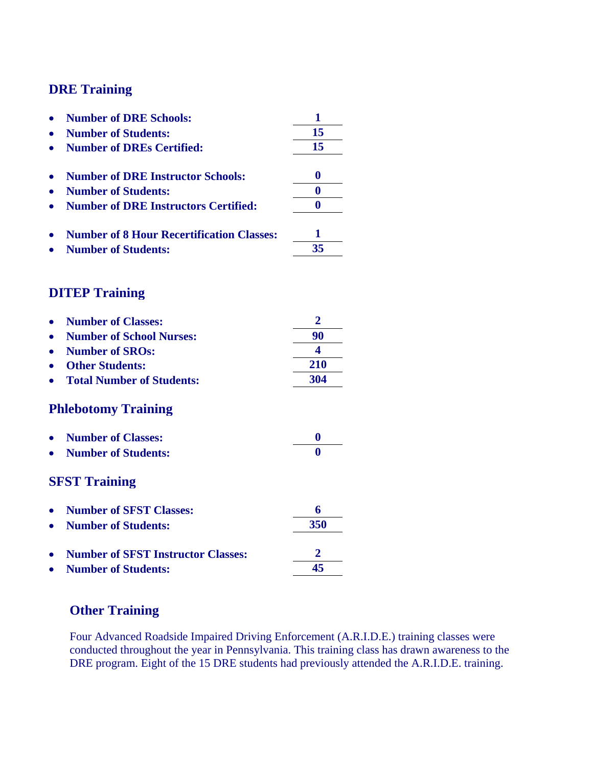## DRE Training

- **Number of DRE Schools:** **1**
- **Number of Students:** **15**
- **Number of DREs Certified:** **15**

- **Number of DRE Instructor Schools:** **0**
- **Number of Students:** **0**
- **Number of DRE Instructors Certified:** **0**

- **Number of 8 Hour Recertification Classes:** **1**
- **Number of Students:** **35**

## DITEP Training

- **Number of Classes:** **2**
- **Number of School Nurses:** **90**
- **Number of SROs:** **4**
- **Other Students:** **210**
- **Total Number of Students:** **304**

## Phlebotomy Training

- **Number of Classes:** **0**
- **Number of Students:** **0**

## SFST Training

- **Number of SFST Classes:** **6**
- **Number of Students:** **350**

- **Number of SFST Instructor Classes:** **2**
- **Number of Students:** **45**

## Other Training

Four Advanced Roadside Impaired Driving Enforcement (A.R.I.D.E.) training classes were conducted throughout the year in Pennsylvania. This training class has drawn awareness to the DRE program. Eight of the 15 DRE students had previously attended the A.R.I.D.E. training.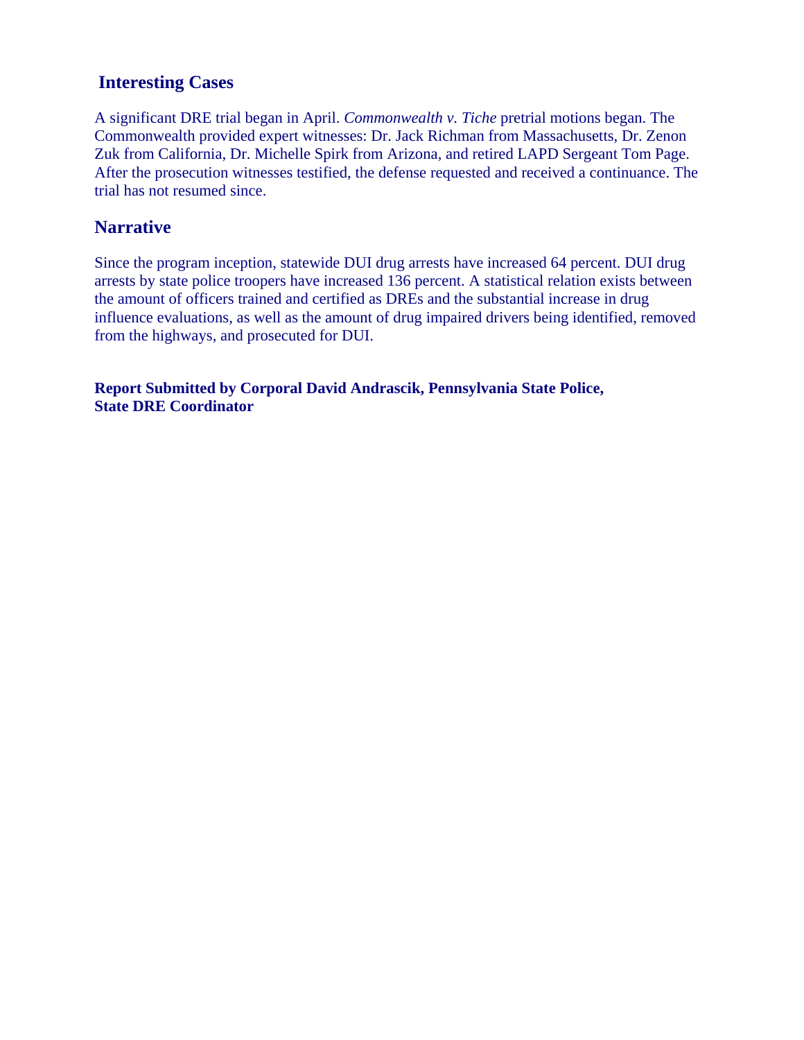## Interesting Cases

A significant DRE trial began in April. *Commonwealth v. Tiche* pretrial motions began. The Commonwealth provided expert witnesses: Dr. Jack Richman from Massachusetts, Dr. Zenon Zuk from California, Dr. Michelle Spirk from Arizona, and retired LAPD Sergeant Tom Page. After the prosecution witnesses testified, the defense requested and received a continuance. The trial has not resumed since.

## Narrative

Since the program inception, statewide DUI drug arrests have increased 64 percent. DUI drug arrests by state police troopers have increased 136 percent. A statistical relation exists between the amount of officers trained and certified as DREs and the substantial increase in drug influence evaluations, as well as the amount of drug impaired drivers being identified, removed from the highways, and prosecuted for DUI.

**Report Submitted by Corporal David Andrascik, Pennsylvania State Police, State DRE Coordinator**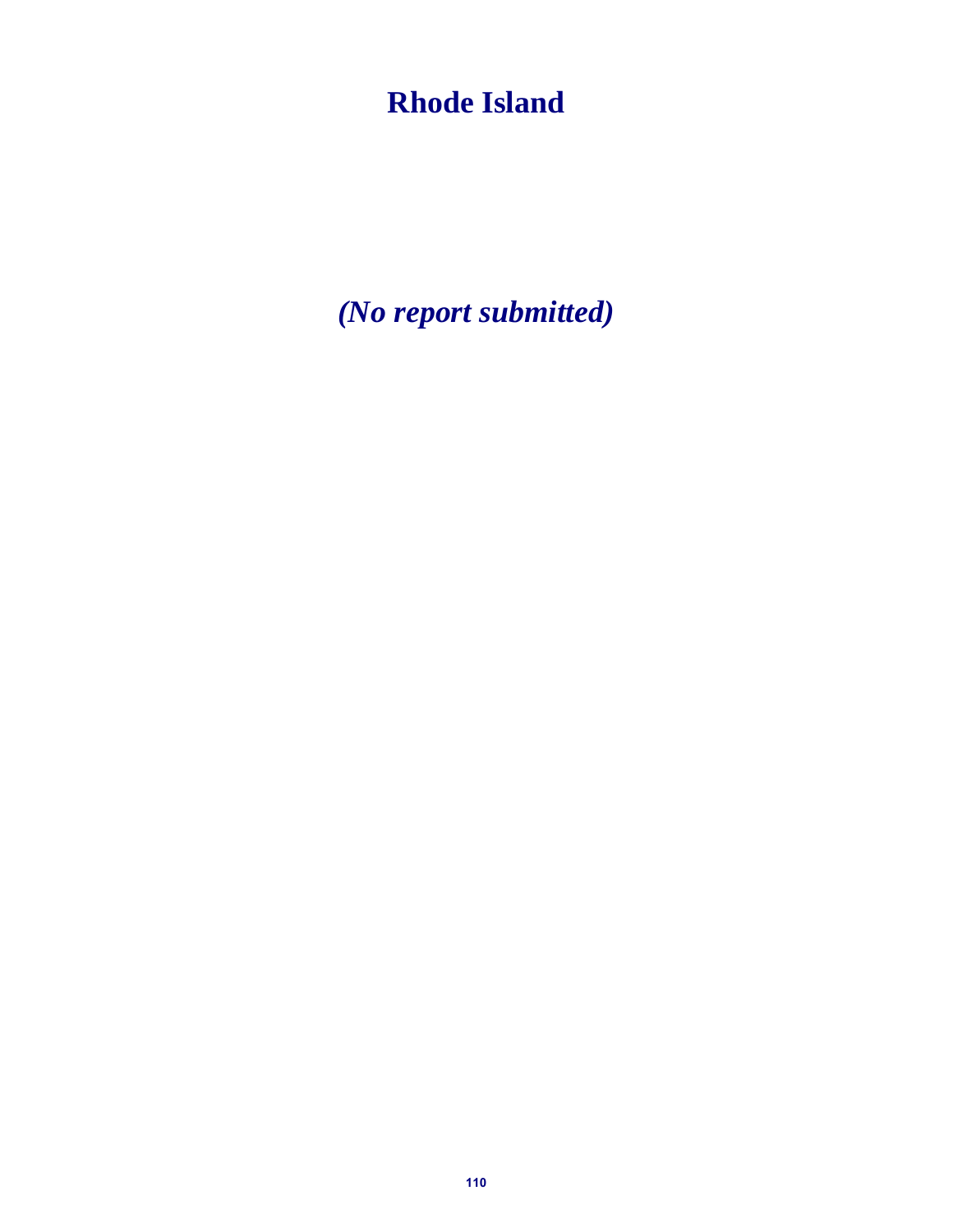# Rhode Island

***(No report submitted)***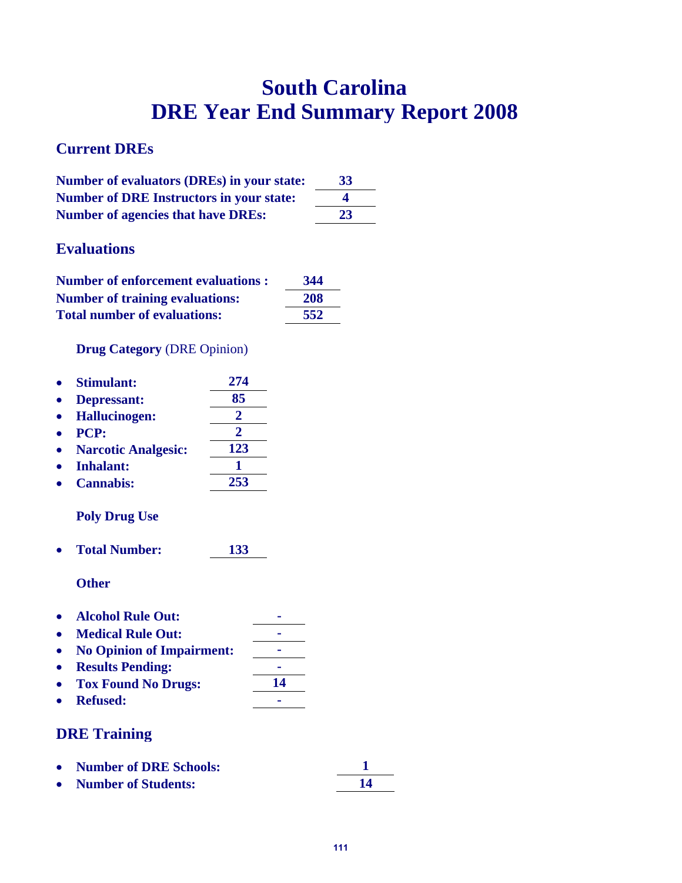# South Carolina
# DRE Year End Summary Report 2008

## Current DREs

**Number of evaluators (DREs) in your state:** **33**
**Number of DRE Instructors in your state:** **4**
**Number of agencies that have DREs:** **23**

## Evaluations

**Number of enforcement evaluations :** **344**
**Number of training evaluations:** **208**
**Total number of evaluations:** **552**

**Drug Category** (DRE Opinion)

- **Stimulant:** **274**
- **Depressant:** **85**
- **Hallucinogen:** **2**
- **PCP:** **2**
- **Narcotic Analgesic:** **123**
- **Inhalant:** **1**
- **Cannabis:** **253**

**Poly Drug Use**

- **Total Number:** **133**

**Other**

- **Alcohol Rule Out:** -
- **Medical Rule Out:** -
- **No Opinion of Impairment:** -
- **Results Pending:** -
- **Tox Found No Drugs:** **14**
- **Refused:** -

## DRE Training

- **Number of DRE Schools:** **1**
- **Number of Students:** **14**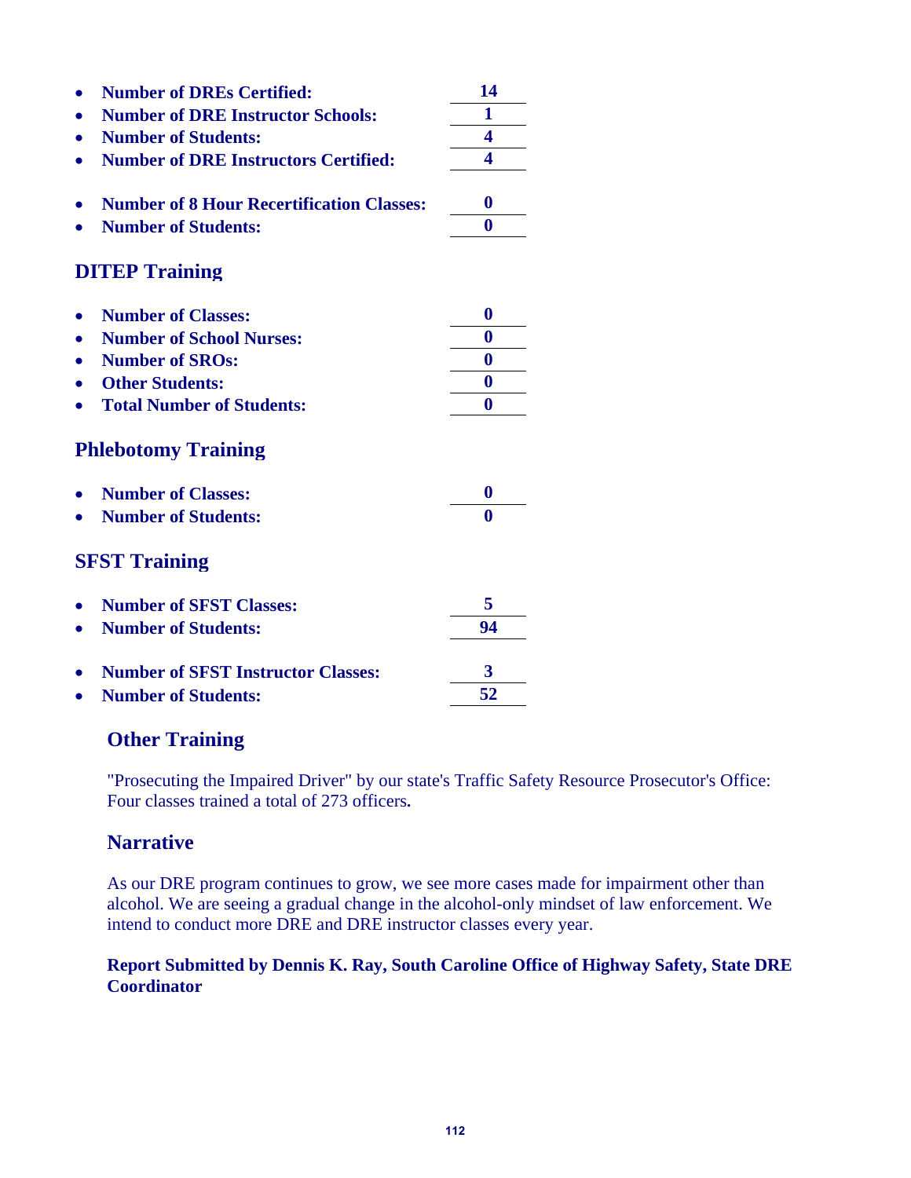- **Number of DREs Certified:** **14**
- **Number of DRE Instructor Schools:** **1**
- **Number of Students:** **4**
- **Number of DRE Instructors Certified:** **4**

- **Number of 8 Hour Recertification Classes:** **0**
- **Number of Students:** **0**

## DITEP Training

- **Number of Classes:** **0**
- **Number of School Nurses:** **0**
- **Number of SROs:** **0**
- **Other Students:** **0**
- **Total Number of Students:** **0**

## Phlebotomy Training

- **Number of Classes:** **0**
- **Number of Students:** **0**

## SFST Training

- **Number of SFST Classes:** **5**
- **Number of Students:** **94**

- **Number of SFST Instructor Classes:** **3**
- **Number of Students:** **52**

## Other Training

"Prosecuting the Impaired Driver" by our state's Traffic Safety Resource Prosecutor's Office: Four classes trained a total of 273 officers**.**

## Narrative

As our DRE program continues to grow, we see more cases made for impairment other than alcohol. We are seeing a gradual change in the alcohol-only mindset of law enforcement. We intend to conduct more DRE and DRE instructor classes every year.

**Report Submitted by Dennis K. Ray, South Caroline Office of Highway Safety, State DRE Coordinator**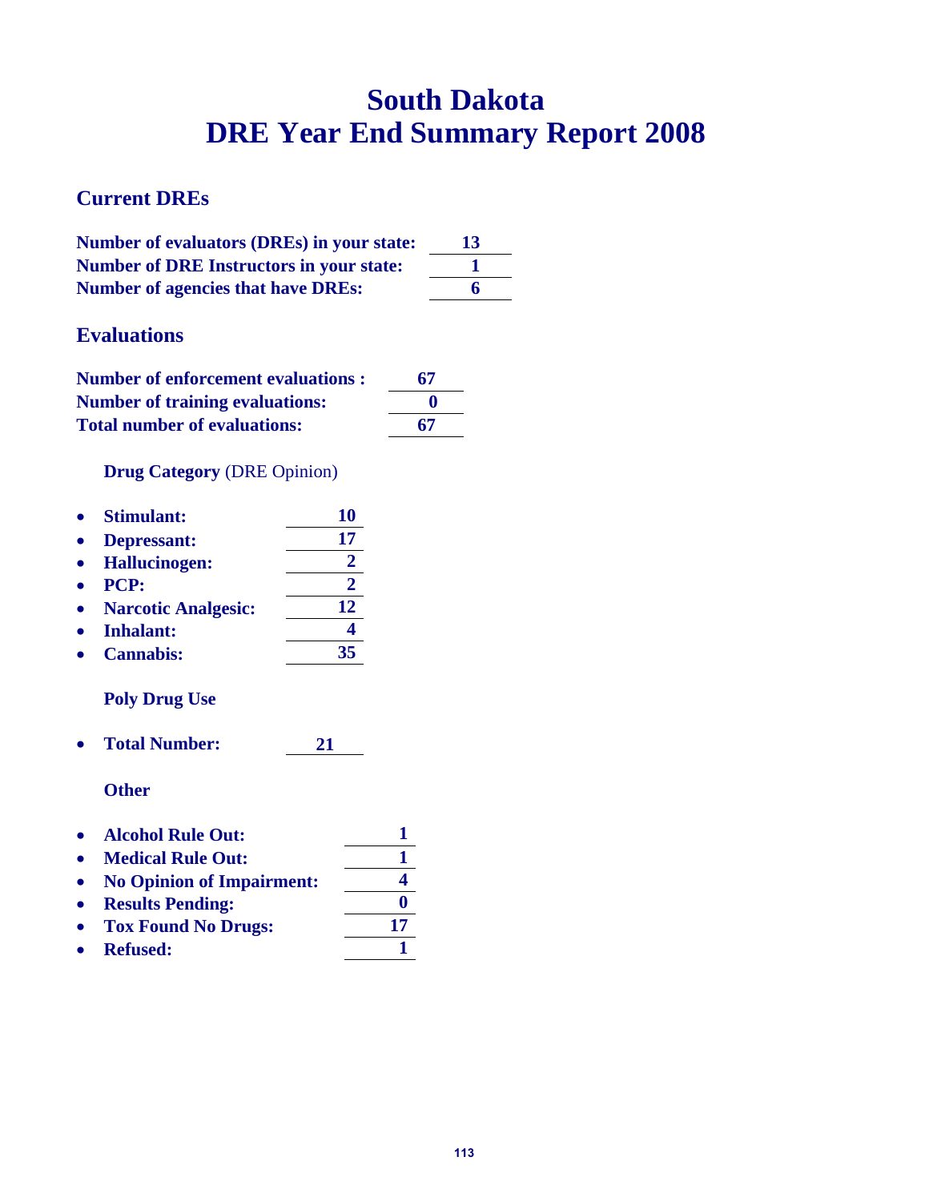# South Dakota
# DRE Year End Summary Report 2008

## Current DREs

| | |
|---|---|
| **Number of evaluators (DREs) in your state:** | **13** |
| **Number of DRE Instructors in your state:** | **1** |
| **Number of agencies that have DREs:** | **6** |

## Evaluations

| | |
|---|---|
| **Number of enforcement evaluations :** | **67** |
| **Number of training evaluations:** | **0** |
| **Total number of evaluations:** | **67** |

**Drug Category** (DRE Opinion)

- **Stimulant:** **10**
- **Depressant:** **17**
- **Hallucinogen:** **2**
- **PCP:** **2**
- **Narcotic Analgesic:** **12**
- **Inhalant:** **4**
- **Cannabis:** **35**

**Poly Drug Use**

- **Total Number:** **21**

**Other**

- **Alcohol Rule Out:** **1**
- **Medical Rule Out:** **1**
- **No Opinion of Impairment:** **4**
- **Results Pending:** **0**
- **Tox Found No Drugs:** **17**
- **Refused:** **1**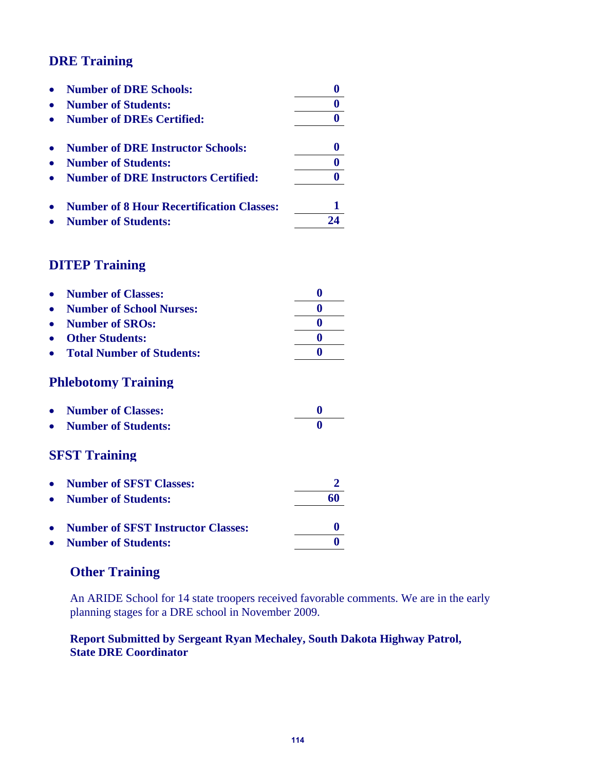## DRE Training

- **Number of DRE Schools:** **0**
- **Number of Students:** **0**
- **Number of DREs Certified:** **0**

- **Number of DRE Instructor Schools:** **0**
- **Number of Students:** **0**
- **Number of DRE Instructors Certified:** **0**

- **Number of 8 Hour Recertification Classes:** **1**
- **Number of Students:** **24**

## DITEP Training

- **Number of Classes:** **0**
- **Number of School Nurses:** **0**
- **Number of SROs:** **0**
- **Other Students:** **0**
- **Total Number of Students:** **0**

## Phlebotomy Training

- **Number of Classes:** **0**
- **Number of Students:** **0**

## SFST Training

- **Number of SFST Classes:** **2**
- **Number of Students:** **60**

- **Number of SFST Instructor Classes:** **0**
- **Number of Students:** **0**

## Other Training

An ARIDE School for 14 state troopers received favorable comments. We are in the early planning stages for a DRE school in November 2009.

**Report Submitted by Sergeant Ryan Mechaley, South Dakota Highway Patrol, State DRE Coordinator**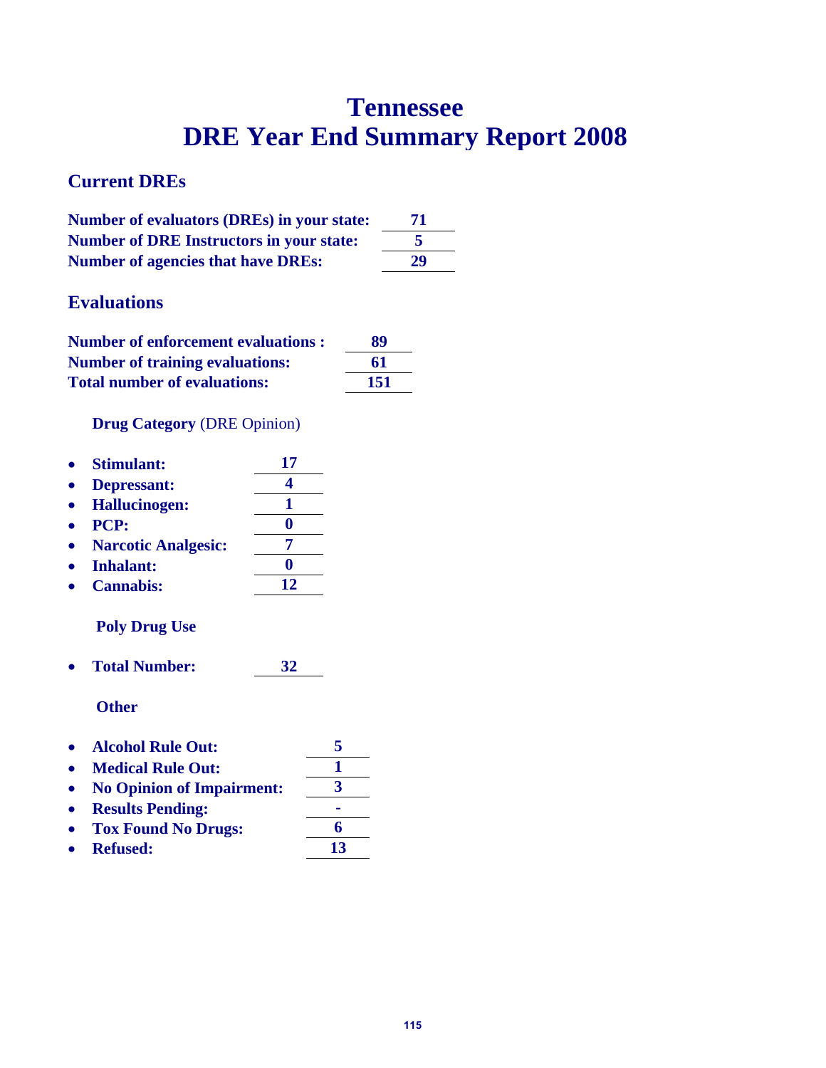# Tennessee
# DRE Year End Summary Report 2008

## Current DREs

| | |
|---|---|
| **Number of evaluators (DREs) in your state:** | **71** |
| **Number of DRE Instructors in your state:** | **5** |
| **Number of agencies that have DREs:** | **29** |

## Evaluations

| | |
|---|---|
| **Number of enforcement evaluations :** | **89** |
| **Number of training evaluations:** | **61** |
| **Total number of evaluations:** | **151** |

**Drug Category** (DRE Opinion)

- **Stimulant:** **17**
- **Depressant:** **4**
- **Hallucinogen:** **1**
- **PCP:** **0**
- **Narcotic Analgesic:** **7**
- **Inhalant:** **0**
- **Cannabis:** **12**

**Poly Drug Use**

- **Total Number:** **32**

**Other**

- **Alcohol Rule Out:** **5**
- **Medical Rule Out:** **1**
- **No Opinion of Impairment:** **3**
- **Results Pending:** **-**
- **Tox Found No Drugs:** **6**
- **Refused:** **13**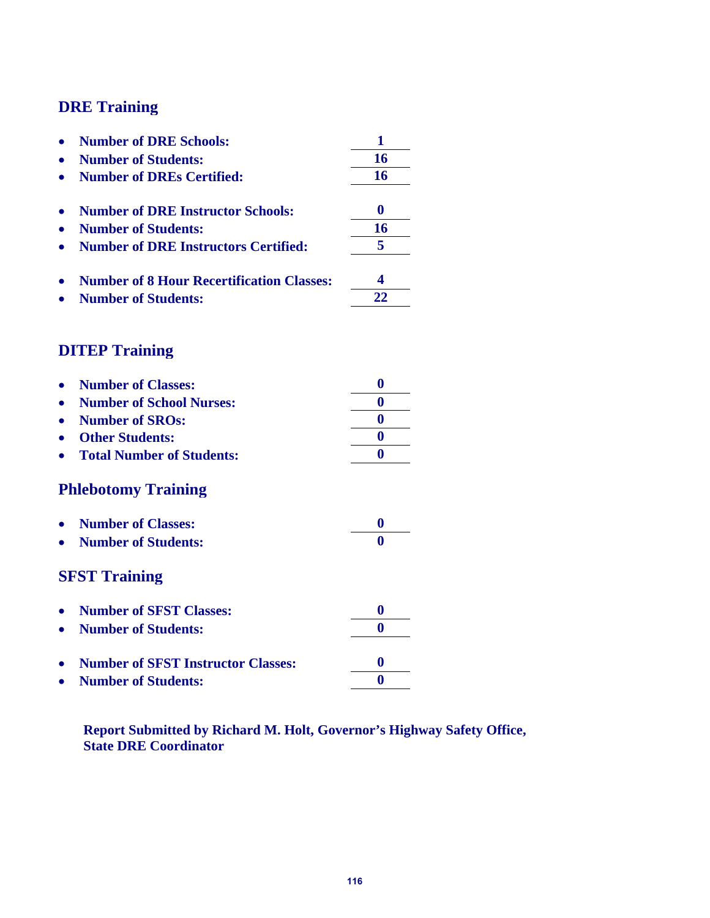## DRE Training

- **Number of DRE Schools:** **1**
- **Number of Students:** **16**
- **Number of DREs Certified:** **16**

- **Number of DRE Instructor Schools:** **0**
- **Number of Students:** **16**
- **Number of DRE Instructors Certified:** **5**

- **Number of 8 Hour Recertification Classes:** **4**
- **Number of Students:** **22**

## DITEP Training

- **Number of Classes:** **0**
- **Number of School Nurses:** **0**
- **Number of SROs:** **0**
- **Other Students:** **0**
- **Total Number of Students:** **0**

## Phlebotomy Training

- **Number of Classes:** **0**
- **Number of Students:** **0**

## SFST Training

- **Number of SFST Classes:** **0**
- **Number of Students:** **0**

- **Number of SFST Instructor Classes:** **0**
- **Number of Students:** **0**

**Report Submitted by Richard M. Holt, Governor's Highway Safety Office, State DRE Coordinator**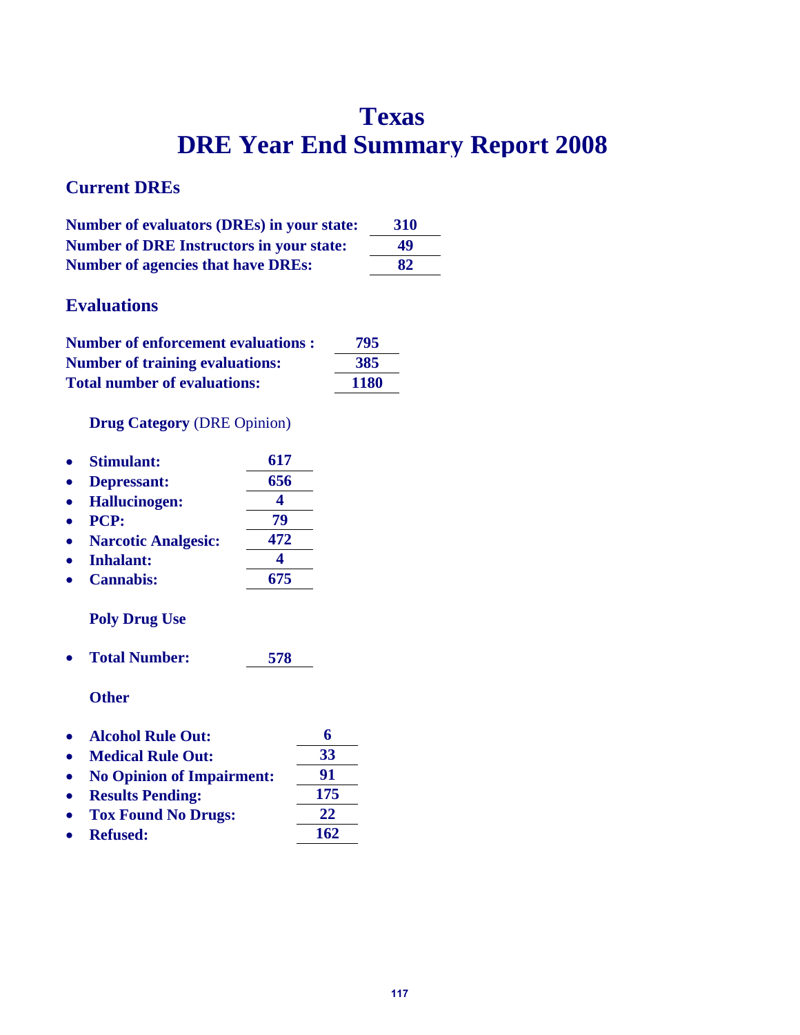# Texas
# DRE Year End Summary Report 2008

## Current DREs

| | |
|---|---|
| **Number of evaluators (DREs) in your state:** | **310** |
| **Number of DRE Instructors in your state:** | **49** |
| **Number of agencies that have DREs:** | **82** |

## Evaluations

| | |
|---|---|
| **Number of enforcement evaluations :** | **795** |
| **Number of training evaluations:** | **385** |
| **Total number of evaluations:** | **1180** |

### **Drug Category** (DRE Opinion)

- **Stimulant:** **617**
- **Depressant:** **656**
- **Hallucinogen:** **4**
- **PCP:** **79**
- **Narcotic Analgesic:** **472**
- **Inhalant:** **4**
- **Cannabis:** **675**

### Poly Drug Use

- **Total Number:** **578**

### Other

- **Alcohol Rule Out:** **6**
- **Medical Rule Out:** **33**
- **No Opinion of Impairment:** **91**
- **Results Pending:** **175**
- **Tox Found No Drugs:** **22**
- **Refused:** **162**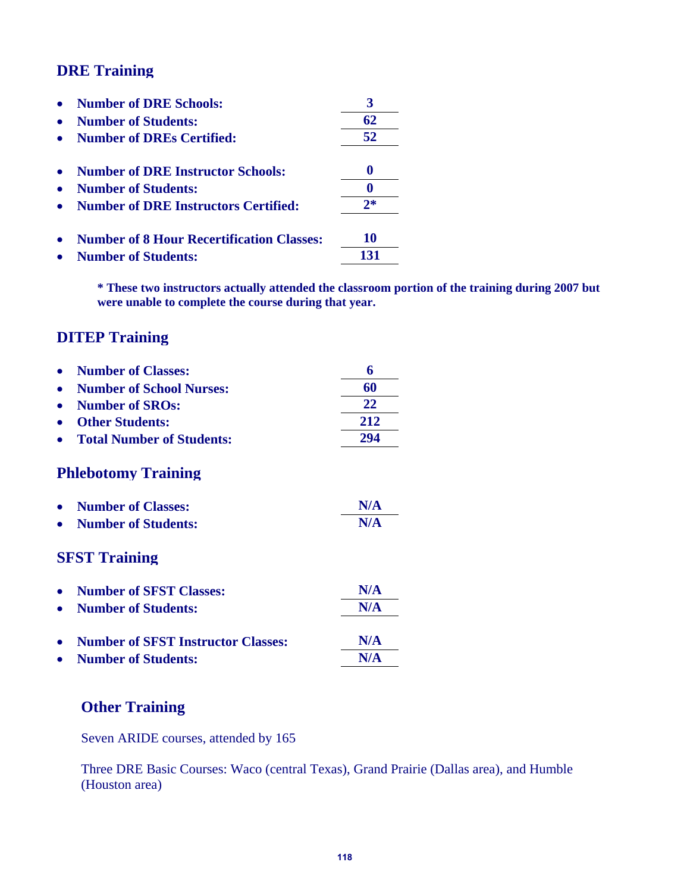## DRE Training

| | |
|---|---|
| **Number of DRE Schools:** | **3** |
| **Number of Students:** | **62** |
| **Number of DREs Certified:** | **52** |
| **Number of DRE Instructor Schools:** | **0** |
| **Number of Students:** | **0** |
| **Number of DRE Instructors Certified:** | **2*** |
| **Number of 8 Hour Recertification Classes:** | **10** |
| **Number of Students:** | **131** |

**\* These two instructors actually attended the classroom portion of the training during 2007 but were unable to complete the course during that year.**

## DITEP Training

| | |
|---|---|
| **Number of Classes:** | **6** |
| **Number of School Nurses:** | **60** |
| **Number of SROs:** | **22** |
| **Other Students:** | **212** |
| **Total Number of Students:** | **294** |

## Phlebotomy Training

| | |
|---|---|
| **Number of Classes:** | **N/A** |
| **Number of Students:** | **N/A** |

## SFST Training

| | |
|---|---|
| **Number of SFST Classes:** | **N/A** |
| **Number of Students:** | **N/A** |
| **Number of SFST Instructor Classes:** | **N/A** |
| **Number of Students:** | **N/A** |

## Other Training

Seven ARIDE courses, attended by 165

Three DRE Basic Courses: Waco (central Texas), Grand Prairie (Dallas area), and Humble (Houston area)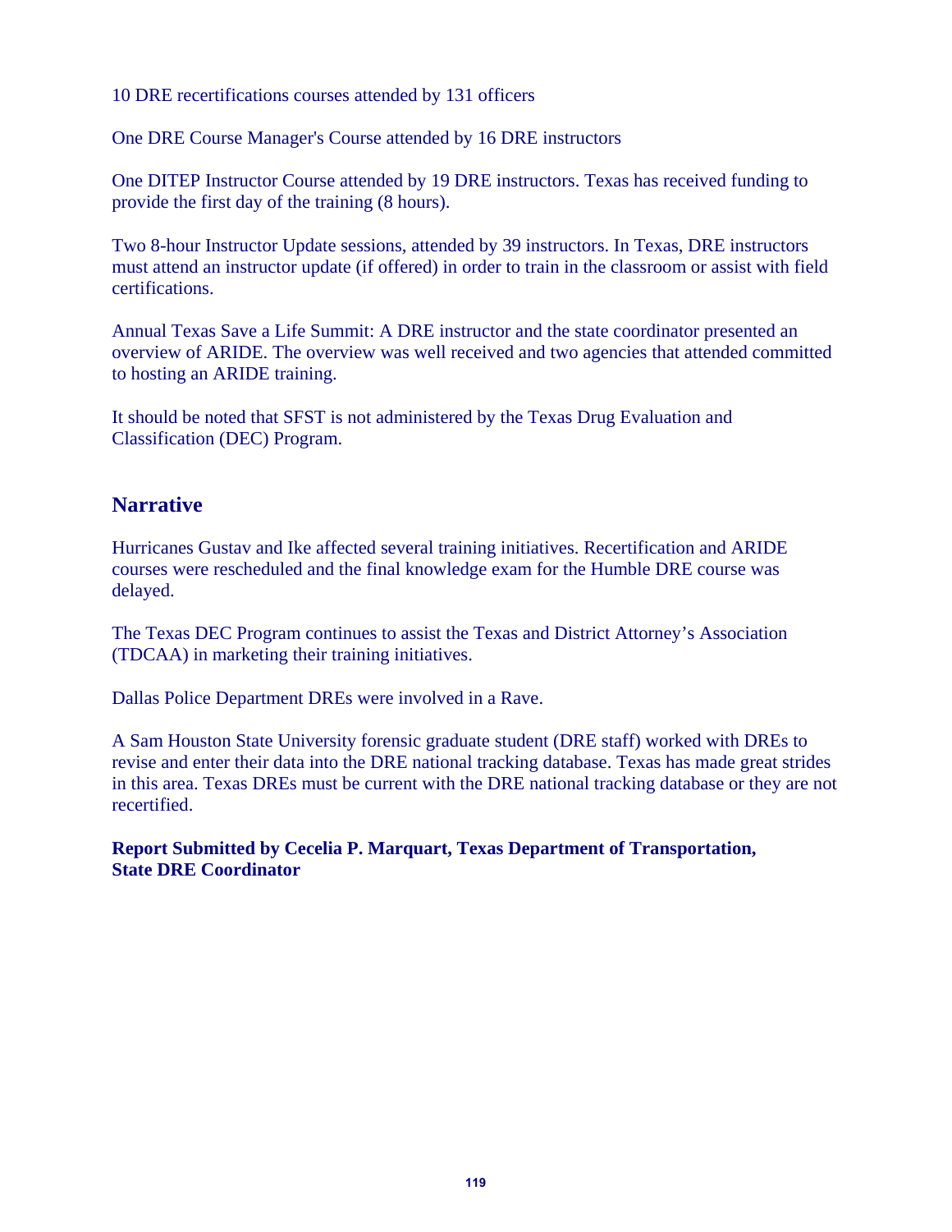10 DRE recertifications courses attended by 131 officers

One DRE Course Manager's Course attended by 16 DRE instructors

One DITEP Instructor Course attended by 19 DRE instructors. Texas has received funding to provide the first day of the training (8 hours).

Two 8-hour Instructor Update sessions, attended by 39 instructors. In Texas, DRE instructors must attend an instructor update (if offered) in order to train in the classroom or assist with field certifications.

Annual Texas Save a Life Summit: A DRE instructor and the state coordinator presented an overview of ARIDE. The overview was well received and two agencies that attended committed to hosting an ARIDE training.

It should be noted that SFST is not administered by the Texas Drug Evaluation and Classification (DEC) Program.

## Narrative

Hurricanes Gustav and Ike affected several training initiatives. Recertification and ARIDE courses were rescheduled and the final knowledge exam for the Humble DRE course was delayed.

The Texas DEC Program continues to assist the Texas and District Attorney's Association (TDCAA) in marketing their training initiatives.

Dallas Police Department DREs were involved in a Rave.

A Sam Houston State University forensic graduate student (DRE staff) worked with DREs to revise and enter their data into the DRE national tracking database. Texas has made great strides in this area. Texas DREs must be current with the DRE national tracking database or they are not recertified.

**Report Submitted by Cecelia P. Marquart, Texas Department of Transportation, State DRE Coordinator**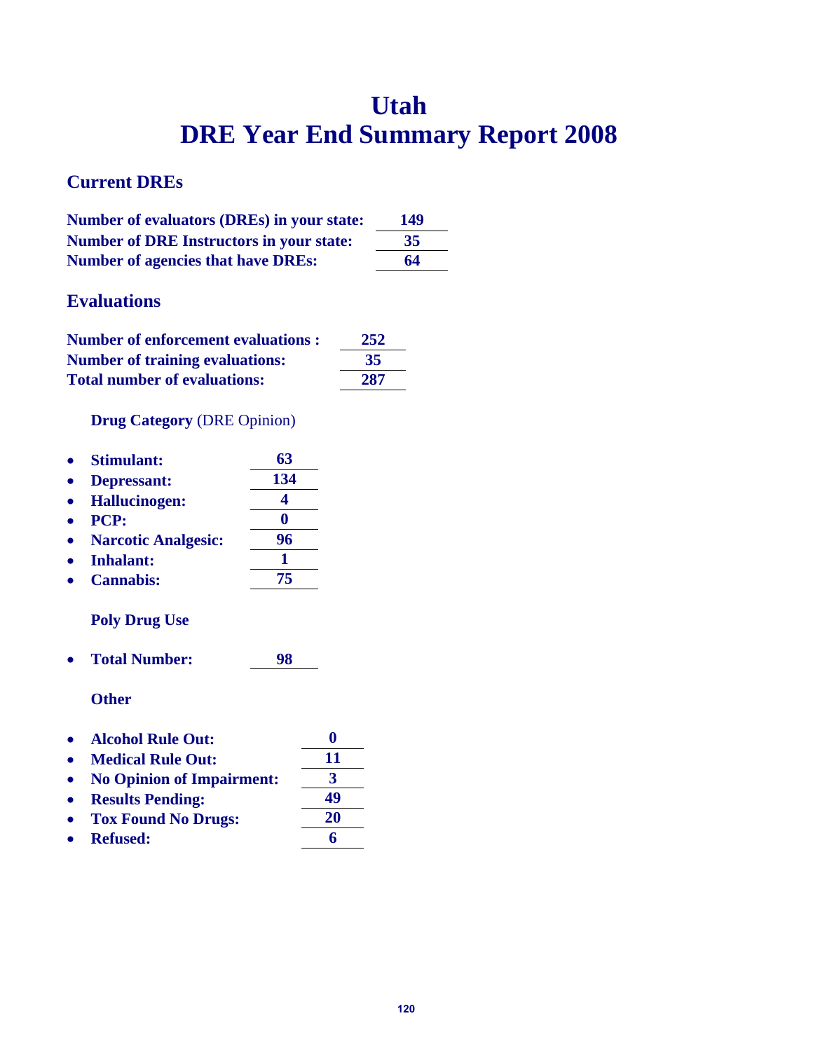# Utah
# DRE Year End Summary Report 2008

## Current DREs

| | |
|---|---|
| **Number of evaluators (DREs) in your state:** | **149** |
| **Number of DRE Instructors in your state:** | **35** |
| **Number of agencies that have DREs:** | **64** |

## Evaluations

| | |
|---|---|
| **Number of enforcement evaluations :** | **252** |
| **Number of training evaluations:** | **35** |
| **Total number of evaluations:** | **287** |

**Drug Category** (DRE Opinion)

- **Stimulant:** **63**
- **Depressant:** **134**
- **Hallucinogen:** **4**
- **PCP:** **0**
- **Narcotic Analgesic:** **96**
- **Inhalant:** **1**
- **Cannabis:** **75**

**Poly Drug Use**

- **Total Number:** **98**

**Other**

- **Alcohol Rule Out:** **0**
- **Medical Rule Out:** **11**
- **No Opinion of Impairment:** **3**
- **Results Pending:** **49**
- **Tox Found No Drugs:** **20**
- **Refused:** **6**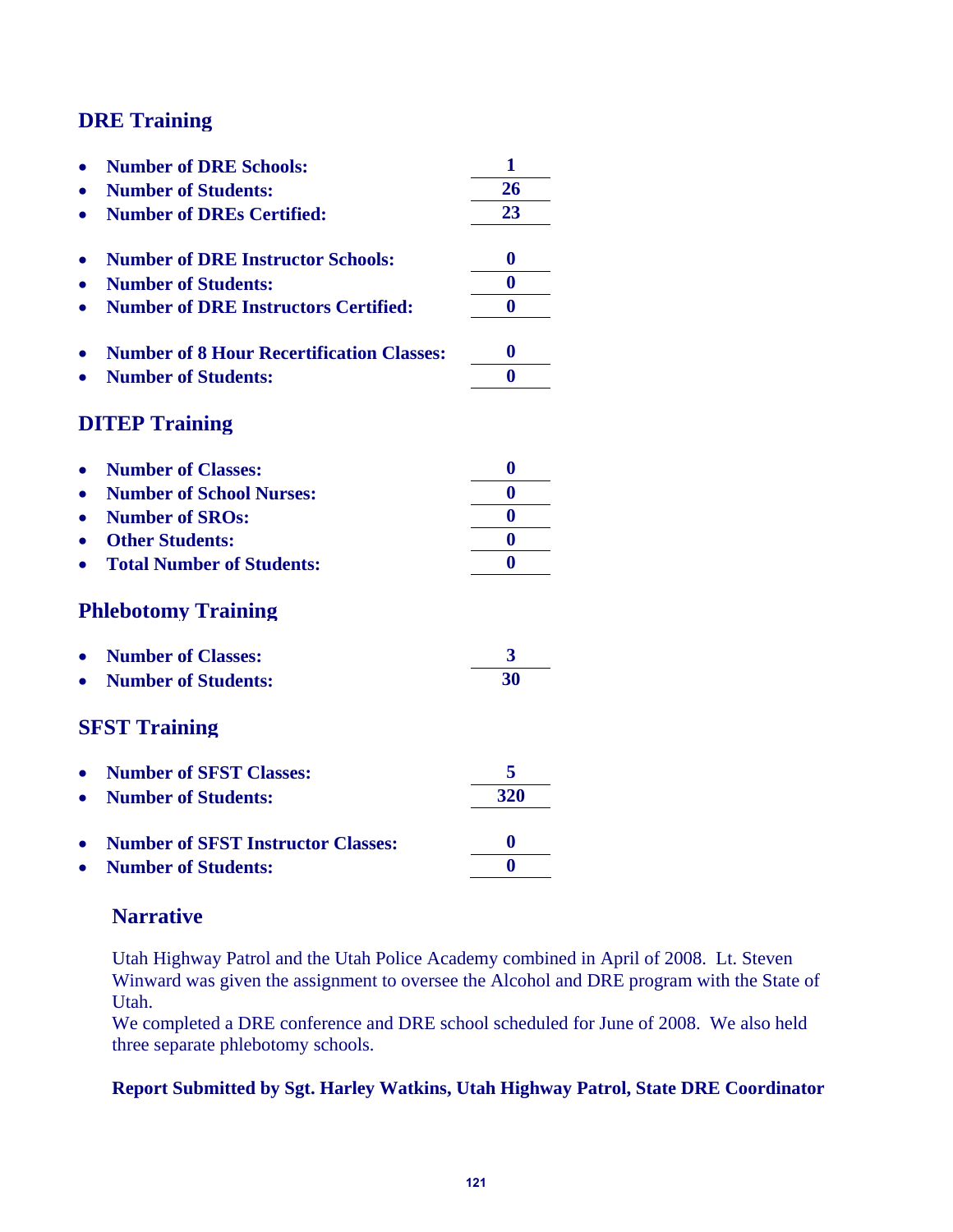## DRE Training

- **Number of DRE Schools:** **1**
- **Number of Students:** **26**
- **Number of DREs Certified:** **23**

- **Number of DRE Instructor Schools:** **0**
- **Number of Students:** **0**
- **Number of DRE Instructors Certified:** **0**

- **Number of 8 Hour Recertification Classes:** **0**
- **Number of Students:** **0**

## DITEP Training

- **Number of Classes:** **0**
- **Number of School Nurses:** **0**
- **Number of SROs:** **0**
- **Other Students:** **0**
- **Total Number of Students:** **0**

## Phlebotomy Training

- **Number of Classes:** **3**
- **Number of Students:** **30**

## SFST Training

- **Number of SFST Classes:** **5**
- **Number of Students:** **320**

- **Number of SFST Instructor Classes:** **0**
- **Number of Students:** **0**

## Narrative

Utah Highway Patrol and the Utah Police Academy combined in April of 2008. Lt. Steven Winward was given the assignment to oversee the Alcohol and DRE program with the State of Utah.
We completed a DRE conference and DRE school scheduled for June of 2008. We also held three separate phlebotomy schools.

**Report Submitted by Sgt. Harley Watkins, Utah Highway Patrol, State DRE Coordinator**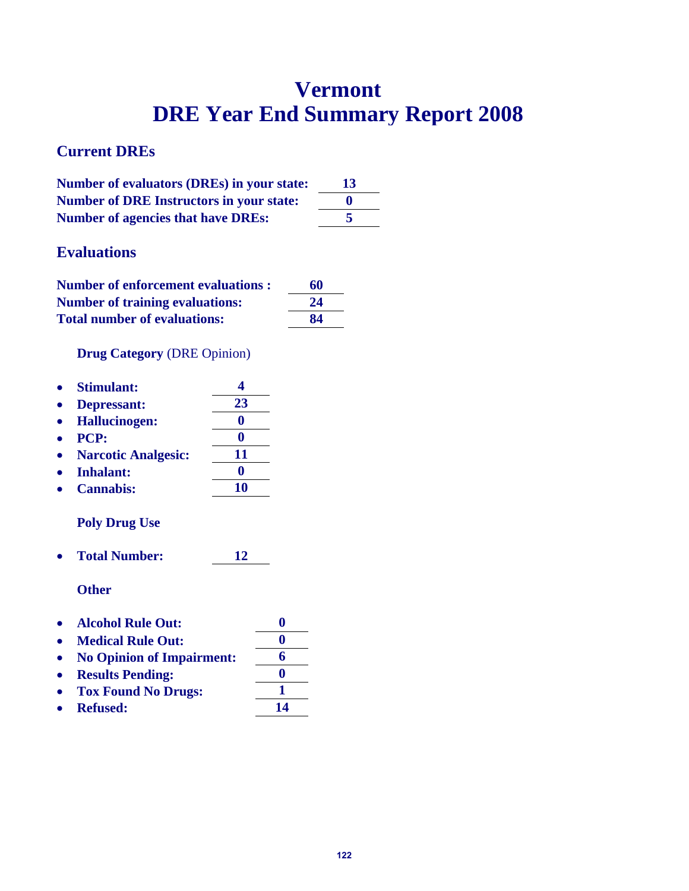# Vermont
# DRE Year End Summary Report 2008

## Current DREs

| | |
|---|---|
| **Number of evaluators (DREs) in your state:** | **13** |
| **Number of DRE Instructors in your state:** | **0** |
| **Number of agencies that have DREs:** | **5** |

## Evaluations

| | |
|---|---|
| **Number of enforcement evaluations :** | **60** |
| **Number of training evaluations:** | **24** |
| **Total number of evaluations:** | **84** |

### Drug Category (DRE Opinion)

- **Stimulant:** **4**
- **Depressant:** **23**
- **Hallucinogen:** **0**
- **PCP:** **0**
- **Narcotic Analgesic:** **11**
- **Inhalant:** **0**
- **Cannabis:** **10**

### Poly Drug Use

- **Total Number:** **12**

### Other

- **Alcohol Rule Out:** **0**
- **Medical Rule Out:** **0**
- **No Opinion of Impairment:** **6**
- **Results Pending:** **0**
- **Tox Found No Drugs:** **1**
- **Refused:** **14**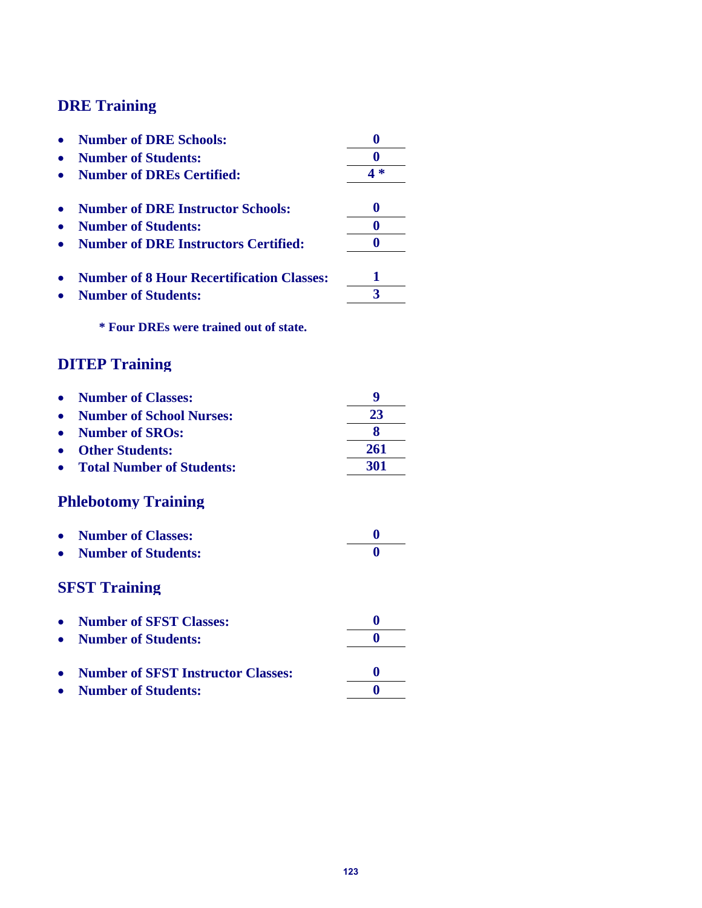## DRE Training

- **Number of DRE Schools:** **0**
- **Number of Students:** **0**
- **Number of DREs Certified:** **4 ***

- **Number of DRE Instructor Schools:** **0**
- **Number of Students:** **0**
- **Number of DRE Instructors Certified:** **0**

- **Number of 8 Hour Recertification Classes:** **1**
- **Number of Students:** **3**

**\* Four DREs were trained out of state.**

## DITEP Training

- **Number of Classes:** **9**
- **Number of School Nurses:** **23**
- **Number of SROs:** **8**
- **Other Students:** **261**
- **Total Number of Students:** **301**

## Phlebotomy Training

- **Number of Classes:** **0**
- **Number of Students:** **0**

## SFST Training

- **Number of SFST Classes:** **0**
- **Number of Students:** **0**

- **Number of SFST Instructor Classes:** **0**
- **Number of Students:** **0**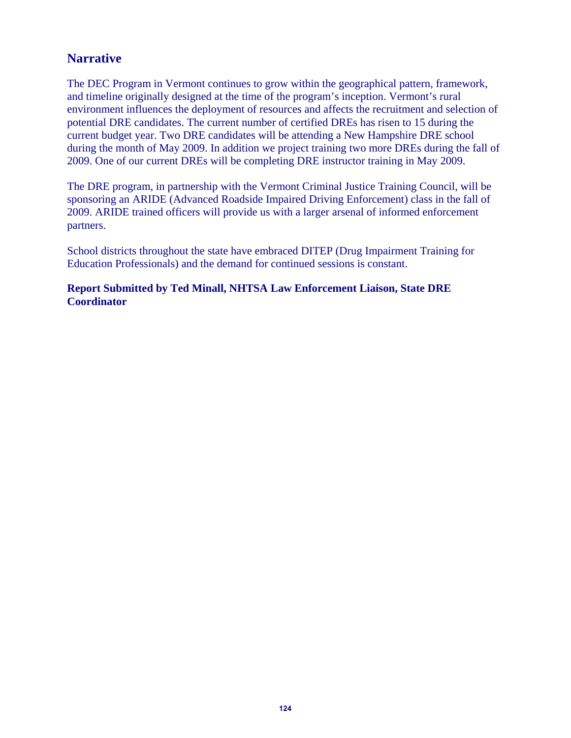## Narrative

The DEC Program in Vermont continues to grow within the geographical pattern, framework, and timeline originally designed at the time of the program's inception. Vermont's rural environment influences the deployment of resources and affects the recruitment and selection of potential DRE candidates. The current number of certified DREs has risen to 15 during the current budget year. Two DRE candidates will be attending a New Hampshire DRE school during the month of May 2009. In addition we project training two more DREs during the fall of 2009. One of our current DREs will be completing DRE instructor training in May 2009.

The DRE program, in partnership with the Vermont Criminal Justice Training Council, will be sponsoring an ARIDE (Advanced Roadside Impaired Driving Enforcement) class in the fall of 2009. ARIDE trained officers will provide us with a larger arsenal of informed enforcement partners.

School districts throughout the state have embraced DITEP (Drug Impairment Training for Education Professionals) and the demand for continued sessions is constant.

**Report Submitted by Ted Minall, NHTSA Law Enforcement Liaison, State DRE Coordinator**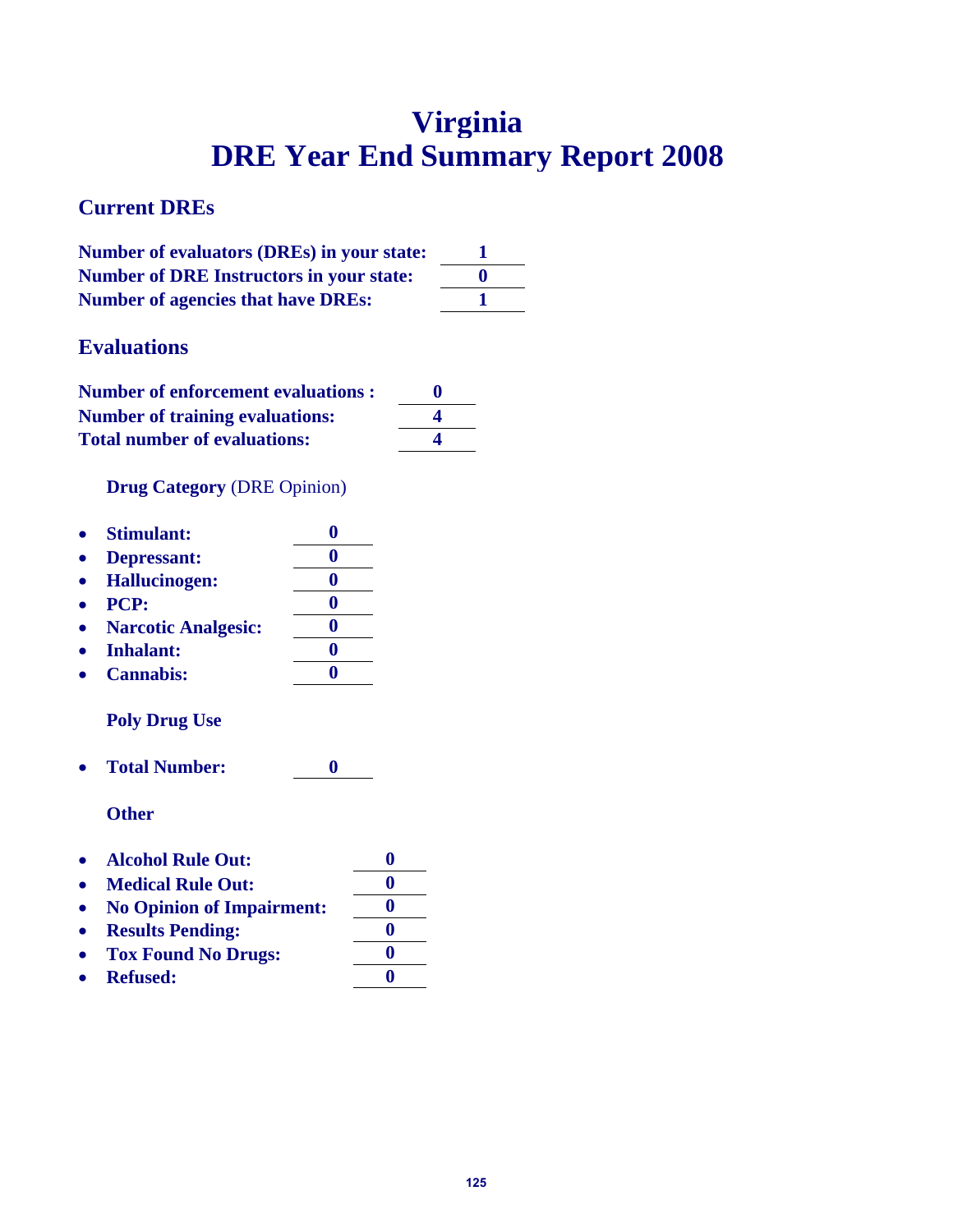# Virginia
# DRE Year End Summary Report 2008

## Current DREs

**Number of evaluators (DREs) in your state:** **1**
**Number of DRE Instructors in your state:** **0**
**Number of agencies that have DREs:** **1**

## Evaluations

**Number of enforcement evaluations :** **0**
**Number of training evaluations:** **4**
**Total number of evaluations:** **4**

### **Drug Category** (DRE Opinion)

- **Stimulant:** **0**
- **Depressant:** **0**
- **Hallucinogen:** **0**
- **PCP:** **0**
- **Narcotic Analgesic:** **0**
- **Inhalant:** **0**
- **Cannabis:** **0**

### Poly Drug Use

- **Total Number:** **0**

### Other

- **Alcohol Rule Out:** **0**
- **Medical Rule Out:** **0**
- **No Opinion of Impairment:** **0**
- **Results Pending:** **0**
- **Tox Found No Drugs:** **0**
- **Refused:** **0**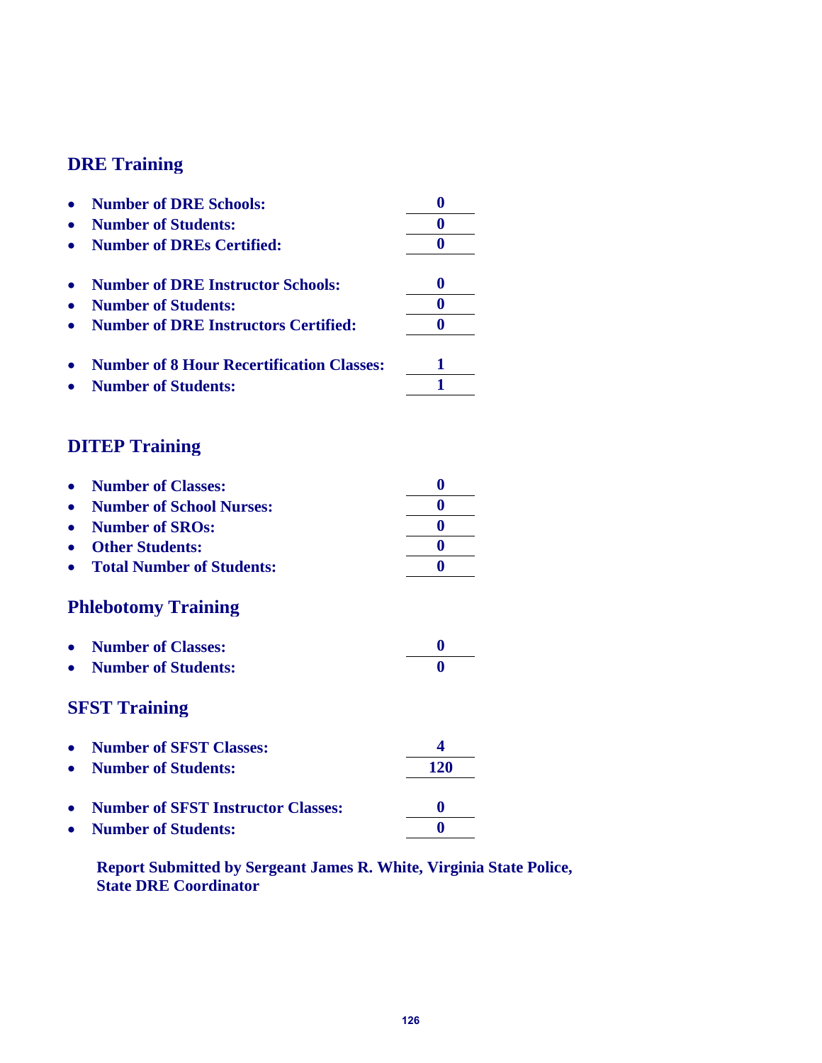## DRE Training

- **Number of DRE Schools:** **0**
- **Number of Students:** **0**
- **Number of DREs Certified:** **0**

- **Number of DRE Instructor Schools:** **0**
- **Number of Students:** **0**
- **Number of DRE Instructors Certified:** **0**

- **Number of 8 Hour Recertification Classes:** **1**
- **Number of Students:** **1**

## DITEP Training

- **Number of Classes:** **0**
- **Number of School Nurses:** **0**
- **Number of SROs:** **0**
- **Other Students:** **0**
- **Total Number of Students:** **0**

## Phlebotomy Training

- **Number of Classes:** **0**
- **Number of Students:** **0**

## SFST Training

- **Number of SFST Classes:** **4**
- **Number of Students:** **120**

- **Number of SFST Instructor Classes:** **0**
- **Number of Students:** **0**

**Report Submitted by Sergeant James R. White, Virginia State Police, State DRE Coordinator**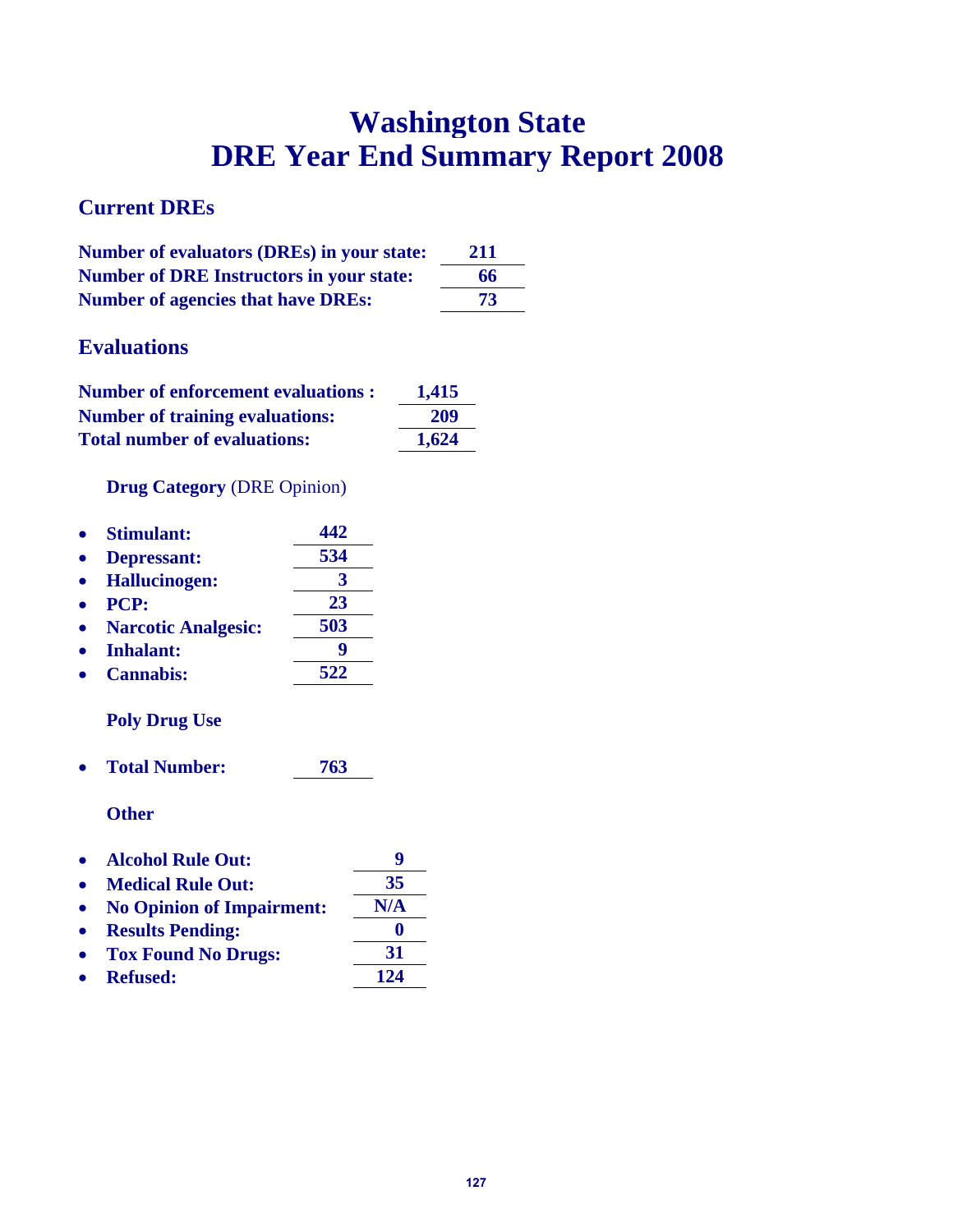# Washington State
# DRE Year End Summary Report 2008

## Current DREs

| | |
|---|---|
| **Number of evaluators (DREs) in your state:** | **211** |
| **Number of DRE Instructors in your state:** | **66** |
| **Number of agencies that have DREs:** | **73** |

## Evaluations

| | |
|---|---|
| **Number of enforcement evaluations :** | **1,415** |
| **Number of training evaluations:** | **209** |
| **Total number of evaluations:** | **1,624** |

### **Drug Category** (DRE Opinion)

- **Stimulant:** **442**
- **Depressant:** **534**
- **Hallucinogen:** **3**
- **PCP:** **23**
- **Narcotic Analgesic:** **503**
- **Inhalant:** **9**
- **Cannabis:** **522**

### Poly Drug Use

- **Total Number:** **763**

### Other

- **Alcohol Rule Out:** **9**
- **Medical Rule Out:** **35**
- **No Opinion of Impairment:** **N/A**
- **Results Pending:** **0**
- **Tox Found No Drugs:** **31**
- **Refused:** **124**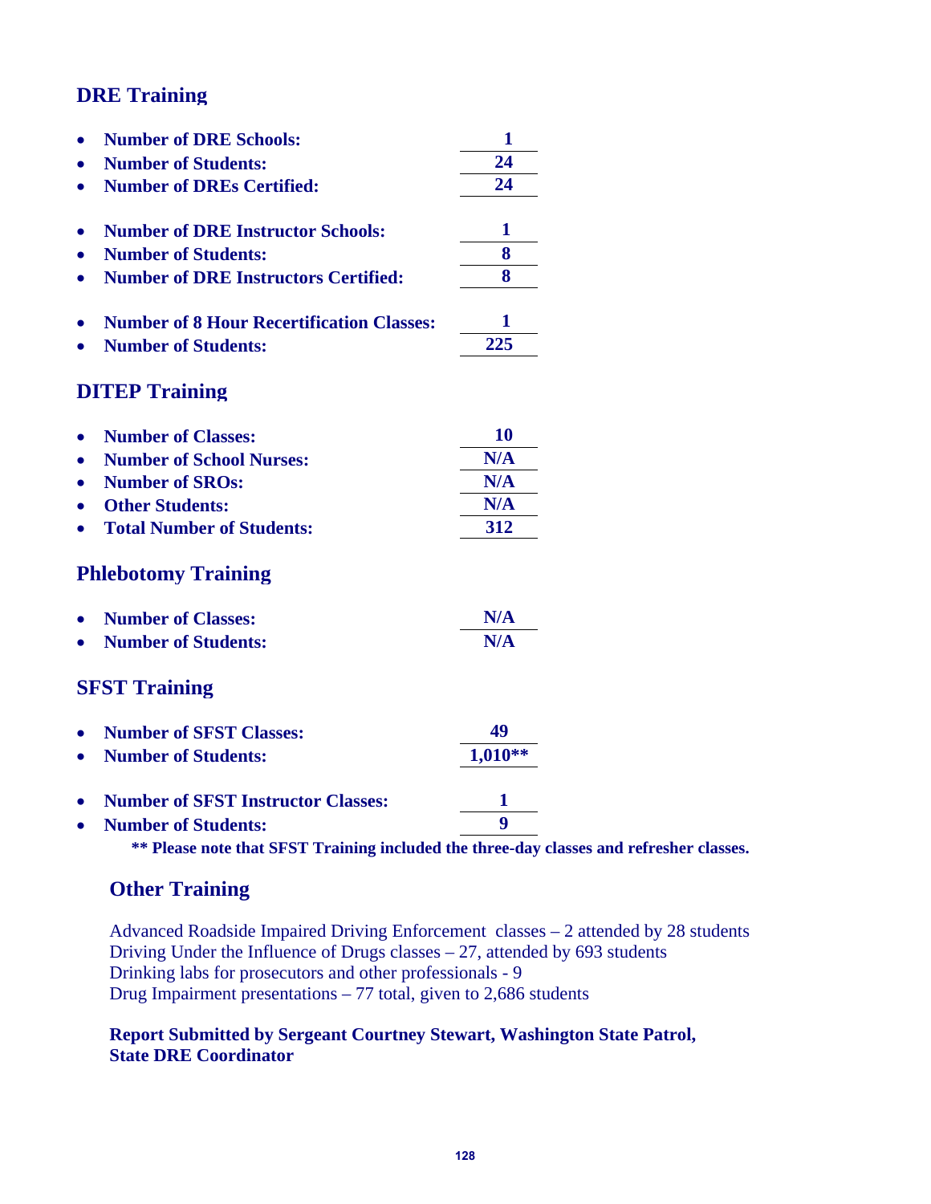## DRE Training

- **Number of DRE Schools:** **1**
- **Number of Students:** **24**
- **Number of DREs Certified:** **24**

- **Number of DRE Instructor Schools:** **1**
- **Number of Students:** **8**
- **Number of DRE Instructors Certified:** **8**

- **Number of 8 Hour Recertification Classes:** **1**
- **Number of Students:** **225**

## DITEP Training

- **Number of Classes:** **10**
- **Number of School Nurses:** **N/A**
- **Number of SROs:** **N/A**
- **Other Students:** **N/A**
- **Total Number of Students:** **312**

## Phlebotomy Training

- **Number of Classes:** **N/A**
- **Number of Students:** **N/A**

## SFST Training

- **Number of SFST Classes:** **49**
- **Number of Students:** **1,010****

- **Number of SFST Instructor Classes:** **1**
- **Number of Students:** **9**

**** Please note that SFST Training included the three-day classes and refresher classes.**

## Other Training

Advanced Roadside Impaired Driving Enforcement classes – 2 attended by 28 students
Driving Under the Influence of Drugs classes – 27, attended by 693 students
Drinking labs for prosecutors and other professionals - 9
Drug Impairment presentations – 77 total, given to 2,686 students

**Report Submitted by Sergeant Courtney Stewart, Washington State Patrol, State DRE Coordinator**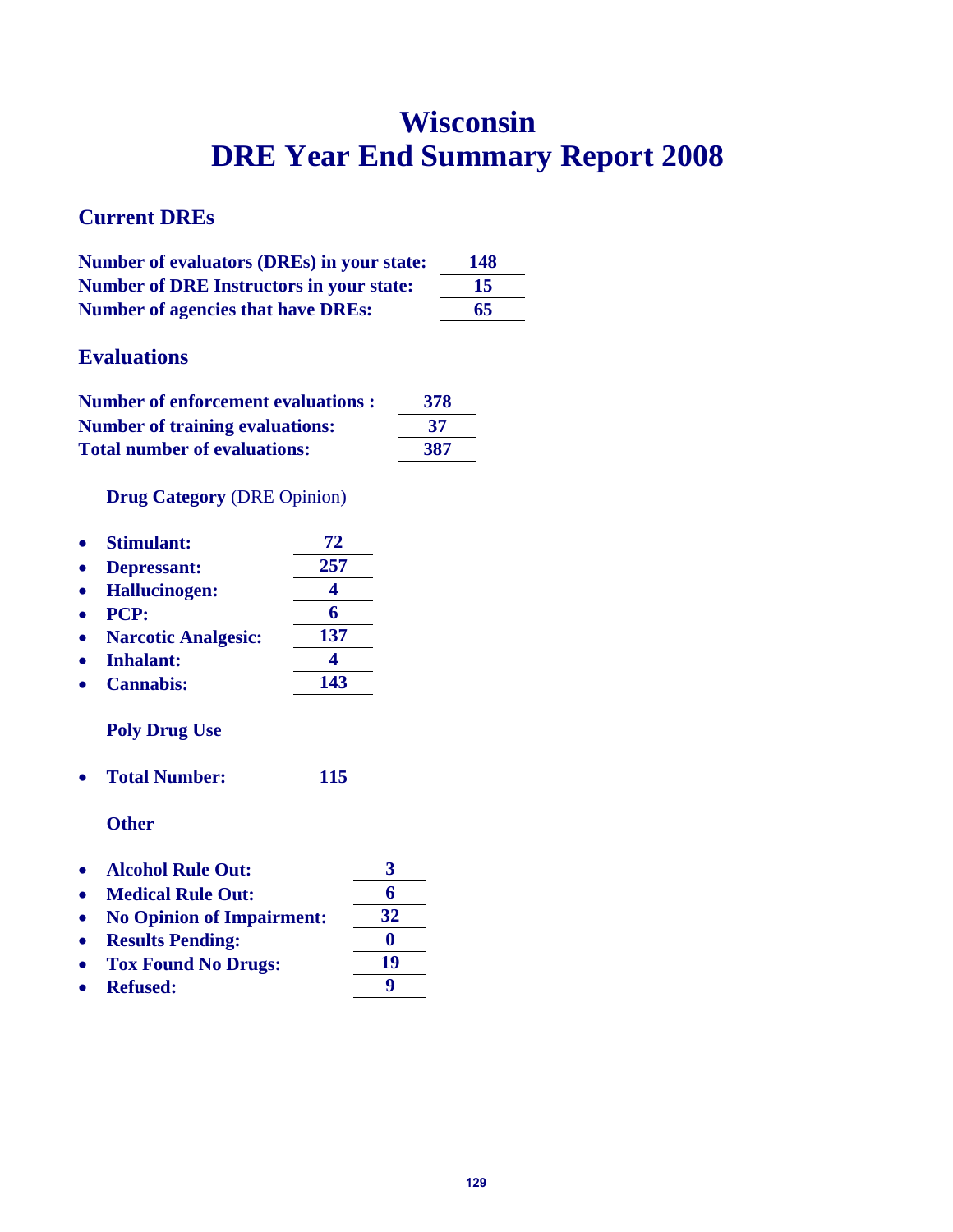# Wisconsin
# DRE Year End Summary Report 2008

## Current DREs

| | |
|---|---|
| **Number of evaluators (DREs) in your state:** | **148** |
| **Number of DRE Instructors in your state:** | **15** |
| **Number of agencies that have DREs:** | **65** |

## Evaluations

| | |
|---|---|
| **Number of enforcement evaluations :** | **378** |
| **Number of training evaluations:** | **37** |
| **Total number of evaluations:** | **387** |

**Drug Category** (DRE Opinion)

- **Stimulant:** **72**
- **Depressant:** **257**
- **Hallucinogen:** **4**
- **PCP:** **6**
- **Narcotic Analgesic:** **137**
- **Inhalant:** **4**
- **Cannabis:** **143**

**Poly Drug Use**

- **Total Number:** **115**

**Other**

- **Alcohol Rule Out:** **3**
- **Medical Rule Out:** **6**
- **No Opinion of Impairment:** **32**
- **Results Pending:** **0**
- **Tox Found No Drugs:** **19**
- **Refused:** **9**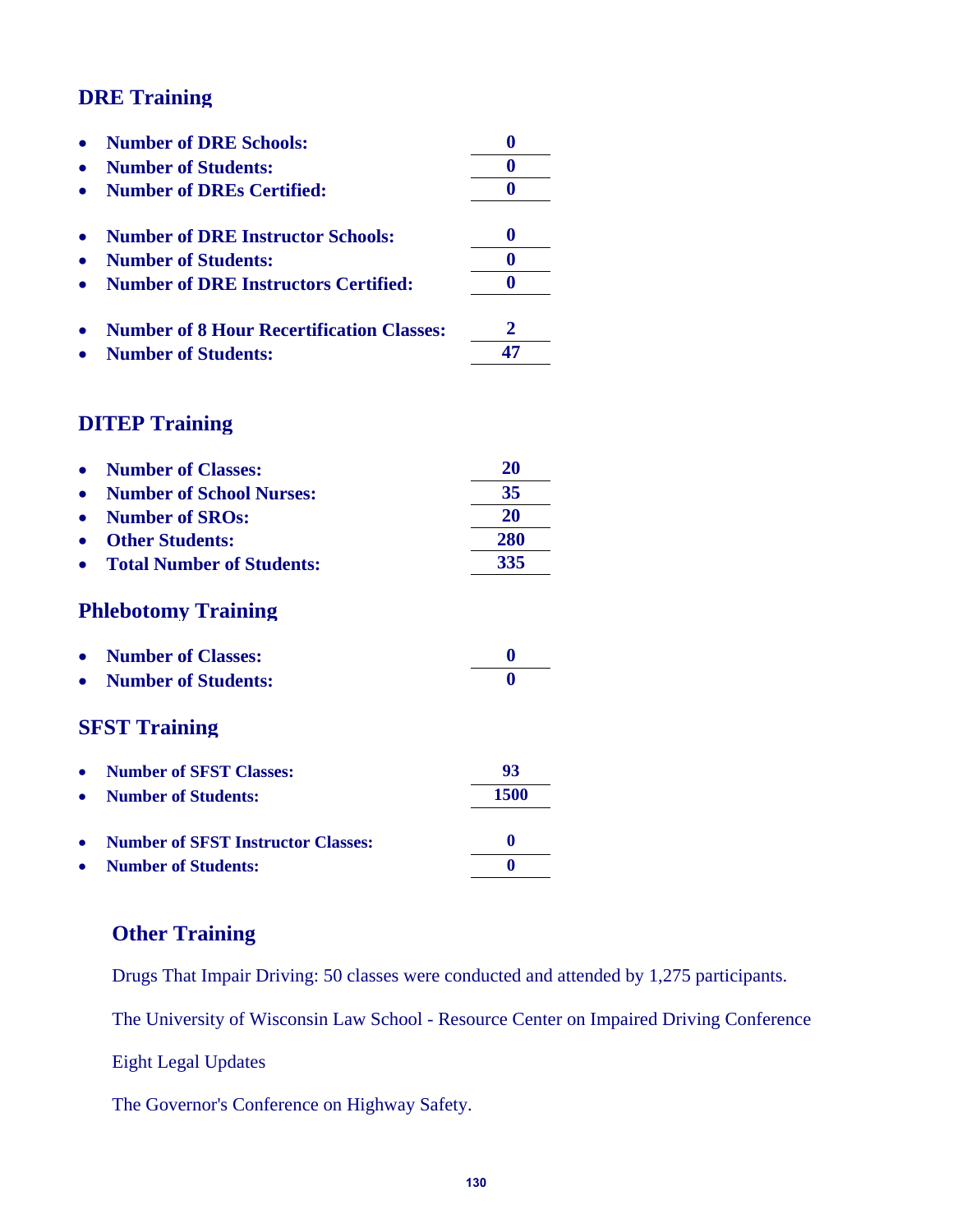## DRE Training

- **Number of DRE Schools:** **0**
- **Number of Students:** **0**
- **Number of DREs Certified:** **0**

- **Number of DRE Instructor Schools:** **0**
- **Number of Students:** **0**
- **Number of DRE Instructors Certified:** **0**

- **Number of 8 Hour Recertification Classes:** **2**
- **Number of Students:** **47**

## DITEP Training

- **Number of Classes:** **20**
- **Number of School Nurses:** **35**
- **Number of SROs:** **20**
- **Other Students:** **280**
- **Total Number of Students:** **335**

## Phlebotomy Training

- **Number of Classes:** **0**
- **Number of Students:** **0**

## SFST Training

- **Number of SFST Classes:** **93**
- **Number of Students:** **1500**

- **Number of SFST Instructor Classes:** **0**
- **Number of Students:** **0**

## Other Training

Drugs That Impair Driving: 50 classes were conducted and attended by 1,275 participants.

The University of Wisconsin Law School - Resource Center on Impaired Driving Conference

Eight Legal Updates

The Governor's Conference on Highway Safety.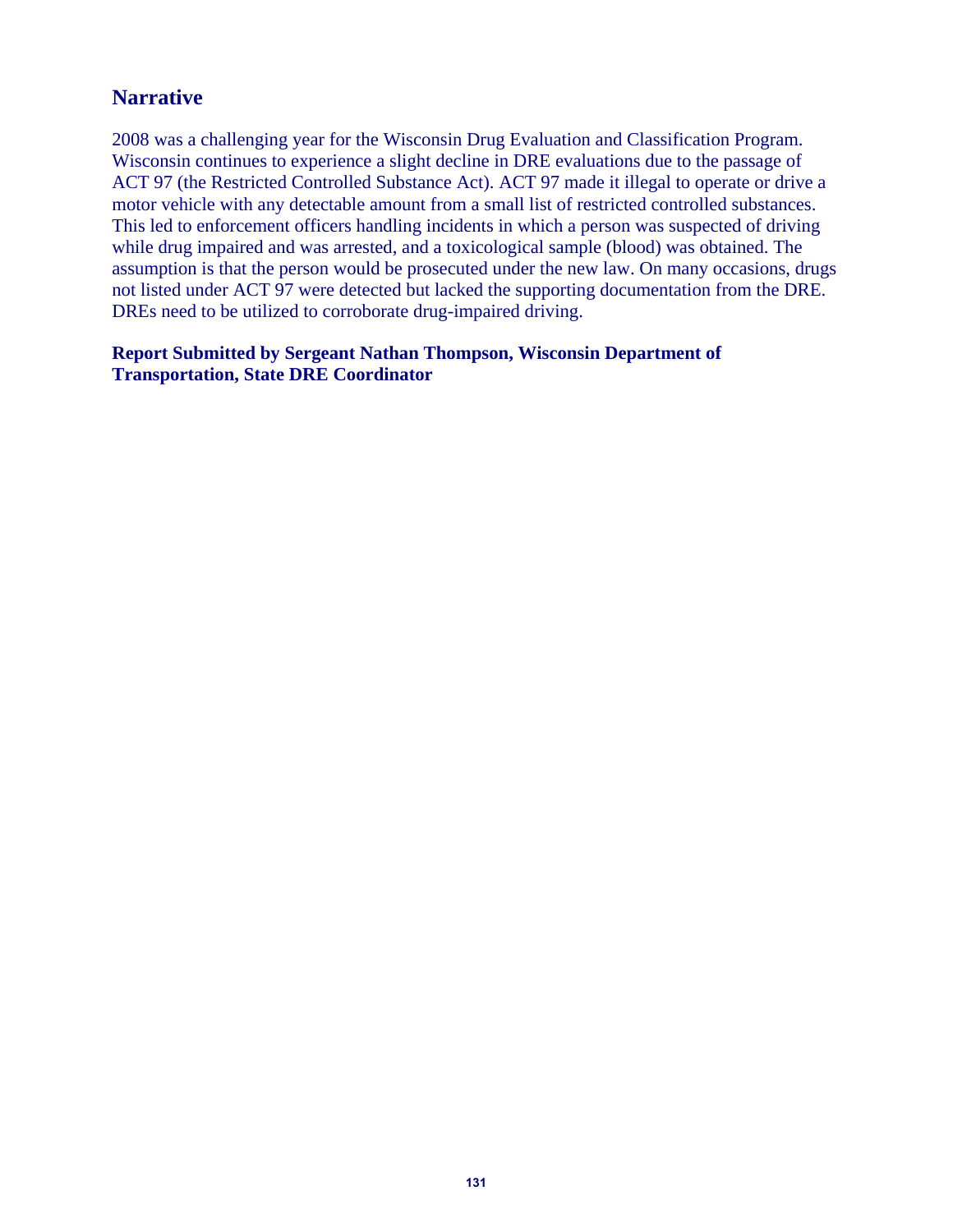## Narrative

2008 was a challenging year for the Wisconsin Drug Evaluation and Classification Program. Wisconsin continues to experience a slight decline in DRE evaluations due to the passage of ACT 97 (the Restricted Controlled Substance Act). ACT 97 made it illegal to operate or drive a motor vehicle with any detectable amount from a small list of restricted controlled substances. This led to enforcement officers handling incidents in which a person was suspected of driving while drug impaired and was arrested, and a toxicological sample (blood) was obtained. The assumption is that the person would be prosecuted under the new law. On many occasions, drugs not listed under ACT 97 were detected but lacked the supporting documentation from the DRE. DREs need to be utilized to corroborate drug-impaired driving.

**Report Submitted by Sergeant Nathan Thompson, Wisconsin Department of Transportation, State DRE Coordinator**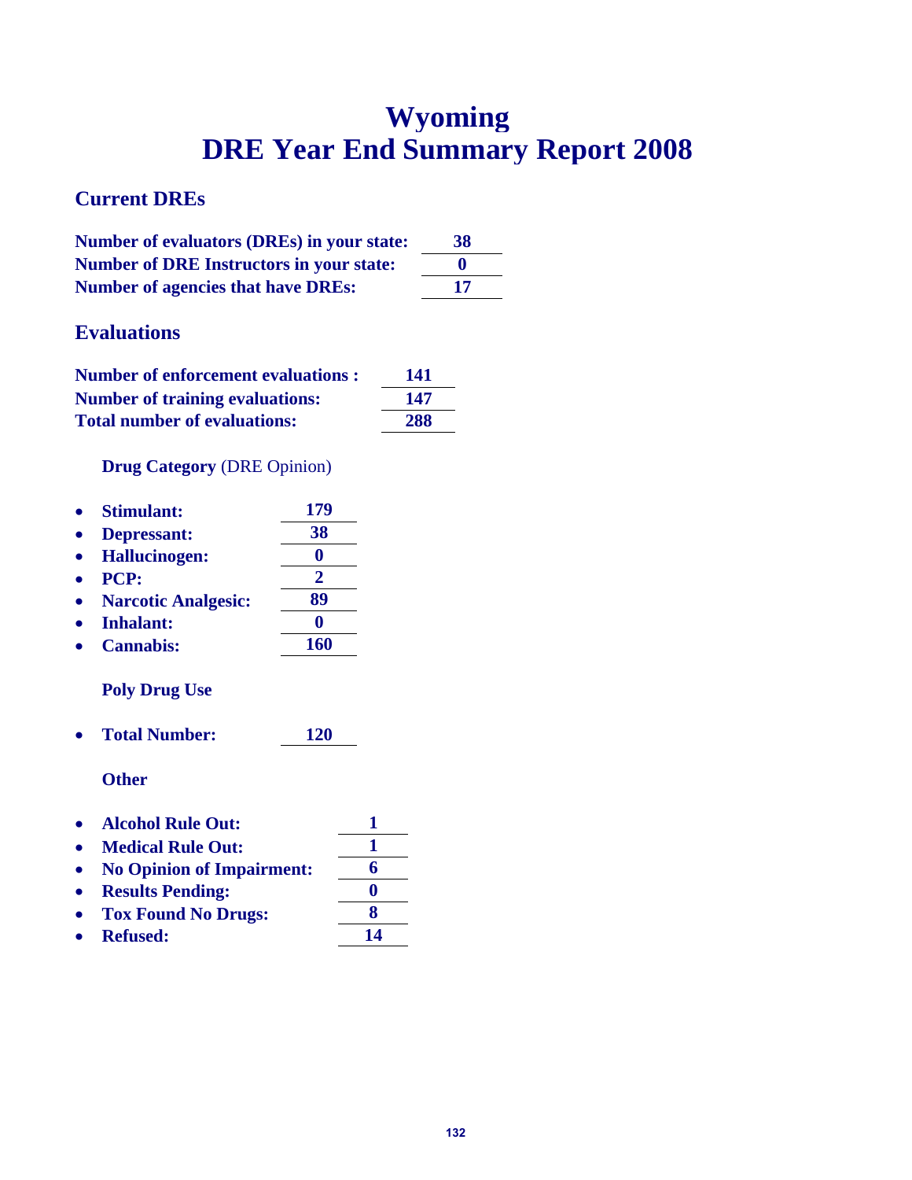# Wyoming
# DRE Year End Summary Report 2008

## Current DREs

**Number of evaluators (DREs) in your state:** **38**
**Number of DRE Instructors in your state:** **0**
**Number of agencies that have DREs:** **17**

## Evaluations

**Number of enforcement evaluations :** **141**
**Number of training evaluations:** **147**
**Total number of evaluations:** **288**

### **Drug Category** (DRE Opinion)

- **Stimulant:** **179**
- **Depressant:** **38**
- **Hallucinogen:** **0**
- **PCP:** **2**
- **Narcotic Analgesic:** **89**
- **Inhalant:** **0**
- **Cannabis:** **160**

### Poly Drug Use

- **Total Number:** **120**

### Other

- **Alcohol Rule Out:** **1**
- **Medical Rule Out:** **1**
- **No Opinion of Impairment:** **6**
- **Results Pending:** **0**
- **Tox Found No Drugs:** **8**
- **Refused:** **14**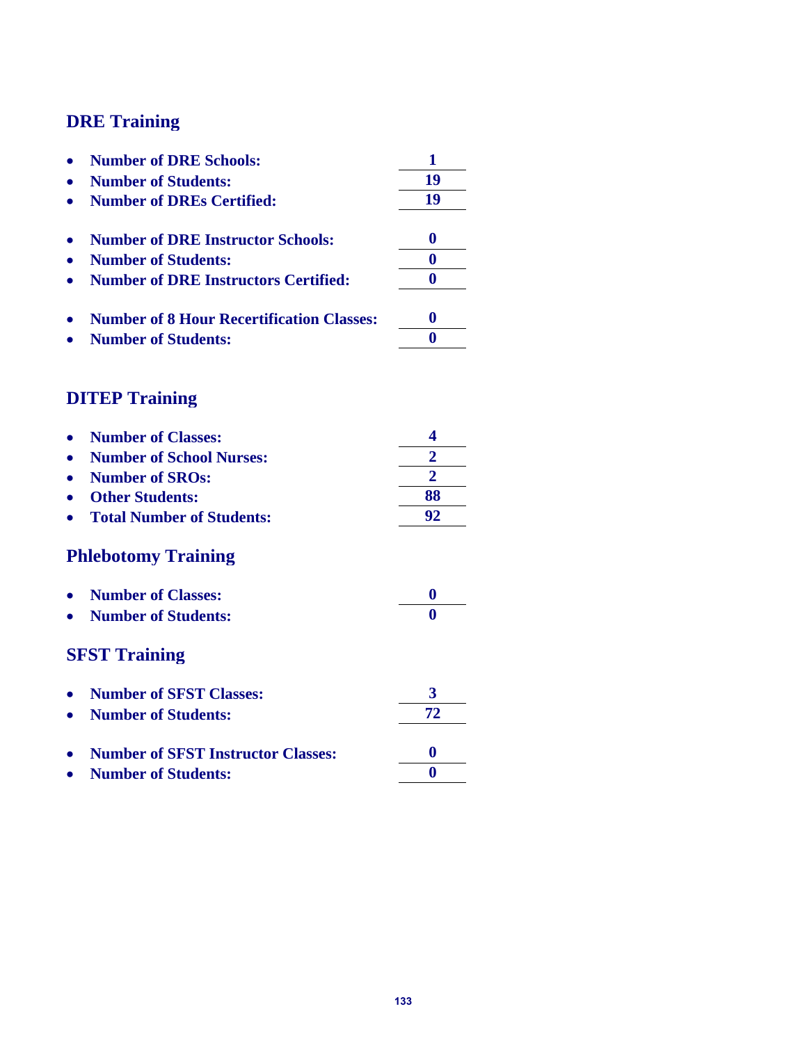## DRE Training

- **Number of DRE Schools:** **1**
- **Number of Students:** **19**
- **Number of DREs Certified:** **19**

- **Number of DRE Instructor Schools:** **0**
- **Number of Students:** **0**
- **Number of DRE Instructors Certified:** **0**

- **Number of 8 Hour Recertification Classes:** **0**
- **Number of Students:** **0**

## DITEP Training

- **Number of Classes:** **4**
- **Number of School Nurses:** **2**
- **Number of SROs:** **2**
- **Other Students:** **88**
- **Total Number of Students:** **92**

## Phlebotomy Training

- **Number of Classes:** **0**
- **Number of Students:** **0**

## SFST Training

- **Number of SFST Classes:** **3**
- **Number of Students:** **72**

- **Number of SFST Instructor Classes:** **0**
- **Number of Students:** **0**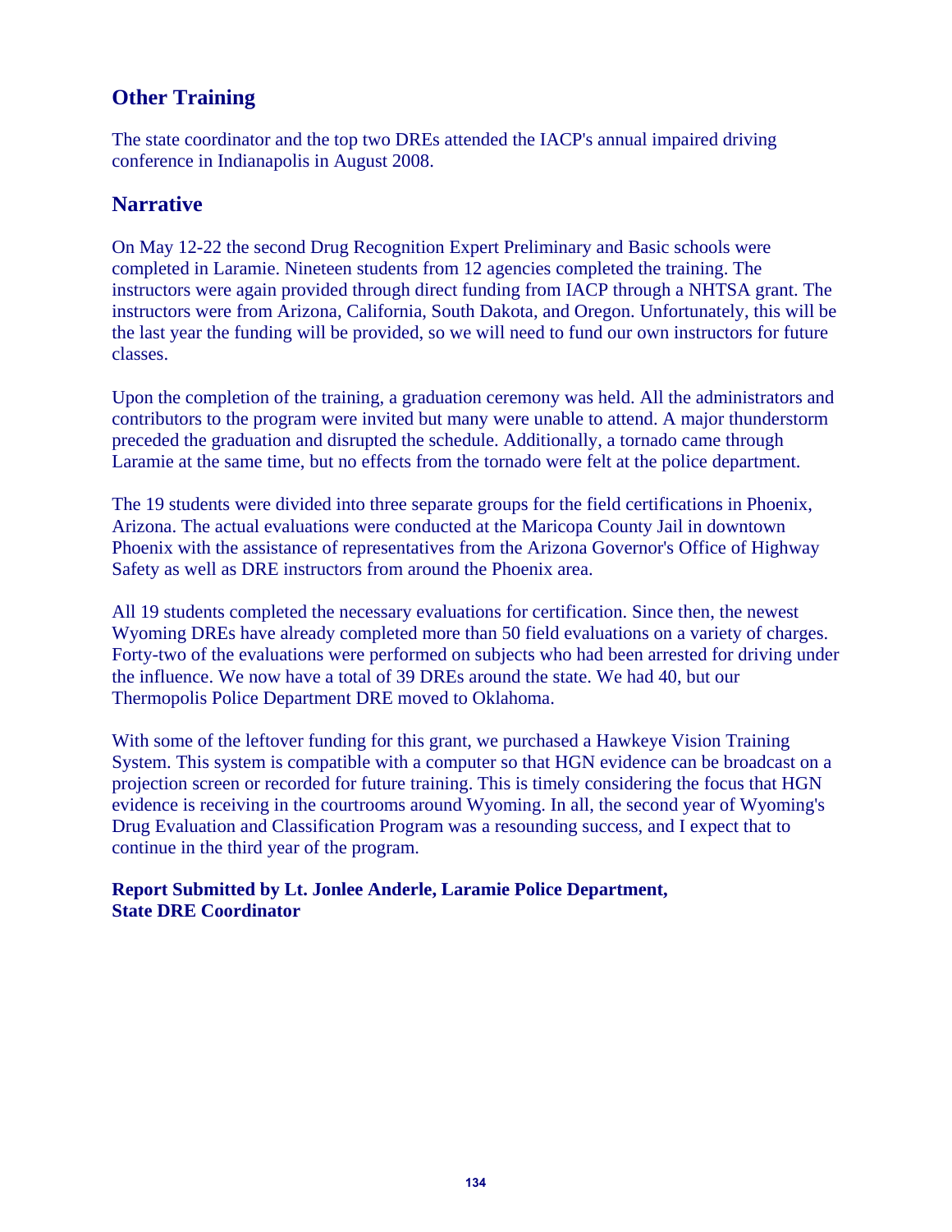## Other Training

The state coordinator and the top two DREs attended the IACP's annual impaired driving conference in Indianapolis in August 2008.

## Narrative

On May 12-22 the second Drug Recognition Expert Preliminary and Basic schools were completed in Laramie. Nineteen students from 12 agencies completed the training. The instructors were again provided through direct funding from IACP through a NHTSA grant. The instructors were from Arizona, California, South Dakota, and Oregon. Unfortunately, this will be the last year the funding will be provided, so we will need to fund our own instructors for future classes.

Upon the completion of the training, a graduation ceremony was held. All the administrators and contributors to the program were invited but many were unable to attend. A major thunderstorm preceded the graduation and disrupted the schedule. Additionally, a tornado came through Laramie at the same time, but no effects from the tornado were felt at the police department.

The 19 students were divided into three separate groups for the field certifications in Phoenix, Arizona. The actual evaluations were conducted at the Maricopa County Jail in downtown Phoenix with the assistance of representatives from the Arizona Governor's Office of Highway Safety as well as DRE instructors from around the Phoenix area.

All 19 students completed the necessary evaluations for certification. Since then, the newest Wyoming DREs have already completed more than 50 field evaluations on a variety of charges. Forty-two of the evaluations were performed on subjects who had been arrested for driving under the influence. We now have a total of 39 DREs around the state. We had 40, but our Thermopolis Police Department DRE moved to Oklahoma.

With some of the leftover funding for this grant, we purchased a Hawkeye Vision Training System. This system is compatible with a computer so that HGN evidence can be broadcast on a projection screen or recorded for future training. This is timely considering the focus that HGN evidence is receiving in the courtrooms around Wyoming. In all, the second year of Wyoming's Drug Evaluation and Classification Program was a resounding success, and I expect that to continue in the third year of the program.

**Report Submitted by Lt. Jonlee Anderle, Laramie Police Department, State DRE Coordinator**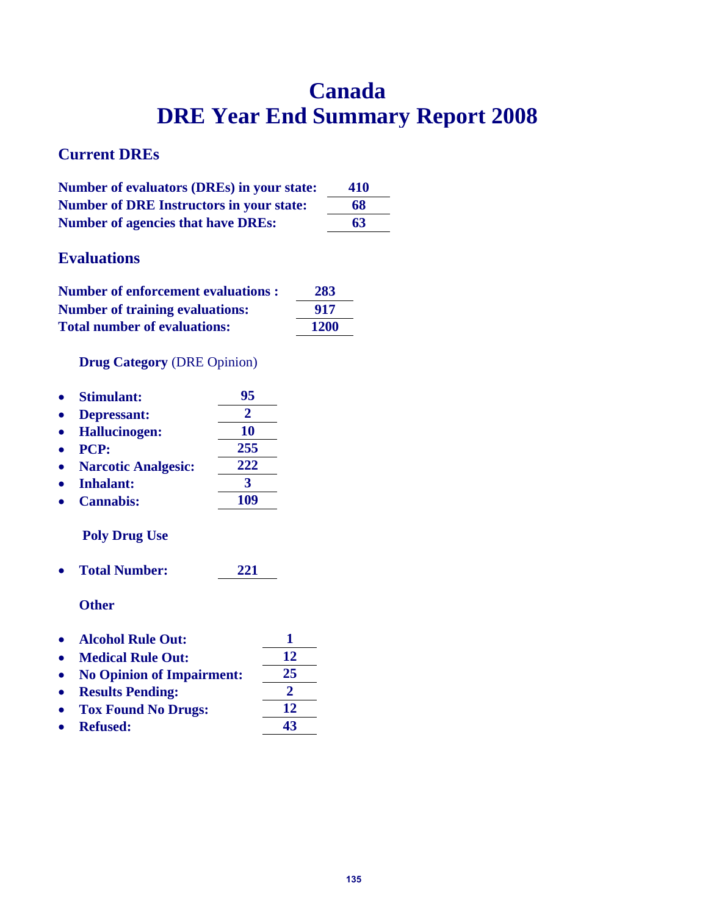# Canada
# DRE Year End Summary Report 2008

## Current DREs

| | |
|---|---|
| **Number of evaluators (DREs) in your state:** | **410** |
| **Number of DRE Instructors in your state:** | **68** |
| **Number of agencies that have DREs:** | **63** |

## Evaluations

| | |
|---|---|
| **Number of enforcement evaluations :** | **283** |
| **Number of training evaluations:** | **917** |
| **Total number of evaluations:** | **1200** |

**Drug Category** (DRE Opinion)

- **Stimulant:** **95**
- **Depressant:** **2**
- **Hallucinogen:** **10**
- **PCP:** **255**
- **Narcotic Analgesic:** **222**
- **Inhalant:** **3**
- **Cannabis:** **109**

**Poly Drug Use**

- **Total Number:** **221**

**Other**

- **Alcohol Rule Out:** **1**
- **Medical Rule Out:** **12**
- **No Opinion of Impairment:** **25**
- **Results Pending:** **2**
- **Tox Found No Drugs:** **12**
- **Refused:** **43**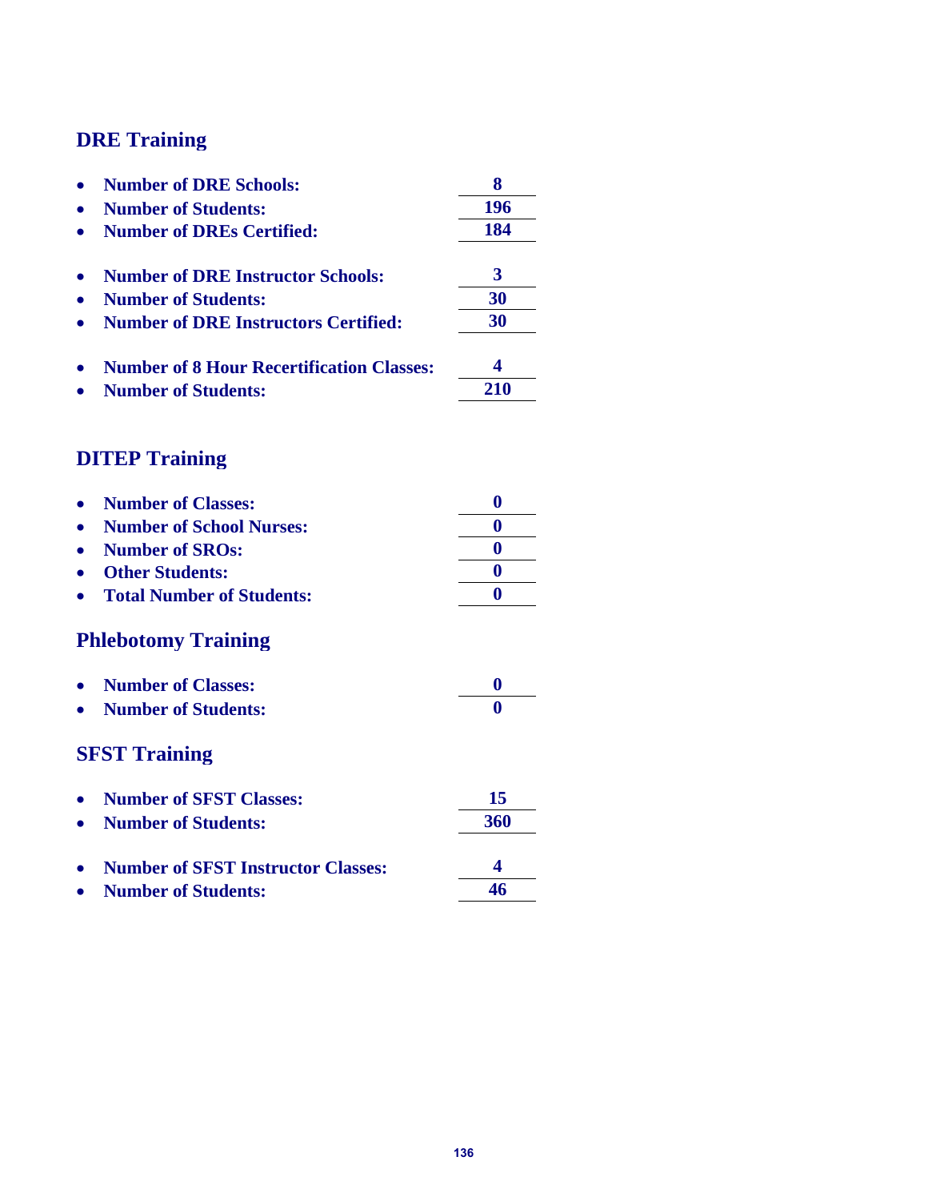## DRE Training

- **Number of DRE Schools:** **8**
- **Number of Students:** **196**
- **Number of DREs Certified:** **184**

- **Number of DRE Instructor Schools:** **3**
- **Number of Students:** **30**
- **Number of DRE Instructors Certified:** **30**

- **Number of 8 Hour Recertification Classes:** **4**
- **Number of Students:** **210**

## DITEP Training

- **Number of Classes:** **0**
- **Number of School Nurses:** **0**
- **Number of SROs:** **0**
- **Other Students:** **0**
- **Total Number of Students:** **0**

## Phlebotomy Training

- **Number of Classes:** **0**
- **Number of Students:** **0**

## SFST Training

- **Number of SFST Classes:** **15**
- **Number of Students:** **360**

- **Number of SFST Instructor Classes:** **4**
- **Number of Students:** **46**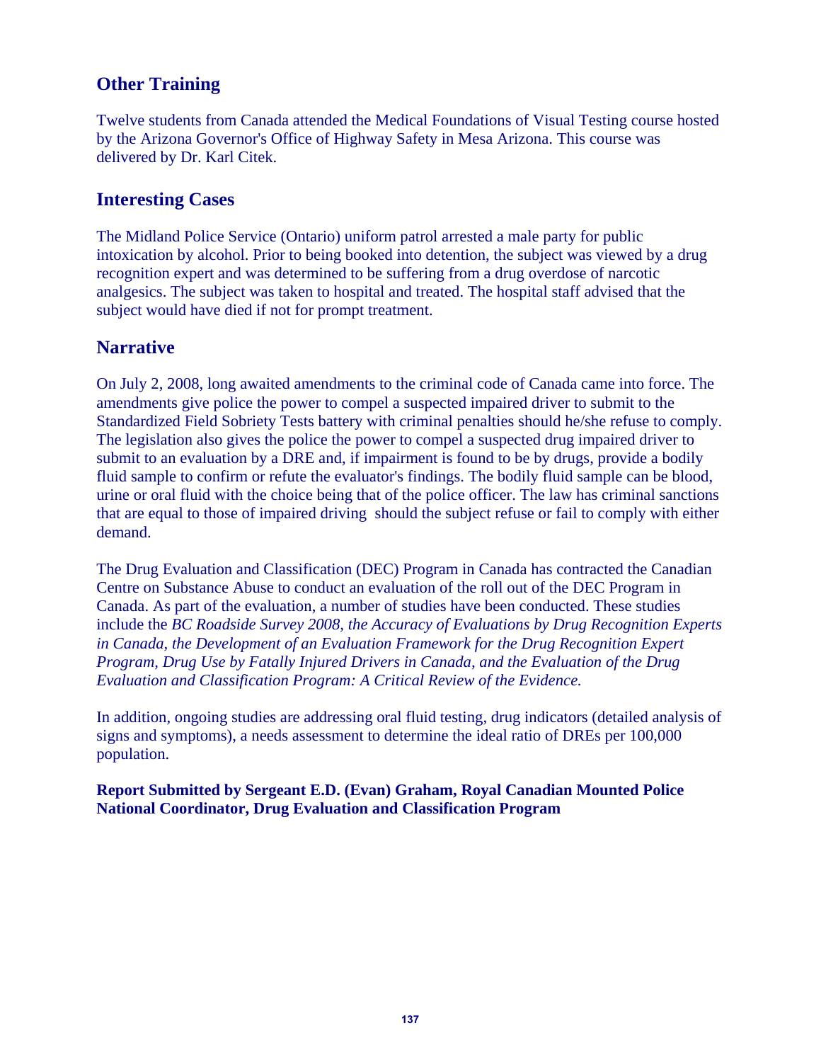## Other Training

Twelve students from Canada attended the Medical Foundations of Visual Testing course hosted by the Arizona Governor's Office of Highway Safety in Mesa Arizona. This course was delivered by Dr. Karl Citek.

## Interesting Cases

The Midland Police Service (Ontario) uniform patrol arrested a male party for public intoxication by alcohol. Prior to being booked into detention, the subject was viewed by a drug recognition expert and was determined to be suffering from a drug overdose of narcotic analgesics. The subject was taken to hospital and treated. The hospital staff advised that the subject would have died if not for prompt treatment.

## Narrative

On July 2, 2008, long awaited amendments to the criminal code of Canada came into force. The amendments give police the power to compel a suspected impaired driver to submit to the Standardized Field Sobriety Tests battery with criminal penalties should he/she refuse to comply. The legislation also gives the police the power to compel a suspected drug impaired driver to submit to an evaluation by a DRE and, if impairment is found to be by drugs, provide a bodily fluid sample to confirm or refute the evaluator's findings. The bodily fluid sample can be blood, urine or oral fluid with the choice being that of the police officer. The law has criminal sanctions that are equal to those of impaired driving should the subject refuse or fail to comply with either demand.

The Drug Evaluation and Classification (DEC) Program in Canada has contracted the Canadian Centre on Substance Abuse to conduct an evaluation of the roll out of the DEC Program in Canada. As part of the evaluation, a number of studies have been conducted. These studies include the *BC Roadside Survey 2008, the Accuracy of Evaluations by Drug Recognition Experts in Canada, the Development of an Evaluation Framework for the Drug Recognition Expert Program, Drug Use by Fatally Injured Drivers in Canada, and the Evaluation of the Drug Evaluation and Classification Program: A Critical Review of the Evidence.*

In addition, ongoing studies are addressing oral fluid testing, drug indicators (detailed analysis of signs and symptoms), a needs assessment to determine the ideal ratio of DREs per 100,000 population.

**Report Submitted by Sergeant E.D. (Evan) Graham, Royal Canadian Mounted Police National Coordinator, Drug Evaluation and Classification Program**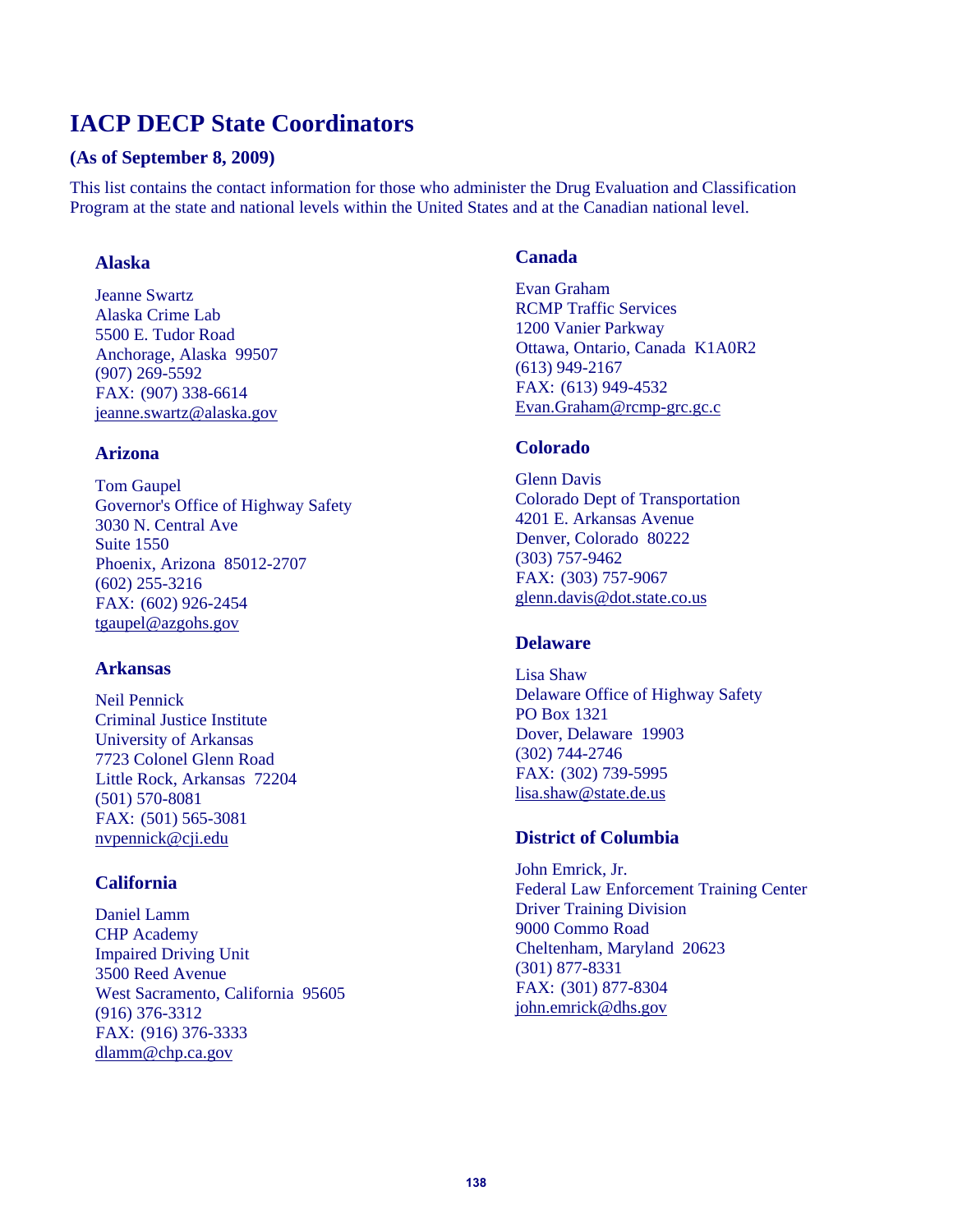# IACP DECP State Coordinators

### (As of September 8, 2009)

This list contains the contact information for those who administer the Drug Evaluation and Classification Program at the state and national levels within the United States and at the Canadian national level.

### Alaska

Jeanne Swartz
Alaska Crime Lab
5500 E. Tudor Road
Anchorage, Alaska 99507
(907) 269-5592
FAX: (907) 338-6614
jeanne.swartz@alaska.gov

### Arizona

Tom Gaupel
Governor's Office of Highway Safety
3030 N. Central Ave
Suite 1550
Phoenix, Arizona 85012-2707
(602) 255-3216
FAX: (602) 926-2454
tgaupel@azgohs.gov

### Arkansas

Neil Pennick
Criminal Justice Institute
University of Arkansas
7723 Colonel Glenn Road
Little Rock, Arkansas 72204
(501) 570-8081
FAX: (501) 565-3081
nvpennick@cji.edu

### California

Daniel Lamm
CHP Academy
Impaired Driving Unit
3500 Reed Avenue
West Sacramento, California 95605
(916) 376-3312
FAX: (916) 376-3333
dlamm@chp.ca.gov

### Canada

Evan Graham
RCMP Traffic Services
1200 Vanier Parkway
Ottawa, Ontario, Canada K1A0R2
(613) 949-2167
FAX: (613) 949-4532
Evan.Graham@rcmp-grc.gc.c

### Colorado

Glenn Davis
Colorado Dept of Transportation
4201 E. Arkansas Avenue
Denver, Colorado 80222
(303) 757-9462
FAX: (303) 757-9067
glenn.davis@dot.state.co.us

### Delaware

Lisa Shaw
Delaware Office of Highway Safety
PO Box 1321
Dover, Delaware 19903
(302) 744-2746
FAX: (302) 739-5995
lisa.shaw@state.de.us

### District of Columbia

John Emrick, Jr.
Federal Law Enforcement Training Center
Driver Training Division
9000 Commo Road
Cheltenham, Maryland 20623
(301) 877-8331
FAX: (301) 877-8304
john.emrick@dhs.gov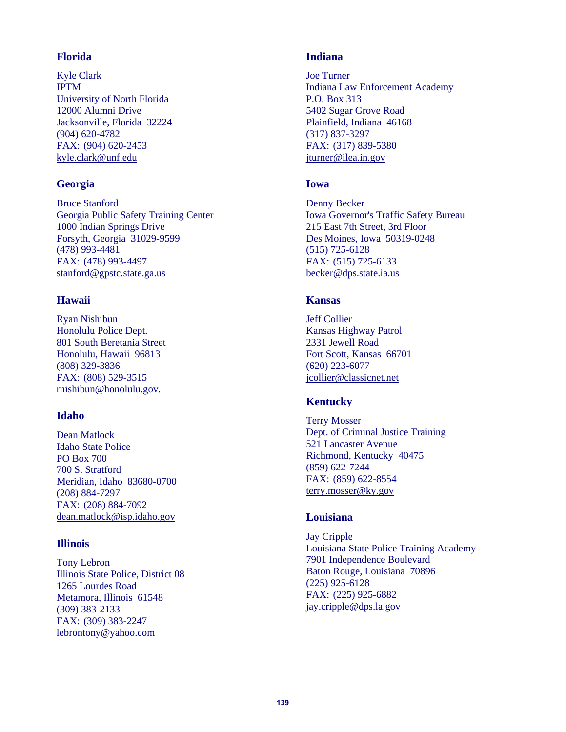## Florida

Kyle Clark
IPTM
University of North Florida
12000 Alumni Drive
Jacksonville, Florida 32224
(904) 620-4782
FAX: (904) 620-2453
kyle.clark@unf.edu

## Georgia

Bruce Stanford
Georgia Public Safety Training Center
1000 Indian Springs Drive
Forsyth, Georgia 31029-9599
(478) 993-4481
FAX: (478) 993-4497
stanford@gpstc.state.ga.us

## Hawaii

Ryan Nishibun
Honolulu Police Dept.
801 South Beretania Street
Honolulu, Hawaii 96813
(808) 329-3836
FAX: (808) 529-3515
rnishibun@honolulu.gov.

## Idaho

Dean Matlock
Idaho State Police
PO Box 700
700 S. Stratford
Meridian, Idaho 83680-0700
(208) 884-7297
FAX: (208) 884-7092
dean.matlock@isp.idaho.gov

## Illinois

Tony Lebron
Illinois State Police, District 08
1265 Lourdes Road
Metamora, Illinois 61548
(309) 383-2133
FAX: (309) 383-2247
lebrontony@yahoo.com

## Indiana

Joe Turner
Indiana Law Enforcement Academy
P.O. Box 313
5402 Sugar Grove Road
Plainfield, Indiana 46168
(317) 837-3297
FAX: (317) 839-5380
jturner@ilea.in.gov

## Iowa

Denny Becker
Iowa Governor's Traffic Safety Bureau
215 East 7th Street, 3rd Floor
Des Moines, Iowa 50319-0248
(515) 725-6128
FAX: (515) 725-6133
becker@dps.state.ia.us

## Kansas

Jeff Collier
Kansas Highway Patrol
2331 Jewell Road
Fort Scott, Kansas 66701
(620) 223-6077
jcollier@classicnet.net

## Kentucky

Terry Mosser
Dept. of Criminal Justice Training
521 Lancaster Avenue
Richmond, Kentucky 40475
(859) 622-7244
FAX: (859) 622-8554
terry.mosser@ky.gov

## Louisiana

Jay Cripple
Louisiana State Police Training Academy
7901 Independence Boulevard
Baton Rouge, Louisiana 70896
(225) 925-6128
FAX: (225) 925-6882
jay.cripple@dps.la.gov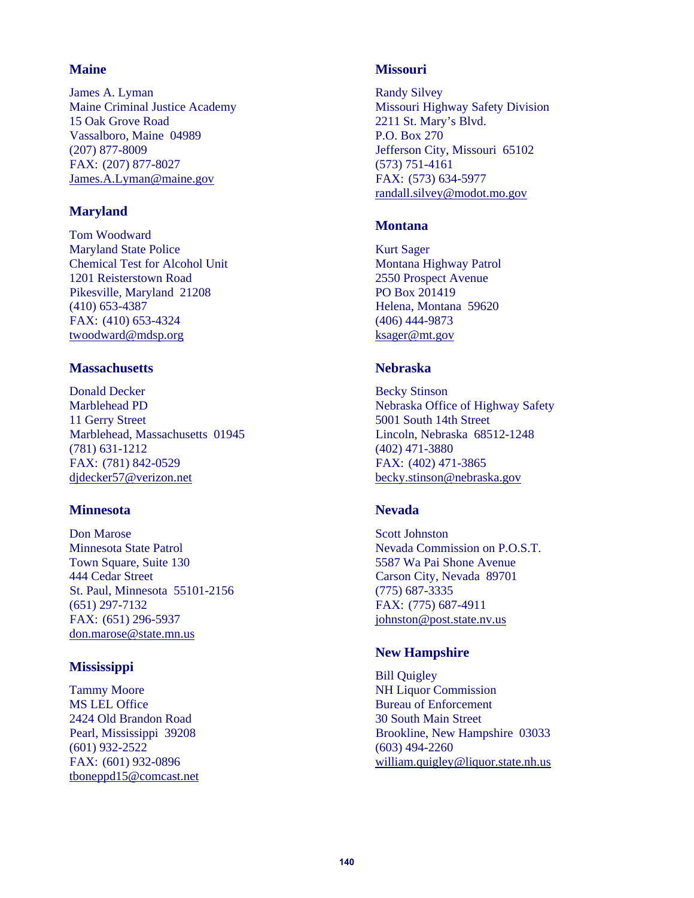### Maine

James A. Lyman
Maine Criminal Justice Academy
15 Oak Grove Road
Vassalboro, Maine  04989
(207) 877-8009
FAX: (207) 877-8027
James.A.Lyman@maine.gov

### Maryland

Tom Woodward
Maryland State Police
Chemical Test for Alcohol Unit
1201 Reisterstown Road
Pikesville, Maryland  21208
(410) 653-4387
FAX: (410) 653-4324
twoodward@mdsp.org

### Massachusetts

Donald Decker
Marblehead PD
11 Gerry Street
Marblehead, Massachusetts  01945
(781) 631-1212
FAX: (781) 842-0529
djdecker57@verizon.net

### Minnesota

Don Marose
Minnesota State Patrol
Town Square, Suite 130
444 Cedar Street
St. Paul, Minnesota  55101-2156
(651) 297-7132
FAX: (651) 296-5937
don.marose@state.mn.us

### Mississippi

Tammy Moore
MS LEL Office
2424 Old Brandon Road
Pearl, Mississippi  39208
(601) 932-2522
FAX: (601) 932-0896
tboneppd15@comcast.net

### Missouri

Randy Silvey
Missouri Highway Safety Division
2211 St. Mary's Blvd.
P.O. Box 270
Jefferson City, Missouri  65102
(573) 751-4161
FAX: (573) 634-5977
randall.silvey@modot.mo.gov

### Montana

Kurt Sager
Montana Highway Patrol
2550 Prospect Avenue
PO Box 201419
Helena, Montana  59620
(406) 444-9873
ksager@mt.gov

### Nebraska

Becky Stinson
Nebraska Office of Highway Safety
5001 South 14th Street
Lincoln, Nebraska  68512-1248
(402) 471-3880
FAX: (402) 471-3865
becky.stinson@nebraska.gov

### Nevada

Scott Johnston
Nevada Commission on P.O.S.T.
5587 Wa Pai Shone Avenue
Carson City, Nevada  89701
(775) 687-3335
FAX: (775) 687-4911
johnston@post.state.nv.us

### New Hampshire

Bill Quigley
NH Liquor Commission
Bureau of Enforcement
30 South Main Street
Brookline, New Hampshire  03033
(603) 494-2260
william.quigley@liquor.state.nh.us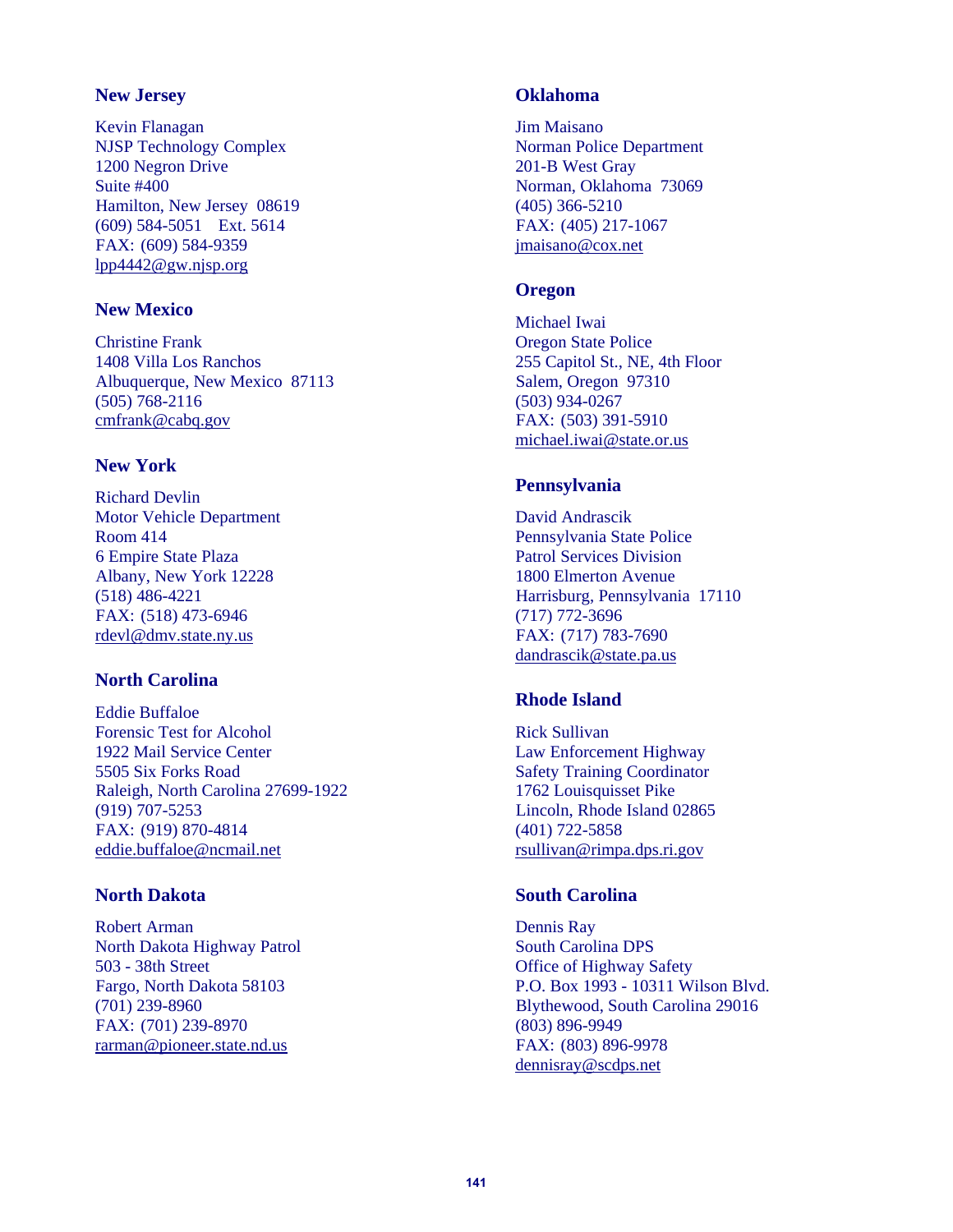## New Jersey

Kevin Flanagan
NJSP Technology Complex
1200 Negron Drive
Suite #400
Hamilton, New Jersey 08619
(609) 584-5051 Ext. 5614
FAX: (609) 584-9359
lpp4442@gw.njsp.org

## New Mexico

Christine Frank
1408 Villa Los Ranchos
Albuquerque, New Mexico 87113
(505) 768-2116
cmfrank@cabq.gov

## New York

Richard Devlin
Motor Vehicle Department
Room 414
6 Empire State Plaza
Albany, New York 12228
(518) 486-4221
FAX: (518) 473-6946
rdevl@dmv.state.ny.us

## North Carolina

Eddie Buffaloe
Forensic Test for Alcohol
1922 Mail Service Center
5505 Six Forks Road
Raleigh, North Carolina 27699-1922
(919) 707-5253
FAX: (919) 870-4814
eddie.buffaloe@ncmail.net

## North Dakota

Robert Arman
North Dakota Highway Patrol
503 - 38th Street
Fargo, North Dakota 58103
(701) 239-8960
FAX: (701) 239-8970
rarman@pioneer.state.nd.us

## Oklahoma

Jim Maisano
Norman Police Department
201-B West Gray
Norman, Oklahoma 73069
(405) 366-5210
FAX: (405) 217-1067
jmaisano@cox.net

## Oregon

Michael Iwai
Oregon State Police
255 Capitol St., NE, 4th Floor
Salem, Oregon 97310
(503) 934-0267
FAX: (503) 391-5910
michael.iwai@state.or.us

## Pennsylvania

David Andrascik
Pennsylvania State Police
Patrol Services Division
1800 Elmerton Avenue
Harrisburg, Pennsylvania 17110
(717) 772-3696
FAX: (717) 783-7690
dandrascik@state.pa.us

## Rhode Island

Rick Sullivan
Law Enforcement Highway
Safety Training Coordinator
1762 Louisquisset Pike
Lincoln, Rhode Island 02865
(401) 722-5858
rsullivan@rimpa.dps.ri.gov

## South Carolina

Dennis Ray
South Carolina DPS
Office of Highway Safety
P.O. Box 1993 - 10311 Wilson Blvd.
Blythewood, South Carolina 29016
(803) 896-9949
FAX: (803) 896-9978
dennisray@scdps.net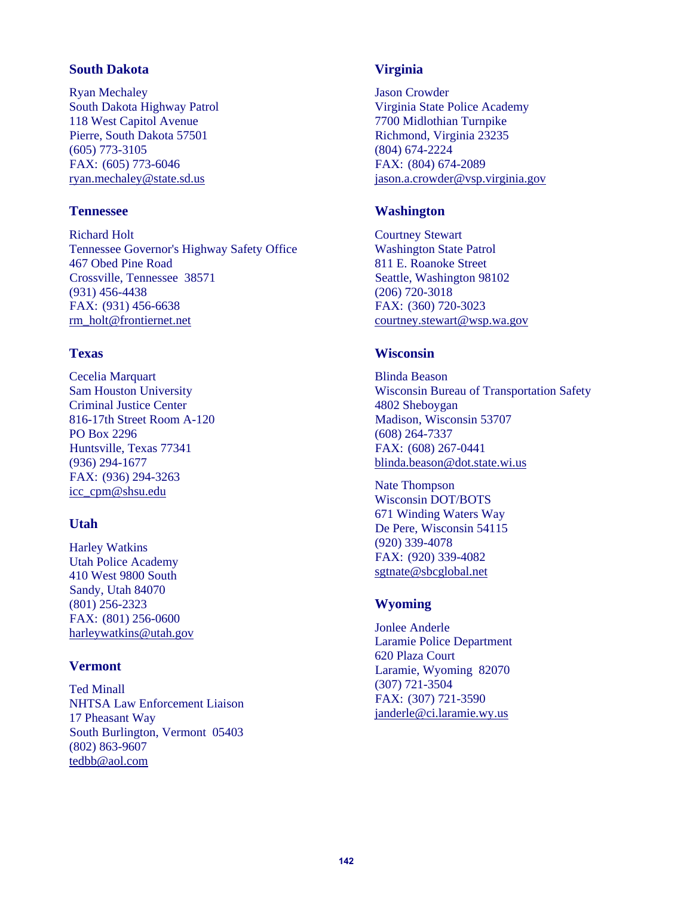## South Dakota

Ryan Mechaley
South Dakota Highway Patrol
118 West Capitol Avenue
Pierre, South Dakota 57501
(605) 773-3105
FAX: (605) 773-6046
ryan.mechaley@state.sd.us

## Tennessee

Richard Holt
Tennessee Governor's Highway Safety Office
467 Obed Pine Road
Crossville, Tennessee 38571
(931) 456-4438
FAX: (931) 456-6638
rm_holt@frontiernet.net

## Texas

Cecelia Marquart
Sam Houston University
Criminal Justice Center
816-17th Street Room A-120
PO Box 2296
Huntsville, Texas 77341
(936) 294-1677
FAX: (936) 294-3263
icc_cpm@shsu.edu

## Utah

Harley Watkins
Utah Police Academy
410 West 9800 South
Sandy, Utah 84070
(801) 256-2323
FAX: (801) 256-0600
harleywatkins@utah.gov

## Vermont

Ted Minall
NHTSA Law Enforcement Liaison
17 Pheasant Way
South Burlington, Vermont 05403
(802) 863-9607
tedbb@aol.com

## Virginia

Jason Crowder
Virginia State Police Academy
7700 Midlothian Turnpike
Richmond, Virginia 23235
(804) 674-2224
FAX: (804) 674-2089
jason.a.crowder@vsp.virginia.gov

## Washington

Courtney Stewart
Washington State Patrol
811 E. Roanoke Street
Seattle, Washington 98102
(206) 720-3018
FAX: (360) 720-3023
courtney.stewart@wsp.wa.gov

## Wisconsin

Blinda Beason
Wisconsin Bureau of Transportation Safety
4802 Sheboygan
Madison, Wisconsin 53707
(608) 264-7337
FAX: (608) 267-0441
blinda.beason@dot.state.wi.us

Nate Thompson
Wisconsin DOT/BOTS
671 Winding Waters Way
De Pere, Wisconsin 54115
(920) 339-4078
FAX: (920) 339-4082
sgtnate@sbcglobal.net

## Wyoming

Jonlee Anderle
Laramie Police Department
620 Plaza Court
Laramie, Wyoming 82070
(307) 721-3504
FAX: (307) 721-3590
janderle@ci.laramie.wy.us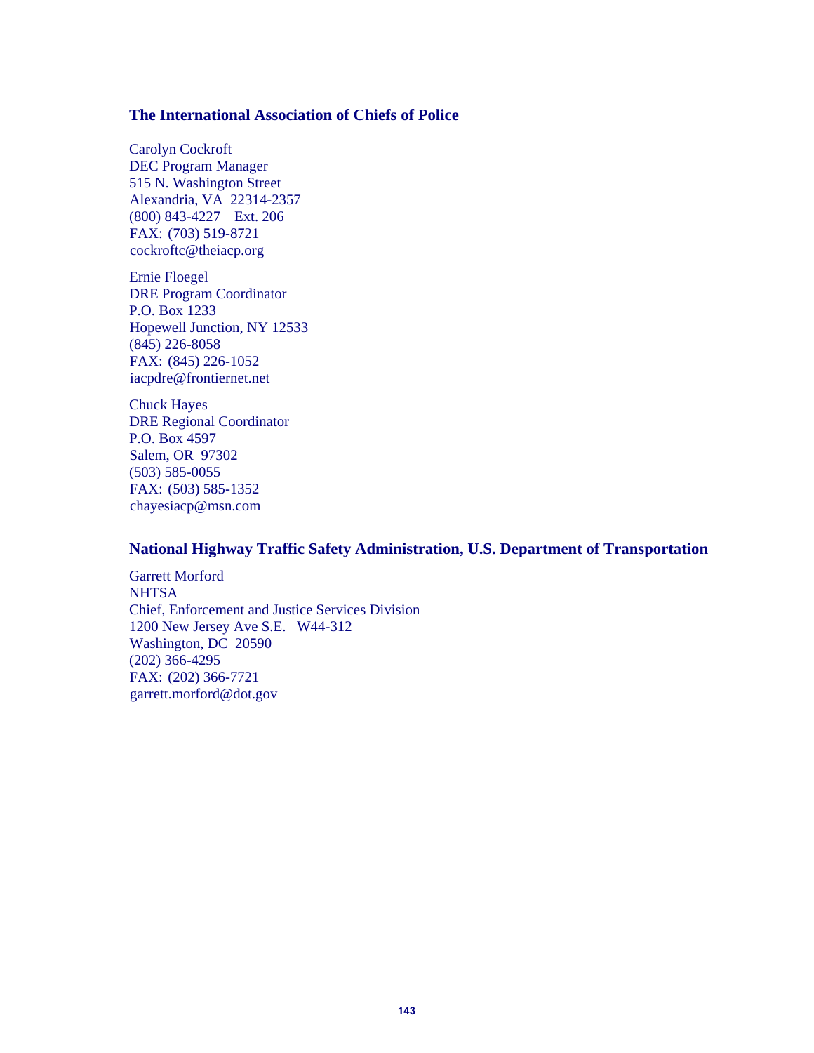### The International Association of Chiefs of Police

Carolyn Cockroft
DEC Program Manager
515 N. Washington Street
Alexandria, VA 22314-2357
(800) 843-4227 Ext. 206
FAX: (703) 519-8721
cockroftc@theiacp.org

Ernie Floegel
DRE Program Coordinator
P.O. Box 1233
Hopewell Junction, NY 12533
(845) 226-8058
FAX: (845) 226-1052
iacpdre@frontiernet.net

Chuck Hayes
DRE Regional Coordinator
P.O. Box 4597
Salem, OR 97302
(503) 585-0055
FAX: (503) 585-1352
chayesiacp@msn.com

### National Highway Traffic Safety Administration, U.S. Department of Transportation

Garrett Morford
NHTSA
Chief, Enforcement and Justice Services Division
1200 New Jersey Ave S.E. W44-312
Washington, DC 20590
(202) 366-4295
FAX: (202) 366-7721
garrett.morford@dot.gov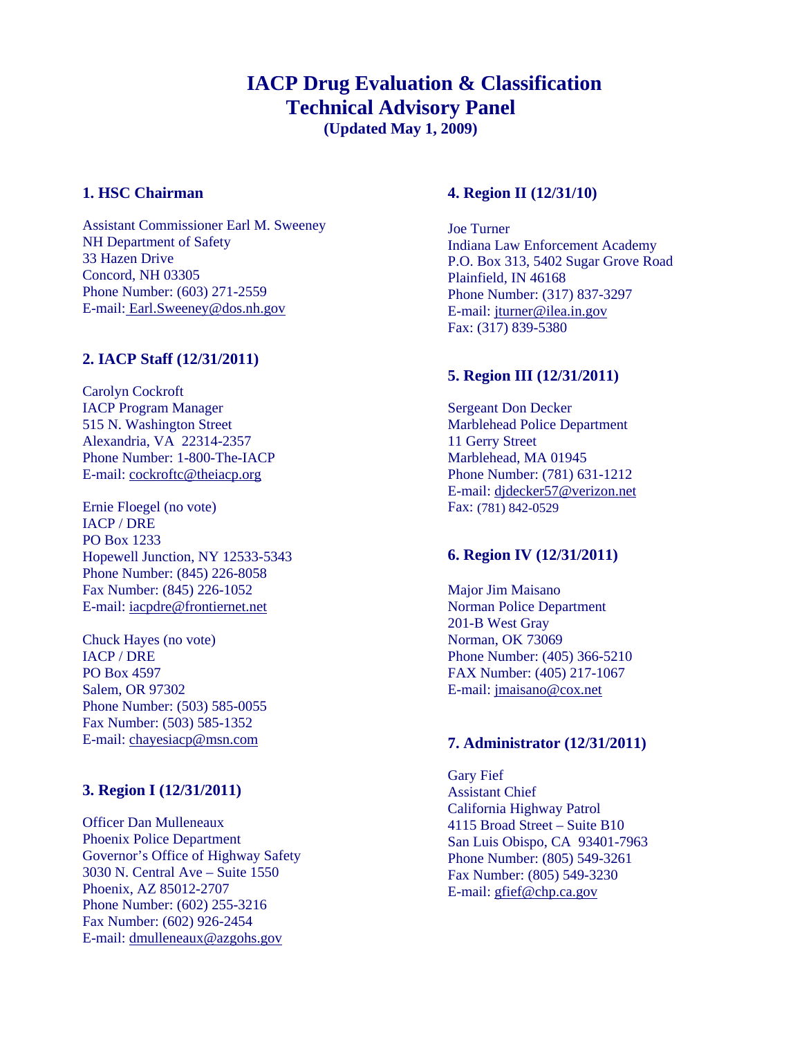# IACP Drug Evaluation & Classification Technical Advisory Panel

**(Updated May 1, 2009)**

## 1. HSC Chairman

Assistant Commissioner Earl M. Sweeney
NH Department of Safety
33 Hazen Drive
Concord, NH 03305
Phone Number: (603) 271-2559
E-mail: Earl.Sweeney@dos.nh.gov

## 2. IACP Staff (12/31/2011)

Carolyn Cockroft
IACP Program Manager
515 N. Washington Street
Alexandria, VA 22314-2357
Phone Number: 1-800-The-IACP
E-mail: cockroftc@theiacp.org

Ernie Floegel (no vote)
IACP / DRE
PO Box 1233
Hopewell Junction, NY 12533-5343
Phone Number: (845) 226-8058
Fax Number: (845) 226-1052
E-mail: iacpdre@frontiernet.net

Chuck Hayes (no vote)
IACP / DRE
PO Box 4597
Salem, OR 97302
Phone Number: (503) 585-0055
Fax Number: (503) 585-1352
E-mail: chayesiacp@msn.com

## 3. Region I (12/31/2011)

Officer Dan Mulleneaux
Phoenix Police Department
Governor's Office of Highway Safety
3030 N. Central Ave – Suite 1550
Phoenix, AZ 85012-2707
Phone Number: (602) 255-3216
Fax Number: (602) 926-2454
E-mail: dmulleneaux@azgohs.gov

## 4. Region II (12/31/10)

Joe Turner
Indiana Law Enforcement Academy
P.O. Box 313, 5402 Sugar Grove Road
Plainfield, IN 46168
Phone Number: (317) 837-3297
E-mail: jturner@ilea.in.gov
Fax: (317) 839-5380

## 5. Region III (12/31/2011)

Sergeant Don Decker
Marblehead Police Department
11 Gerry Street
Marblehead, MA 01945
Phone Number: (781) 631-1212
E-mail: djdecker57@verizon.net
Fax: (781) 842-0529

## 6. Region IV (12/31/2011)

Major Jim Maisano
Norman Police Department
201-B West Gray
Norman, OK 73069
Phone Number: (405) 366-5210
FAX Number: (405) 217-1067
E-mail: jmaisano@cox.net

## 7. Administrator (12/31/2011)

Gary Fief
Assistant Chief
California Highway Patrol
4115 Broad Street – Suite B10
San Luis Obispo, CA 93401-7963
Phone Number: (805) 549-3261
Fax Number: (805) 549-3230
E-mail: gfief@chp.ca.gov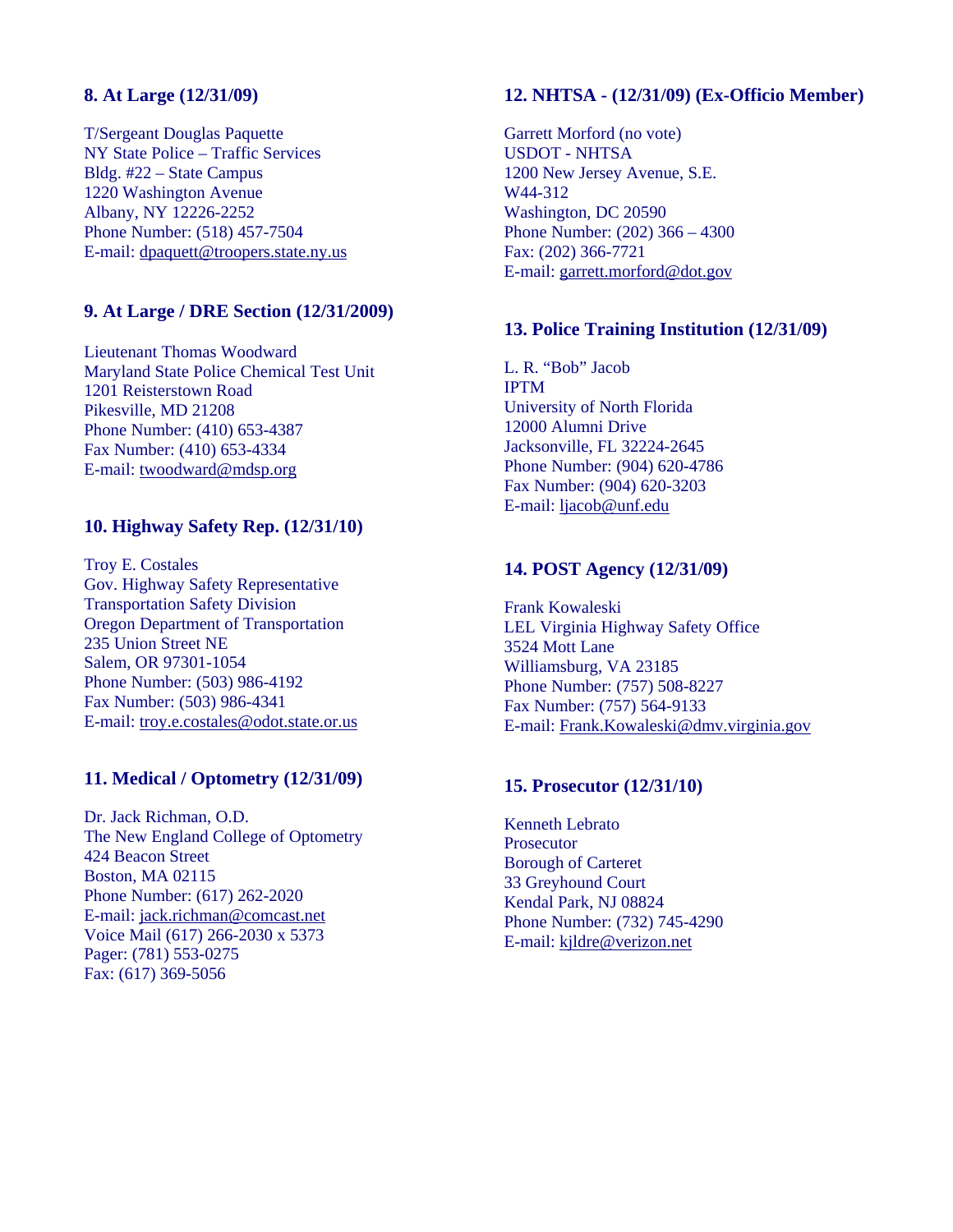### 8. At Large (12/31/09)

T/Sergeant Douglas Paquette
NY State Police – Traffic Services
Bldg. #22 – State Campus
1220 Washington Avenue
Albany, NY 12226-2252
Phone Number: (518) 457-7504
E-mail: dpaquett@troopers.state.ny.us

### 9. At Large / DRE Section (12/31/2009)

Lieutenant Thomas Woodward
Maryland State Police Chemical Test Unit
1201 Reisterstown Road
Pikesville, MD 21208
Phone Number: (410) 653-4387
Fax Number: (410) 653-4334
E-mail: twoodward@mdsp.org

### 10. Highway Safety Rep. (12/31/10)

Troy E. Costales
Gov. Highway Safety Representative
Transportation Safety Division
Oregon Department of Transportation
235 Union Street NE
Salem, OR 97301-1054
Phone Number: (503) 986-4192
Fax Number: (503) 986-4341
E-mail: troy.e.costales@odot.state.or.us

### 11. Medical / Optometry (12/31/09)

Dr. Jack Richman, O.D.
The New England College of Optometry
424 Beacon Street
Boston, MA 02115
Phone Number: (617) 262-2020
E-mail: jack.richman@comcast.net
Voice Mail (617) 266-2030 x 5373
Pager: (781) 553-0275
Fax: (617) 369-5056

### 12. NHTSA - (12/31/09) (Ex-Officio Member)

Garrett Morford (no vote)
USDOT - NHTSA
1200 New Jersey Avenue, S.E.
W44-312
Washington, DC 20590
Phone Number: (202) 366 – 4300
Fax: (202) 366-7721
E-mail: garrett.morford@dot.gov

### 13. Police Training Institution (12/31/09)

L. R. "Bob" Jacob
IPTM
University of North Florida
12000 Alumni Drive
Jacksonville, FL 32224-2645
Phone Number: (904) 620-4786
Fax Number: (904) 620-3203
E-mail: ljacob@unf.edu

### 14. POST Agency (12/31/09)

Frank Kowaleski
LEL Virginia Highway Safety Office
3524 Mott Lane
Williamsburg, VA 23185
Phone Number: (757) 508-8227
Fax Number: (757) 564-9133
E-mail: Frank.Kowaleski@dmv.virginia.gov

### 15. Prosecutor (12/31/10)

Kenneth Lebrato
Prosecutor
Borough of Carteret
33 Greyhound Court
Kendal Park, NJ 08824
Phone Number: (732) 745-4290
E-mail: kjldre@verizon.net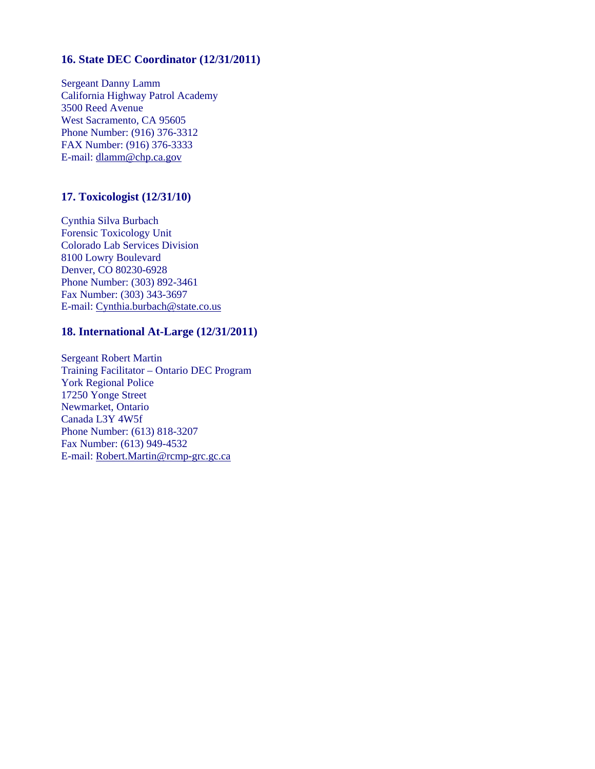## 16. State DEC Coordinator (12/31/2011)

Sergeant Danny Lamm
California Highway Patrol Academy
3500 Reed Avenue
West Sacramento, CA 95605
Phone Number: (916) 376-3312
FAX Number: (916) 376-3333
E-mail: dlamm@chp.ca.gov

## 17. Toxicologist (12/31/10)

Cynthia Silva Burbach
Forensic Toxicology Unit
Colorado Lab Services Division
8100 Lowry Boulevard
Denver, CO 80230-6928
Phone Number: (303) 892-3461
Fax Number: (303) 343-3697
E-mail: Cynthia.burbach@state.co.us

## 18. International At-Large (12/31/2011)

Sergeant Robert Martin
Training Facilitator – Ontario DEC Program
York Regional Police
17250 Yonge Street
Newmarket, Ontario
Canada L3Y 4W5f
Phone Number: (613) 818-3207
Fax Number: (613) 949-4532
E-mail: Robert.Martin@rcmp-grc.gc.ca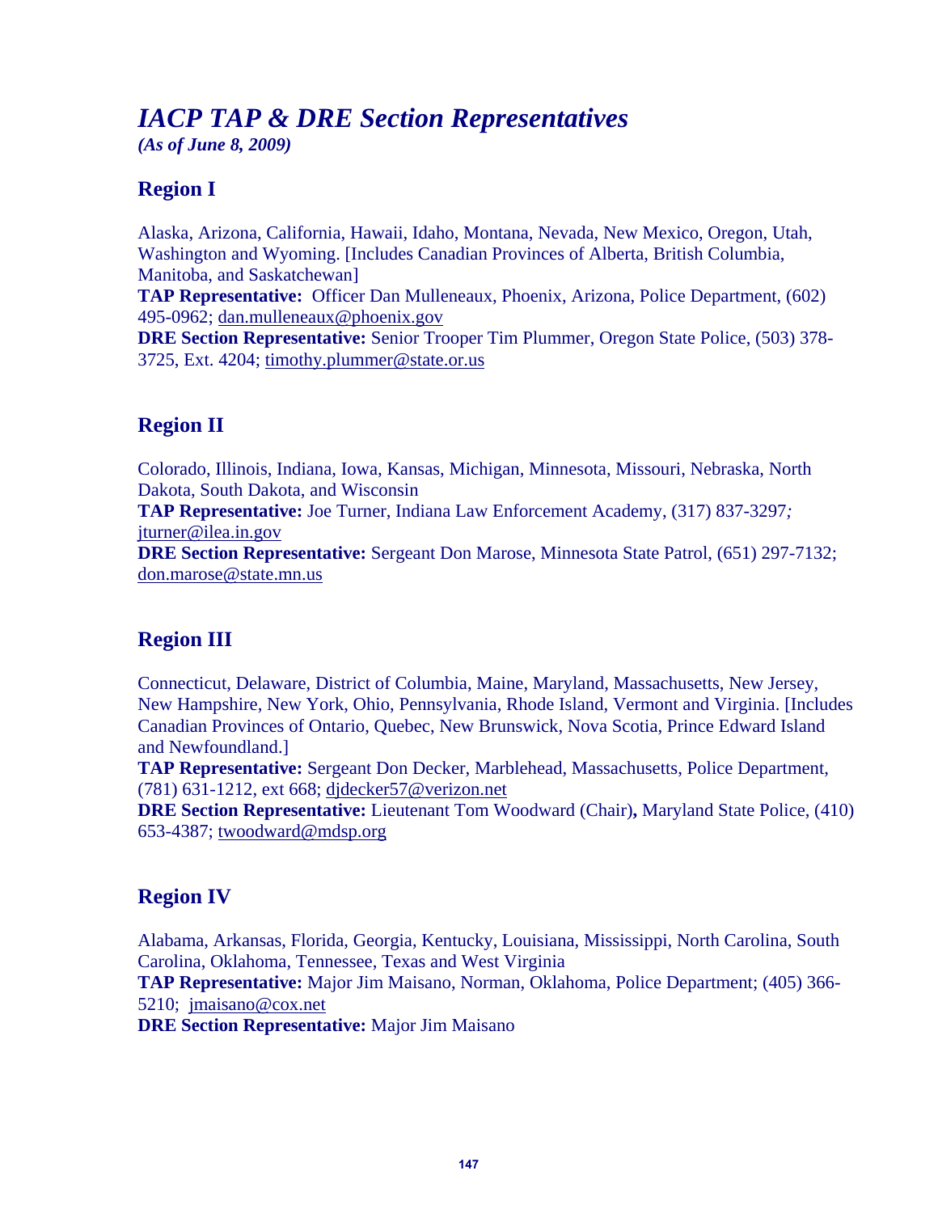# *IACP TAP & DRE Section Representatives*

***(As of June 8, 2009)***

## Region I

Alaska, Arizona, California, Hawaii, Idaho, Montana, Nevada, New Mexico, Oregon, Utah, Washington and Wyoming. [Includes Canadian Provinces of Alberta, British Columbia, Manitoba, and Saskatchewan]
**TAP Representative:** Officer Dan Mulleneaux, Phoenix, Arizona, Police Department, (602) 495-0962; dan.mulleneaux@phoenix.gov
**DRE Section Representative:** Senior Trooper Tim Plummer, Oregon State Police, (503) 378-3725, Ext. 4204; timothy.plummer@state.or.us

## Region II

Colorado, Illinois, Indiana, Iowa, Kansas, Michigan, Minnesota, Missouri, Nebraska, North Dakota, South Dakota, and Wisconsin
**TAP Representative:** Joe Turner, Indiana Law Enforcement Academy, (317) 837-3297*;* jturner@ilea.in.gov
**DRE Section Representative:** Sergeant Don Marose, Minnesota State Patrol, (651) 297-7132; don.marose@state.mn.us

## Region III

Connecticut, Delaware, District of Columbia, Maine, Maryland, Massachusetts, New Jersey, New Hampshire, New York, Ohio, Pennsylvania, Rhode Island, Vermont and Virginia. [Includes Canadian Provinces of Ontario, Quebec, New Brunswick, Nova Scotia, Prince Edward Island and Newfoundland.]
**TAP Representative:** Sergeant Don Decker, Marblehead, Massachusetts, Police Department, (781) 631-1212, ext 668; djdecker57@verizon.net
**DRE Section Representative:** Lieutenant Tom Woodward (Chair)**,** Maryland State Police, (410) 653-4387; twoodward@mdsp.org

## Region IV

Alabama, Arkansas, Florida, Georgia, Kentucky, Louisiana, Mississippi, North Carolina, South Carolina, Oklahoma, Tennessee, Texas and West Virginia
**TAP Representative:** Major Jim Maisano, Norman, Oklahoma, Police Department; (405) 366-5210; jmaisano@cox.net
**DRE Section Representative:** Major Jim Maisano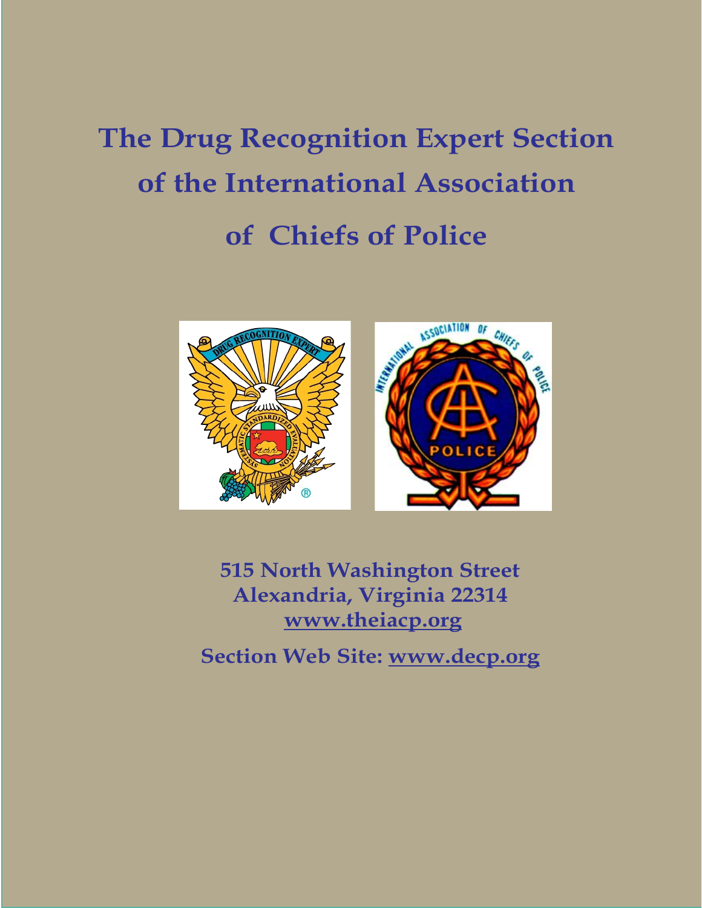# The Drug Recognition Expert Section of the International Association of Chiefs of Police

**515 North Washington Street**
**Alexandria, Virginia 22314**
**www.theiacp.org**

**Section Web Site: www.decp.org**